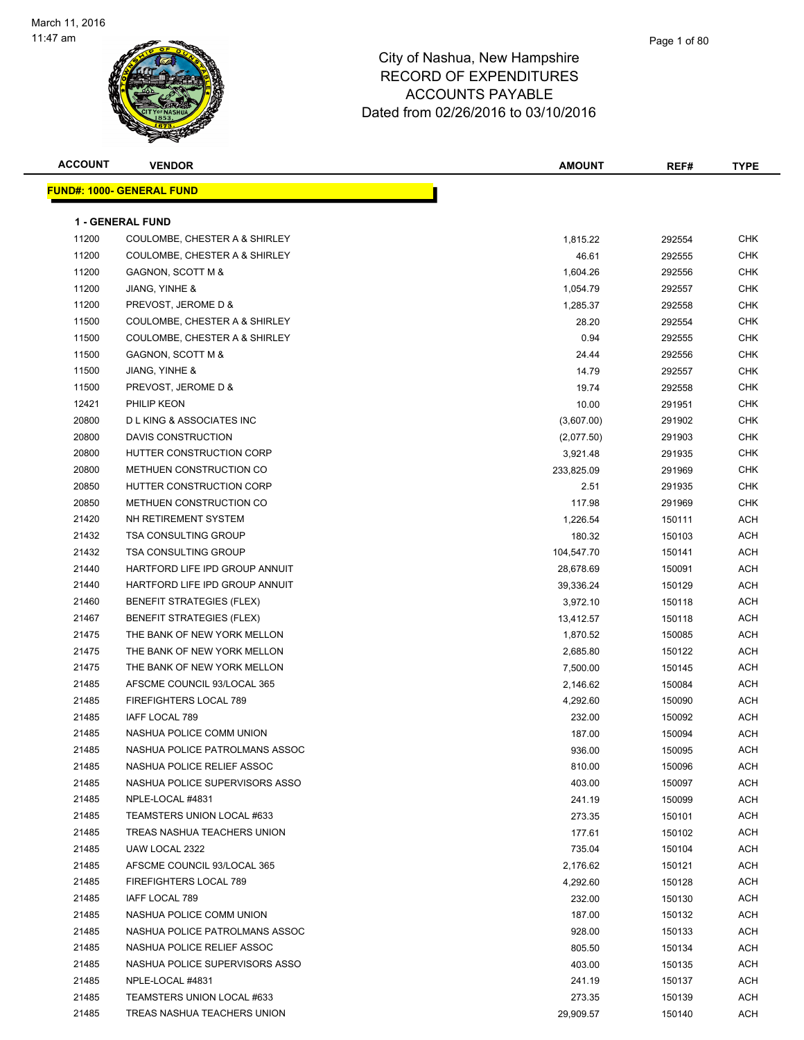March 11, 2016
11:47 am

# City of Nashua, New Hampshire
# RECORD OF EXPENDITURES
# ACCOUNTS PAYABLE
# Dated from 02/26/2016 to 03/10/2016

**FUND#: 1000- GENERAL FUND**

**1 - GENERAL FUND**

| ACCOUNT | VENDOR | AMOUNT | REF# | TYPE |
|---|---|---|---|---|
| 11200 | COULOMBE, CHESTER A & SHIRLEY | 1,815.22 | 292554 | CHK |
| 11200 | COULOMBE, CHESTER A & SHIRLEY | 46.61 | 292555 | CHK |
| 11200 | GAGNON, SCOTT M & | 1,604.26 | 292556 | CHK |
| 11200 | JIANG, YINHE & | 1,054.79 | 292557 | CHK |
| 11200 | PREVOST, JEROME D & | 1,285.37 | 292558 | CHK |
| 11500 | COULOMBE, CHESTER A & SHIRLEY | 28.20 | 292554 | CHK |
| 11500 | COULOMBE, CHESTER A & SHIRLEY | 0.94 | 292555 | CHK |
| 11500 | GAGNON, SCOTT M & | 24.44 | 292556 | CHK |
| 11500 | JIANG, YINHE & | 14.79 | 292557 | CHK |
| 11500 | PREVOST, JEROME D & | 19.74 | 292558 | CHK |
| 12421 | PHILIP KEON | 10.00 | 291951 | CHK |
| 20800 | D L KING & ASSOCIATES INC | (3,607.00) | 291902 | CHK |
| 20800 | DAVIS CONSTRUCTION | (2,077.50) | 291903 | CHK |
| 20800 | HUTTER CONSTRUCTION CORP | 3,921.48 | 291935 | CHK |
| 20800 | METHUEN CONSTRUCTION CO | 233,825.09 | 291969 | CHK |
| 20850 | HUTTER CONSTRUCTION CORP | 2.51 | 291935 | CHK |
| 20850 | METHUEN CONSTRUCTION CO | 117.98 | 291969 | CHK |
| 21420 | NH RETIREMENT SYSTEM | 1,226.54 | 150111 | ACH |
| 21432 | TSA CONSULTING GROUP | 180.32 | 150103 | ACH |
| 21432 | TSA CONSULTING GROUP | 104,547.70 | 150141 | ACH |
| 21440 | HARTFORD LIFE IPD GROUP ANNUIT | 28,678.69 | 150091 | ACH |
| 21440 | HARTFORD LIFE IPD GROUP ANNUIT | 39,336.24 | 150129 | ACH |
| 21460 | BENEFIT STRATEGIES (FLEX) | 3,972.10 | 150118 | ACH |
| 21467 | BENEFIT STRATEGIES (FLEX) | 13,412.57 | 150118 | ACH |
| 21475 | THE BANK OF NEW YORK MELLON | 1,870.52 | 150085 | ACH |
| 21475 | THE BANK OF NEW YORK MELLON | 2,685.80 | 150122 | ACH |
| 21475 | THE BANK OF NEW YORK MELLON | 7,500.00 | 150145 | ACH |
| 21485 | AFSCME COUNCIL 93/LOCAL 365 | 2,146.62 | 150084 | ACH |
| 21485 | FIREFIGHTERS LOCAL 789 | 4,292.60 | 150090 | ACH |
| 21485 | IAFF LOCAL 789 | 232.00 | 150092 | ACH |
| 21485 | NASHUA POLICE COMM UNION | 187.00 | 150094 | ACH |
| 21485 | NASHUA POLICE PATROLMANS ASSOC | 936.00 | 150095 | ACH |
| 21485 | NASHUA POLICE RELIEF ASSOC | 810.00 | 150096 | ACH |
| 21485 | NASHUA POLICE SUPERVISORS ASSO | 403.00 | 150097 | ACH |
| 21485 | NPLE-LOCAL #4831 | 241.19 | 150099 | ACH |
| 21485 | TEAMSTERS UNION LOCAL #633 | 273.35 | 150101 | ACH |
| 21485 | TREAS NASHUA TEACHERS UNION | 177.61 | 150102 | ACH |
| 21485 | UAW LOCAL 2322 | 735.04 | 150104 | ACH |
| 21485 | AFSCME COUNCIL 93/LOCAL 365 | 2,176.62 | 150121 | ACH |
| 21485 | FIREFIGHTERS LOCAL 789 | 4,292.60 | 150128 | ACH |
| 21485 | IAFF LOCAL 789 | 232.00 | 150130 | ACH |
| 21485 | NASHUA POLICE COMM UNION | 187.00 | 150132 | ACH |
| 21485 | NASHUA POLICE PATROLMANS ASSOC | 928.00 | 150133 | ACH |
| 21485 | NASHUA POLICE RELIEF ASSOC | 805.50 | 150134 | ACH |
| 21485 | NASHUA POLICE SUPERVISORS ASSO | 403.00 | 150135 | ACH |
| 21485 | NPLE-LOCAL #4831 | 241.19 | 150137 | ACH |
| 21485 | TEAMSTERS UNION LOCAL #633 | 273.35 | 150139 | ACH |
| 21485 | TREAS NASHUA TEACHERS UNION | 29,909.57 | 150140 | ACH |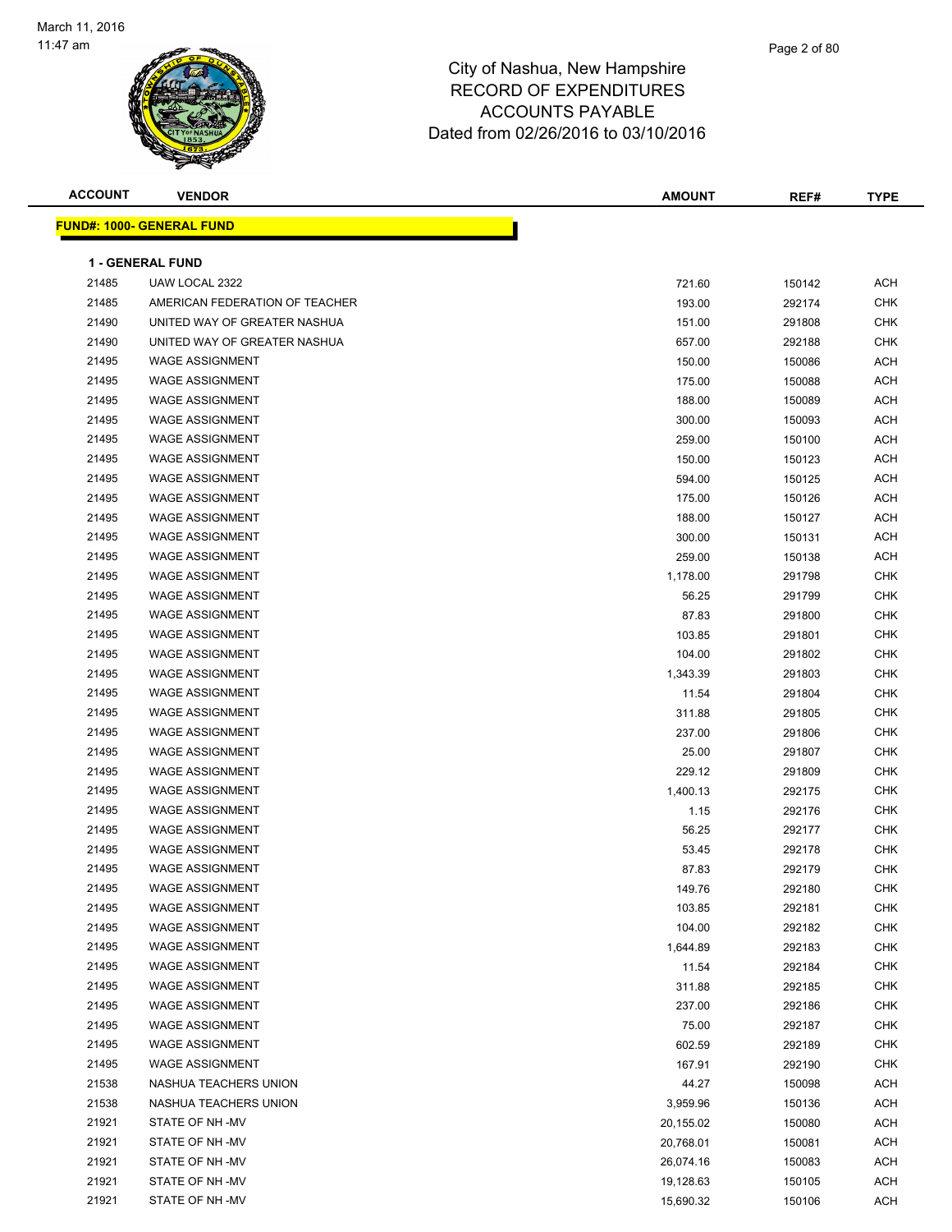March 11, 2016
11:47 am

# City of Nashua, New Hampshire
## RECORD OF EXPENDITURES
## ACCOUNTS PAYABLE
## Dated from 02/26/2016 to 03/10/2016

| ACCOUNT | VENDOR | AMOUNT | REF# | TYPE |
|---|---|---|---|---|
| **FUND#: 1000- GENERAL FUND** | | | | |
| **1 - GENERAL FUND** | | | | |
| 21485 | UAW LOCAL 2322 | 721.60 | 150142 | ACH |
| 21485 | AMERICAN FEDERATION OF TEACHER | 193.00 | 292174 | CHK |
| 21490 | UNITED WAY OF GREATER NASHUA | 151.00 | 291808 | CHK |
| 21490 | UNITED WAY OF GREATER NASHUA | 657.00 | 292188 | CHK |
| 21495 | WAGE ASSIGNMENT | 150.00 | 150086 | ACH |
| 21495 | WAGE ASSIGNMENT | 175.00 | 150088 | ACH |
| 21495 | WAGE ASSIGNMENT | 188.00 | 150089 | ACH |
| 21495 | WAGE ASSIGNMENT | 300.00 | 150093 | ACH |
| 21495 | WAGE ASSIGNMENT | 259.00 | 150100 | ACH |
| 21495 | WAGE ASSIGNMENT | 150.00 | 150123 | ACH |
| 21495 | WAGE ASSIGNMENT | 594.00 | 150125 | ACH |
| 21495 | WAGE ASSIGNMENT | 175.00 | 150126 | ACH |
| 21495 | WAGE ASSIGNMENT | 188.00 | 150127 | ACH |
| 21495 | WAGE ASSIGNMENT | 300.00 | 150131 | ACH |
| 21495 | WAGE ASSIGNMENT | 259.00 | 150138 | ACH |
| 21495 | WAGE ASSIGNMENT | 1,178.00 | 291798 | CHK |
| 21495 | WAGE ASSIGNMENT | 56.25 | 291799 | CHK |
| 21495 | WAGE ASSIGNMENT | 87.83 | 291800 | CHK |
| 21495 | WAGE ASSIGNMENT | 103.85 | 291801 | CHK |
| 21495 | WAGE ASSIGNMENT | 104.00 | 291802 | CHK |
| 21495 | WAGE ASSIGNMENT | 1,343.39 | 291803 | CHK |
| 21495 | WAGE ASSIGNMENT | 11.54 | 291804 | CHK |
| 21495 | WAGE ASSIGNMENT | 311.88 | 291805 | CHK |
| 21495 | WAGE ASSIGNMENT | 237.00 | 291806 | CHK |
| 21495 | WAGE ASSIGNMENT | 25.00 | 291807 | CHK |
| 21495 | WAGE ASSIGNMENT | 229.12 | 291809 | CHK |
| 21495 | WAGE ASSIGNMENT | 1,400.13 | 292175 | CHK |
| 21495 | WAGE ASSIGNMENT | 1.15 | 292176 | CHK |
| 21495 | WAGE ASSIGNMENT | 56.25 | 292177 | CHK |
| 21495 | WAGE ASSIGNMENT | 53.45 | 292178 | CHK |
| 21495 | WAGE ASSIGNMENT | 87.83 | 292179 | CHK |
| 21495 | WAGE ASSIGNMENT | 149.76 | 292180 | CHK |
| 21495 | WAGE ASSIGNMENT | 103.85 | 292181 | CHK |
| 21495 | WAGE ASSIGNMENT | 104.00 | 292182 | CHK |
| 21495 | WAGE ASSIGNMENT | 1,644.89 | 292183 | CHK |
| 21495 | WAGE ASSIGNMENT | 11.54 | 292184 | CHK |
| 21495 | WAGE ASSIGNMENT | 311.88 | 292185 | CHK |
| 21495 | WAGE ASSIGNMENT | 237.00 | 292186 | CHK |
| 21495 | WAGE ASSIGNMENT | 75.00 | 292187 | CHK |
| 21495 | WAGE ASSIGNMENT | 602.59 | 292189 | CHK |
| 21495 | WAGE ASSIGNMENT | 167.91 | 292190 | CHK |
| 21538 | NASHUA TEACHERS UNION | 44.27 | 150098 | ACH |
| 21538 | NASHUA TEACHERS UNION | 3,959.96 | 150136 | ACH |
| 21921 | STATE OF NH -MV | 20,155.02 | 150080 | ACH |
| 21921 | STATE OF NH -MV | 20,768.01 | 150081 | ACH |
| 21921 | STATE OF NH -MV | 26,074.16 | 150083 | ACH |
| 21921 | STATE OF NH -MV | 19,128.63 | 150105 | ACH |
| 21921 | STATE OF NH -MV | 15,690.32 | 150106 | ACH |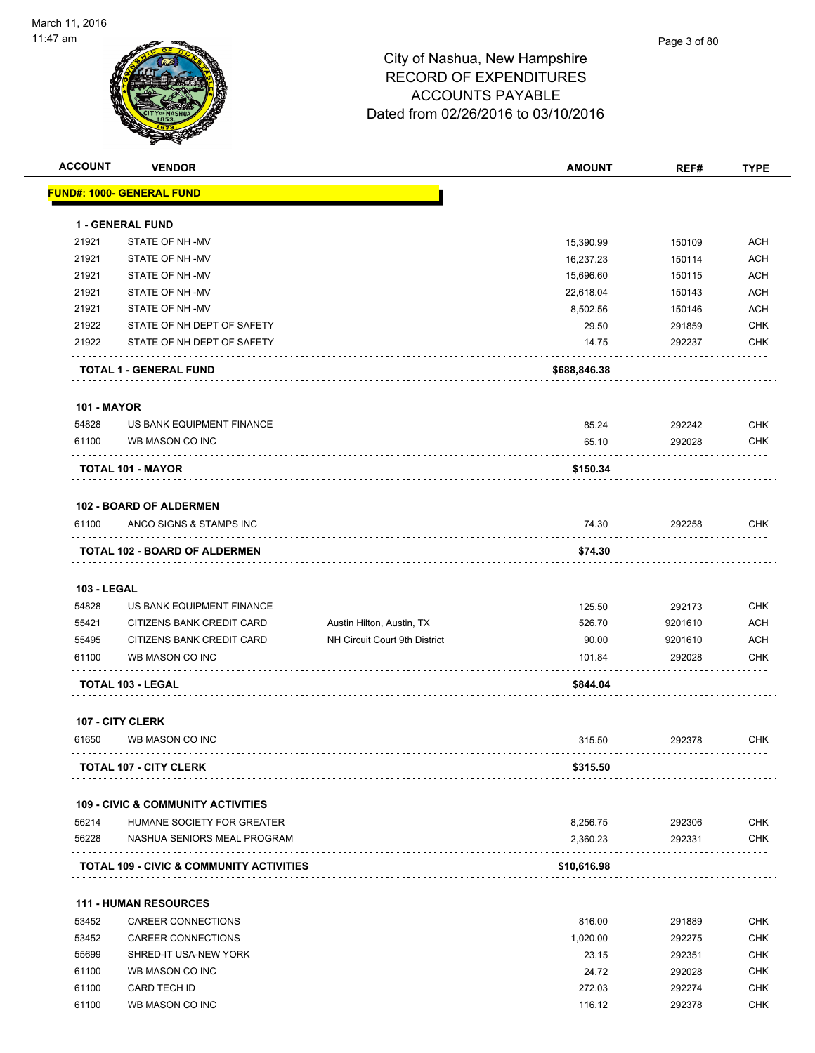March 11, 2016
11:47 am

# City of Nashua, New Hampshire
## RECORD OF EXPENDITURES
## ACCOUNTS PAYABLE
## Dated from 02/26/2016 to 03/10/2016

| ACCOUNT | VENDOR | | AMOUNT | REF# | TYPE |
|---|---|---|---|---|---|
| **FUND#: 1000- GENERAL FUND** | | | | | |
| **1 - GENERAL FUND** | | | | | |
| 21921 | STATE OF NH -MV | | 15,390.99 | 150109 | ACH |
| 21921 | STATE OF NH -MV | | 16,237.23 | 150114 | ACH |
| 21921 | STATE OF NH -MV | | 15,696.60 | 150115 | ACH |
| 21921 | STATE OF NH -MV | | 22,618.04 | 150143 | ACH |
| 21921 | STATE OF NH -MV | | 8,502.56 | 150146 | ACH |
| 21922 | STATE OF NH DEPT OF SAFETY | | 29.50 | 291859 | CHK |
| 21922 | STATE OF NH DEPT OF SAFETY | | 14.75 | 292237 | CHK |
| **TOTAL 1 - GENERAL FUND** | | | **$688,846.38** | | |
| **101 - MAYOR** | | | | | |
| 54828 | US BANK EQUIPMENT FINANCE | | 85.24 | 292242 | CHK |
| 61100 | WB MASON CO INC | | 65.10 | 292028 | CHK |
| **TOTAL 101 - MAYOR** | | | **$150.34** | | |
| **102 - BOARD OF ALDERMEN** | | | | | |
| 61100 | ANCO SIGNS & STAMPS INC | | 74.30 | 292258 | CHK |
| **TOTAL 102 - BOARD OF ALDERMEN** | | | **$74.30** | | |
| **103 - LEGAL** | | | | | |
| 54828 | US BANK EQUIPMENT FINANCE | | 125.50 | 292173 | CHK |
| 55421 | CITIZENS BANK CREDIT CARD | Austin Hilton, Austin, TX | 526.70 | 9201610 | ACH |
| 55495 | CITIZENS BANK CREDIT CARD | NH Circuit Court 9th District | 90.00 | 9201610 | ACH |
| 61100 | WB MASON CO INC | | 101.84 | 292028 | CHK |
| **TOTAL 103 - LEGAL** | | | **$844.04** | | |
| **107 - CITY CLERK** | | | | | |
| 61650 | WB MASON CO INC | | 315.50 | 292378 | CHK |
| **TOTAL 107 - CITY CLERK** | | | **$315.50** | | |
| **109 - CIVIC & COMMUNITY ACTIVITIES** | | | | | |
| 56214 | HUMANE SOCIETY FOR GREATER | | 8,256.75 | 292306 | CHK |
| 56228 | NASHUA SENIORS MEAL PROGRAM | | 2,360.23 | 292331 | CHK |
| **TOTAL 109 - CIVIC & COMMUNITY ACTIVITIES** | | | **$10,616.98** | | |
| **111 - HUMAN RESOURCES** | | | | | |
| 53452 | CAREER CONNECTIONS | | 816.00 | 291889 | CHK |
| 53452 | CAREER CONNECTIONS | | 1,020.00 | 292275 | CHK |
| 55699 | SHRED-IT USA-NEW YORK | | 23.15 | 292351 | CHK |
| 61100 | WB MASON CO INC | | 24.72 | 292028 | CHK |
| 61100 | CARD TECH ID | | 272.03 | 292274 | CHK |
| 61100 | WB MASON CO INC | | 116.12 | 292378 | CHK |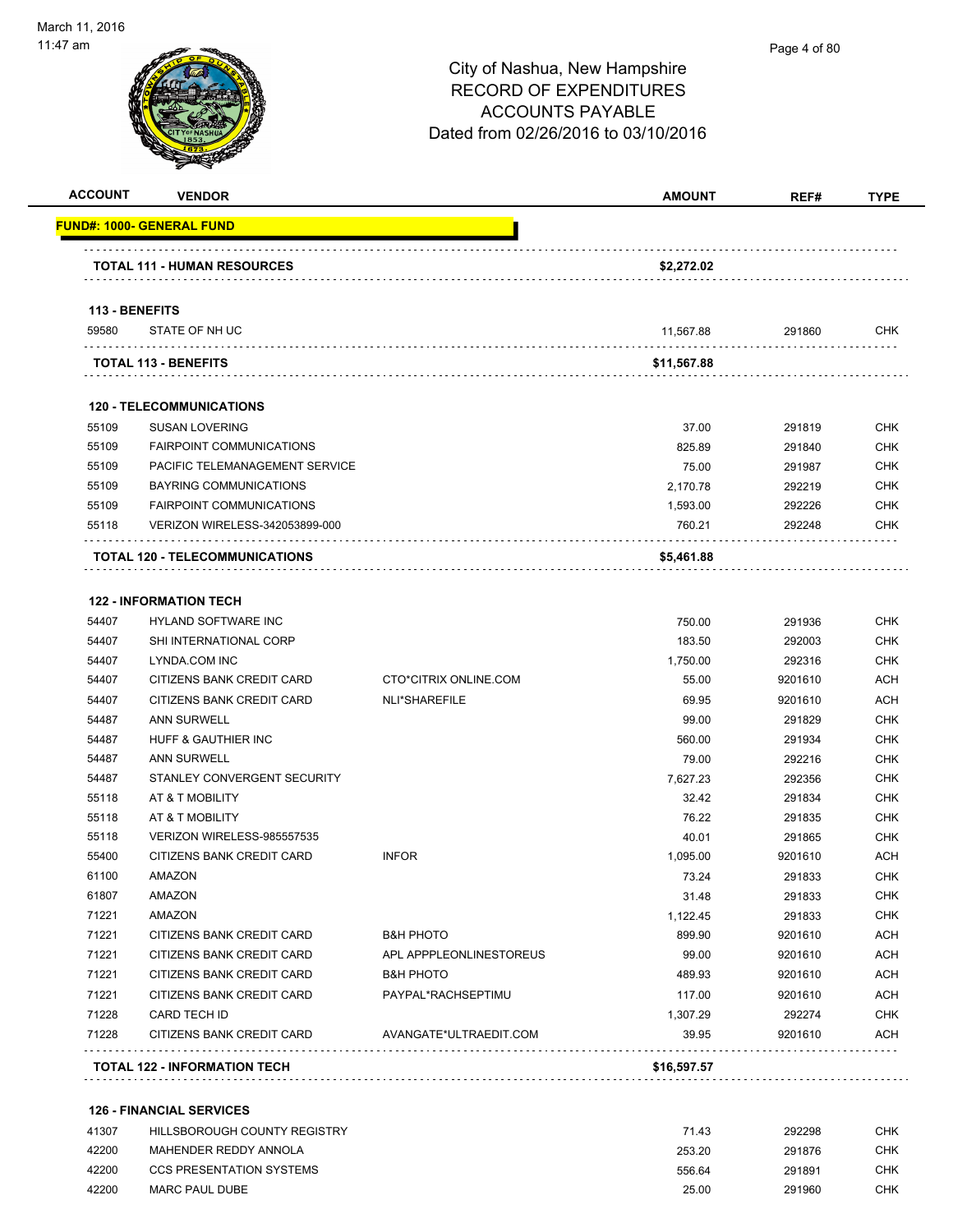# City of Nashua, New Hampshire
# RECORD OF EXPENDITURES
# ACCOUNTS PAYABLE
# Dated from 02/26/2016 to 03/10/2016

| ACCOUNT | VENDOR | | AMOUNT | REF# | TYPE |
|---|---|---|---|---|---|
| **FUND#: 1000- GENERAL FUND** | | | | | |
| | **TOTAL 111 - HUMAN RESOURCES** | | **$2,272.02** | | |
| **113 - BENEFITS** | | | | | |
| 59580 | STATE OF NH UC | | 11,567.88 | 291860 | CHK |
| | **TOTAL 113 - BENEFITS** | | **$11,567.88** | | |
| **120 - TELECOMMUNICATIONS** | | | | | |
| 55109 | SUSAN LOVERING | | 37.00 | 291819 | CHK |
| 55109 | FAIRPOINT COMMUNICATIONS | | 825.89 | 291840 | CHK |
| 55109 | PACIFIC TELEMANAGEMENT SERVICE | | 75.00 | 291987 | CHK |
| 55109 | BAYRING COMMUNICATIONS | | 2,170.78 | 292219 | CHK |
| 55109 | FAIRPOINT COMMUNICATIONS | | 1,593.00 | 292226 | CHK |
| 55118 | VERIZON WIRELESS-342053899-000 | | 760.21 | 292248 | CHK |
| | **TOTAL 120 - TELECOMMUNICATIONS** | | **$5,461.88** | | |
| **122 - INFORMATION TECH** | | | | | |
| 54407 | HYLAND SOFTWARE INC | | 750.00 | 291936 | CHK |
| 54407 | SHI INTERNATIONAL CORP | | 183.50 | 292003 | CHK |
| 54407 | LYNDA.COM INC | | 1,750.00 | 292316 | CHK |
| 54407 | CITIZENS BANK CREDIT CARD | CTO*CITRIX ONLINE.COM | 55.00 | 9201610 | ACH |
| 54407 | CITIZENS BANK CREDIT CARD | NLI*SHAREFILE | 69.95 | 9201610 | ACH |
| 54487 | ANN SURWELL | | 99.00 | 291829 | CHK |
| 54487 | HUFF & GAUTHIER INC | | 560.00 | 291934 | CHK |
| 54487 | ANN SURWELL | | 79.00 | 292216 | CHK |
| 54487 | STANLEY CONVERGENT SECURITY | | 7,627.23 | 292356 | CHK |
| 55118 | AT & T MOBILITY | | 32.42 | 291834 | CHK |
| 55118 | AT & T MOBILITY | | 76.22 | 291835 | CHK |
| 55118 | VERIZON WIRELESS-985557535 | | 40.01 | 291865 | CHK |
| 55400 | CITIZENS BANK CREDIT CARD | INFOR | 1,095.00 | 9201610 | ACH |
| 61100 | AMAZON | | 73.24 | 291833 | CHK |
| 61807 | AMAZON | | 31.48 | 291833 | CHK |
| 71221 | AMAZON | | 1,122.45 | 291833 | CHK |
| 71221 | CITIZENS BANK CREDIT CARD | B&H PHOTO | 899.90 | 9201610 | ACH |
| 71221 | CITIZENS BANK CREDIT CARD | APL APPPLEONLINESTOREUS | 99.00 | 9201610 | ACH |
| 71221 | CITIZENS BANK CREDIT CARD | B&H PHOTO | 489.93 | 9201610 | ACH |
| 71221 | CITIZENS BANK CREDIT CARD | PAYPAL*RACHSEPTIMU | 117.00 | 9201610 | ACH |
| 71228 | CARD TECH ID | | 1,307.29 | 292274 | CHK |
| 71228 | CITIZENS BANK CREDIT CARD | AVANGATE*ULTRAEDIT.COM | 39.95 | 9201610 | ACH |
| | **TOTAL 122 - INFORMATION TECH** | | **$16,597.57** | | |
| **126 - FINANCIAL SERVICES** | | | | | |
| 41307 | HILLSBOROUGH COUNTY REGISTRY | | 71.43 | 292298 | CHK |
| 42200 | MAHENDER REDDY ANNOLA | | 253.20 | 291876 | CHK |
| 42200 | CCS PRESENTATION SYSTEMS | | 556.64 | 291891 | CHK |
| 42200 | MARC PAUL DUBE | | 25.00 | 291960 | CHK |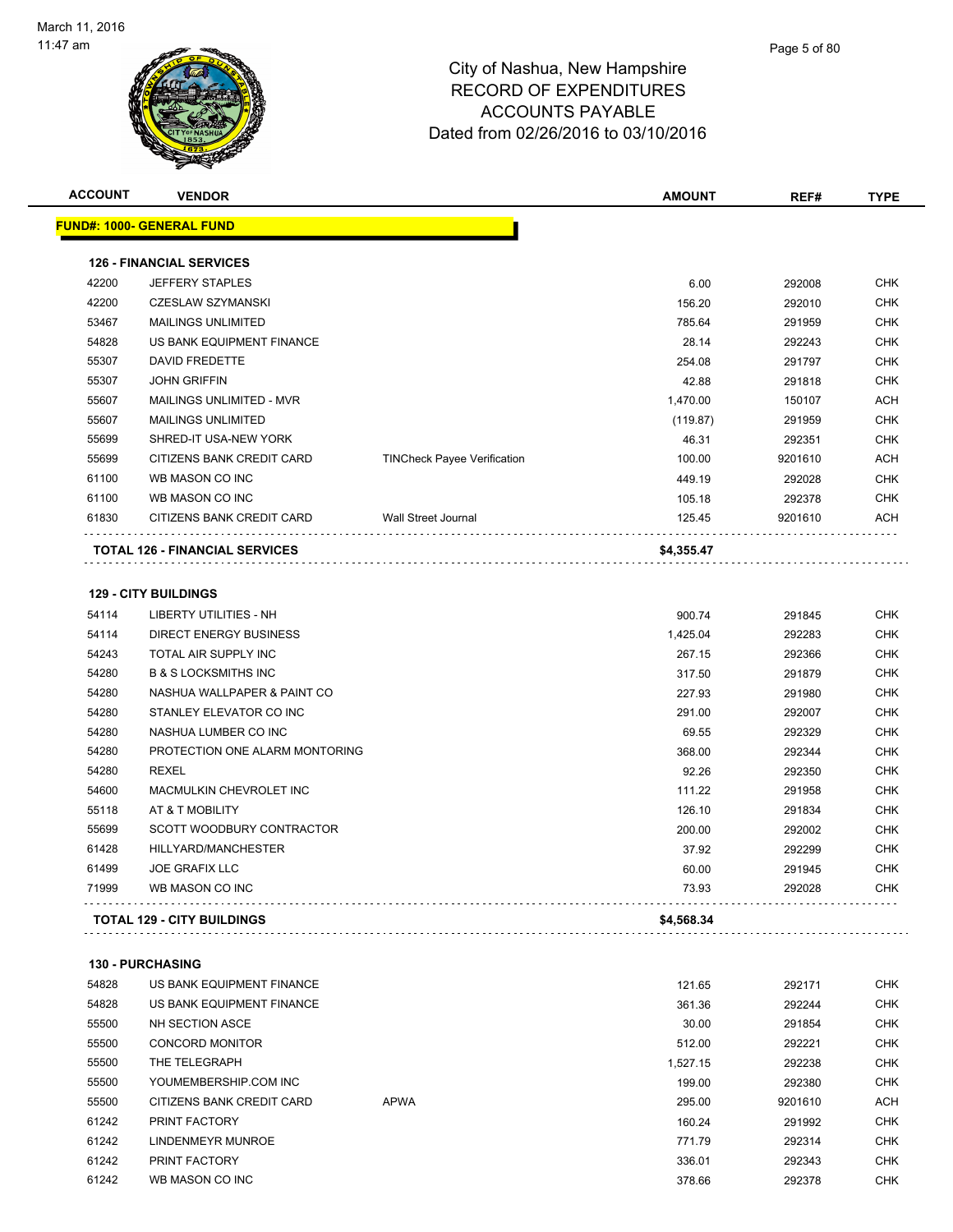# City of Nashua, New Hampshire
## RECORD OF EXPENDITURES
## ACCOUNTS PAYABLE
## Dated from 02/26/2016 to 03/10/2016

| ACCOUNT | VENDOR | | AMOUNT | REF# | TYPE |
|---|---|---|---|---|---|
| **FUND#: 1000- GENERAL FUND** | | | | | |
| **126 - FINANCIAL SERVICES** | | | | | |
| 42200 | JEFFERY STAPLES | | 6.00 | 292008 | CHK |
| 42200 | CZESLAW SZYMANSKI | | 156.20 | 292010 | CHK |
| 53467 | MAILINGS UNLIMITED | | 785.64 | 291959 | CHK |
| 54828 | US BANK EQUIPMENT FINANCE | | 28.14 | 292243 | CHK |
| 55307 | DAVID FREDETTE | | 254.08 | 291797 | CHK |
| 55307 | JOHN GRIFFIN | | 42.88 | 291818 | CHK |
| 55607 | MAILINGS UNLIMITED - MVR | | 1,470.00 | 150107 | ACH |
| 55607 | MAILINGS UNLIMITED | | (119.87) | 291959 | CHK |
| 55699 | SHRED-IT USA-NEW YORK | | 46.31 | 292351 | CHK |
| 55699 | CITIZENS BANK CREDIT CARD | TINCheck Payee Verification | 100.00 | 9201610 | ACH |
| 61100 | WB MASON CO INC | | 449.19 | 292028 | CHK |
| 61100 | WB MASON CO INC | | 105.18 | 292378 | CHK |
| 61830 | CITIZENS BANK CREDIT CARD | Wall Street Journal | 125.45 | 9201610 | ACH |
| **TOTAL 126 - FINANCIAL SERVICES** | | | **$4,355.47** | | |
| **129 - CITY BUILDINGS** | | | | | |
| 54114 | LIBERTY UTILITIES - NH | | 900.74 | 291845 | CHK |
| 54114 | DIRECT ENERGY BUSINESS | | 1,425.04 | 292283 | CHK |
| 54243 | TOTAL AIR SUPPLY INC | | 267.15 | 292366 | CHK |
| 54280 | B & S LOCKSMITHS INC | | 317.50 | 291879 | CHK |
| 54280 | NASHUA WALLPAPER & PAINT CO | | 227.93 | 291980 | CHK |
| 54280 | STANLEY ELEVATOR CO INC | | 291.00 | 292007 | CHK |
| 54280 | NASHUA LUMBER CO INC | | 69.55 | 292329 | CHK |
| 54280 | PROTECTION ONE ALARM MONTORING | | 368.00 | 292344 | CHK |
| 54280 | REXEL | | 92.26 | 292350 | CHK |
| 54600 | MACMULKIN CHEVROLET INC | | 111.22 | 291958 | CHK |
| 55118 | AT & T MOBILITY | | 126.10 | 291834 | CHK |
| 55699 | SCOTT WOODBURY CONTRACTOR | | 200.00 | 292002 | CHK |
| 61428 | HILLYARD/MANCHESTER | | 37.92 | 292299 | CHK |
| 61499 | JOE GRAFIX LLC | | 60.00 | 291945 | CHK |
| 71999 | WB MASON CO INC | | 73.93 | 292028 | CHK |
| **TOTAL 129 - CITY BUILDINGS** | | | **$4,568.34** | | |
| **130 - PURCHASING** | | | | | |
| 54828 | US BANK EQUIPMENT FINANCE | | 121.65 | 292171 | CHK |
| 54828 | US BANK EQUIPMENT FINANCE | | 361.36 | 292244 | CHK |
| 55500 | NH SECTION ASCE | | 30.00 | 291854 | CHK |
| 55500 | CONCORD MONITOR | | 512.00 | 292221 | CHK |
| 55500 | THE TELEGRAPH | | 1,527.15 | 292238 | CHK |
| 55500 | YOUMEMBERSHIP.COM INC | | 199.00 | 292380 | CHK |
| 55500 | CITIZENS BANK CREDIT CARD | APWA | 295.00 | 9201610 | ACH |
| 61242 | PRINT FACTORY | | 160.24 | 291992 | CHK |
| 61242 | LINDENMEYR MUNROE | | 771.79 | 292314 | CHK |
| 61242 | PRINT FACTORY | | 336.01 | 292343 | CHK |
| 61242 | WB MASON CO INC | | 378.66 | 292378 | CHK |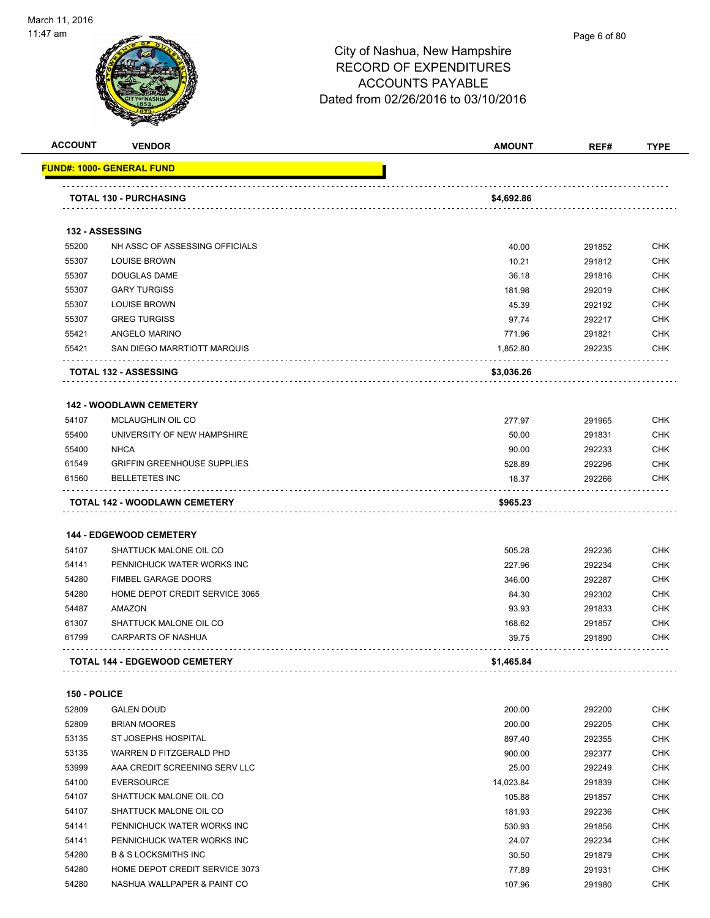City of Nashua, New Hampshire
RECORD OF EXPENDITURES
ACCOUNTS PAYABLE
Dated from 02/26/2016 to 03/10/2016

| ACCOUNT | VENDOR | AMOUNT | REF# | TYPE |
|---|---|---|---|---|
| **FUND#: 1000- GENERAL FUND** | | | | |
| | **TOTAL 130 - PURCHASING** | **$4,692.86** | | |
| **132 - ASSESSING** | | | | |
| 55200 | NH ASSC OF ASSESSING OFFICIALS | 40.00 | 291852 | CHK |
| 55307 | LOUISE BROWN | 10.21 | 291812 | CHK |
| 55307 | DOUGLAS DAME | 36.18 | 291816 | CHK |
| 55307 | GARY TURGISS | 181.98 | 292019 | CHK |
| 55307 | LOUISE BROWN | 45.39 | 292192 | CHK |
| 55307 | GREG TURGISS | 97.74 | 292217 | CHK |
| 55421 | ANGELO MARINO | 771.96 | 291821 | CHK |
| 55421 | SAN DIEGO MARRTIOTT MARQUIS | 1,852.80 | 292235 | CHK |
| | **TOTAL 132 - ASSESSING** | **$3,036.26** | | |
| **142 - WOODLAWN CEMETERY** | | | | |
| 54107 | MCLAUGHLIN OIL CO | 277.97 | 291965 | CHK |
| 55400 | UNIVERSITY OF NEW HAMPSHIRE | 50.00 | 291831 | CHK |
| 55400 | NHCA | 90.00 | 292233 | CHK |
| 61549 | GRIFFIN GREENHOUSE SUPPLIES | 528.89 | 292296 | CHK |
| 61560 | BELLETETES INC | 18.37 | 292266 | CHK |
| | **TOTAL 142 - WOODLAWN CEMETERY** | **$965.23** | | |
| **144 - EDGEWOOD CEMETERY** | | | | |
| 54107 | SHATTUCK MALONE OIL CO | 505.28 | 292236 | CHK |
| 54141 | PENNICHUCK WATER WORKS INC | 227.96 | 292234 | CHK |
| 54280 | FIMBEL GARAGE DOORS | 346.00 | 292287 | CHK |
| 54280 | HOME DEPOT CREDIT SERVICE 3065 | 84.30 | 292302 | CHK |
| 54487 | AMAZON | 93.93 | 291833 | CHK |
| 61307 | SHATTUCK MALONE OIL CO | 168.62 | 291857 | CHK |
| 61799 | CARPARTS OF NASHUA | 39.75 | 291890 | CHK |
| | **TOTAL 144 - EDGEWOOD CEMETERY** | **$1,465.84** | | |
| **150 - POLICE** | | | | |
| 52809 | GALEN DOUD | 200.00 | 292200 | CHK |
| 52809 | BRIAN MOORES | 200.00 | 292205 | CHK |
| 53135 | ST JOSEPHS HOSPITAL | 897.40 | 292355 | CHK |
| 53135 | WARREN D FITZGERALD PHD | 900.00 | 292377 | CHK |
| 53999 | AAA CREDIT SCREENING SERV LLC | 25.00 | 292249 | CHK |
| 54100 | EVERSOURCE | 14,023.84 | 291839 | CHK |
| 54107 | SHATTUCK MALONE OIL CO | 105.88 | 291857 | CHK |
| 54107 | SHATTUCK MALONE OIL CO | 181.93 | 292236 | CHK |
| 54141 | PENNICHUCK WATER WORKS INC | 530.93 | 291856 | CHK |
| 54141 | PENNICHUCK WATER WORKS INC | 24.07 | 292234 | CHK |
| 54280 | B & S LOCKSMITHS INC | 30.50 | 291879 | CHK |
| 54280 | HOME DEPOT CREDIT SERVICE 3073 | 77.89 | 291931 | CHK |
| 54280 | NASHUA WALLPAPER & PAINT CO | 107.96 | 291980 | CHK |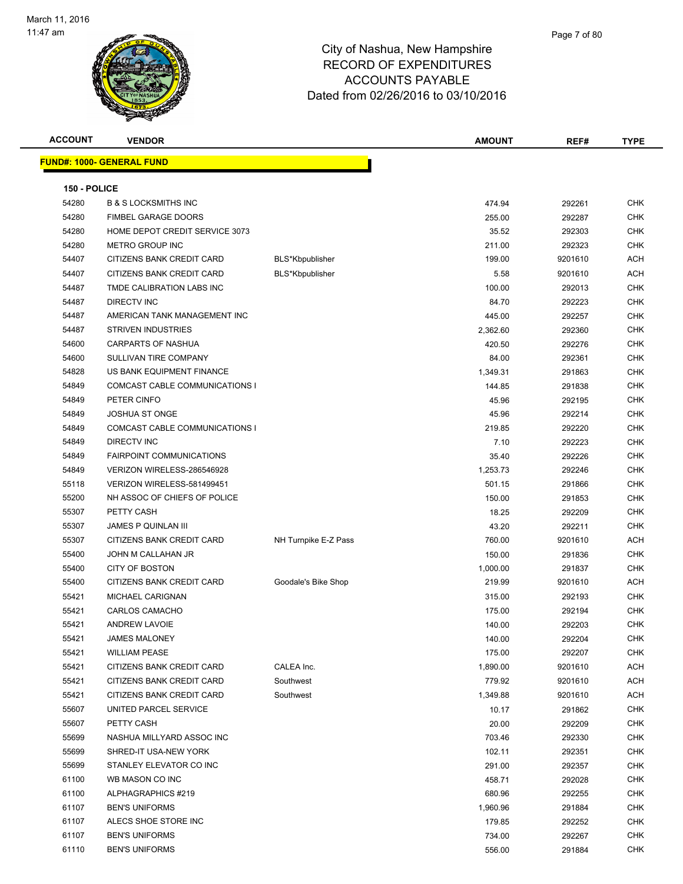# City of Nashua, New Hampshire
## RECORD OF EXPENDITURES
## ACCOUNTS PAYABLE
### Dated from 02/26/2016 to 03/10/2016

March 11, 2016
11:47 am

| ACCOUNT | VENDOR | | AMOUNT | REF# | TYPE |
|---|---|---|---|---|---|
| **FUND#: 1000- GENERAL FUND** | | | | | |
| **150 - POLICE** | | | | | |
| 54280 | B & S LOCKSMITHS INC | | 474.94 | 292261 | CHK |
| 54280 | FIMBEL GARAGE DOORS | | 255.00 | 292287 | CHK |
| 54280 | HOME DEPOT CREDIT SERVICE 3073 | | 35.52 | 292303 | CHK |
| 54280 | METRO GROUP INC | | 211.00 | 292323 | CHK |
| 54407 | CITIZENS BANK CREDIT CARD | BLS*Kbpublisher | 199.00 | 9201610 | ACH |
| 54407 | CITIZENS BANK CREDIT CARD | BLS*Kbpublisher | 5.58 | 9201610 | ACH |
| 54487 | TMDE CALIBRATION LABS INC | | 100.00 | 292013 | CHK |
| 54487 | DIRECTV INC | | 84.70 | 292223 | CHK |
| 54487 | AMERICAN TANK MANAGEMENT INC | | 445.00 | 292257 | CHK |
| 54487 | STRIVEN INDUSTRIES | | 2,362.60 | 292360 | CHK |
| 54600 | CARPARTS OF NASHUA | | 420.50 | 292276 | CHK |
| 54600 | SULLIVAN TIRE COMPANY | | 84.00 | 292361 | CHK |
| 54828 | US BANK EQUIPMENT FINANCE | | 1,349.31 | 291863 | CHK |
| 54849 | COMCAST CABLE COMMUNICATIONS I | | 144.85 | 291838 | CHK |
| 54849 | PETER CINFO | | 45.96 | 292195 | CHK |
| 54849 | JOSHUA ST ONGE | | 45.96 | 292214 | CHK |
| 54849 | COMCAST CABLE COMMUNICATIONS I | | 219.85 | 292220 | CHK |
| 54849 | DIRECTV INC | | 7.10 | 292223 | CHK |
| 54849 | FAIRPOINT COMMUNICATIONS | | 35.40 | 292226 | CHK |
| 54849 | VERIZON WIRELESS-286546928 | | 1,253.73 | 292246 | CHK |
| 55118 | VERIZON WIRELESS-581499451 | | 501.15 | 291866 | CHK |
| 55200 | NH ASSOC OF CHIEFS OF POLICE | | 150.00 | 291853 | CHK |
| 55307 | PETTY CASH | | 18.25 | 292209 | CHK |
| 55307 | JAMES P QUINLAN III | | 43.20 | 292211 | CHK |
| 55307 | CITIZENS BANK CREDIT CARD | NH Turnpike E-Z Pass | 760.00 | 9201610 | ACH |
| 55400 | JOHN M CALLAHAN JR | | 150.00 | 291836 | CHK |
| 55400 | CITY OF BOSTON | | 1,000.00 | 291837 | CHK |
| 55400 | CITIZENS BANK CREDIT CARD | Goodale's Bike Shop | 219.99 | 9201610 | ACH |
| 55421 | MICHAEL CARIGNAN | | 315.00 | 292193 | CHK |
| 55421 | CARLOS CAMACHO | | 175.00 | 292194 | CHK |
| 55421 | ANDREW LAVOIE | | 140.00 | 292203 | CHK |
| 55421 | JAMES MALONEY | | 140.00 | 292204 | CHK |
| 55421 | WILLIAM PEASE | | 175.00 | 292207 | CHK |
| 55421 | CITIZENS BANK CREDIT CARD | CALEA Inc. | 1,890.00 | 9201610 | ACH |
| 55421 | CITIZENS BANK CREDIT CARD | Southwest | 779.92 | 9201610 | ACH |
| 55421 | CITIZENS BANK CREDIT CARD | Southwest | 1,349.88 | 9201610 | ACH |
| 55607 | UNITED PARCEL SERVICE | | 10.17 | 291862 | CHK |
| 55607 | PETTY CASH | | 20.00 | 292209 | CHK |
| 55699 | NASHUA MILLYARD ASSOC INC | | 703.46 | 292330 | CHK |
| 55699 | SHRED-IT USA-NEW YORK | | 102.11 | 292351 | CHK |
| 55699 | STANLEY ELEVATOR CO INC | | 291.00 | 292357 | CHK |
| 61100 | WB MASON CO INC | | 458.71 | 292028 | CHK |
| 61100 | ALPHAGRAPHICS #219 | | 680.96 | 292255 | CHK |
| 61107 | BEN'S UNIFORMS | | 1,960.96 | 291884 | CHK |
| 61107 | ALECS SHOE STORE INC | | 179.85 | 292252 | CHK |
| 61107 | BEN'S UNIFORMS | | 734.00 | 292267 | CHK |
| 61110 | BEN'S UNIFORMS | | 556.00 | 291884 | CHK |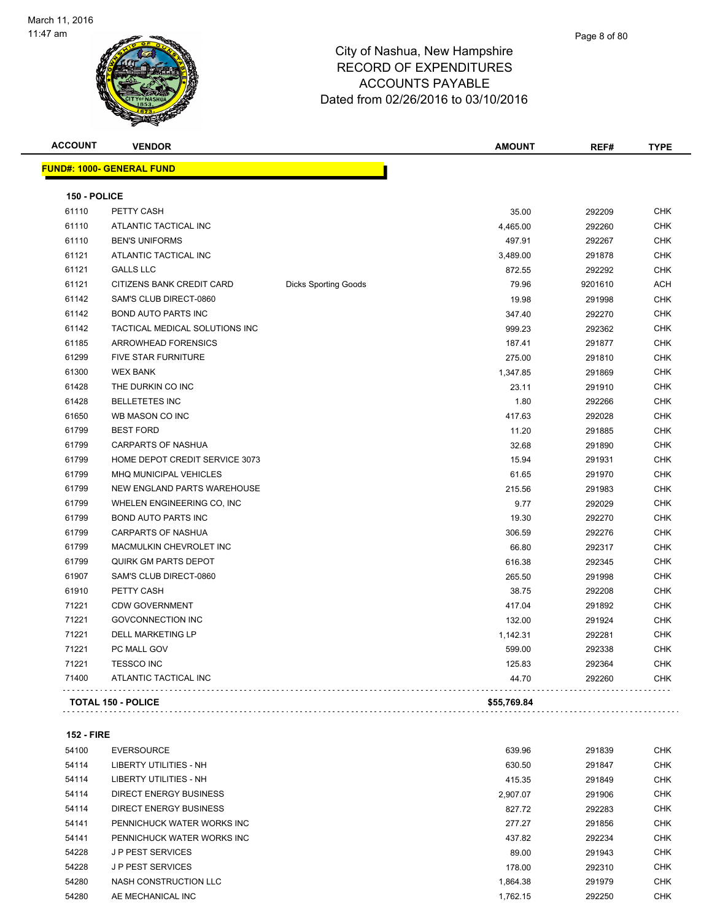March 11, 2016
11:47 am

# City of Nashua, New Hampshire
## RECORD OF EXPENDITURES
## ACCOUNTS PAYABLE
## Dated from 02/26/2016 to 03/10/2016

| ACCOUNT | VENDOR | | AMOUNT | REF# | TYPE |
|---|---|---|---|---|---|
| **FUND#: 1000- GENERAL FUND** | | | | | |
| **150 - POLICE** | | | | | |
| 61110 | PETTY CASH | | 35.00 | 292209 | CHK |
| 61110 | ATLANTIC TACTICAL INC | | 4,465.00 | 292260 | CHK |
| 61110 | BEN'S UNIFORMS | | 497.91 | 292267 | CHK |
| 61121 | ATLANTIC TACTICAL INC | | 3,489.00 | 291878 | CHK |
| 61121 | GALLS LLC | | 872.55 | 292292 | CHK |
| 61121 | CITIZENS BANK CREDIT CARD | Dicks Sporting Goods | 79.96 | 9201610 | ACH |
| 61142 | SAM'S CLUB DIRECT-0860 | | 19.98 | 291998 | CHK |
| 61142 | BOND AUTO PARTS INC | | 347.40 | 292270 | CHK |
| 61142 | TACTICAL MEDICAL SOLUTIONS INC | | 999.23 | 292362 | CHK |
| 61185 | ARROWHEAD FORENSICS | | 187.41 | 291877 | CHK |
| 61299 | FIVE STAR FURNITURE | | 275.00 | 291810 | CHK |
| 61300 | WEX BANK | | 1,347.85 | 291869 | CHK |
| 61428 | THE DURKIN CO INC | | 23.11 | 291910 | CHK |
| 61428 | BELLETETES INC | | 1.80 | 292266 | CHK |
| 61650 | WB MASON CO INC | | 417.63 | 292028 | CHK |
| 61799 | BEST FORD | | 11.20 | 291885 | CHK |
| 61799 | CARPARTS OF NASHUA | | 32.68 | 291890 | CHK |
| 61799 | HOME DEPOT CREDIT SERVICE 3073 | | 15.94 | 291931 | CHK |
| 61799 | MHQ MUNICIPAL VEHICLES | | 61.65 | 291970 | CHK |
| 61799 | NEW ENGLAND PARTS WAREHOUSE | | 215.56 | 291983 | CHK |
| 61799 | WHELEN ENGINEERING CO, INC | | 9.77 | 292029 | CHK |
| 61799 | BOND AUTO PARTS INC | | 19.30 | 292270 | CHK |
| 61799 | CARPARTS OF NASHUA | | 306.59 | 292276 | CHK |
| 61799 | MACMULKIN CHEVROLET INC | | 66.80 | 292317 | CHK |
| 61799 | QUIRK GM PARTS DEPOT | | 616.38 | 292345 | CHK |
| 61907 | SAM'S CLUB DIRECT-0860 | | 265.50 | 291998 | CHK |
| 61910 | PETTY CASH | | 38.75 | 292208 | CHK |
| 71221 | CDW GOVERNMENT | | 417.04 | 291892 | CHK |
| 71221 | GOVCONNECTION INC | | 132.00 | 291924 | CHK |
| 71221 | DELL MARKETING LP | | 1,142.31 | 292281 | CHK |
| 71221 | PC MALL GOV | | 599.00 | 292338 | CHK |
| 71221 | TESSCO INC | | 125.83 | 292364 | CHK |
| 71400 | ATLANTIC TACTICAL INC | | 44.70 | 292260 | CHK |
| **TOTAL 150 - POLICE** | | | **$55,769.84** | | |
| **152 - FIRE** | | | | | |
| 54100 | EVERSOURCE | | 639.96 | 291839 | CHK |
| 54114 | LIBERTY UTILITIES - NH | | 630.50 | 291847 | CHK |
| 54114 | LIBERTY UTILITIES - NH | | 415.35 | 291849 | CHK |
| 54114 | DIRECT ENERGY BUSINESS | | 2,907.07 | 291906 | CHK |
| 54114 | DIRECT ENERGY BUSINESS | | 827.72 | 292283 | CHK |
| 54141 | PENNICHUCK WATER WORKS INC | | 277.27 | 291856 | CHK |
| 54141 | PENNICHUCK WATER WORKS INC | | 437.82 | 292234 | CHK |
| 54228 | J P PEST SERVICES | | 89.00 | 291943 | CHK |
| 54228 | J P PEST SERVICES | | 178.00 | 292310 | CHK |
| 54280 | NASH CONSTRUCTION LLC | | 1,864.38 | 291979 | CHK |
| 54280 | AE MECHANICAL INC | | 1,762.15 | 292250 | CHK |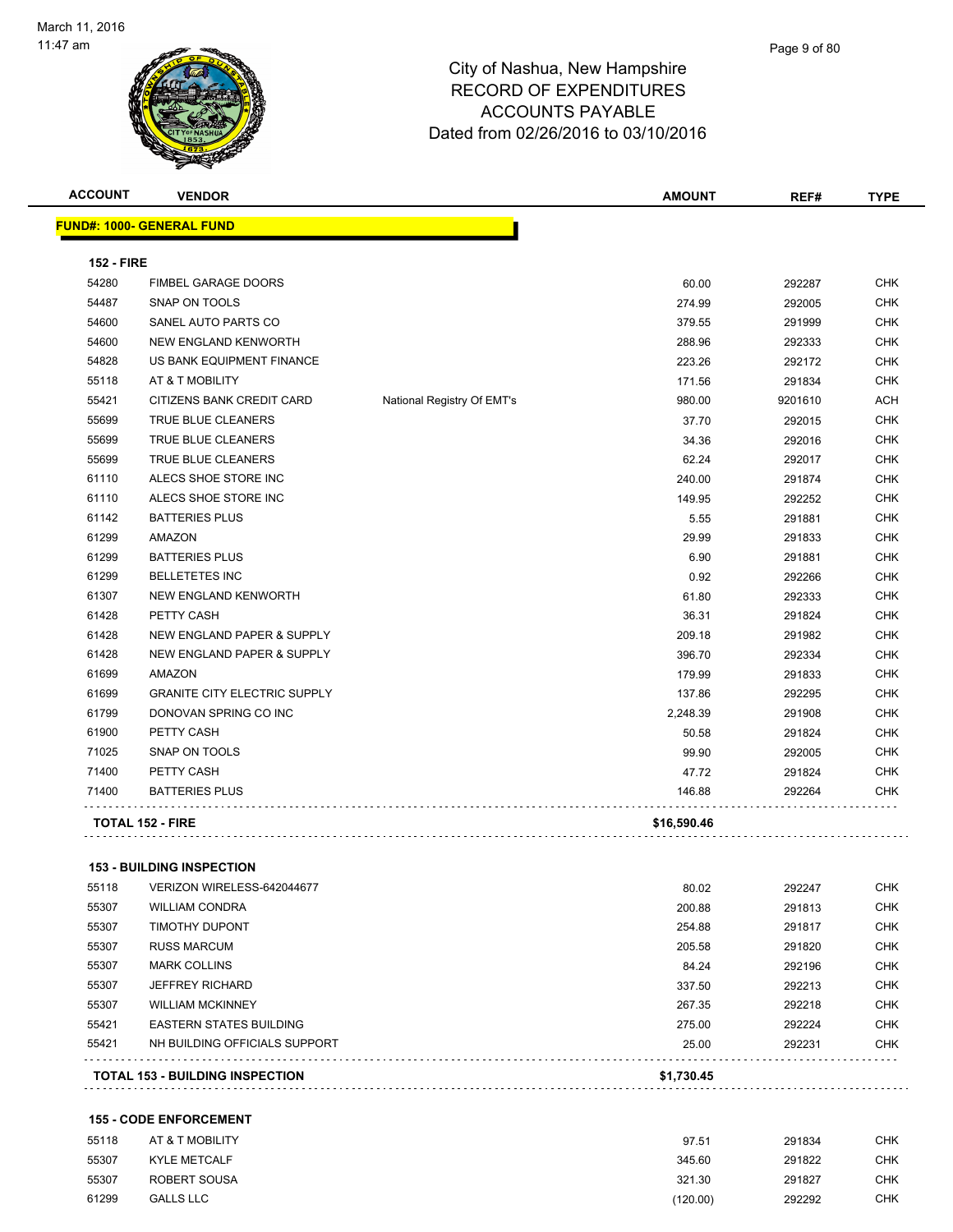City of Nashua, New Hampshire
RECORD OF EXPENDITURES
ACCOUNTS PAYABLE
Dated from 02/26/2016 to 03/10/2016

| ACCOUNT | VENDOR | | AMOUNT | REF# | TYPE |
|---|---|---|---|---|---|
| **FUND#: 1000- GENERAL FUND** | | | | | |
| **152 - FIRE** | | | | | |
| 54280 | FIMBEL GARAGE DOORS | | 60.00 | 292287 | CHK |
| 54487 | SNAP ON TOOLS | | 274.99 | 292005 | CHK |
| 54600 | SANEL AUTO PARTS CO | | 379.55 | 291999 | CHK |
| 54600 | NEW ENGLAND KENWORTH | | 288.96 | 292333 | CHK |
| 54828 | US BANK EQUIPMENT FINANCE | | 223.26 | 292172 | CHK |
| 55118 | AT & T MOBILITY | | 171.56 | 291834 | CHK |
| 55421 | CITIZENS BANK CREDIT CARD | National Registry Of EMT's | 980.00 | 9201610 | ACH |
| 55699 | TRUE BLUE CLEANERS | | 37.70 | 292015 | CHK |
| 55699 | TRUE BLUE CLEANERS | | 34.36 | 292016 | CHK |
| 55699 | TRUE BLUE CLEANERS | | 62.24 | 292017 | CHK |
| 61110 | ALECS SHOE STORE INC | | 240.00 | 291874 | CHK |
| 61110 | ALECS SHOE STORE INC | | 149.95 | 292252 | CHK |
| 61142 | BATTERIES PLUS | | 5.55 | 291881 | CHK |
| 61299 | AMAZON | | 29.99 | 291833 | CHK |
| 61299 | BATTERIES PLUS | | 6.90 | 291881 | CHK |
| 61299 | BELLETETES INC | | 0.92 | 292266 | CHK |
| 61307 | NEW ENGLAND KENWORTH | | 61.80 | 292333 | CHK |
| 61428 | PETTY CASH | | 36.31 | 291824 | CHK |
| 61428 | NEW ENGLAND PAPER & SUPPLY | | 209.18 | 291982 | CHK |
| 61428 | NEW ENGLAND PAPER & SUPPLY | | 396.70 | 292334 | CHK |
| 61699 | AMAZON | | 179.99 | 291833 | CHK |
| 61699 | GRANITE CITY ELECTRIC SUPPLY | | 137.86 | 292295 | CHK |
| 61799 | DONOVAN SPRING CO INC | | 2,248.39 | 291908 | CHK |
| 61900 | PETTY CASH | | 50.58 | 291824 | CHK |
| 71025 | SNAP ON TOOLS | | 99.90 | 292005 | CHK |
| 71400 | PETTY CASH | | 47.72 | 291824 | CHK |
| 71400 | BATTERIES PLUS | | 146.88 | 292264 | CHK |
| **TOTAL 152 - FIRE** | | | **$16,590.46** | | |
| **153 - BUILDING INSPECTION** | | | | | |
| 55118 | VERIZON WIRELESS-642044677 | | 80.02 | 292247 | CHK |
| 55307 | WILLIAM CONDRA | | 200.88 | 291813 | CHK |
| 55307 | TIMOTHY DUPONT | | 254.88 | 291817 | CHK |
| 55307 | RUSS MARCUM | | 205.58 | 291820 | CHK |
| 55307 | MARK COLLINS | | 84.24 | 292196 | CHK |
| 55307 | JEFFREY RICHARD | | 337.50 | 292213 | CHK |
| 55307 | WILLIAM MCKINNEY | | 267.35 | 292218 | CHK |
| 55421 | EASTERN STATES BUILDING | | 275.00 | 292224 | CHK |
| 55421 | NH BUILDING OFFICIALS SUPPORT | | 25.00 | 292231 | CHK |
| **TOTAL 153 - BUILDING INSPECTION** | | | **$1,730.45** | | |
| **155 - CODE ENFORCEMENT** | | | | | |
| 55118 | AT & T MOBILITY | | 97.51 | 291834 | CHK |
| 55307 | KYLE METCALF | | 345.60 | 291822 | CHK |
| 55307 | ROBERT SOUSA | | 321.30 | 291827 | CHK |
| 61299 | GALLS LLC | | (120.00) | 292292 | CHK |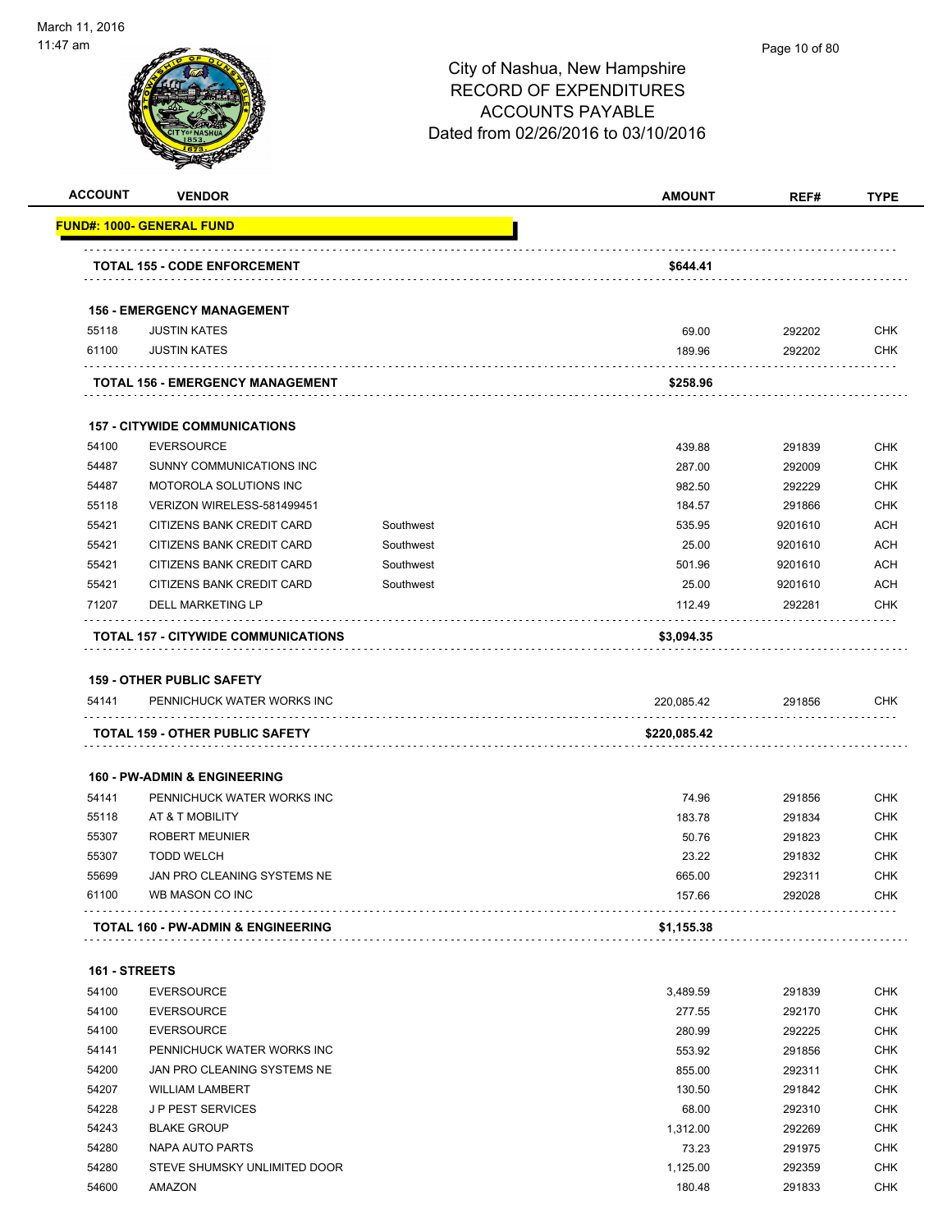City of Nashua, New Hampshire
RECORD OF EXPENDITURES
ACCOUNTS PAYABLE
Dated from 02/26/2016 to 03/10/2016

| ACCOUNT | VENDOR | | AMOUNT | REF# | TYPE |
|---|---|---|---|---|---|
| **FUND#: 1000- GENERAL FUND** | | | | | |
| **TOTAL 155 - CODE ENFORCEMENT** | | | **$644.41** | | |
| **156 - EMERGENCY MANAGEMENT** | | | | | |
| 55118 | JUSTIN KATES | | 69.00 | 292202 | CHK |
| 61100 | JUSTIN KATES | | 189.96 | 292202 | CHK |
| **TOTAL 156 - EMERGENCY MANAGEMENT** | | | **$258.96** | | |
| **157 - CITYWIDE COMMUNICATIONS** | | | | | |
| 54100 | EVERSOURCE | | 439.88 | 291839 | CHK |
| 54487 | SUNNY COMMUNICATIONS INC | | 287.00 | 292009 | CHK |
| 54487 | MOTOROLA SOLUTIONS INC | | 982.50 | 292229 | CHK |
| 55118 | VERIZON WIRELESS-581499451 | | 184.57 | 291866 | CHK |
| 55421 | CITIZENS BANK CREDIT CARD | Southwest | 535.95 | 9201610 | ACH |
| 55421 | CITIZENS BANK CREDIT CARD | Southwest | 25.00 | 9201610 | ACH |
| 55421 | CITIZENS BANK CREDIT CARD | Southwest | 501.96 | 9201610 | ACH |
| 55421 | CITIZENS BANK CREDIT CARD | Southwest | 25.00 | 9201610 | ACH |
| 71207 | DELL MARKETING LP | | 112.49 | 292281 | CHK |
| **TOTAL 157 - CITYWIDE COMMUNICATIONS** | | | **$3,094.35** | | |
| **159 - OTHER PUBLIC SAFETY** | | | | | |
| 54141 | PENNICHUCK WATER WORKS INC | | 220,085.42 | 291856 | CHK |
| **TOTAL 159 - OTHER PUBLIC SAFETY** | | | **$220,085.42** | | |
| **160 - PW-ADMIN & ENGINEERING** | | | | | |
| 54141 | PENNICHUCK WATER WORKS INC | | 74.96 | 291856 | CHK |
| 55118 | AT & T MOBILITY | | 183.78 | 291834 | CHK |
| 55307 | ROBERT MEUNIER | | 50.76 | 291823 | CHK |
| 55307 | TODD WELCH | | 23.22 | 291832 | CHK |
| 55699 | JAN PRO CLEANING SYSTEMS NE | | 665.00 | 292311 | CHK |
| 61100 | WB MASON CO INC | | 157.66 | 292028 | CHK |
| **TOTAL 160 - PW-ADMIN & ENGINEERING** | | | **$1,155.38** | | |
| **161 - STREETS** | | | | | |
| 54100 | EVERSOURCE | | 3,489.59 | 291839 | CHK |
| 54100 | EVERSOURCE | | 277.55 | 292170 | CHK |
| 54100 | EVERSOURCE | | 280.99 | 292225 | CHK |
| 54141 | PENNICHUCK WATER WORKS INC | | 553.92 | 291856 | CHK |
| 54200 | JAN PRO CLEANING SYSTEMS NE | | 855.00 | 292311 | CHK |
| 54207 | WILLIAM LAMBERT | | 130.50 | 291842 | CHK |
| 54228 | J P PEST SERVICES | | 68.00 | 292310 | CHK |
| 54243 | BLAKE GROUP | | 1,312.00 | 292269 | CHK |
| 54280 | NAPA AUTO PARTS | | 73.23 | 291975 | CHK |
| 54280 | STEVE SHUMSKY UNLIMITED DOOR | | 1,125.00 | 292359 | CHK |
| 54600 | AMAZON | | 180.48 | 291833 | CHK |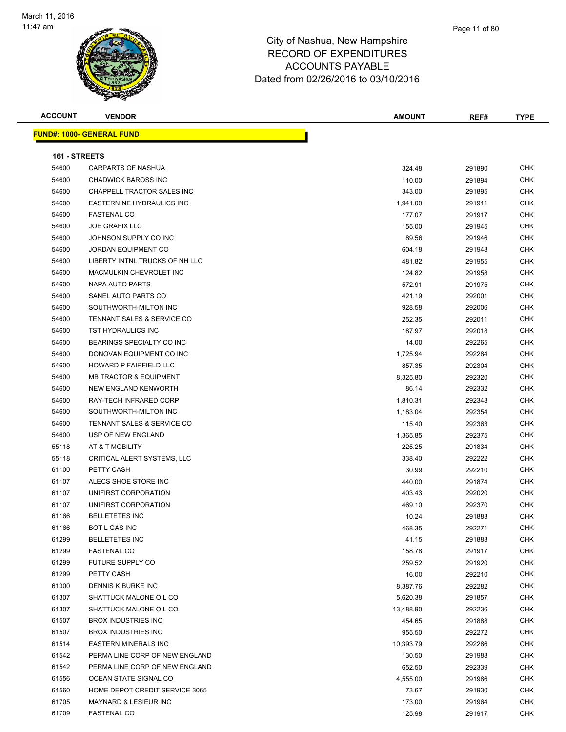March 11, 2016
11:47 am

# City of Nashua, New Hampshire
## RECORD OF EXPENDITURES
## ACCOUNTS PAYABLE
## Dated from 02/26/2016 to 03/10/2016

| ACCOUNT | VENDOR | AMOUNT | REF# | TYPE |
|---|---|---|---|---|
| **FUND#: 1000- GENERAL FUND** | | | | |
| **161 - STREETS** | | | | |
| 54600 | CARPARTS OF NASHUA | 324.48 | 291890 | CHK |
| 54600 | CHADWICK BAROSS INC | 110.00 | 291894 | CHK |
| 54600 | CHAPPELL TRACTOR SALES INC | 343.00 | 291895 | CHK |
| 54600 | EASTERN NE HYDRAULICS INC | 1,941.00 | 291911 | CHK |
| 54600 | FASTENAL CO | 177.07 | 291917 | CHK |
| 54600 | JOE GRAFIX LLC | 155.00 | 291945 | CHK |
| 54600 | JOHNSON SUPPLY CO INC | 89.56 | 291946 | CHK |
| 54600 | JORDAN EQUIPMENT CO | 604.18 | 291948 | CHK |
| 54600 | LIBERTY INTNL TRUCKS OF NH LLC | 481.82 | 291955 | CHK |
| 54600 | MACMULKIN CHEVROLET INC | 124.82 | 291958 | CHK |
| 54600 | NAPA AUTO PARTS | 572.91 | 291975 | CHK |
| 54600 | SANEL AUTO PARTS CO | 421.19 | 292001 | CHK |
| 54600 | SOUTHWORTH-MILTON INC | 928.58 | 292006 | CHK |
| 54600 | TENNANT SALES & SERVICE CO | 252.35 | 292011 | CHK |
| 54600 | TST HYDRAULICS INC | 187.97 | 292018 | CHK |
| 54600 | BEARINGS SPECIALTY CO INC | 14.00 | 292265 | CHK |
| 54600 | DONOVAN EQUIPMENT CO INC | 1,725.94 | 292284 | CHK |
| 54600 | HOWARD P FAIRFIELD LLC | 857.35 | 292304 | CHK |
| 54600 | MB TRACTOR & EQUIPMENT | 8,325.80 | 292320 | CHK |
| 54600 | NEW ENGLAND KENWORTH | 86.14 | 292332 | CHK |
| 54600 | RAY-TECH INFRARED CORP | 1,810.31 | 292348 | CHK |
| 54600 | SOUTHWORTH-MILTON INC | 1,183.04 | 292354 | CHK |
| 54600 | TENNANT SALES & SERVICE CO | 115.40 | 292363 | CHK |
| 54600 | USP OF NEW ENGLAND | 1,365.85 | 292375 | CHK |
| 55118 | AT & T MOBILITY | 225.25 | 291834 | CHK |
| 55118 | CRITICAL ALERT SYSTEMS, LLC | 338.40 | 292222 | CHK |
| 61100 | PETTY CASH | 30.99 | 292210 | CHK |
| 61107 | ALECS SHOE STORE INC | 440.00 | 291874 | CHK |
| 61107 | UNIFIRST CORPORATION | 403.43 | 292020 | CHK |
| 61107 | UNIFIRST CORPORATION | 469.10 | 292370 | CHK |
| 61166 | BELLETETES INC | 10.24 | 291883 | CHK |
| 61166 | BOT L GAS INC | 468.35 | 292271 | CHK |
| 61299 | BELLETETES INC | 41.15 | 291883 | CHK |
| 61299 | FASTENAL CO | 158.78 | 291917 | CHK |
| 61299 | FUTURE SUPPLY CO | 259.52 | 291920 | CHK |
| 61299 | PETTY CASH | 16.00 | 292210 | CHK |
| 61300 | DENNIS K BURKE INC | 8,387.76 | 292282 | CHK |
| 61307 | SHATTUCK MALONE OIL CO | 5,620.38 | 291857 | CHK |
| 61307 | SHATTUCK MALONE OIL CO | 13,488.90 | 292236 | CHK |
| 61507 | BROX INDUSTRIES INC | 454.65 | 291888 | CHK |
| 61507 | BROX INDUSTRIES INC | 955.50 | 292272 | CHK |
| 61514 | EASTERN MINERALS INC | 10,393.79 | 292286 | CHK |
| 61542 | PERMA LINE CORP OF NEW ENGLAND | 130.50 | 291988 | CHK |
| 61542 | PERMA LINE CORP OF NEW ENGLAND | 652.50 | 292339 | CHK |
| 61556 | OCEAN STATE SIGNAL CO | 4,555.00 | 291986 | CHK |
| 61560 | HOME DEPOT CREDIT SERVICE 3065 | 73.67 | 291930 | CHK |
| 61705 | MAYNARD & LESIEUR INC | 173.00 | 291964 | CHK |
| 61709 | FASTENAL CO | 125.98 | 291917 | CHK |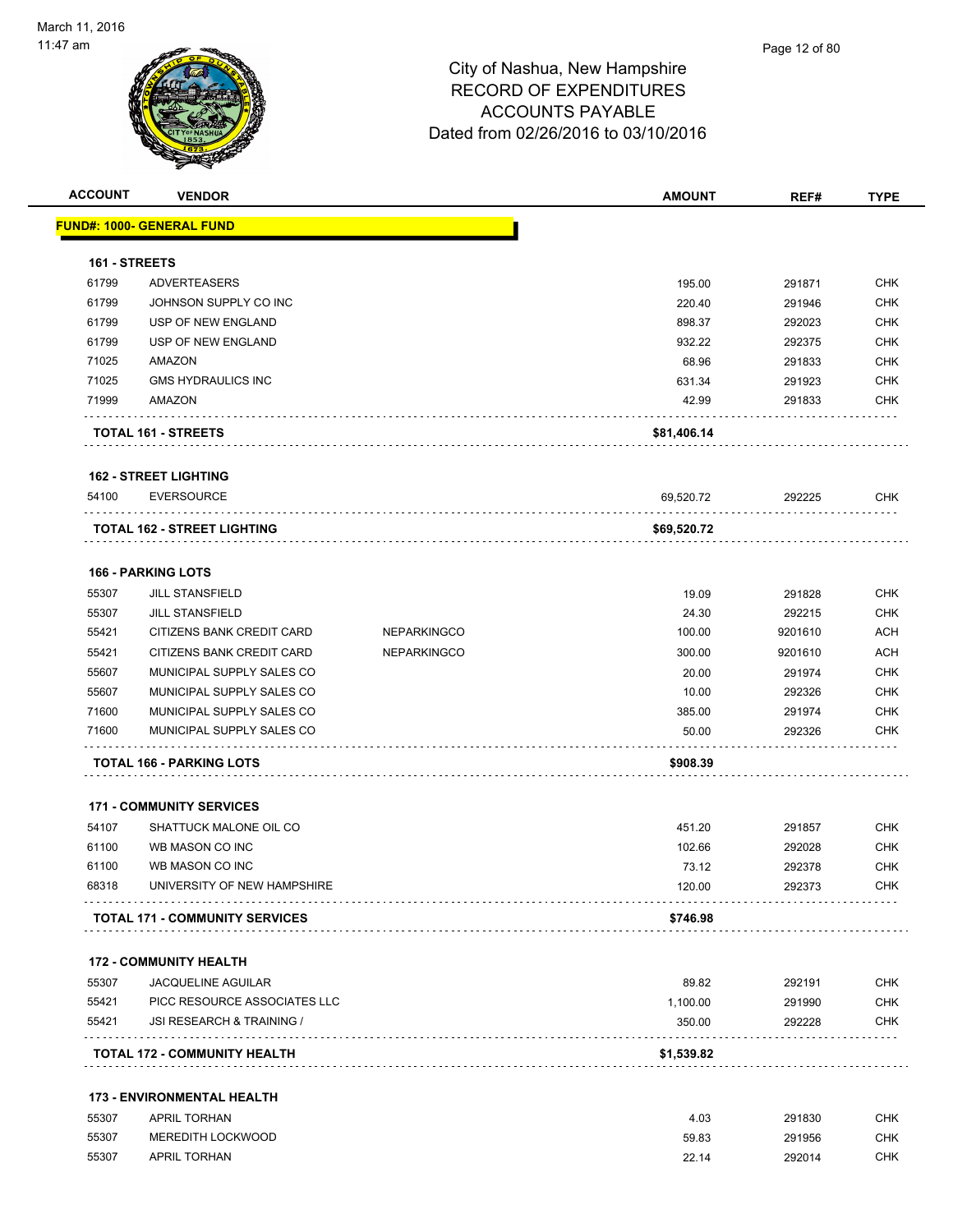# City of Nashua, New Hampshire
## RECORD OF EXPENDITURES
## ACCOUNTS PAYABLE
## Dated from 02/26/2016 to 03/10/2016

| ACCOUNT | VENDOR | | AMOUNT | REF# | TYPE |
|---|---|---|---|---|---|
| **FUND#: 1000- GENERAL FUND** | | | | | |
| **161 - STREETS** | | | | | |
| 61799 | ADVERTEASERS | | 195.00 | 291871 | CHK |
| 61799 | JOHNSON SUPPLY CO INC | | 220.40 | 291946 | CHK |
| 61799 | USP OF NEW ENGLAND | | 898.37 | 292023 | CHK |
| 61799 | USP OF NEW ENGLAND | | 932.22 | 292375 | CHK |
| 71025 | AMAZON | | 68.96 | 291833 | CHK |
| 71025 | GMS HYDRAULICS INC | | 631.34 | 291923 | CHK |
| 71999 | AMAZON | | 42.99 | 291833 | CHK |
| **TOTAL 161 - STREETS** | | | **$81,406.14** | | |
| **162 - STREET LIGHTING** | | | | | |
| 54100 | EVERSOURCE | | 69,520.72 | 292225 | CHK |
| **TOTAL 162 - STREET LIGHTING** | | | **$69,520.72** | | |
| **166 - PARKING LOTS** | | | | | |
| 55307 | JILL STANSFIELD | | 19.09 | 291828 | CHK |
| 55307 | JILL STANSFIELD | | 24.30 | 292215 | CHK |
| 55421 | CITIZENS BANK CREDIT CARD | NEPARKINGCO | 100.00 | 9201610 | ACH |
| 55421 | CITIZENS BANK CREDIT CARD | NEPARKINGCO | 300.00 | 9201610 | ACH |
| 55607 | MUNICIPAL SUPPLY SALES CO | | 20.00 | 291974 | CHK |
| 55607 | MUNICIPAL SUPPLY SALES CO | | 10.00 | 292326 | CHK |
| 71600 | MUNICIPAL SUPPLY SALES CO | | 385.00 | 291974 | CHK |
| 71600 | MUNICIPAL SUPPLY SALES CO | | 50.00 | 292326 | CHK |
| **TOTAL 166 - PARKING LOTS** | | | **$908.39** | | |
| **171 - COMMUNITY SERVICES** | | | | | |
| 54107 | SHATTUCK MALONE OIL CO | | 451.20 | 291857 | CHK |
| 61100 | WB MASON CO INC | | 102.66 | 292028 | CHK |
| 61100 | WB MASON CO INC | | 73.12 | 292378 | CHK |
| 68318 | UNIVERSITY OF NEW HAMPSHIRE | | 120.00 | 292373 | CHK |
| **TOTAL 171 - COMMUNITY SERVICES** | | | **$746.98** | | |
| **172 - COMMUNITY HEALTH** | | | | | |
| 55307 | JACQUELINE AGUILAR | | 89.82 | 292191 | CHK |
| 55421 | PICC RESOURCE ASSOCIATES LLC | | 1,100.00 | 291990 | CHK |
| 55421 | JSI RESEARCH & TRAINING / | | 350.00 | 292228 | CHK |
| **TOTAL 172 - COMMUNITY HEALTH** | | | **$1,539.82** | | |
| **173 - ENVIRONMENTAL HEALTH** | | | | | |
| 55307 | APRIL TORHAN | | 4.03 | 291830 | CHK |
| 55307 | MEREDITH LOCKWOOD | | 59.83 | 291956 | CHK |
| 55307 | APRIL TORHAN | | 22.14 | 292014 | CHK |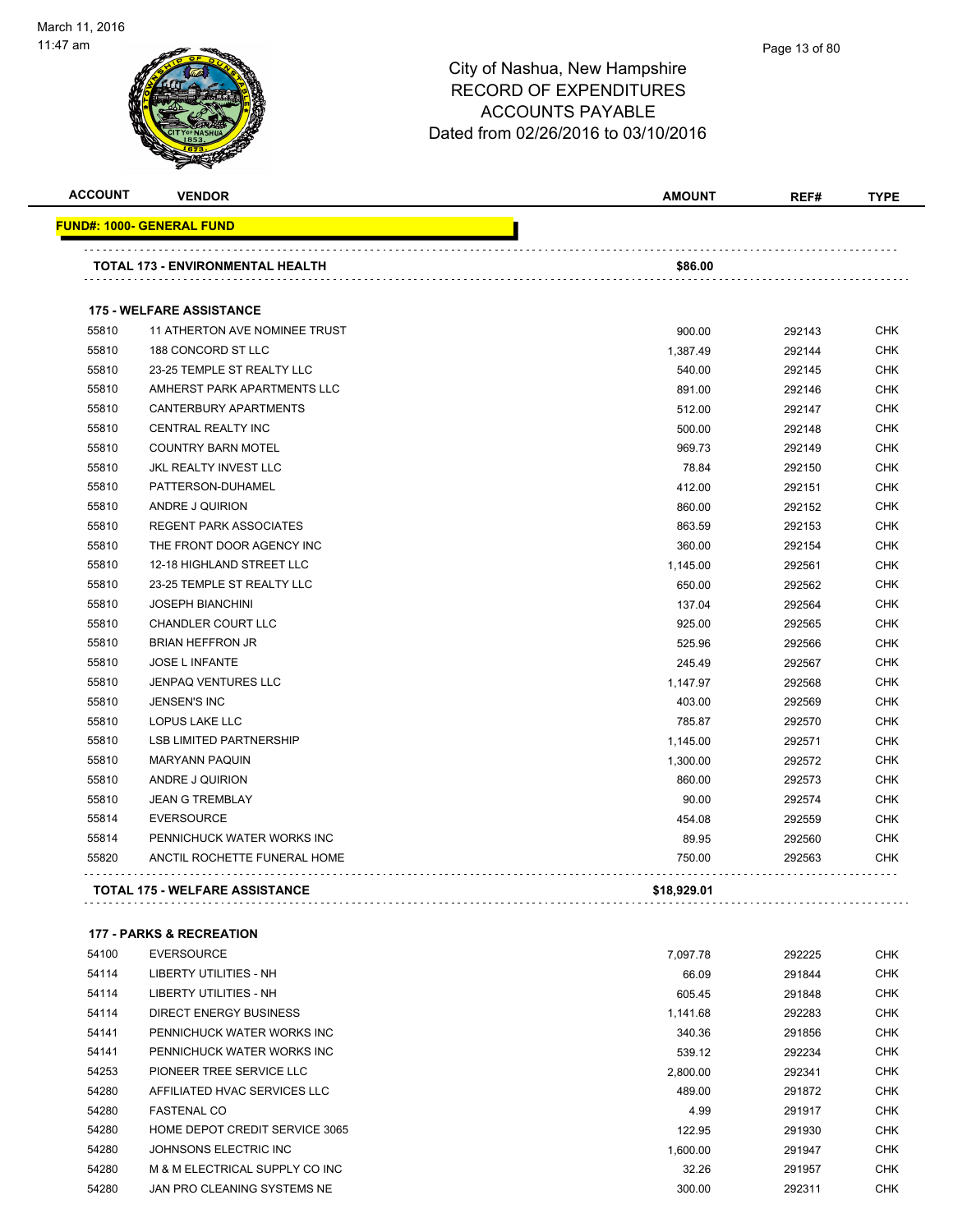City of Nashua, New Hampshire
RECORD OF EXPENDITURES
ACCOUNTS PAYABLE
Dated from 02/26/2016 to 03/10/2016

| ACCOUNT | VENDOR | AMOUNT | REF# | TYPE |
|---|---|---|---|---|
| **FUND#: 1000- GENERAL FUND** | | | | |
| | **TOTAL 173 - ENVIRONMENTAL HEALTH** | **$86.00** | | |
| | **175 - WELFARE ASSISTANCE** | | | |
| 55810 | 11 ATHERTON AVE NOMINEE TRUST | 900.00 | 292143 | CHK |
| 55810 | 188 CONCORD ST LLC | 1,387.49 | 292144 | CHK |
| 55810 | 23-25 TEMPLE ST REALTY LLC | 540.00 | 292145 | CHK |
| 55810 | AMHERST PARK APARTMENTS LLC | 891.00 | 292146 | CHK |
| 55810 | CANTERBURY APARTMENTS | 512.00 | 292147 | CHK |
| 55810 | CENTRAL REALTY INC | 500.00 | 292148 | CHK |
| 55810 | COUNTRY BARN MOTEL | 969.73 | 292149 | CHK |
| 55810 | JKL REALTY INVEST LLC | 78.84 | 292150 | CHK |
| 55810 | PATTERSON-DUHAMEL | 412.00 | 292151 | CHK |
| 55810 | ANDRE J QUIRION | 860.00 | 292152 | CHK |
| 55810 | REGENT PARK ASSOCIATES | 863.59 | 292153 | CHK |
| 55810 | THE FRONT DOOR AGENCY INC | 360.00 | 292154 | CHK |
| 55810 | 12-18 HIGHLAND STREET LLC | 1,145.00 | 292561 | CHK |
| 55810 | 23-25 TEMPLE ST REALTY LLC | 650.00 | 292562 | CHK |
| 55810 | JOSEPH BIANCHINI | 137.04 | 292564 | CHK |
| 55810 | CHANDLER COURT LLC | 925.00 | 292565 | CHK |
| 55810 | BRIAN HEFFRON JR | 525.96 | 292566 | CHK |
| 55810 | JOSE L INFANTE | 245.49 | 292567 | CHK |
| 55810 | JENPAQ VENTURES LLC | 1,147.97 | 292568 | CHK |
| 55810 | JENSEN'S INC | 403.00 | 292569 | CHK |
| 55810 | LOPUS LAKE LLC | 785.87 | 292570 | CHK |
| 55810 | LSB LIMITED PARTNERSHIP | 1,145.00 | 292571 | CHK |
| 55810 | MARYANN PAQUIN | 1,300.00 | 292572 | CHK |
| 55810 | ANDRE J QUIRION | 860.00 | 292573 | CHK |
| 55810 | JEAN G TREMBLAY | 90.00 | 292574 | CHK |
| 55814 | EVERSOURCE | 454.08 | 292559 | CHK |
| 55814 | PENNICHUCK WATER WORKS INC | 89.95 | 292560 | CHK |
| 55820 | ANCTIL ROCHETTE FUNERAL HOME | 750.00 | 292563 | CHK |
| | **TOTAL 175 - WELFARE ASSISTANCE** | **$18,929.01** | | |
| | **177 - PARKS & RECREATION** | | | |
| 54100 | EVERSOURCE | 7,097.78 | 292225 | CHK |
| 54114 | LIBERTY UTILITIES - NH | 66.09 | 291844 | CHK |
| 54114 | LIBERTY UTILITIES - NH | 605.45 | 291848 | CHK |
| 54114 | DIRECT ENERGY BUSINESS | 1,141.68 | 292283 | CHK |
| 54141 | PENNICHUCK WATER WORKS INC | 340.36 | 291856 | CHK |
| 54141 | PENNICHUCK WATER WORKS INC | 539.12 | 292234 | CHK |
| 54253 | PIONEER TREE SERVICE LLC | 2,800.00 | 292341 | CHK |
| 54280 | AFFILIATED HVAC SERVICES LLC | 489.00 | 291872 | CHK |
| 54280 | FASTENAL CO | 4.99 | 291917 | CHK |
| 54280 | HOME DEPOT CREDIT SERVICE 3065 | 122.95 | 291930 | CHK |
| 54280 | JOHNSONS ELECTRIC INC | 1,600.00 | 291947 | CHK |
| 54280 | M & M ELECTRICAL SUPPLY CO INC | 32.26 | 291957 | CHK |
| 54280 | JAN PRO CLEANING SYSTEMS NE | 300.00 | 292311 | CHK |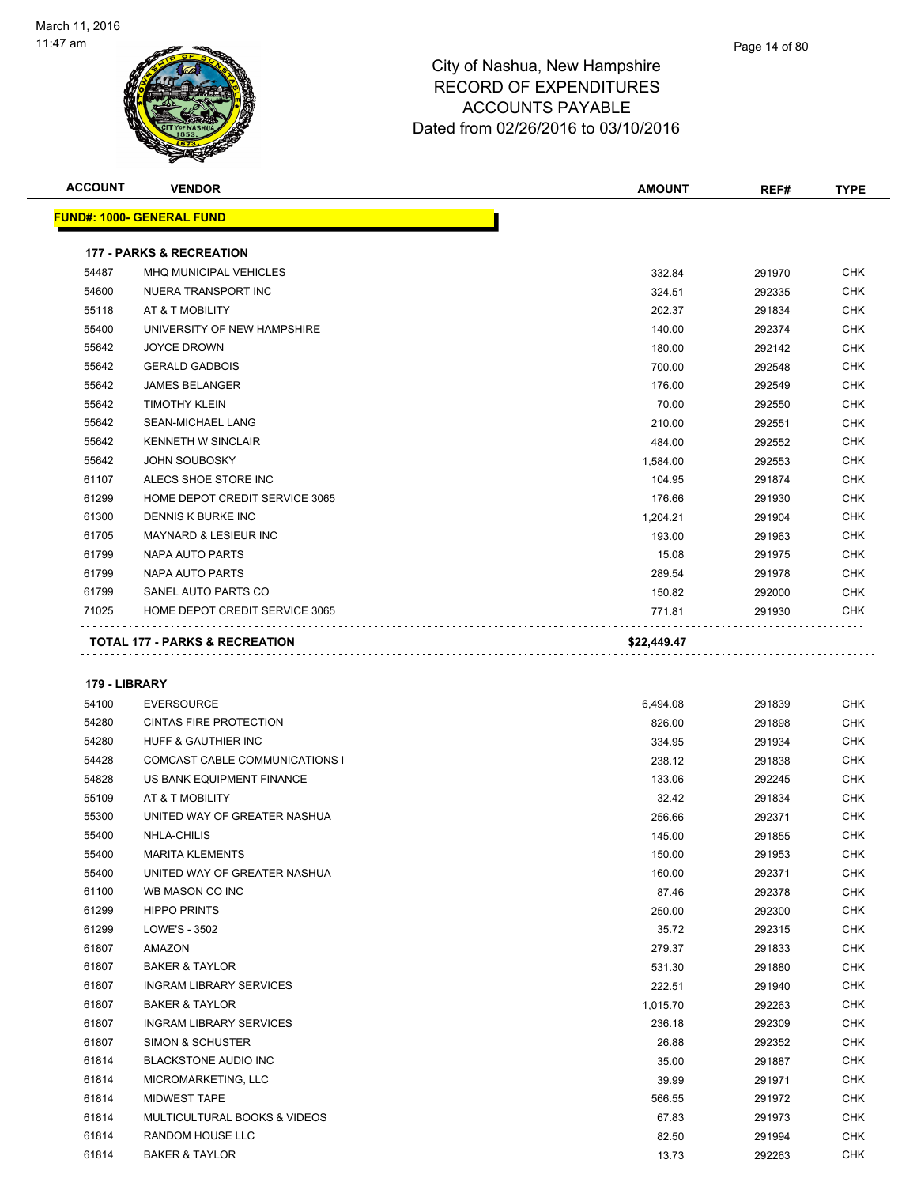# City of Nashua, New Hampshire
## RECORD OF EXPENDITURES
## ACCOUNTS PAYABLE
### Dated from 02/26/2016 to 03/10/2016

| ACCOUNT | VENDOR | AMOUNT | REF# | TYPE |
|---|---|---|---|---|
| **FUND#: 1000- GENERAL FUND** | | | | |
| **177 - PARKS & RECREATION** | | | | |
| 54487 | MHQ MUNICIPAL VEHICLES | 332.84 | 291970 | CHK |
| 54600 | NUERA TRANSPORT INC | 324.51 | 292335 | CHK |
| 55118 | AT & T MOBILITY | 202.37 | 291834 | CHK |
| 55400 | UNIVERSITY OF NEW HAMPSHIRE | 140.00 | 292374 | CHK |
| 55642 | JOYCE DROWN | 180.00 | 292142 | CHK |
| 55642 | GERALD GADBOIS | 700.00 | 292548 | CHK |
| 55642 | JAMES BELANGER | 176.00 | 292549 | CHK |
| 55642 | TIMOTHY KLEIN | 70.00 | 292550 | CHK |
| 55642 | SEAN-MICHAEL LANG | 210.00 | 292551 | CHK |
| 55642 | KENNETH W SINCLAIR | 484.00 | 292552 | CHK |
| 55642 | JOHN SOUBOSKY | 1,584.00 | 292553 | CHK |
| 61107 | ALECS SHOE STORE INC | 104.95 | 291874 | CHK |
| 61299 | HOME DEPOT CREDIT SERVICE 3065 | 176.66 | 291930 | CHK |
| 61300 | DENNIS K BURKE INC | 1,204.21 | 291904 | CHK |
| 61705 | MAYNARD & LESIEUR INC | 193.00 | 291963 | CHK |
| 61799 | NAPA AUTO PARTS | 15.08 | 291975 | CHK |
| 61799 | NAPA AUTO PARTS | 289.54 | 291978 | CHK |
| 61799 | SANEL AUTO PARTS CO | 150.82 | 292000 | CHK |
| 71025 | HOME DEPOT CREDIT SERVICE 3065 | 771.81 | 291930 | CHK |
| **TOTAL 177 - PARKS & RECREATION** | | **$22,449.47** | | |
| **179 - LIBRARY** | | | | |
| 54100 | EVERSOURCE | 6,494.08 | 291839 | CHK |
| 54280 | CINTAS FIRE PROTECTION | 826.00 | 291898 | CHK |
| 54280 | HUFF & GAUTHIER INC | 334.95 | 291934 | CHK |
| 54428 | COMCAST CABLE COMMUNICATIONS I | 238.12 | 291838 | CHK |
| 54828 | US BANK EQUIPMENT FINANCE | 133.06 | 292245 | CHK |
| 55109 | AT & T MOBILITY | 32.42 | 291834 | CHK |
| 55300 | UNITED WAY OF GREATER NASHUA | 256.66 | 292371 | CHK |
| 55400 | NHLA-CHILIS | 145.00 | 291855 | CHK |
| 55400 | MARITA KLEMENTS | 150.00 | 291953 | CHK |
| 55400 | UNITED WAY OF GREATER NASHUA | 160.00 | 292371 | CHK |
| 61100 | WB MASON CO INC | 87.46 | 292378 | CHK |
| 61299 | HIPPO PRINTS | 250.00 | 292300 | CHK |
| 61299 | LOWE'S - 3502 | 35.72 | 292315 | CHK |
| 61807 | AMAZON | 279.37 | 291833 | CHK |
| 61807 | BAKER & TAYLOR | 531.30 | 291880 | CHK |
| 61807 | INGRAM LIBRARY SERVICES | 222.51 | 291940 | CHK |
| 61807 | BAKER & TAYLOR | 1,015.70 | 292263 | CHK |
| 61807 | INGRAM LIBRARY SERVICES | 236.18 | 292309 | CHK |
| 61807 | SIMON & SCHUSTER | 26.88 | 292352 | CHK |
| 61814 | BLACKSTONE AUDIO INC | 35.00 | 291887 | CHK |
| 61814 | MICROMARKETING, LLC | 39.99 | 291971 | CHK |
| 61814 | MIDWEST TAPE | 566.55 | 291972 | CHK |
| 61814 | MULTICULTURAL BOOKS & VIDEOS | 67.83 | 291973 | CHK |
| 61814 | RANDOM HOUSE LLC | 82.50 | 291994 | CHK |
| 61814 | BAKER & TAYLOR | 13.73 | 292263 | CHK |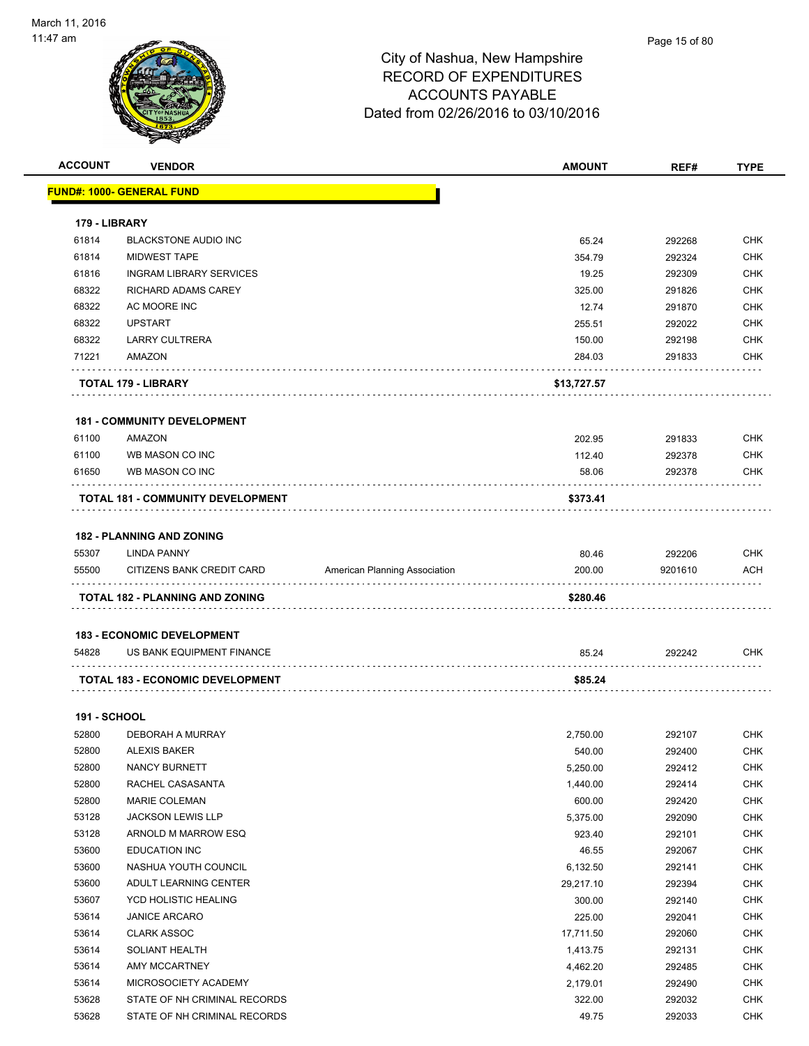City of Nashua, New Hampshire
RECORD OF EXPENDITURES
ACCOUNTS PAYABLE
Dated from 02/26/2016 to 03/10/2016

| ACCOUNT | VENDOR | | AMOUNT | REF# | TYPE |
|---|---|---|---|---|---|
| **FUND#: 1000- GENERAL FUND** | | | | | |
| **179 - LIBRARY** | | | | | |
| 61814 | BLACKSTONE AUDIO INC | | 65.24 | 292268 | CHK |
| 61814 | MIDWEST TAPE | | 354.79 | 292324 | CHK |
| 61816 | INGRAM LIBRARY SERVICES | | 19.25 | 292309 | CHK |
| 68322 | RICHARD ADAMS CAREY | | 325.00 | 291826 | CHK |
| 68322 | AC MOORE INC | | 12.74 | 291870 | CHK |
| 68322 | UPSTART | | 255.51 | 292022 | CHK |
| 68322 | LARRY CULTRERA | | 150.00 | 292198 | CHK |
| 71221 | AMAZON | | 284.03 | 291833 | CHK |
| **TOTAL 179 - LIBRARY** | | | **$13,727.57** | | |
| **181 - COMMUNITY DEVELOPMENT** | | | | | |
| 61100 | AMAZON | | 202.95 | 291833 | CHK |
| 61100 | WB MASON CO INC | | 112.40 | 292378 | CHK |
| 61650 | WB MASON CO INC | | 58.06 | 292378 | CHK |
| **TOTAL 181 - COMMUNITY DEVELOPMENT** | | | **$373.41** | | |
| **182 - PLANNING AND ZONING** | | | | | |
| 55307 | LINDA PANNY | | 80.46 | 292206 | CHK |
| 55500 | CITIZENS BANK CREDIT CARD | American Planning Association | 200.00 | 9201610 | ACH |
| **TOTAL 182 - PLANNING AND ZONING** | | | **$280.46** | | |
| **183 - ECONOMIC DEVELOPMENT** | | | | | |
| 54828 | US BANK EQUIPMENT FINANCE | | 85.24 | 292242 | CHK |
| **TOTAL 183 - ECONOMIC DEVELOPMENT** | | | **$85.24** | | |
| **191 - SCHOOL** | | | | | |
| 52800 | DEBORAH A MURRAY | | 2,750.00 | 292107 | CHK |
| 52800 | ALEXIS BAKER | | 540.00 | 292400 | CHK |
| 52800 | NANCY BURNETT | | 5,250.00 | 292412 | CHK |
| 52800 | RACHEL CASASANTA | | 1,440.00 | 292414 | CHK |
| 52800 | MARIE COLEMAN | | 600.00 | 292420 | CHK |
| 53128 | JACKSON LEWIS LLP | | 5,375.00 | 292090 | CHK |
| 53128 | ARNOLD M MARROW ESQ | | 923.40 | 292101 | CHK |
| 53600 | EDUCATION INC | | 46.55 | 292067 | CHK |
| 53600 | NASHUA YOUTH COUNCIL | | 6,132.50 | 292141 | CHK |
| 53600 | ADULT LEARNING CENTER | | 29,217.10 | 292394 | CHK |
| 53607 | YCD HOLISTIC HEALING | | 300.00 | 292140 | CHK |
| 53614 | JANICE ARCARO | | 225.00 | 292041 | CHK |
| 53614 | CLARK ASSOC | | 17,711.50 | 292060 | CHK |
| 53614 | SOLIANT HEALTH | | 1,413.75 | 292131 | CHK |
| 53614 | AMY MCCARTNEY | | 4,462.20 | 292485 | CHK |
| 53614 | MICROSOCIETY ACADEMY | | 2,179.01 | 292490 | CHK |
| 53628 | STATE OF NH CRIMINAL RECORDS | | 322.00 | 292032 | CHK |
| 53628 | STATE OF NH CRIMINAL RECORDS | | 49.75 | 292033 | CHK |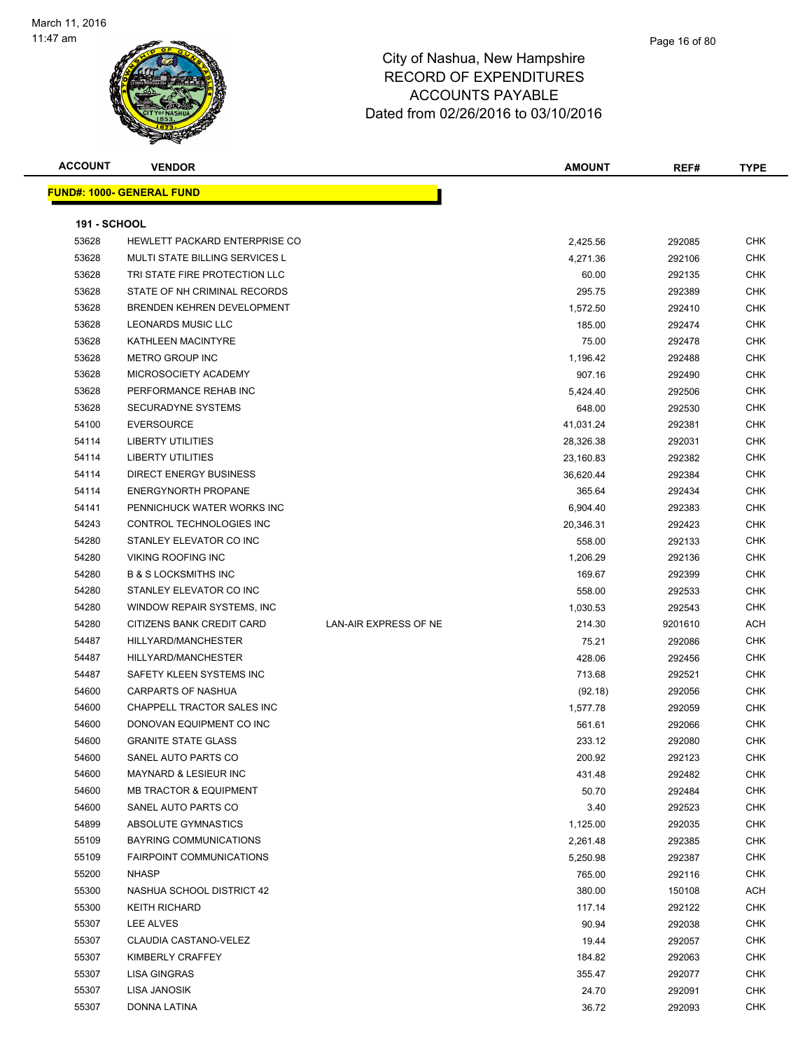City of Nashua, New Hampshire
RECORD OF EXPENDITURES
ACCOUNTS PAYABLE
Dated from 02/26/2016 to 03/10/2016

| ACCOUNT | VENDOR | | AMOUNT | REF# | TYPE |
|---|---|---|---|---|---|

**FUND#: 1000- GENERAL FUND**

**191 - SCHOOL**

| ACCOUNT | VENDOR | | AMOUNT | REF# | TYPE |
|---|---|---|---|---|---|
| 53628 | HEWLETT PACKARD ENTERPRISE CO | | 2,425.56 | 292085 | CHK |
| 53628 | MULTI STATE BILLING SERVICES L | | 4,271.36 | 292106 | CHK |
| 53628 | TRI STATE FIRE PROTECTION LLC | | 60.00 | 292135 | CHK |
| 53628 | STATE OF NH CRIMINAL RECORDS | | 295.75 | 292389 | CHK |
| 53628 | BRENDEN KEHREN DEVELOPMENT | | 1,572.50 | 292410 | CHK |
| 53628 | LEONARDS MUSIC LLC | | 185.00 | 292474 | CHK |
| 53628 | KATHLEEN MACINTYRE | | 75.00 | 292478 | CHK |
| 53628 | METRO GROUP INC | | 1,196.42 | 292488 | CHK |
| 53628 | MICROSOCIETY ACADEMY | | 907.16 | 292490 | CHK |
| 53628 | PERFORMANCE REHAB INC | | 5,424.40 | 292506 | CHK |
| 53628 | SECURADYNE SYSTEMS | | 648.00 | 292530 | CHK |
| 54100 | EVERSOURCE | | 41,031.24 | 292381 | CHK |
| 54114 | LIBERTY UTILITIES | | 28,326.38 | 292031 | CHK |
| 54114 | LIBERTY UTILITIES | | 23,160.83 | 292382 | CHK |
| 54114 | DIRECT ENERGY BUSINESS | | 36,620.44 | 292384 | CHK |
| 54114 | ENERGYNORTH PROPANE | | 365.64 | 292434 | CHK |
| 54141 | PENNICHUCK WATER WORKS INC | | 6,904.40 | 292383 | CHK |
| 54243 | CONTROL TECHNOLOGIES INC | | 20,346.31 | 292423 | CHK |
| 54280 | STANLEY ELEVATOR CO INC | | 558.00 | 292133 | CHK |
| 54280 | VIKING ROOFING INC | | 1,206.29 | 292136 | CHK |
| 54280 | B & S LOCKSMITHS INC | | 169.67 | 292399 | CHK |
| 54280 | STANLEY ELEVATOR CO INC | | 558.00 | 292533 | CHK |
| 54280 | WINDOW REPAIR SYSTEMS, INC | | 1,030.53 | 292543 | CHK |
| 54280 | CITIZENS BANK CREDIT CARD | LAN-AIR EXPRESS OF NE | 214.30 | 9201610 | ACH |
| 54487 | HILLYARD/MANCHESTER | | 75.21 | 292086 | CHK |
| 54487 | HILLYARD/MANCHESTER | | 428.06 | 292456 | CHK |
| 54487 | SAFETY KLEEN SYSTEMS INC | | 713.68 | 292521 | CHK |
| 54600 | CARPARTS OF NASHUA | | (92.18) | 292056 | CHK |
| 54600 | CHAPPELL TRACTOR SALES INC | | 1,577.78 | 292059 | CHK |
| 54600 | DONOVAN EQUIPMENT CO INC | | 561.61 | 292066 | CHK |
| 54600 | GRANITE STATE GLASS | | 233.12 | 292080 | CHK |
| 54600 | SANEL AUTO PARTS CO | | 200.92 | 292123 | CHK |
| 54600 | MAYNARD & LESIEUR INC | | 431.48 | 292482 | CHK |
| 54600 | MB TRACTOR & EQUIPMENT | | 50.70 | 292484 | CHK |
| 54600 | SANEL AUTO PARTS CO | | 3.40 | 292523 | CHK |
| 54899 | ABSOLUTE GYMNASTICS | | 1,125.00 | 292035 | CHK |
| 55109 | BAYRING COMMUNICATIONS | | 2,261.48 | 292385 | CHK |
| 55109 | FAIRPOINT COMMUNICATIONS | | 5,250.98 | 292387 | CHK |
| 55200 | NHASP | | 765.00 | 292116 | CHK |
| 55300 | NASHUA SCHOOL DISTRICT 42 | | 380.00 | 150108 | ACH |
| 55300 | KEITH RICHARD | | 117.14 | 292122 | CHK |
| 55307 | LEE ALVES | | 90.94 | 292038 | CHK |
| 55307 | CLAUDIA CASTANO-VELEZ | | 19.44 | 292057 | CHK |
| 55307 | KIMBERLY CRAFFEY | | 184.82 | 292063 | CHK |
| 55307 | LISA GINGRAS | | 355.47 | 292077 | CHK |
| 55307 | LISA JANOSIK | | 24.70 | 292091 | CHK |
| 55307 | DONNA LATINA | | 36.72 | 292093 | CHK |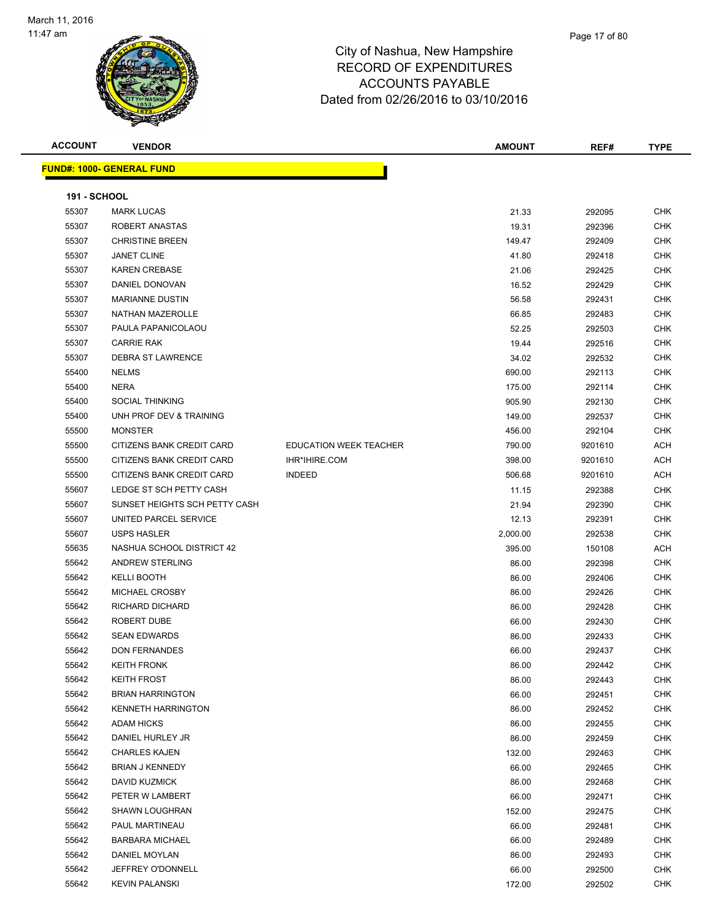City of Nashua, New Hampshire
RECORD OF EXPENDITURES
ACCOUNTS PAYABLE
Dated from 02/26/2016 to 03/10/2016

| ACCOUNT | VENDOR | | AMOUNT | REF# | TYPE |
|---|---|---|---|---|---|

**FUND#: 1000- GENERAL FUND**

**191 - SCHOOL**

| ACCOUNT | VENDOR | | AMOUNT | REF# | TYPE |
|---|---|---|---|---|---|
| 55307 | MARK LUCAS | | 21.33 | 292095 | CHK |
| 55307 | ROBERT ANASTAS | | 19.31 | 292396 | CHK |
| 55307 | CHRISTINE BREEN | | 149.47 | 292409 | CHK |
| 55307 | JANET CLINE | | 41.80 | 292418 | CHK |
| 55307 | KAREN CREBASE | | 21.06 | 292425 | CHK |
| 55307 | DANIEL DONOVAN | | 16.52 | 292429 | CHK |
| 55307 | MARIANNE DUSTIN | | 56.58 | 292431 | CHK |
| 55307 | NATHAN MAZEROLLE | | 66.85 | 292483 | CHK |
| 55307 | PAULA PAPANICOLAOU | | 52.25 | 292503 | CHK |
| 55307 | CARRIE RAK | | 19.44 | 292516 | CHK |
| 55307 | DEBRA ST LAWRENCE | | 34.02 | 292532 | CHK |
| 55400 | NELMS | | 690.00 | 292113 | CHK |
| 55400 | NERA | | 175.00 | 292114 | CHK |
| 55400 | SOCIAL THINKING | | 905.90 | 292130 | CHK |
| 55400 | UNH PROF DEV & TRAINING | | 149.00 | 292537 | CHK |
| 55500 | MONSTER | | 456.00 | 292104 | CHK |
| 55500 | CITIZENS BANK CREDIT CARD | EDUCATION WEEK TEACHER | 790.00 | 9201610 | ACH |
| 55500 | CITIZENS BANK CREDIT CARD | IHR*IHIRE.COM | 398.00 | 9201610 | ACH |
| 55500 | CITIZENS BANK CREDIT CARD | INDEED | 506.68 | 9201610 | ACH |
| 55607 | LEDGE ST SCH PETTY CASH | | 11.15 | 292388 | CHK |
| 55607 | SUNSET HEIGHTS SCH PETTY CASH | | 21.94 | 292390 | CHK |
| 55607 | UNITED PARCEL SERVICE | | 12.13 | 292391 | CHK |
| 55607 | USPS HASLER | | 2,000.00 | 292538 | CHK |
| 55635 | NASHUA SCHOOL DISTRICT 42 | | 395.00 | 150108 | ACH |
| 55642 | ANDREW STERLING | | 86.00 | 292398 | CHK |
| 55642 | KELLI BOOTH | | 86.00 | 292406 | CHK |
| 55642 | MICHAEL CROSBY | | 86.00 | 292426 | CHK |
| 55642 | RICHARD DICHARD | | 86.00 | 292428 | CHK |
| 55642 | ROBERT DUBE | | 66.00 | 292430 | CHK |
| 55642 | SEAN EDWARDS | | 86.00 | 292433 | CHK |
| 55642 | DON FERNANDES | | 66.00 | 292437 | CHK |
| 55642 | KEITH FRONK | | 86.00 | 292442 | CHK |
| 55642 | KEITH FROST | | 86.00 | 292443 | CHK |
| 55642 | BRIAN HARRINGTON | | 66.00 | 292451 | CHK |
| 55642 | KENNETH HARRINGTON | | 86.00 | 292452 | CHK |
| 55642 | ADAM HICKS | | 86.00 | 292455 | CHK |
| 55642 | DANIEL HURLEY JR | | 86.00 | 292459 | CHK |
| 55642 | CHARLES KAJEN | | 132.00 | 292463 | CHK |
| 55642 | BRIAN J KENNEDY | | 66.00 | 292465 | CHK |
| 55642 | DAVID KUZMICK | | 86.00 | 292468 | CHK |
| 55642 | PETER W LAMBERT | | 66.00 | 292471 | CHK |
| 55642 | SHAWN LOUGHRAN | | 152.00 | 292475 | CHK |
| 55642 | PAUL MARTINEAU | | 66.00 | 292481 | CHK |
| 55642 | BARBARA MICHAEL | | 66.00 | 292489 | CHK |
| 55642 | DANIEL MOYLAN | | 86.00 | 292493 | CHK |
| 55642 | JEFFREY O'DONNELL | | 66.00 | 292500 | CHK |
| 55642 | KEVIN PALANSKI | | 172.00 | 292502 | CHK |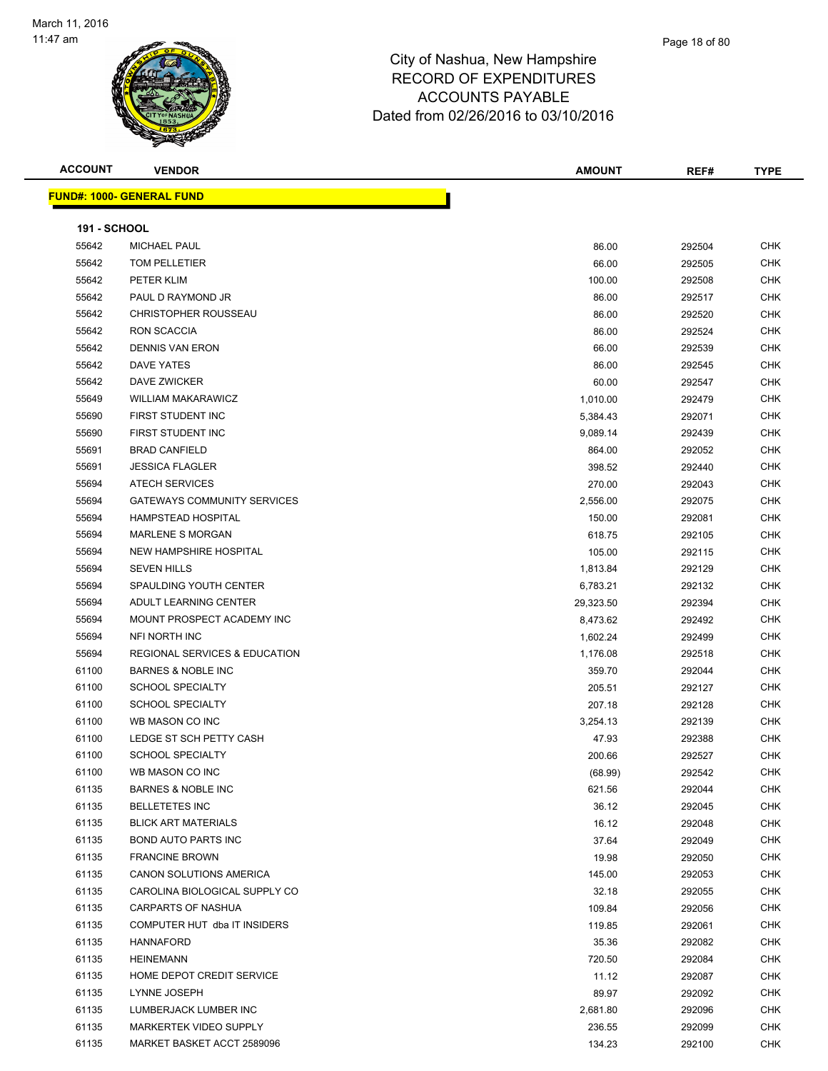City of Nashua, New Hampshire
RECORD OF EXPENDITURES
ACCOUNTS PAYABLE
Dated from 02/26/2016 to 03/10/2016

| ACCOUNT | VENDOR | AMOUNT | REF# | TYPE |
|---|---|---|---|---|

**FUND#: 1000- GENERAL FUND**

**191 - SCHOOL**

| ACCOUNT | VENDOR | AMOUNT | REF# | TYPE |
|---|---|---|---|---|
| 55642 | MICHAEL PAUL | 86.00 | 292504 | CHK |
| 55642 | TOM PELLETIER | 66.00 | 292505 | CHK |
| 55642 | PETER KLIM | 100.00 | 292508 | CHK |
| 55642 | PAUL D RAYMOND JR | 86.00 | 292517 | CHK |
| 55642 | CHRISTOPHER ROUSSEAU | 86.00 | 292520 | CHK |
| 55642 | RON SCACCIA | 86.00 | 292524 | CHK |
| 55642 | DENNIS VAN ERON | 66.00 | 292539 | CHK |
| 55642 | DAVE YATES | 86.00 | 292545 | CHK |
| 55642 | DAVE ZWICKER | 60.00 | 292547 | CHK |
| 55649 | WILLIAM MAKARAWICZ | 1,010.00 | 292479 | CHK |
| 55690 | FIRST STUDENT INC | 5,384.43 | 292071 | CHK |
| 55690 | FIRST STUDENT INC | 9,089.14 | 292439 | CHK |
| 55691 | BRAD CANFIELD | 864.00 | 292052 | CHK |
| 55691 | JESSICA FLAGLER | 398.52 | 292440 | CHK |
| 55694 | ATECH SERVICES | 270.00 | 292043 | CHK |
| 55694 | GATEWAYS COMMUNITY SERVICES | 2,556.00 | 292075 | CHK |
| 55694 | HAMPSTEAD HOSPITAL | 150.00 | 292081 | CHK |
| 55694 | MARLENE S MORGAN | 618.75 | 292105 | CHK |
| 55694 | NEW HAMPSHIRE HOSPITAL | 105.00 | 292115 | CHK |
| 55694 | SEVEN HILLS | 1,813.84 | 292129 | CHK |
| 55694 | SPAULDING YOUTH CENTER | 6,783.21 | 292132 | CHK |
| 55694 | ADULT LEARNING CENTER | 29,323.50 | 292394 | CHK |
| 55694 | MOUNT PROSPECT ACADEMY INC | 8,473.62 | 292492 | CHK |
| 55694 | NFI NORTH INC | 1,602.24 | 292499 | CHK |
| 55694 | REGIONAL SERVICES & EDUCATION | 1,176.08 | 292518 | CHK |
| 61100 | BARNES & NOBLE INC | 359.70 | 292044 | CHK |
| 61100 | SCHOOL SPECIALTY | 205.51 | 292127 | CHK |
| 61100 | SCHOOL SPECIALTY | 207.18 | 292128 | CHK |
| 61100 | WB MASON CO INC | 3,254.13 | 292139 | CHK |
| 61100 | LEDGE ST SCH PETTY CASH | 47.93 | 292388 | CHK |
| 61100 | SCHOOL SPECIALTY | 200.66 | 292527 | CHK |
| 61100 | WB MASON CO INC | (68.99) | 292542 | CHK |
| 61135 | BARNES & NOBLE INC | 621.56 | 292044 | CHK |
| 61135 | BELLETETES INC | 36.12 | 292045 | CHK |
| 61135 | BLICK ART MATERIALS | 16.12 | 292048 | CHK |
| 61135 | BOND AUTO PARTS INC | 37.64 | 292049 | CHK |
| 61135 | FRANCINE BROWN | 19.98 | 292050 | CHK |
| 61135 | CANON SOLUTIONS AMERICA | 145.00 | 292053 | CHK |
| 61135 | CAROLINA BIOLOGICAL SUPPLY CO | 32.18 | 292055 | CHK |
| 61135 | CARPARTS OF NASHUA | 109.84 | 292056 | CHK |
| 61135 | COMPUTER HUT dba IT INSIDERS | 119.85 | 292061 | CHK |
| 61135 | HANNAFORD | 35.36 | 292082 | CHK |
| 61135 | HEINEMANN | 720.50 | 292084 | CHK |
| 61135 | HOME DEPOT CREDIT SERVICE | 11.12 | 292087 | CHK |
| 61135 | LYNNE JOSEPH | 89.97 | 292092 | CHK |
| 61135 | LUMBERJACK LUMBER INC | 2,681.80 | 292096 | CHK |
| 61135 | MARKERTEK VIDEO SUPPLY | 236.55 | 292099 | CHK |
| 61135 | MARKET BASKET ACCT 2589096 | 134.23 | 292100 | CHK |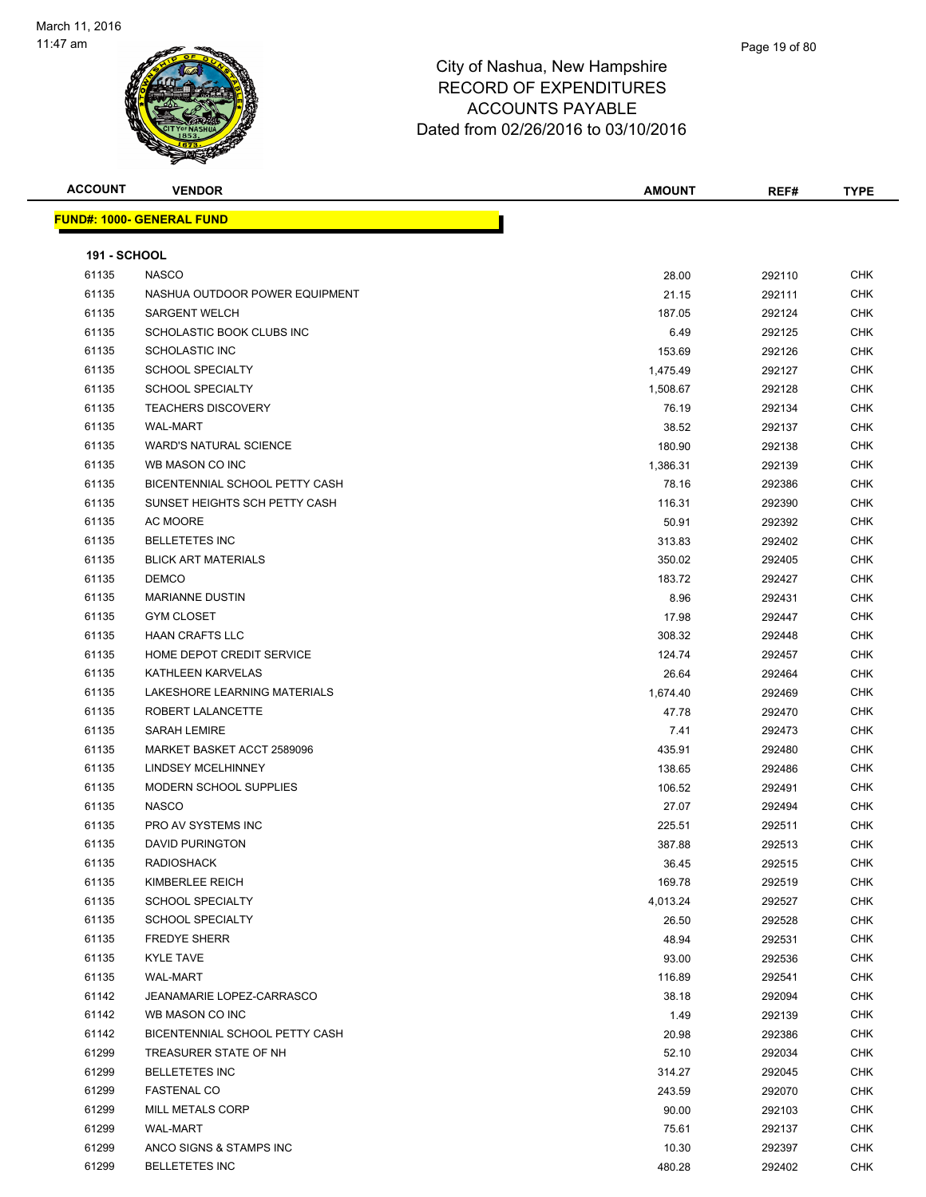City of Nashua, New Hampshire
RECORD OF EXPENDITURES
ACCOUNTS PAYABLE
Dated from 02/26/2016 to 03/10/2016

**FUND#: 1000- GENERAL FUND**

**191 - SCHOOL**

| ACCOUNT | VENDOR | AMOUNT | REF# | TYPE |
|---|---|---|---|---|
| 61135 | NASCO | 28.00 | 292110 | CHK |
| 61135 | NASHUA OUTDOOR POWER EQUIPMENT | 21.15 | 292111 | CHK |
| 61135 | SARGENT WELCH | 187.05 | 292124 | CHK |
| 61135 | SCHOLASTIC BOOK CLUBS INC | 6.49 | 292125 | CHK |
| 61135 | SCHOLASTIC INC | 153.69 | 292126 | CHK |
| 61135 | SCHOOL SPECIALTY | 1,475.49 | 292127 | CHK |
| 61135 | SCHOOL SPECIALTY | 1,508.67 | 292128 | CHK |
| 61135 | TEACHERS DISCOVERY | 76.19 | 292134 | CHK |
| 61135 | WAL-MART | 38.52 | 292137 | CHK |
| 61135 | WARD'S NATURAL SCIENCE | 180.90 | 292138 | CHK |
| 61135 | WB MASON CO INC | 1,386.31 | 292139 | CHK |
| 61135 | BICENTENNIAL SCHOOL PETTY CASH | 78.16 | 292386 | CHK |
| 61135 | SUNSET HEIGHTS SCH PETTY CASH | 116.31 | 292390 | CHK |
| 61135 | AC MOORE | 50.91 | 292392 | CHK |
| 61135 | BELLETETES INC | 313.83 | 292402 | CHK |
| 61135 | BLICK ART MATERIALS | 350.02 | 292405 | CHK |
| 61135 | DEMCO | 183.72 | 292427 | CHK |
| 61135 | MARIANNE DUSTIN | 8.96 | 292431 | CHK |
| 61135 | GYM CLOSET | 17.98 | 292447 | CHK |
| 61135 | HAAN CRAFTS LLC | 308.32 | 292448 | CHK |
| 61135 | HOME DEPOT CREDIT SERVICE | 124.74 | 292457 | CHK |
| 61135 | KATHLEEN KARVELAS | 26.64 | 292464 | CHK |
| 61135 | LAKESHORE LEARNING MATERIALS | 1,674.40 | 292469 | CHK |
| 61135 | ROBERT LALANCETTE | 47.78 | 292470 | CHK |
| 61135 | SARAH LEMIRE | 7.41 | 292473 | CHK |
| 61135 | MARKET BASKET ACCT 2589096 | 435.91 | 292480 | CHK |
| 61135 | LINDSEY MCELHINNEY | 138.65 | 292486 | CHK |
| 61135 | MODERN SCHOOL SUPPLIES | 106.52 | 292491 | CHK |
| 61135 | NASCO | 27.07 | 292494 | CHK |
| 61135 | PRO AV SYSTEMS INC | 225.51 | 292511 | CHK |
| 61135 | DAVID PURINGTON | 387.88 | 292513 | CHK |
| 61135 | RADIOSHACK | 36.45 | 292515 | CHK |
| 61135 | KIMBERLEE REICH | 169.78 | 292519 | CHK |
| 61135 | SCHOOL SPECIALTY | 4,013.24 | 292527 | CHK |
| 61135 | SCHOOL SPECIALTY | 26.50 | 292528 | CHK |
| 61135 | FREDYE SHERR | 48.94 | 292531 | CHK |
| 61135 | KYLE TAVE | 93.00 | 292536 | CHK |
| 61135 | WAL-MART | 116.89 | 292541 | CHK |
| 61142 | JEANAMARIE LOPEZ-CARRASCO | 38.18 | 292094 | CHK |
| 61142 | WB MASON CO INC | 1.49 | 292139 | CHK |
| 61142 | BICENTENNIAL SCHOOL PETTY CASH | 20.98 | 292386 | CHK |
| 61299 | TREASURER STATE OF NH | 52.10 | 292034 | CHK |
| 61299 | BELLETETES INC | 314.27 | 292045 | CHK |
| 61299 | FASTENAL CO | 243.59 | 292070 | CHK |
| 61299 | MILL METALS CORP | 90.00 | 292103 | CHK |
| 61299 | WAL-MART | 75.61 | 292137 | CHK |
| 61299 | ANCO SIGNS & STAMPS INC | 10.30 | 292397 | CHK |
| 61299 | BELLETETES INC | 480.28 | 292402 | CHK |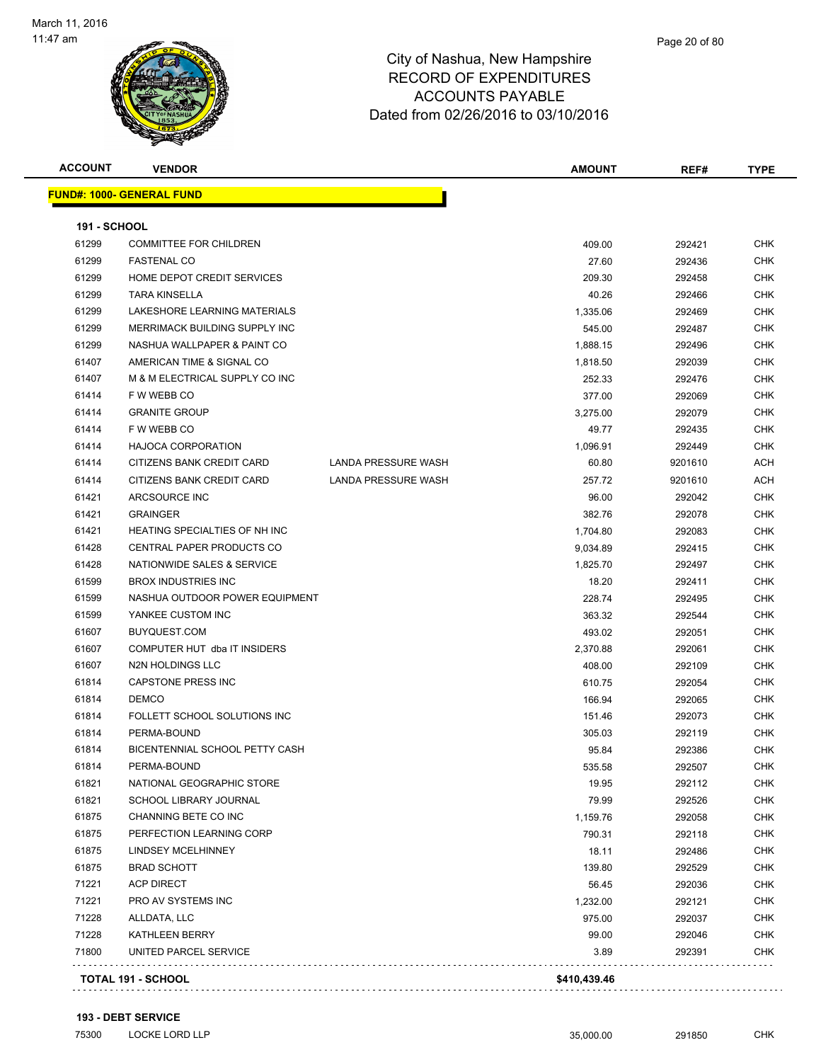March 11, 2016
11:47 am

# City of Nashua, New Hampshire
## RECORD OF EXPENDITURES
## ACCOUNTS PAYABLE
## Dated from 02/26/2016 to 03/10/2016

| ACCOUNT | VENDOR | | AMOUNT | REF# | TYPE |
|---|---|---|---|---|---|
| **FUND#: 1000- GENERAL FUND** | | | | | |
| **191 - SCHOOL** | | | | | |
| 61299 | COMMITTEE FOR CHILDREN | | 409.00 | 292421 | CHK |
| 61299 | FASTENAL CO | | 27.60 | 292436 | CHK |
| 61299 | HOME DEPOT CREDIT SERVICES | | 209.30 | 292458 | CHK |
| 61299 | TARA KINSELLA | | 40.26 | 292466 | CHK |
| 61299 | LAKESHORE LEARNING MATERIALS | | 1,335.06 | 292469 | CHK |
| 61299 | MERRIMACK BUILDING SUPPLY INC | | 545.00 | 292487 | CHK |
| 61299 | NASHUA WALLPAPER & PAINT CO | | 1,888.15 | 292496 | CHK |
| 61407 | AMERICAN TIME & SIGNAL CO | | 1,818.50 | 292039 | CHK |
| 61407 | M & M ELECTRICAL SUPPLY CO INC | | 252.33 | 292476 | CHK |
| 61414 | F W WEBB CO | | 377.00 | 292069 | CHK |
| 61414 | GRANITE GROUP | | 3,275.00 | 292079 | CHK |
| 61414 | F W WEBB CO | | 49.77 | 292435 | CHK |
| 61414 | HAJOCA CORPORATION | | 1,096.91 | 292449 | CHK |
| 61414 | CITIZENS BANK CREDIT CARD | LANDA PRESSURE WASH | 60.80 | 9201610 | ACH |
| 61414 | CITIZENS BANK CREDIT CARD | LANDA PRESSURE WASH | 257.72 | 9201610 | ACH |
| 61421 | ARCSOURCE INC | | 96.00 | 292042 | CHK |
| 61421 | GRAINGER | | 382.76 | 292078 | CHK |
| 61421 | HEATING SPECIALTIES OF NH INC | | 1,704.80 | 292083 | CHK |
| 61428 | CENTRAL PAPER PRODUCTS CO | | 9,034.89 | 292415 | CHK |
| 61428 | NATIONWIDE SALES & SERVICE | | 1,825.70 | 292497 | CHK |
| 61599 | BROX INDUSTRIES INC | | 18.20 | 292411 | CHK |
| 61599 | NASHUA OUTDOOR POWER EQUIPMENT | | 228.74 | 292495 | CHK |
| 61599 | YANKEE CUSTOM INC | | 363.32 | 292544 | CHK |
| 61607 | BUYQUEST.COM | | 493.02 | 292051 | CHK |
| 61607 | COMPUTER HUT dba IT INSIDERS | | 2,370.88 | 292061 | CHK |
| 61607 | N2N HOLDINGS LLC | | 408.00 | 292109 | CHK |
| 61814 | CAPSTONE PRESS INC | | 610.75 | 292054 | CHK |
| 61814 | DEMCO | | 166.94 | 292065 | CHK |
| 61814 | FOLLETT SCHOOL SOLUTIONS INC | | 151.46 | 292073 | CHK |
| 61814 | PERMA-BOUND | | 305.03 | 292119 | CHK |
| 61814 | BICENTENNIAL SCHOOL PETTY CASH | | 95.84 | 292386 | CHK |
| 61814 | PERMA-BOUND | | 535.58 | 292507 | CHK |
| 61821 | NATIONAL GEOGRAPHIC STORE | | 19.95 | 292112 | CHK |
| 61821 | SCHOOL LIBRARY JOURNAL | | 79.99 | 292526 | CHK |
| 61875 | CHANNING BETE CO INC | | 1,159.76 | 292058 | CHK |
| 61875 | PERFECTION LEARNING CORP | | 790.31 | 292118 | CHK |
| 61875 | LINDSEY MCELHINNEY | | 18.11 | 292486 | CHK |
| 61875 | BRAD SCHOTT | | 139.80 | 292529 | CHK |
| 71221 | ACP DIRECT | | 56.45 | 292036 | CHK |
| 71221 | PRO AV SYSTEMS INC | | 1,232.00 | 292121 | CHK |
| 71228 | ALLDATA, LLC | | 975.00 | 292037 | CHK |
| 71228 | KATHLEEN BERRY | | 99.00 | 292046 | CHK |
| 71800 | UNITED PARCEL SERVICE | | 3.89 | 292391 | CHK |
| **TOTAL 191 - SCHOOL** | | | **$410,439.46** | | |
| **193 - DEBT SERVICE** | | | | | |
| 75300 | LOCKE LORD LLP | | 35,000.00 | 291850 | CHK |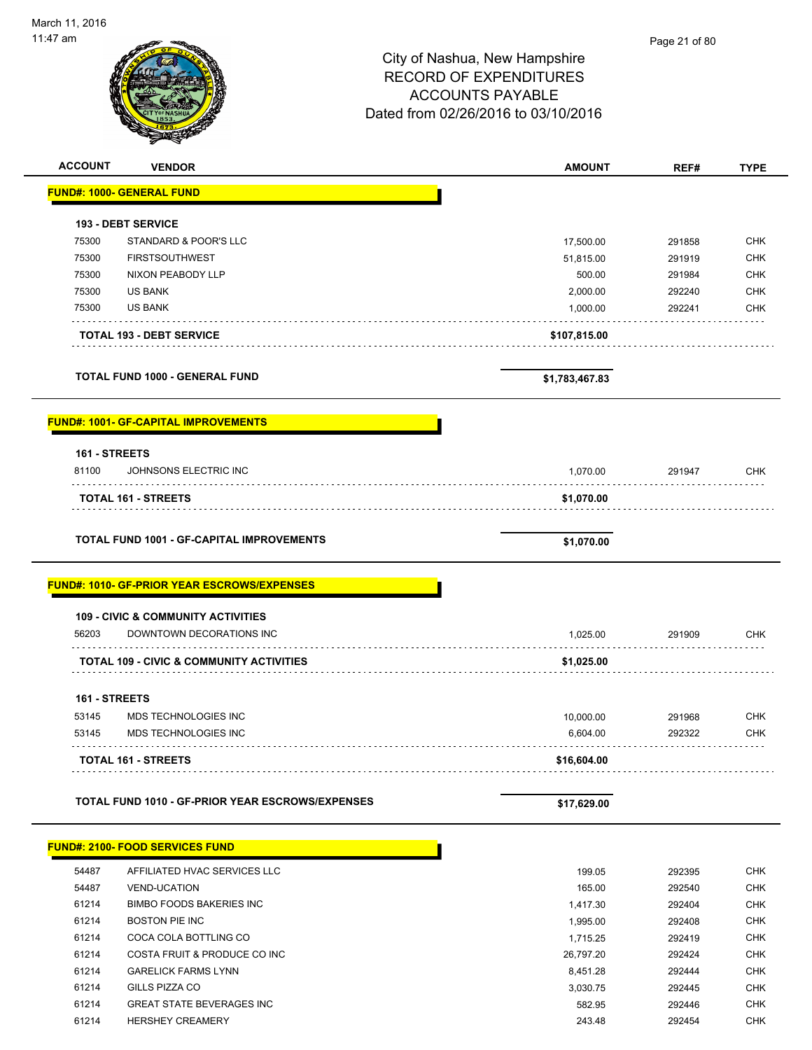City of Nashua, New Hampshire
RECORD OF EXPENDITURES
ACCOUNTS PAYABLE
Dated from 02/26/2016 to 03/10/2016

| ACCOUNT | VENDOR | AMOUNT | REF# | TYPE |
|---|---|---|---|---|
| **FUND#: 1000- GENERAL FUND** | | | | |
| **193 - DEBT SERVICE** | | | | |
| 75300 | STANDARD & POOR'S LLC | 17,500.00 | 291858 | CHK |
| 75300 | FIRSTSOUTHWEST | 51,815.00 | 291919 | CHK |
| 75300 | NIXON PEABODY LLP | 500.00 | 291984 | CHK |
| 75300 | US BANK | 2,000.00 | 292240 | CHK |
| 75300 | US BANK | 1,000.00 | 292241 | CHK |
| | **TOTAL 193 - DEBT SERVICE** | **$107,815.00** | | |
| | **TOTAL FUND 1000 - GENERAL FUND** | **$1,783,467.83** | | |
| **FUND#: 1001- GF-CAPITAL IMPROVEMENTS** | | | | |
| **161 - STREETS** | | | | |
| 81100 | JOHNSONS ELECTRIC INC | 1,070.00 | 291947 | CHK |
| | **TOTAL 161 - STREETS** | **$1,070.00** | | |
| | **TOTAL FUND 1001 - GF-CAPITAL IMPROVEMENTS** | **$1,070.00** | | |
| **FUND#: 1010- GF-PRIOR YEAR ESCROWS/EXPENSES** | | | | |
| **109 - CIVIC & COMMUNITY ACTIVITIES** | | | | |
| 56203 | DOWNTOWN DECORATIONS INC | 1,025.00 | 291909 | CHK |
| | **TOTAL 109 - CIVIC & COMMUNITY ACTIVITIES** | **$1,025.00** | | |
| **161 - STREETS** | | | | |
| 53145 | MDS TECHNOLOGIES INC | 10,000.00 | 291968 | CHK |
| 53145 | MDS TECHNOLOGIES INC | 6,604.00 | 292322 | CHK |
| | **TOTAL 161 - STREETS** | **$16,604.00** | | |
| | **TOTAL FUND 1010 - GF-PRIOR YEAR ESCROWS/EXPENSES** | **$17,629.00** | | |
| **FUND#: 2100- FOOD SERVICES FUND** | | | | |
| 54487 | AFFILIATED HVAC SERVICES LLC | 199.05 | 292395 | CHK |
| 54487 | VEND-UCATION | 165.00 | 292540 | CHK |
| 61214 | BIMBO FOODS BAKERIES INC | 1,417.30 | 292404 | CHK |
| 61214 | BOSTON PIE INC | 1,995.00 | 292408 | CHK |
| 61214 | COCA COLA BOTTLING CO | 1,715.25 | 292419 | CHK |
| 61214 | COSTA FRUIT & PRODUCE CO INC | 26,797.20 | 292424 | CHK |
| 61214 | GARELICK FARMS LYNN | 8,451.28 | 292444 | CHK |
| 61214 | GILLS PIZZA CO | 3,030.75 | 292445 | CHK |
| 61214 | GREAT STATE BEVERAGES INC | 582.95 | 292446 | CHK |
| 61214 | HERSHEY CREAMERY | 243.48 | 292454 | CHK |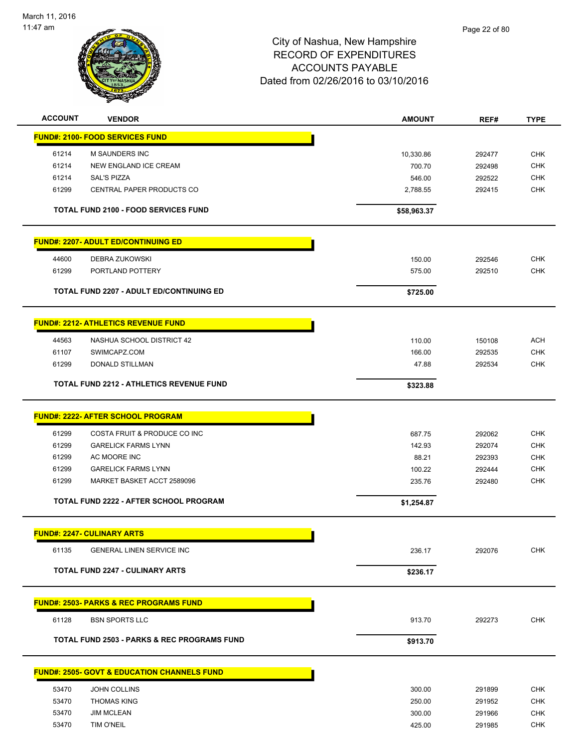City of Nashua, New Hampshire
RECORD OF EXPENDITURES
ACCOUNTS PAYABLE
Dated from 02/26/2016 to 03/10/2016

March 11, 2016
11:47 am

| ACCOUNT | VENDOR | AMOUNT | REF# | TYPE |
|---|---|---|---|---|
| **FUND#: 2100- FOOD SERVICES FUND** | | | | |
| 61214 | M SAUNDERS INC | 10,330.86 | 292477 | CHK |
| 61214 | NEW ENGLAND ICE CREAM | 700.70 | 292498 | CHK |
| 61214 | SAL'S PIZZA | 546.00 | 292522 | CHK |
| 61299 | CENTRAL PAPER PRODUCTS CO | 2,788.55 | 292415 | CHK |
| **TOTAL FUND 2100 - FOOD SERVICES FUND** | | **$58,963.37** | | |
| **FUND#: 2207- ADULT ED/CONTINUING ED** | | | | |
| 44600 | DEBRA ZUKOWSKI | 150.00 | 292546 | CHK |
| 61299 | PORTLAND POTTERY | 575.00 | 292510 | CHK |
| **TOTAL FUND 2207 - ADULT ED/CONTINUING ED** | | **$725.00** | | |
| **FUND#: 2212- ATHLETICS REVENUE FUND** | | | | |
| 44563 | NASHUA SCHOOL DISTRICT 42 | 110.00 | 150108 | ACH |
| 61107 | SWIMCAPZ.COM | 166.00 | 292535 | CHK |
| 61299 | DONALD STILLMAN | 47.88 | 292534 | CHK |
| **TOTAL FUND 2212 - ATHLETICS REVENUE FUND** | | **$323.88** | | |
| **FUND#: 2222- AFTER SCHOOL PROGRAM** | | | | |
| 61299 | COSTA FRUIT & PRODUCE CO INC | 687.75 | 292062 | CHK |
| 61299 | GARELICK FARMS LYNN | 142.93 | 292074 | CHK |
| 61299 | AC MOORE INC | 88.21 | 292393 | CHK |
| 61299 | GARELICK FARMS LYNN | 100.22 | 292444 | CHK |
| 61299 | MARKET BASKET ACCT 2589096 | 235.76 | 292480 | CHK |
| **TOTAL FUND 2222 - AFTER SCHOOL PROGRAM** | | **$1,254.87** | | |
| **FUND#: 2247- CULINARY ARTS** | | | | |
| 61135 | GENERAL LINEN SERVICE INC | 236.17 | 292076 | CHK |
| **TOTAL FUND 2247 - CULINARY ARTS** | | **$236.17** | | |
| **FUND#: 2503- PARKS & REC PROGRAMS FUND** | | | | |
| 61128 | BSN SPORTS LLC | 913.70 | 292273 | CHK |
| **TOTAL FUND 2503 - PARKS & REC PROGRAMS FUND** | | **$913.70** | | |
| **FUND#: 2505- GOVT & EDUCATION CHANNELS FUND** | | | | |
| 53470 | JOHN COLLINS | 300.00 | 291899 | CHK |
| 53470 | THOMAS KING | 250.00 | 291952 | CHK |
| 53470 | JIM MCLEAN | 300.00 | 291966 | CHK |
| 53470 | TIM O'NEIL | 425.00 | 291985 | CHK |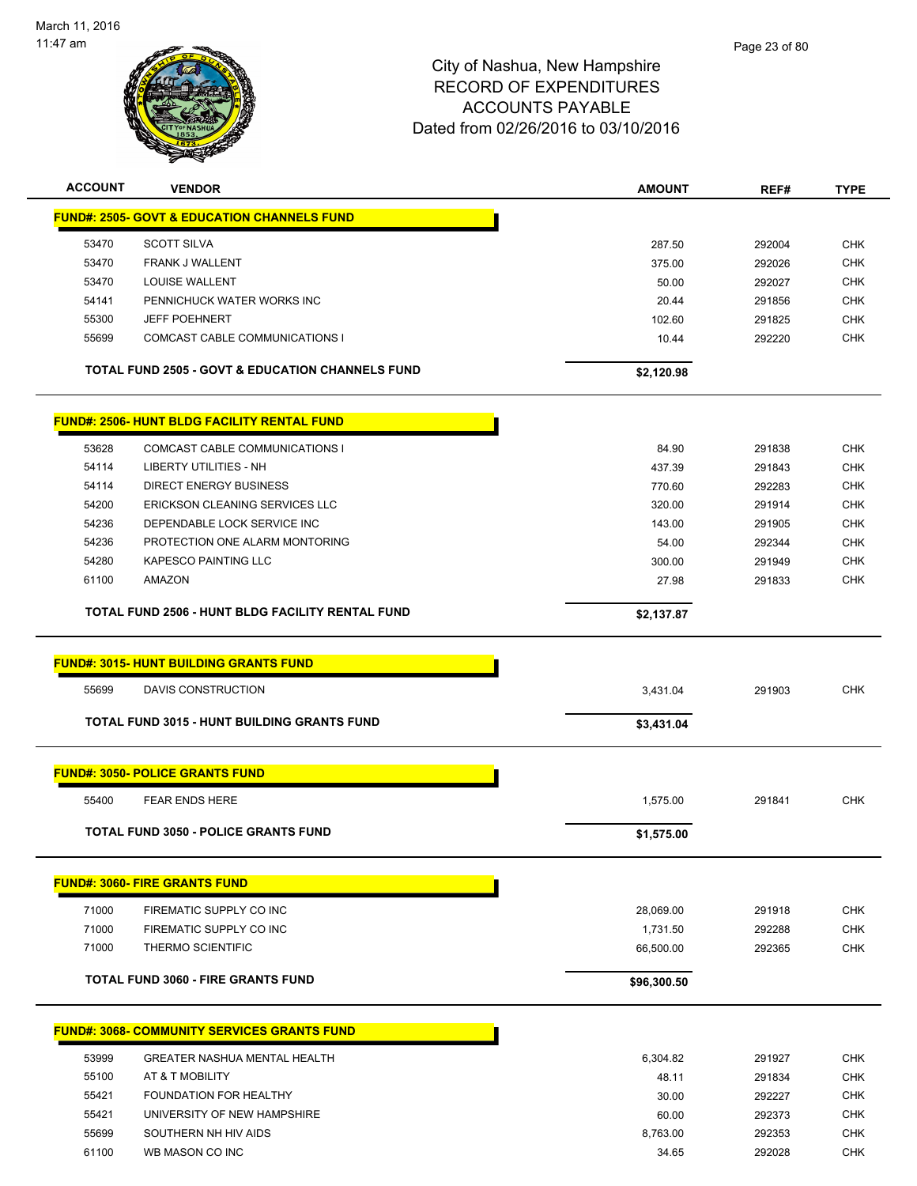City of Nashua, New Hampshire
RECORD OF EXPENDITURES
ACCOUNTS PAYABLE
Dated from 02/26/2016 to 03/10/2016

| ACCOUNT | VENDOR | AMOUNT | REF# | TYPE |
|---|---|---|---|---|
| **FUND#: 2505- GOVT & EDUCATION CHANNELS FUND** | | | | |
| 53470 | SCOTT SILVA | 287.50 | 292004 | CHK |
| 53470 | FRANK J WALLENT | 375.00 | 292026 | CHK |
| 53470 | LOUISE WALLENT | 50.00 | 292027 | CHK |
| 54141 | PENNICHUCK WATER WORKS INC | 20.44 | 291856 | CHK |
| 55300 | JEFF POEHNERT | 102.60 | 291825 | CHK |
| 55699 | COMCAST CABLE COMMUNICATIONS I | 10.44 | 292220 | CHK |
| | **TOTAL FUND 2505 - GOVT & EDUCATION CHANNELS FUND** | **$2,120.98** | | |
| **FUND#: 2506- HUNT BLDG FACILITY RENTAL FUND** | | | | |
| 53628 | COMCAST CABLE COMMUNICATIONS I | 84.90 | 291838 | CHK |
| 54114 | LIBERTY UTILITIES - NH | 437.39 | 291843 | CHK |
| 54114 | DIRECT ENERGY BUSINESS | 770.60 | 292283 | CHK |
| 54200 | ERICKSON CLEANING SERVICES LLC | 320.00 | 291914 | CHK |
| 54236 | DEPENDABLE LOCK SERVICE INC | 143.00 | 291905 | CHK |
| 54236 | PROTECTION ONE ALARM MONTORING | 54.00 | 292344 | CHK |
| 54280 | KAPESCO PAINTING LLC | 300.00 | 291949 | CHK |
| 61100 | AMAZON | 27.98 | 291833 | CHK |
| | **TOTAL FUND 2506 - HUNT BLDG FACILITY RENTAL FUND** | **$2,137.87** | | |
| **FUND#: 3015- HUNT BUILDING GRANTS FUND** | | | | |
| 55699 | DAVIS CONSTRUCTION | 3,431.04 | 291903 | CHK |
| | **TOTAL FUND 3015 - HUNT BUILDING GRANTS FUND** | **$3,431.04** | | |
| **FUND#: 3050- POLICE GRANTS FUND** | | | | |
| 55400 | FEAR ENDS HERE | 1,575.00 | 291841 | CHK |
| | **TOTAL FUND 3050 - POLICE GRANTS FUND** | **$1,575.00** | | |
| **FUND#: 3060- FIRE GRANTS FUND** | | | | |
| 71000 | FIREMATIC SUPPLY CO INC | 28,069.00 | 291918 | CHK |
| 71000 | FIREMATIC SUPPLY CO INC | 1,731.50 | 292288 | CHK |
| 71000 | THERMO SCIENTIFIC | 66,500.00 | 292365 | CHK |
| | **TOTAL FUND 3060 - FIRE GRANTS FUND** | **$96,300.50** | | |
| **FUND#: 3068- COMMUNITY SERVICES GRANTS FUND** | | | | |
| 53999 | GREATER NASHUA MENTAL HEALTH | 6,304.82 | 291927 | CHK |
| 55100 | AT & T MOBILITY | 48.11 | 291834 | CHK |
| 55421 | FOUNDATION FOR HEALTHY | 30.00 | 292227 | CHK |
| 55421 | UNIVERSITY OF NEW HAMPSHIRE | 60.00 | 292373 | CHK |
| 55699 | SOUTHERN NH HIV AIDS | 8,763.00 | 292353 | CHK |
| 61100 | WB MASON CO INC | 34.65 | 292028 | CHK |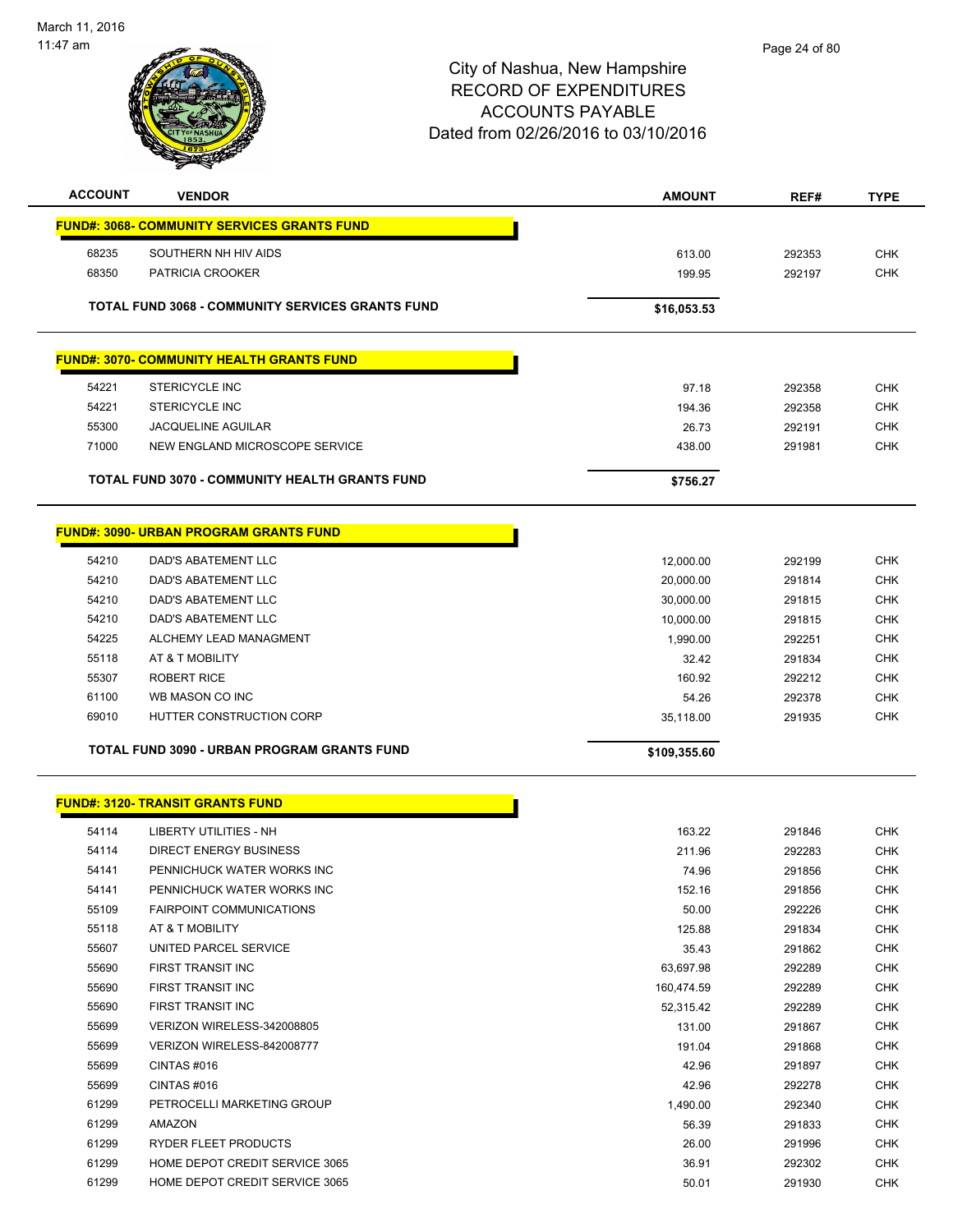March 11, 2016
11:47 am

# City of Nashua, New Hampshire
# RECORD OF EXPENDITURES
# ACCOUNTS PAYABLE
# Dated from 02/26/2016 to 03/10/2016

| ACCOUNT | VENDOR | AMOUNT | REF# | TYPE |
|---|---|---|---|---|
| **FUND#: 3068- COMMUNITY SERVICES GRANTS FUND** | | | | |
| 68235 | SOUTHERN NH HIV AIDS | 613.00 | 292353 | CHK |
| 68350 | PATRICIA CROOKER | 199.95 | 292197 | CHK |
| | **TOTAL FUND 3068 - COMMUNITY SERVICES GRANTS FUND** | **$16,053.53** | | |
| **FUND#: 3070- COMMUNITY HEALTH GRANTS FUND** | | | | |
| 54221 | STERICYCLE INC | 97.18 | 292358 | CHK |
| 54221 | STERICYCLE INC | 194.36 | 292358 | CHK |
| 55300 | JACQUELINE AGUILAR | 26.73 | 292191 | CHK |
| 71000 | NEW ENGLAND MICROSCOPE SERVICE | 438.00 | 291981 | CHK |
| | **TOTAL FUND 3070 - COMMUNITY HEALTH GRANTS FUND** | **$756.27** | | |
| **FUND#: 3090- URBAN PROGRAM GRANTS FUND** | | | | |
| 54210 | DAD'S ABATEMENT LLC | 12,000.00 | 292199 | CHK |
| 54210 | DAD'S ABATEMENT LLC | 20,000.00 | 291814 | CHK |
| 54210 | DAD'S ABATEMENT LLC | 30,000.00 | 291815 | CHK |
| 54210 | DAD'S ABATEMENT LLC | 10,000.00 | 291815 | CHK |
| 54225 | ALCHEMY LEAD MANAGMENT | 1,990.00 | 292251 | CHK |
| 55118 | AT & T MOBILITY | 32.42 | 291834 | CHK |
| 55307 | ROBERT RICE | 160.92 | 292212 | CHK |
| 61100 | WB MASON CO INC | 54.26 | 292378 | CHK |
| 69010 | HUTTER CONSTRUCTION CORP | 35,118.00 | 291935 | CHK |
| | **TOTAL FUND 3090 - URBAN PROGRAM GRANTS FUND** | **$109,355.60** | | |
| **FUND#: 3120- TRANSIT GRANTS FUND** | | | | |
| 54114 | LIBERTY UTILITIES - NH | 163.22 | 291846 | CHK |
| 54114 | DIRECT ENERGY BUSINESS | 211.96 | 292283 | CHK |
| 54141 | PENNICHUCK WATER WORKS INC | 74.96 | 291856 | CHK |
| 54141 | PENNICHUCK WATER WORKS INC | 152.16 | 291856 | CHK |
| 55109 | FAIRPOINT COMMUNICATIONS | 50.00 | 292226 | CHK |
| 55118 | AT & T MOBILITY | 125.88 | 291834 | CHK |
| 55607 | UNITED PARCEL SERVICE | 35.43 | 291862 | CHK |
| 55690 | FIRST TRANSIT INC | 63,697.98 | 292289 | CHK |
| 55690 | FIRST TRANSIT INC | 160,474.59 | 292289 | CHK |
| 55690 | FIRST TRANSIT INC | 52,315.42 | 292289 | CHK |
| 55699 | VERIZON WIRELESS-342008805 | 131.00 | 291867 | CHK |
| 55699 | VERIZON WIRELESS-842008777 | 191.04 | 291868 | CHK |
| 55699 | CINTAS #016 | 42.96 | 291897 | CHK |
| 55699 | CINTAS #016 | 42.96 | 292278 | CHK |
| 61299 | PETROCELLI MARKETING GROUP | 1,490.00 | 292340 | CHK |
| 61299 | AMAZON | 56.39 | 291833 | CHK |
| 61299 | RYDER FLEET PRODUCTS | 26.00 | 291996 | CHK |
| 61299 | HOME DEPOT CREDIT SERVICE 3065 | 36.91 | 292302 | CHK |
| 61299 | HOME DEPOT CREDIT SERVICE 3065 | 50.01 | 291930 | CHK |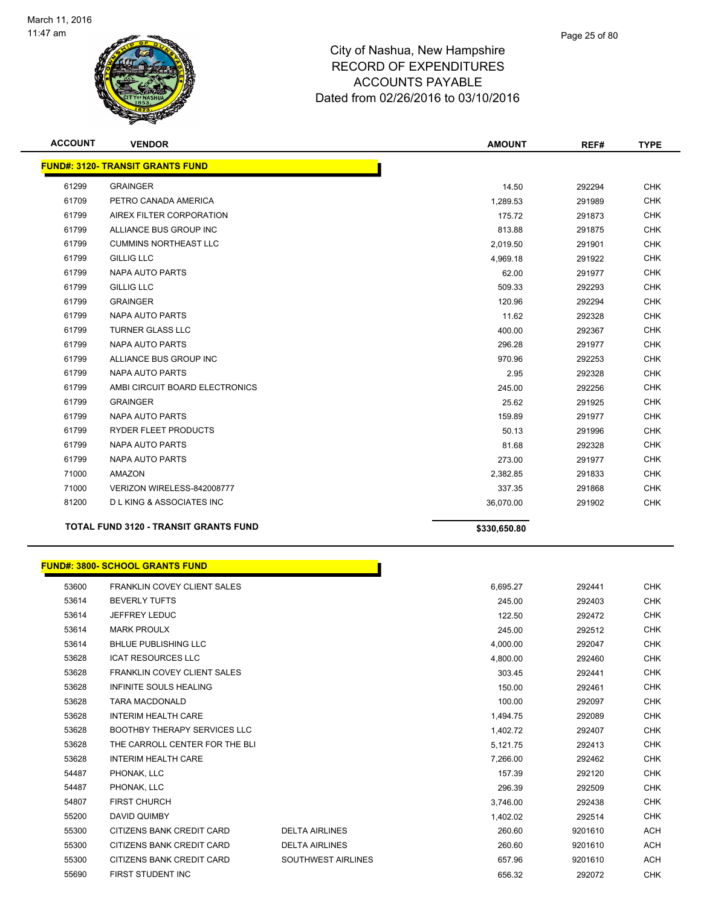City of Nashua, New Hampshire
RECORD OF EXPENDITURES
ACCOUNTS PAYABLE
Dated from 02/26/2016 to 03/10/2016

| ACCOUNT | VENDOR | | AMOUNT | REF# | TYPE |
|---|---|---|---|---|---|
| **FUND#: 3120- TRANSIT GRANTS FUND** | | | | | |
| 61299 | GRAINGER | | 14.50 | 292294 | CHK |
| 61709 | PETRO CANADA AMERICA | | 1,289.53 | 291989 | CHK |
| 61799 | AIREX FILTER CORPORATION | | 175.72 | 291873 | CHK |
| 61799 | ALLIANCE BUS GROUP INC | | 813.88 | 291875 | CHK |
| 61799 | CUMMINS NORTHEAST LLC | | 2,019.50 | 291901 | CHK |
| 61799 | GILLIG LLC | | 4,969.18 | 291922 | CHK |
| 61799 | NAPA AUTO PARTS | | 62.00 | 291977 | CHK |
| 61799 | GILLIG LLC | | 509.33 | 292293 | CHK |
| 61799 | GRAINGER | | 120.96 | 292294 | CHK |
| 61799 | NAPA AUTO PARTS | | 11.62 | 292328 | CHK |
| 61799 | TURNER GLASS LLC | | 400.00 | 292367 | CHK |
| 61799 | NAPA AUTO PARTS | | 296.28 | 291977 | CHK |
| 61799 | ALLIANCE BUS GROUP INC | | 970.96 | 292253 | CHK |
| 61799 | NAPA AUTO PARTS | | 2.95 | 292328 | CHK |
| 61799 | AMBI CIRCUIT BOARD ELECTRONICS | | 245.00 | 292256 | CHK |
| 61799 | GRAINGER | | 25.62 | 291925 | CHK |
| 61799 | NAPA AUTO PARTS | | 159.89 | 291977 | CHK |
| 61799 | RYDER FLEET PRODUCTS | | 50.13 | 291996 | CHK |
| 61799 | NAPA AUTO PARTS | | 81.68 | 292328 | CHK |
| 61799 | NAPA AUTO PARTS | | 273.00 | 291977 | CHK |
| 71000 | AMAZON | | 2,382.85 | 291833 | CHK |
| 71000 | VERIZON WIRELESS-842008777 | | 337.35 | 291868 | CHK |
| 81200 | D L KING & ASSOCIATES INC | | 36,070.00 | 291902 | CHK |
| **TOTAL FUND 3120 - TRANSIT GRANTS FUND** | | | **$330,650.80** | | |

| ACCOUNT | VENDOR | | AMOUNT | REF# | TYPE |
|---|---|---|---|---|---|
| **FUND#: 3800- SCHOOL GRANTS FUND** | | | | | |
| 53600 | FRANKLIN COVEY CLIENT SALES | | 6,695.27 | 292441 | CHK |
| 53614 | BEVERLY TUFTS | | 245.00 | 292403 | CHK |
| 53614 | JEFFREY LEDUC | | 122.50 | 292472 | CHK |
| 53614 | MARK PROULX | | 245.00 | 292512 | CHK |
| 53614 | BHLUE PUBLISHING LLC | | 4,000.00 | 292047 | CHK |
| 53628 | ICAT RESOURCES LLC | | 4,800.00 | 292460 | CHK |
| 53628 | FRANKLIN COVEY CLIENT SALES | | 303.45 | 292441 | CHK |
| 53628 | INFINITE SOULS HEALING | | 150.00 | 292461 | CHK |
| 53628 | TARA MACDONALD | | 100.00 | 292097 | CHK |
| 53628 | INTERIM HEALTH CARE | | 1,494.75 | 292089 | CHK |
| 53628 | BOOTHBY THERAPY SERVICES LLC | | 1,402.72 | 292407 | CHK |
| 53628 | THE CARROLL CENTER FOR THE BLI | | 5,121.75 | 292413 | CHK |
| 53628 | INTERIM HEALTH CARE | | 7,266.00 | 292462 | CHK |
| 54487 | PHONAK, LLC | | 157.39 | 292120 | CHK |
| 54487 | PHONAK, LLC | | 296.39 | 292509 | CHK |
| 54807 | FIRST CHURCH | | 3,746.00 | 292438 | CHK |
| 55200 | DAVID QUIMBY | | 1,402.02 | 292514 | CHK |
| 55300 | CITIZENS BANK CREDIT CARD | DELTA AIRLINES | 260.60 | 9201610 | ACH |
| 55300 | CITIZENS BANK CREDIT CARD | DELTA AIRLINES | 260.60 | 9201610 | ACH |
| 55300 | CITIZENS BANK CREDIT CARD | SOUTHWEST AIRLINES | 657.96 | 9201610 | ACH |
| 55690 | FIRST STUDENT INC | | 656.32 | 292072 | CHK |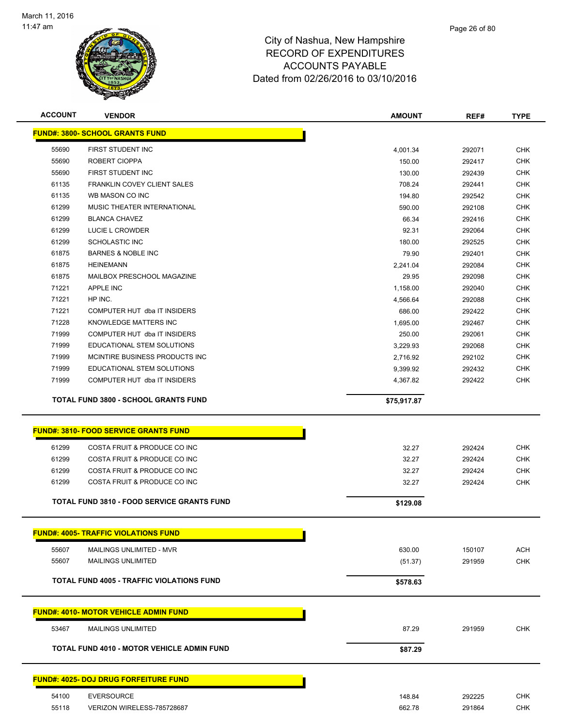City of Nashua, New Hampshire
RECORD OF EXPENDITURES
ACCOUNTS PAYABLE
Dated from 02/26/2016 to 03/10/2016

| ACCOUNT | VENDOR | AMOUNT | REF# | TYPE |
|---|---|---|---|---|
| **FUND#: 3800- SCHOOL GRANTS FUND** | | | | |
| 55690 | FIRST STUDENT INC | 4,001.34 | 292071 | CHK |
| 55690 | ROBERT CIOPPA | 150.00 | 292417 | CHK |
| 55690 | FIRST STUDENT INC | 130.00 | 292439 | CHK |
| 61135 | FRANKLIN COVEY CLIENT SALES | 708.24 | 292441 | CHK |
| 61135 | WB MASON CO INC | 194.80 | 292542 | CHK |
| 61299 | MUSIC THEATER INTERNATIONAL | 590.00 | 292108 | CHK |
| 61299 | BLANCA CHAVEZ | 66.34 | 292416 | CHK |
| 61299 | LUCIE L CROWDER | 92.31 | 292064 | CHK |
| 61299 | SCHOLASTIC INC | 180.00 | 292525 | CHK |
| 61875 | BARNES & NOBLE INC | 79.90 | 292401 | CHK |
| 61875 | HEINEMANN | 2,241.04 | 292084 | CHK |
| 61875 | MAILBOX PRESCHOOL MAGAZINE | 29.95 | 292098 | CHK |
| 71221 | APPLE INC | 1,158.00 | 292040 | CHK |
| 71221 | HP INC. | 4,566.64 | 292088 | CHK |
| 71221 | COMPUTER HUT dba IT INSIDERS | 686.00 | 292422 | CHK |
| 71228 | KNOWLEDGE MATTERS INC | 1,695.00 | 292467 | CHK |
| 71999 | COMPUTER HUT dba IT INSIDERS | 250.00 | 292061 | CHK |
| 71999 | EDUCATIONAL STEM SOLUTIONS | 3,229.93 | 292068 | CHK |
| 71999 | MCINTIRE BUSINESS PRODUCTS INC | 2,716.92 | 292102 | CHK |
| 71999 | EDUCATIONAL STEM SOLUTIONS | 9,399.92 | 292432 | CHK |
| 71999 | COMPUTER HUT dba IT INSIDERS | 4,367.82 | 292422 | CHK |
| | **TOTAL FUND 3800 - SCHOOL GRANTS FUND** | **$75,917.87** | | |
| **FUND#: 3810- FOOD SERVICE GRANTS FUND** | | | | |
| 61299 | COSTA FRUIT & PRODUCE CO INC | 32.27 | 292424 | CHK |
| 61299 | COSTA FRUIT & PRODUCE CO INC | 32.27 | 292424 | CHK |
| 61299 | COSTA FRUIT & PRODUCE CO INC | 32.27 | 292424 | CHK |
| 61299 | COSTA FRUIT & PRODUCE CO INC | 32.27 | 292424 | CHK |
| | **TOTAL FUND 3810 - FOOD SERVICE GRANTS FUND** | **$129.08** | | |
| **FUND#: 4005- TRAFFIC VIOLATIONS FUND** | | | | |
| 55607 | MAILINGS UNLIMITED - MVR | 630.00 | 150107 | ACH |
| 55607 | MAILINGS UNLIMITED | (51.37) | 291959 | CHK |
| | **TOTAL FUND 4005 - TRAFFIC VIOLATIONS FUND** | **$578.63** | | |
| **FUND#: 4010- MOTOR VEHICLE ADMIN FUND** | | | | |
| 53467 | MAILINGS UNLIMITED | 87.29 | 291959 | CHK |
| | **TOTAL FUND 4010 - MOTOR VEHICLE ADMIN FUND** | **$87.29** | | |
| **FUND#: 4025- DOJ DRUG FORFEITURE FUND** | | | | |
| 54100 | EVERSOURCE | 148.84 | 292225 | CHK |
| 55118 | VERIZON WIRELESS-785728687 | 662.78 | 291864 | CHK |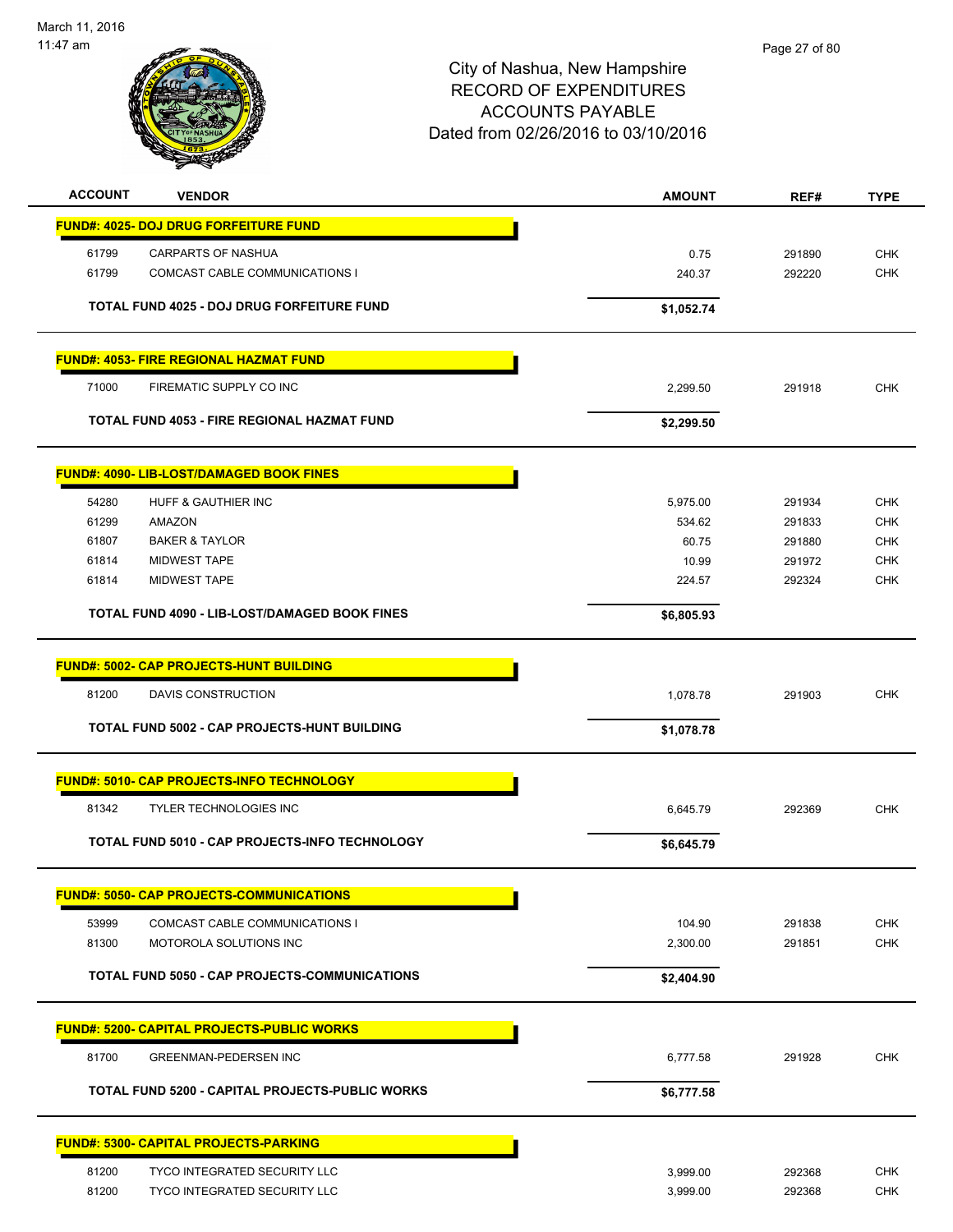City of Nashua, New Hampshire
RECORD OF EXPENDITURES
ACCOUNTS PAYABLE
Dated from 02/26/2016 to 03/10/2016

| ACCOUNT | VENDOR | AMOUNT | REF# | TYPE |
|---|---|---|---|---|
| **FUND#: 4025- DOJ DRUG FORFEITURE FUND** | | | | |
| 61799 | CARPARTS OF NASHUA | 0.75 | 291890 | CHK |
| 61799 | COMCAST CABLE COMMUNICATIONS I | 240.37 | 292220 | CHK |
| | **TOTAL FUND 4025 - DOJ DRUG FORFEITURE FUND** | **$1,052.74** | | |
| **FUND#: 4053- FIRE REGIONAL HAZMAT FUND** | | | | |
| 71000 | FIREMATIC SUPPLY CO INC | 2,299.50 | 291918 | CHK |
| | **TOTAL FUND 4053 - FIRE REGIONAL HAZMAT FUND** | **$2,299.50** | | |
| **FUND#: 4090- LIB-LOST/DAMAGED BOOK FINES** | | | | |
| 54280 | HUFF & GAUTHIER INC | 5,975.00 | 291934 | CHK |
| 61299 | AMAZON | 534.62 | 291833 | CHK |
| 61807 | BAKER & TAYLOR | 60.75 | 291880 | CHK |
| 61814 | MIDWEST TAPE | 10.99 | 291972 | CHK |
| 61814 | MIDWEST TAPE | 224.57 | 292324 | CHK |
| | **TOTAL FUND 4090 - LIB-LOST/DAMAGED BOOK FINES** | **$6,805.93** | | |
| **FUND#: 5002- CAP PROJECTS-HUNT BUILDING** | | | | |
| 81200 | DAVIS CONSTRUCTION | 1,078.78 | 291903 | CHK |
| | **TOTAL FUND 5002 - CAP PROJECTS-HUNT BUILDING** | **$1,078.78** | | |
| **FUND#: 5010- CAP PROJECTS-INFO TECHNOLOGY** | | | | |
| 81342 | TYLER TECHNOLOGIES INC | 6,645.79 | 292369 | CHK |
| | **TOTAL FUND 5010 - CAP PROJECTS-INFO TECHNOLOGY** | **$6,645.79** | | |
| **FUND#: 5050- CAP PROJECTS-COMMUNICATIONS** | | | | |
| 53999 | COMCAST CABLE COMMUNICATIONS I | 104.90 | 291838 | CHK |
| 81300 | MOTOROLA SOLUTIONS INC | 2,300.00 | 291851 | CHK |
| | **TOTAL FUND 5050 - CAP PROJECTS-COMMUNICATIONS** | **$2,404.90** | | |
| **FUND#: 5200- CAPITAL PROJECTS-PUBLIC WORKS** | | | | |
| 81700 | GREENMAN-PEDERSEN INC | 6,777.58 | 291928 | CHK |
| | **TOTAL FUND 5200 - CAPITAL PROJECTS-PUBLIC WORKS** | **$6,777.58** | | |
| **FUND#: 5300- CAPITAL PROJECTS-PARKING** | | | | |
| 81200 | TYCO INTEGRATED SECURITY LLC | 3,999.00 | 292368 | CHK |
| 81200 | TYCO INTEGRATED SECURITY LLC | 3,999.00 | 292368 | CHK |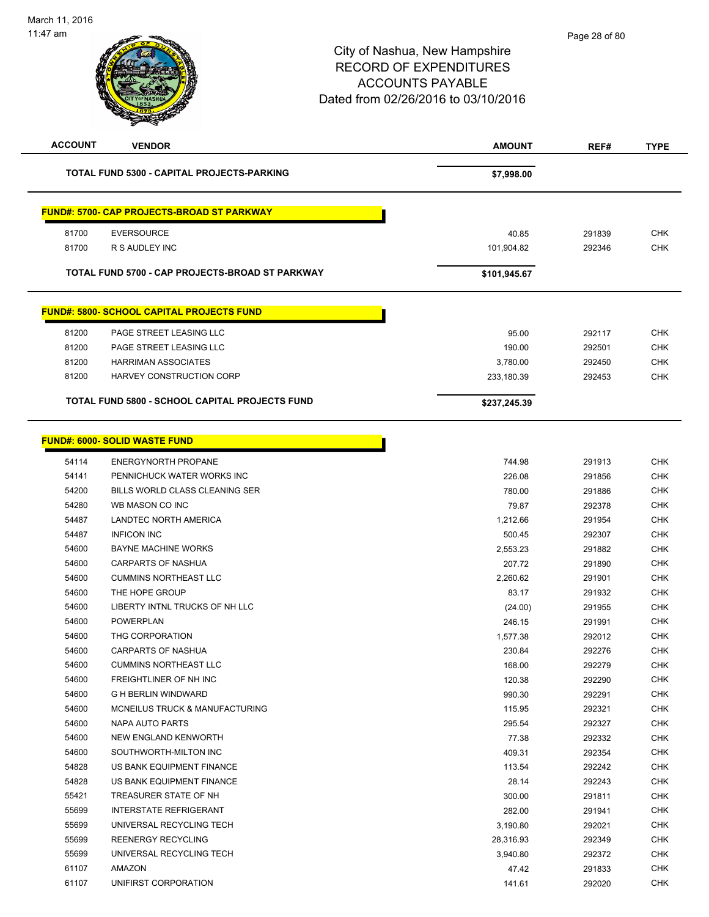City of Nashua, New Hampshire
RECORD OF EXPENDITURES
ACCOUNTS PAYABLE
Dated from 02/26/2016 to 03/10/2016

| ACCOUNT | VENDOR | AMOUNT | REF# | TYPE |
|---|---|---|---|---|
| | **TOTAL FUND 5300 - CAPITAL PROJECTS-PARKING** | **$7,998.00** | | |

**FUND#: 5700- CAP PROJECTS-BROAD ST PARKWAY**

| ACCOUNT | VENDOR | AMOUNT | REF# | TYPE |
|---|---|---|---|---|
| 81700 | EVERSOURCE | 40.85 | 291839 | CHK |
| 81700 | R S AUDLEY INC | 101,904.82 | 292346 | CHK |
| | **TOTAL FUND 5700 - CAP PROJECTS-BROAD ST PARKWAY** | **$101,945.67** | | |

**FUND#: 5800- SCHOOL CAPITAL PROJECTS FUND**

| ACCOUNT | VENDOR | AMOUNT | REF# | TYPE |
|---|---|---|---|---|
| 81200 | PAGE STREET LEASING LLC | 95.00 | 292117 | CHK |
| 81200 | PAGE STREET LEASING LLC | 190.00 | 292501 | CHK |
| 81200 | HARRIMAN ASSOCIATES | 3,780.00 | 292450 | CHK |
| 81200 | HARVEY CONSTRUCTION CORP | 233,180.39 | 292453 | CHK |
| | **TOTAL FUND 5800 - SCHOOL CAPITAL PROJECTS FUND** | **$237,245.39** | | |

**FUND#: 6000- SOLID WASTE FUND**

| ACCOUNT | VENDOR | AMOUNT | REF# | TYPE |
|---|---|---|---|---|
| 54114 | ENERGYNORTH PROPANE | 744.98 | 291913 | CHK |
| 54141 | PENNICHUCK WATER WORKS INC | 226.08 | 291856 | CHK |
| 54200 | BILLS WORLD CLASS CLEANING SER | 780.00 | 291886 | CHK |
| 54280 | WB MASON CO INC | 79.87 | 292378 | CHK |
| 54487 | LANDTEC NORTH AMERICA | 1,212.66 | 291954 | CHK |
| 54487 | INFICON INC | 500.45 | 292307 | CHK |
| 54600 | BAYNE MACHINE WORKS | 2,553.23 | 291882 | CHK |
| 54600 | CARPARTS OF NASHUA | 207.72 | 291890 | CHK |
| 54600 | CUMMINS NORTHEAST LLC | 2,260.62 | 291901 | CHK |
| 54600 | THE HOPE GROUP | 83.17 | 291932 | CHK |
| 54600 | LIBERTY INTNL TRUCKS OF NH LLC | (24.00) | 291955 | CHK |
| 54600 | POWERPLAN | 246.15 | 291991 | CHK |
| 54600 | THG CORPORATION | 1,577.38 | 292012 | CHK |
| 54600 | CARPARTS OF NASHUA | 230.84 | 292276 | CHK |
| 54600 | CUMMINS NORTHEAST LLC | 168.00 | 292279 | CHK |
| 54600 | FREIGHTLINER OF NH INC | 120.38 | 292290 | CHK |
| 54600 | G H BERLIN WINDWARD | 990.30 | 292291 | CHK |
| 54600 | MCNEILUS TRUCK & MANUFACTURING | 115.95 | 292321 | CHK |
| 54600 | NAPA AUTO PARTS | 295.54 | 292327 | CHK |
| 54600 | NEW ENGLAND KENWORTH | 77.38 | 292332 | CHK |
| 54600 | SOUTHWORTH-MILTON INC | 409.31 | 292354 | CHK |
| 54828 | US BANK EQUIPMENT FINANCE | 113.54 | 292242 | CHK |
| 54828 | US BANK EQUIPMENT FINANCE | 28.14 | 292243 | CHK |
| 55421 | TREASURER STATE OF NH | 300.00 | 291811 | CHK |
| 55699 | INTERSTATE REFRIGERANT | 282.00 | 291941 | CHK |
| 55699 | UNIVERSAL RECYCLING TECH | 3,190.80 | 292021 | CHK |
| 55699 | REENERGY RECYCLING | 28,316.93 | 292349 | CHK |
| 55699 | UNIVERSAL RECYCLING TECH | 3,940.80 | 292372 | CHK |
| 61107 | AMAZON | 47.42 | 291833 | CHK |
| 61107 | UNIFIRST CORPORATION | 141.61 | 292020 | CHK |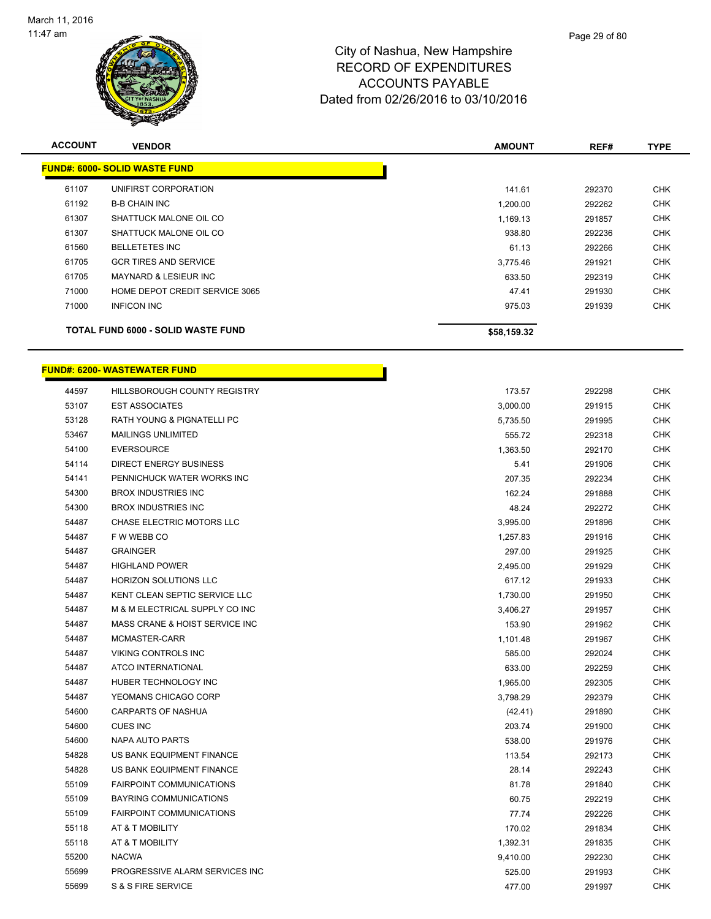# City of Nashua, New Hampshire
## RECORD OF EXPENDITURES
## ACCOUNTS PAYABLE
## Dated from 02/26/2016 to 03/10/2016

| ACCOUNT | VENDOR | AMOUNT | REF# | TYPE |
|---|---|---|---|---|
| **FUND#: 6000- SOLID WASTE FUND** | | | | |
| 61107 | UNIFIRST CORPORATION | 141.61 | 292370 | CHK |
| 61192 | B-B CHAIN INC | 1,200.00 | 292262 | CHK |
| 61307 | SHATTUCK MALONE OIL CO | 1,169.13 | 291857 | CHK |
| 61307 | SHATTUCK MALONE OIL CO | 938.80 | 292236 | CHK |
| 61560 | BELLETETES INC | 61.13 | 292266 | CHK |
| 61705 | GCR TIRES AND SERVICE | 3,775.46 | 291921 | CHK |
| 61705 | MAYNARD & LESIEUR INC | 633.50 | 292319 | CHK |
| 71000 | HOME DEPOT CREDIT SERVICE 3065 | 47.41 | 291930 | CHK |
| 71000 | INFICON INC | 975.03 | 291939 | CHK |
| | **TOTAL FUND 6000 - SOLID WASTE FUND** | **$58,159.32** | | |

| ACCOUNT | VENDOR | AMOUNT | REF# | TYPE |
|---|---|---|---|---|
| **FUND#: 6200- WASTEWATER FUND** | | | | |
| 44597 | HILLSBOROUGH COUNTY REGISTRY | 173.57 | 292298 | CHK |
| 53107 | EST ASSOCIATES | 3,000.00 | 291915 | CHK |
| 53128 | RATH YOUNG & PIGNATELLI PC | 5,735.50 | 291995 | CHK |
| 53467 | MAILINGS UNLIMITED | 555.72 | 292318 | CHK |
| 54100 | EVERSOURCE | 1,363.50 | 292170 | CHK |
| 54114 | DIRECT ENERGY BUSINESS | 5.41 | 291906 | CHK |
| 54141 | PENNICHUCK WATER WORKS INC | 207.35 | 292234 | CHK |
| 54300 | BROX INDUSTRIES INC | 162.24 | 291888 | CHK |
| 54300 | BROX INDUSTRIES INC | 48.24 | 292272 | CHK |
| 54487 | CHASE ELECTRIC MOTORS LLC | 3,995.00 | 291896 | CHK |
| 54487 | F W WEBB CO | 1,257.83 | 291916 | CHK |
| 54487 | GRAINGER | 297.00 | 291925 | CHK |
| 54487 | HIGHLAND POWER | 2,495.00 | 291929 | CHK |
| 54487 | HORIZON SOLUTIONS LLC | 617.12 | 291933 | CHK |
| 54487 | KENT CLEAN SEPTIC SERVICE LLC | 1,730.00 | 291950 | CHK |
| 54487 | M & M ELECTRICAL SUPPLY CO INC | 3,406.27 | 291957 | CHK |
| 54487 | MASS CRANE & HOIST SERVICE INC | 153.90 | 291962 | CHK |
| 54487 | MCMASTER-CARR | 1,101.48 | 291967 | CHK |
| 54487 | VIKING CONTROLS INC | 585.00 | 292024 | CHK |
| 54487 | ATCO INTERNATIONAL | 633.00 | 292259 | CHK |
| 54487 | HUBER TECHNOLOGY INC | 1,965.00 | 292305 | CHK |
| 54487 | YEOMANS CHICAGO CORP | 3,798.29 | 292379 | CHK |
| 54600 | CARPARTS OF NASHUA | (42.41) | 291890 | CHK |
| 54600 | CUES INC | 203.74 | 291900 | CHK |
| 54600 | NAPA AUTO PARTS | 538.00 | 291976 | CHK |
| 54828 | US BANK EQUIPMENT FINANCE | 113.54 | 292173 | CHK |
| 54828 | US BANK EQUIPMENT FINANCE | 28.14 | 292243 | CHK |
| 55109 | FAIRPOINT COMMUNICATIONS | 81.78 | 291840 | CHK |
| 55109 | BAYRING COMMUNICATIONS | 60.75 | 292219 | CHK |
| 55109 | FAIRPOINT COMMUNICATIONS | 77.74 | 292226 | CHK |
| 55118 | AT & T MOBILITY | 170.02 | 291834 | CHK |
| 55118 | AT & T MOBILITY | 1,392.31 | 291835 | CHK |
| 55200 | NACWA | 9,410.00 | 292230 | CHK |
| 55699 | PROGRESSIVE ALARM SERVICES INC | 525.00 | 291993 | CHK |
| 55699 | S & S FIRE SERVICE | 477.00 | 291997 | CHK |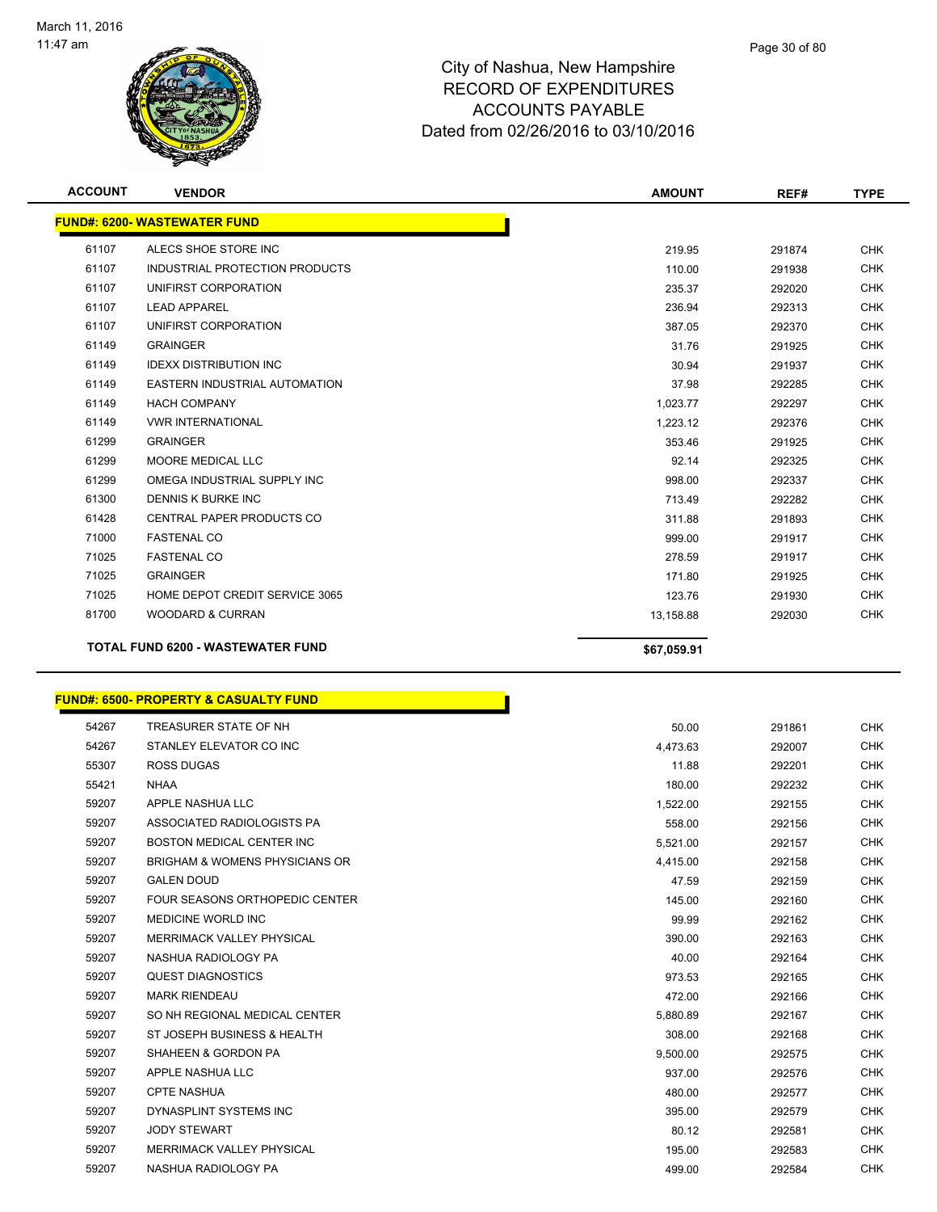# City of Nashua, New Hampshire
## RECORD OF EXPENDITURES
## ACCOUNTS PAYABLE
## Dated from 02/26/2016 to 03/10/2016

| ACCOUNT | VENDOR | AMOUNT | REF# | TYPE |
|---|---|---|---|---|
| **FUND#: 6200- WASTEWATER FUND** | | | | |
| 61107 | ALECS SHOE STORE INC | 219.95 | 291874 | CHK |
| 61107 | INDUSTRIAL PROTECTION PRODUCTS | 110.00 | 291938 | CHK |
| 61107 | UNIFIRST CORPORATION | 235.37 | 292020 | CHK |
| 61107 | LEAD APPAREL | 236.94 | 292313 | CHK |
| 61107 | UNIFIRST CORPORATION | 387.05 | 292370 | CHK |
| 61149 | GRAINGER | 31.76 | 291925 | CHK |
| 61149 | IDEXX DISTRIBUTION INC | 30.94 | 291937 | CHK |
| 61149 | EASTERN INDUSTRIAL AUTOMATION | 37.98 | 292285 | CHK |
| 61149 | HACH COMPANY | 1,023.77 | 292297 | CHK |
| 61149 | VWR INTERNATIONAL | 1,223.12 | 292376 | CHK |
| 61299 | GRAINGER | 353.46 | 291925 | CHK |
| 61299 | MOORE MEDICAL LLC | 92.14 | 292325 | CHK |
| 61299 | OMEGA INDUSTRIAL SUPPLY INC | 998.00 | 292337 | CHK |
| 61300 | DENNIS K BURKE INC | 713.49 | 292282 | CHK |
| 61428 | CENTRAL PAPER PRODUCTS CO | 311.88 | 291893 | CHK |
| 71000 | FASTENAL CO | 999.00 | 291917 | CHK |
| 71025 | FASTENAL CO | 278.59 | 291917 | CHK |
| 71025 | GRAINGER | 171.80 | 291925 | CHK |
| 71025 | HOME DEPOT CREDIT SERVICE 3065 | 123.76 | 291930 | CHK |
| 81700 | WOODARD & CURRAN | 13,158.88 | 292030 | CHK |
| **TOTAL FUND 6200 - WASTEWATER FUND** | | **$67,059.91** | | |

| ACCOUNT | VENDOR | AMOUNT | REF# | TYPE |
|---|---|---|---|---|
| **FUND#: 6500- PROPERTY & CASUALTY FUND** | | | | |
| 54267 | TREASURER STATE OF NH | 50.00 | 291861 | CHK |
| 54267 | STANLEY ELEVATOR CO INC | 4,473.63 | 292007 | CHK |
| 55307 | ROSS DUGAS | 11.88 | 292201 | CHK |
| 55421 | NHAA | 180.00 | 292232 | CHK |
| 59207 | APPLE NASHUA LLC | 1,522.00 | 292155 | CHK |
| 59207 | ASSOCIATED RADIOLOGISTS PA | 558.00 | 292156 | CHK |
| 59207 | BOSTON MEDICAL CENTER INC | 5,521.00 | 292157 | CHK |
| 59207 | BRIGHAM & WOMENS PHYSICIANS OR | 4,415.00 | 292158 | CHK |
| 59207 | GALEN DOUD | 47.59 | 292159 | CHK |
| 59207 | FOUR SEASONS ORTHOPEDIC CENTER | 145.00 | 292160 | CHK |
| 59207 | MEDICINE WORLD INC | 99.99 | 292162 | CHK |
| 59207 | MERRIMACK VALLEY PHYSICAL | 390.00 | 292163 | CHK |
| 59207 | NASHUA RADIOLOGY PA | 40.00 | 292164 | CHK |
| 59207 | QUEST DIAGNOSTICS | 973.53 | 292165 | CHK |
| 59207 | MARK RIENDEAU | 472.00 | 292166 | CHK |
| 59207 | SO NH REGIONAL MEDICAL CENTER | 5,880.89 | 292167 | CHK |
| 59207 | ST JOSEPH BUSINESS & HEALTH | 308.00 | 292168 | CHK |
| 59207 | SHAHEEN & GORDON PA | 9,500.00 | 292575 | CHK |
| 59207 | APPLE NASHUA LLC | 937.00 | 292576 | CHK |
| 59207 | CPTE NASHUA | 480.00 | 292577 | CHK |
| 59207 | DYNASPLINT SYSTEMS INC | 395.00 | 292579 | CHK |
| 59207 | JODY STEWART | 80.12 | 292581 | CHK |
| 59207 | MERRIMACK VALLEY PHYSICAL | 195.00 | 292583 | CHK |
| 59207 | NASHUA RADIOLOGY PA | 499.00 | 292584 | CHK |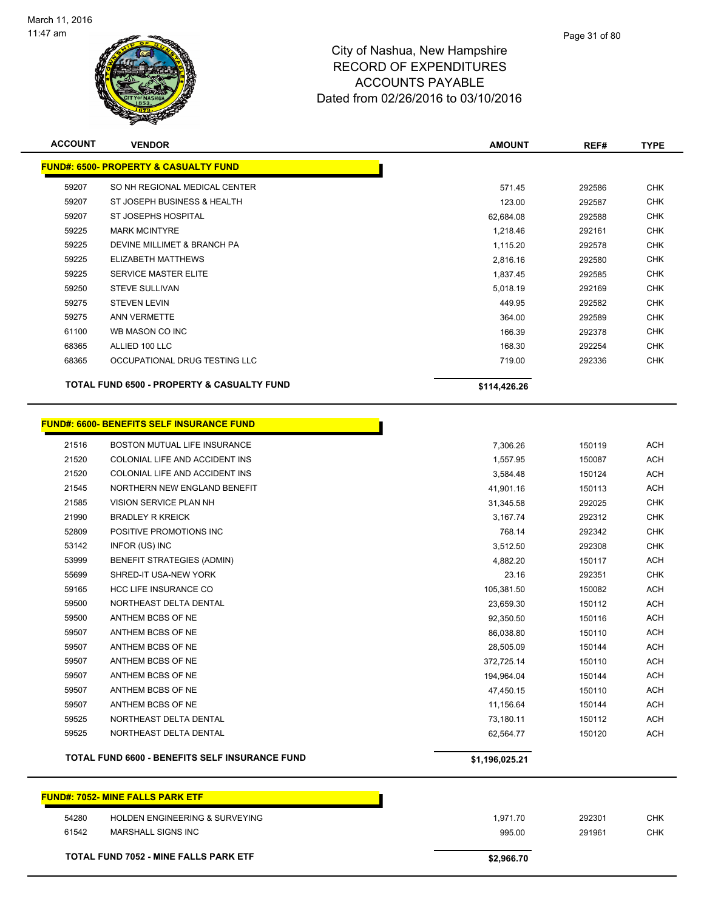# City of Nashua, New Hampshire
## RECORD OF EXPENDITURES
## ACCOUNTS PAYABLE
## Dated from 02/26/2016 to 03/10/2016

March 11, 2016
11:47 am

| ACCOUNT | VENDOR | AMOUNT | REF# | TYPE |
|---|---|---|---|---|
| **FUND#: 6500- PROPERTY & CASUALTY FUND** | | | | |
| 59207 | SO NH REGIONAL MEDICAL CENTER | 571.45 | 292586 | CHK |
| 59207 | ST JOSEPH BUSINESS & HEALTH | 123.00 | 292587 | CHK |
| 59207 | ST JOSEPHS HOSPITAL | 62,684.08 | 292588 | CHK |
| 59225 | MARK MCINTYRE | 1,218.46 | 292161 | CHK |
| 59225 | DEVINE MILLIMET & BRANCH PA | 1,115.20 | 292578 | CHK |
| 59225 | ELIZABETH MATTHEWS | 2,816.16 | 292580 | CHK |
| 59225 | SERVICE MASTER ELITE | 1,837.45 | 292585 | CHK |
| 59250 | STEVE SULLIVAN | 5,018.19 | 292169 | CHK |
| 59275 | STEVEN LEVIN | 449.95 | 292582 | CHK |
| 59275 | ANN VERMETTE | 364.00 | 292589 | CHK |
| 61100 | WB MASON CO INC | 166.39 | 292378 | CHK |
| 68365 | ALLIED 100 LLC | 168.30 | 292254 | CHK |
| 68365 | OCCUPATIONAL DRUG TESTING LLC | 719.00 | 292336 | CHK |
| | **TOTAL FUND 6500 - PROPERTY & CASUALTY FUND** | **$114,426.26** | | |

| ACCOUNT | VENDOR | AMOUNT | REF# | TYPE |
|---|---|---|---|---|
| **FUND#: 6600- BENEFITS SELF INSURANCE FUND** | | | | |
| 21516 | BOSTON MUTUAL LIFE INSURANCE | 7,306.26 | 150119 | ACH |
| 21520 | COLONIAL LIFE AND ACCIDENT INS | 1,557.95 | 150087 | ACH |
| 21520 | COLONIAL LIFE AND ACCIDENT INS | 3,584.48 | 150124 | ACH |
| 21545 | NORTHERN NEW ENGLAND BENEFIT | 41,901.16 | 150113 | ACH |
| 21585 | VISION SERVICE PLAN NH | 31,345.58 | 292025 | CHK |
| 21990 | BRADLEY R KREICK | 3,167.74 | 292312 | CHK |
| 52809 | POSITIVE PROMOTIONS INC | 768.14 | 292342 | CHK |
| 53142 | INFOR (US) INC | 3,512.50 | 292308 | CHK |
| 53999 | BENEFIT STRATEGIES (ADMIN) | 4,882.20 | 150117 | ACH |
| 55699 | SHRED-IT USA-NEW YORK | 23.16 | 292351 | CHK |
| 59165 | HCC LIFE INSURANCE CO | 105,381.50 | 150082 | ACH |
| 59500 | NORTHEAST DELTA DENTAL | 23,659.30 | 150112 | ACH |
| 59500 | ANTHEM BCBS OF NE | 92,350.50 | 150116 | ACH |
| 59507 | ANTHEM BCBS OF NE | 86,038.80 | 150110 | ACH |
| 59507 | ANTHEM BCBS OF NE | 28,505.09 | 150144 | ACH |
| 59507 | ANTHEM BCBS OF NE | 372,725.14 | 150110 | ACH |
| 59507 | ANTHEM BCBS OF NE | 194,964.04 | 150144 | ACH |
| 59507 | ANTHEM BCBS OF NE | 47,450.15 | 150110 | ACH |
| 59507 | ANTHEM BCBS OF NE | 11,156.64 | 150144 | ACH |
| 59525 | NORTHEAST DELTA DENTAL | 73,180.11 | 150112 | ACH |
| 59525 | NORTHEAST DELTA DENTAL | 62,564.77 | 150120 | ACH |
| | **TOTAL FUND 6600 - BENEFITS SELF INSURANCE FUND** | **$1,196,025.21** | | |

| ACCOUNT | VENDOR | AMOUNT | REF# | TYPE |
|---|---|---|---|---|
| **FUND#: 7052- MINE FALLS PARK ETF** | | | | |
| 54280 | HOLDEN ENGINEERING & SURVEYING | 1,971.70 | 292301 | CHK |
| 61542 | MARSHALL SIGNS INC | 995.00 | 291961 | CHK |
| | **TOTAL FUND 7052 - MINE FALLS PARK ETF** | **$2,966.70** | | |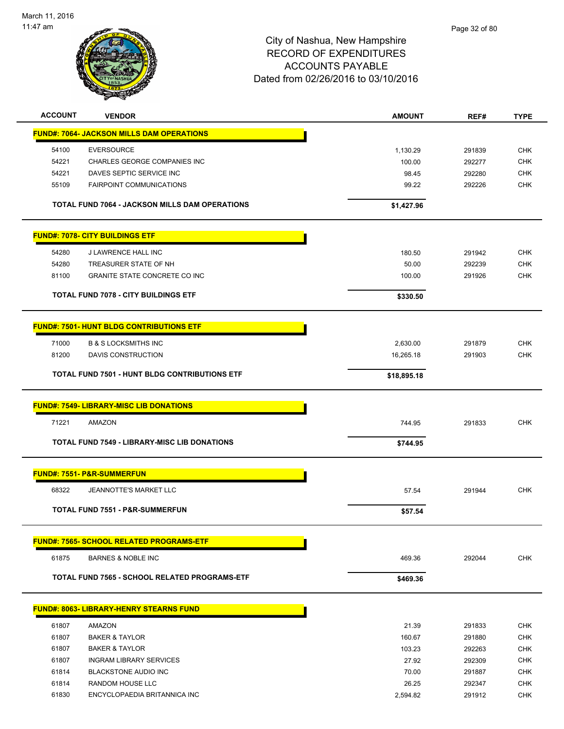March 11, 2016
11:47 am

City of Nashua, New Hampshire
RECORD OF EXPENDITURES
ACCOUNTS PAYABLE
Dated from 02/26/2016 to 03/10/2016

| ACCOUNT | VENDOR | AMOUNT | REF# | TYPE |
|---|---|---|---|---|
| **FUND#: 7064- JACKSON MILLS DAM OPERATIONS** | | | | |
| 54100 | EVERSOURCE | 1,130.29 | 291839 | CHK |
| 54221 | CHARLES GEORGE COMPANIES INC | 100.00 | 292277 | CHK |
| 54221 | DAVES SEPTIC SERVICE INC | 98.45 | 292280 | CHK |
| 55109 | FAIRPOINT COMMUNICATIONS | 99.22 | 292226 | CHK |
| | **TOTAL FUND 7064 - JACKSON MILLS DAM OPERATIONS** | **$1,427.96** | | |
| **FUND#: 7078- CITY BUILDINGS ETF** | | | | |
| 54280 | J LAWRENCE HALL INC | 180.50 | 291942 | CHK |
| 54280 | TREASURER STATE OF NH | 50.00 | 292239 | CHK |
| 81100 | GRANITE STATE CONCRETE CO INC | 100.00 | 291926 | CHK |
| | **TOTAL FUND 7078 - CITY BUILDINGS ETF** | **$330.50** | | |
| **FUND#: 7501- HUNT BLDG CONTRIBUTIONS ETF** | | | | |
| 71000 | B & S LOCKSMITHS INC | 2,630.00 | 291879 | CHK |
| 81200 | DAVIS CONSTRUCTION | 16,265.18 | 291903 | CHK |
| | **TOTAL FUND 7501 - HUNT BLDG CONTRIBUTIONS ETF** | **$18,895.18** | | |
| **FUND#: 7549- LIBRARY-MISC LIB DONATIONS** | | | | |
| 71221 | AMAZON | 744.95 | 291833 | CHK |
| | **TOTAL FUND 7549 - LIBRARY-MISC LIB DONATIONS** | **$744.95** | | |
| **FUND#: 7551- P&R-SUMMERFUN** | | | | |
| 68322 | JEANNOTTE'S MARKET LLC | 57.54 | 291944 | CHK |
| | **TOTAL FUND 7551 - P&R-SUMMERFUN** | **$57.54** | | |
| **FUND#: 7565- SCHOOL RELATED PROGRAMS-ETF** | | | | |
| 61875 | BARNES & NOBLE INC | 469.36 | 292044 | CHK |
| | **TOTAL FUND 7565 - SCHOOL RELATED PROGRAMS-ETF** | **$469.36** | | |
| **FUND#: 8063- LIBRARY-HENRY STEARNS FUND** | | | | |
| 61807 | AMAZON | 21.39 | 291833 | CHK |
| 61807 | BAKER & TAYLOR | 160.67 | 291880 | CHK |
| 61807 | BAKER & TAYLOR | 103.23 | 292263 | CHK |
| 61807 | INGRAM LIBRARY SERVICES | 27.92 | 292309 | CHK |
| 61814 | BLACKSTONE AUDIO INC | 70.00 | 291887 | CHK |
| 61814 | RANDOM HOUSE LLC | 26.25 | 292347 | CHK |
| 61830 | ENCYCLOPAEDIA BRITANNICA INC | 2,594.82 | 291912 | CHK |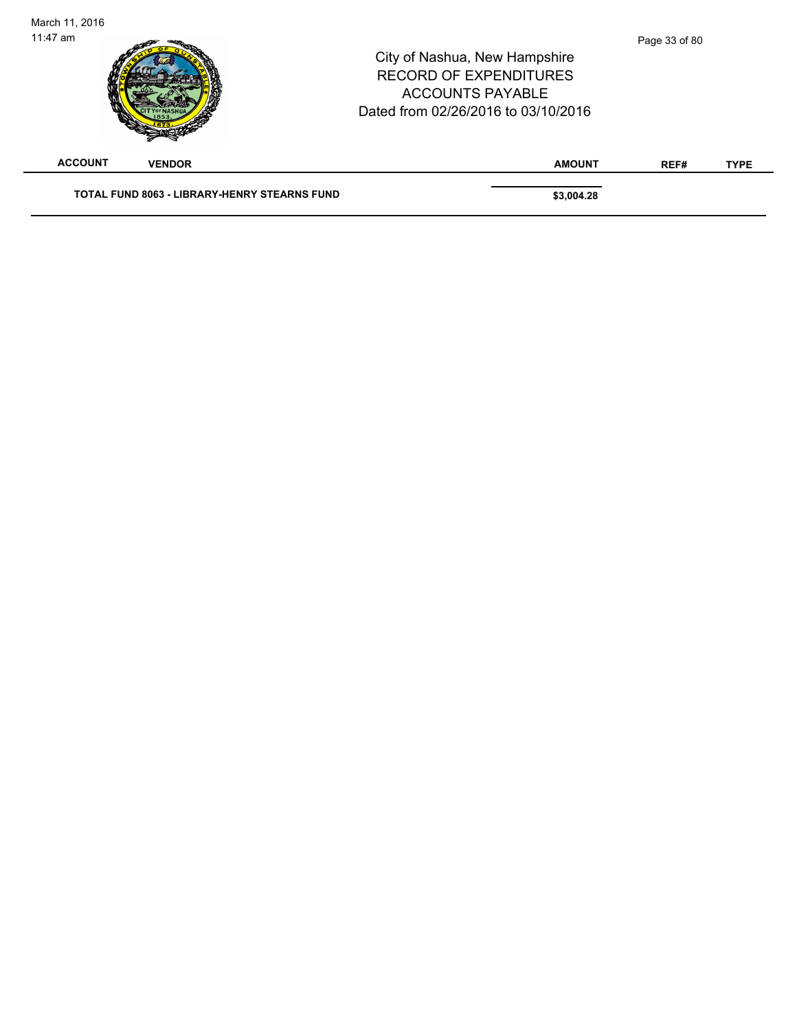City of Nashua, New Hampshire
RECORD OF EXPENDITURES
ACCOUNTS PAYABLE
Dated from 02/26/2016 to 03/10/2016

| ACCOUNT | VENDOR | AMOUNT | REF# | TYPE |
|---|---|---|---|---|
| **TOTAL FUND 8063 - LIBRARY-HENRY STEARNS FUND** | | **$3,004.28** | | |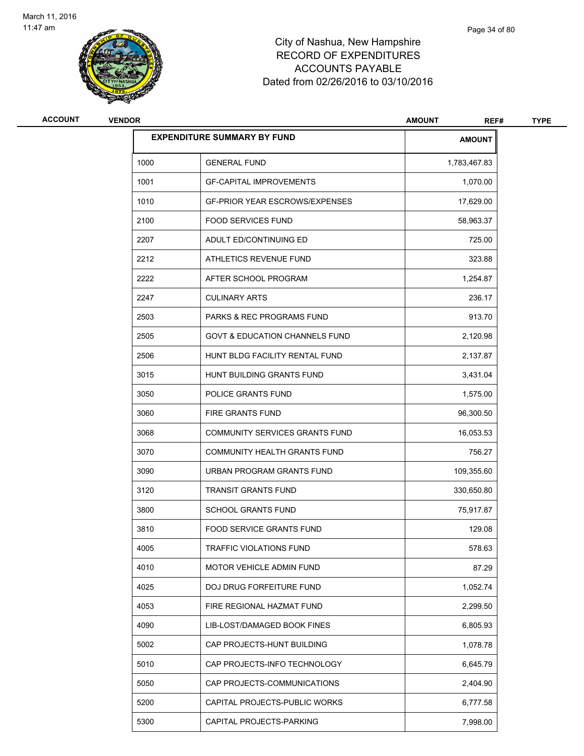# City of Nashua, New Hampshire
# RECORD OF EXPENDITURES
# ACCOUNTS PAYABLE
Dated from 02/26/2016 to 03/10/2016

| ACCOUNT | VENDOR | AMOUNT | REF# | TYPE |
|---|---|---|---|---|

| EXPENDITURE SUMMARY BY FUND | | AMOUNT |
|---|---|---|
| 1000 | GENERAL FUND | 1,783,467.83 |
| 1001 | GF-CAPITAL IMPROVEMENTS | 1,070.00 |
| 1010 | GF-PRIOR YEAR ESCROWS/EXPENSES | 17,629.00 |
| 2100 | FOOD SERVICES FUND | 58,963.37 |
| 2207 | ADULT ED/CONTINUING ED | 725.00 |
| 2212 | ATHLETICS REVENUE FUND | 323.88 |
| 2222 | AFTER SCHOOL PROGRAM | 1,254.87 |
| 2247 | CULINARY ARTS | 236.17 |
| 2503 | PARKS & REC PROGRAMS FUND | 913.70 |
| 2505 | GOVT & EDUCATION CHANNELS FUND | 2,120.98 |
| 2506 | HUNT BLDG FACILITY RENTAL FUND | 2,137.87 |
| 3015 | HUNT BUILDING GRANTS FUND | 3,431.04 |
| 3050 | POLICE GRANTS FUND | 1,575.00 |
| 3060 | FIRE GRANTS FUND | 96,300.50 |
| 3068 | COMMUNITY SERVICES GRANTS FUND | 16,053.53 |
| 3070 | COMMUNITY HEALTH GRANTS FUND | 756.27 |
| 3090 | URBAN PROGRAM GRANTS FUND | 109,355.60 |
| 3120 | TRANSIT GRANTS FUND | 330,650.80 |
| 3800 | SCHOOL GRANTS FUND | 75,917.87 |
| 3810 | FOOD SERVICE GRANTS FUND | 129.08 |
| 4005 | TRAFFIC VIOLATIONS FUND | 578.63 |
| 4010 | MOTOR VEHICLE ADMIN FUND | 87.29 |
| 4025 | DOJ DRUG FORFEITURE FUND | 1,052.74 |
| 4053 | FIRE REGIONAL HAZMAT FUND | 2,299.50 |
| 4090 | LIB-LOST/DAMAGED BOOK FINES | 6,805.93 |
| 5002 | CAP PROJECTS-HUNT BUILDING | 1,078.78 |
| 5010 | CAP PROJECTS-INFO TECHNOLOGY | 6,645.79 |
| 5050 | CAP PROJECTS-COMMUNICATIONS | 2,404.90 |
| 5200 | CAPITAL PROJECTS-PUBLIC WORKS | 6,777.58 |
| 5300 | CAPITAL PROJECTS-PARKING | 7,998.00 |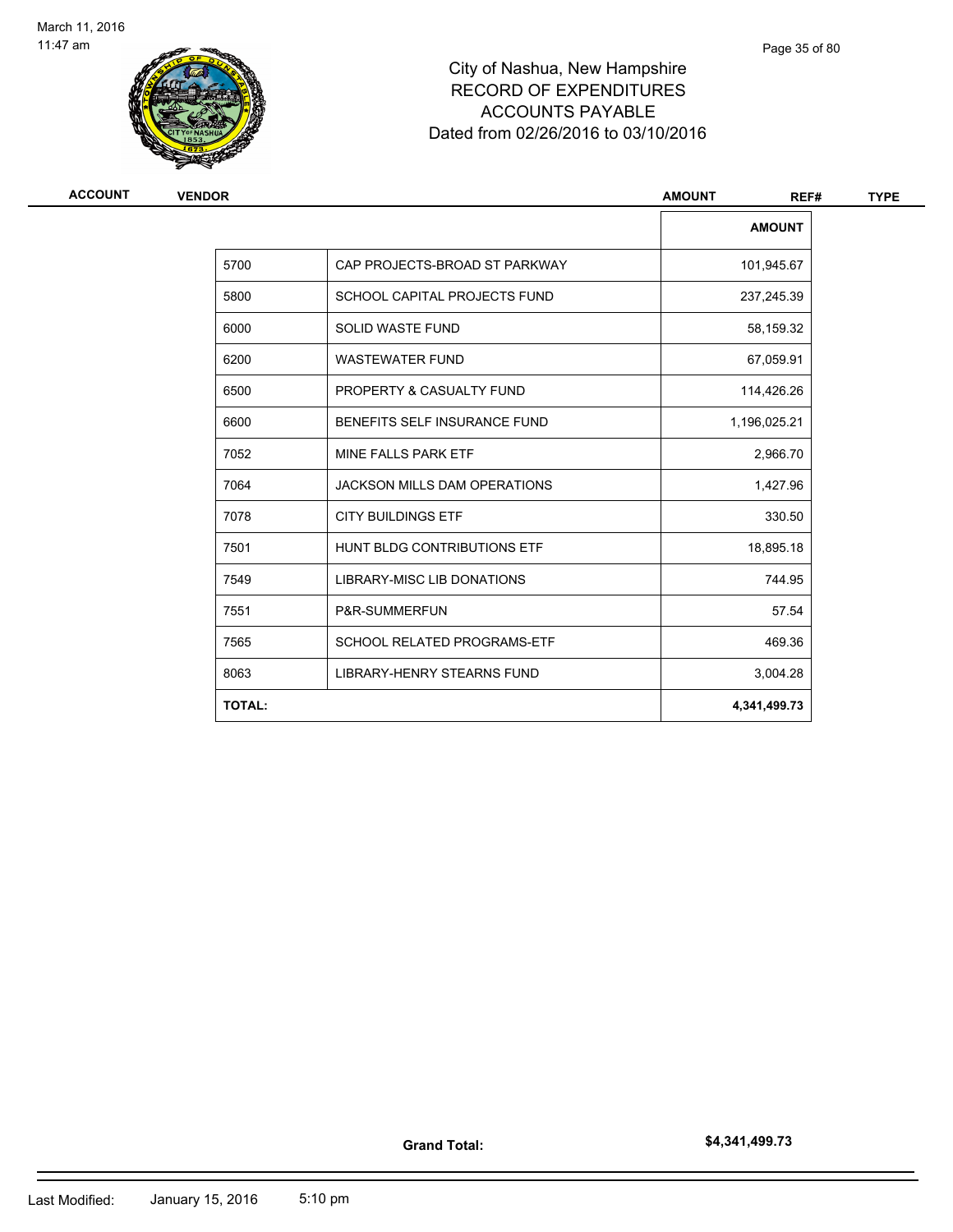# City of Nashua, New Hampshire
## RECORD OF EXPENDITURES
## ACCOUNTS PAYABLE
## Dated from 02/26/2016 to 03/10/2016

| ACCOUNT | VENDOR | AMOUNT | REF# | TYPE |
|---|---|---|---|---|

| | | AMOUNT |
|---|---|---|
| 5700 | CAP PROJECTS-BROAD ST PARKWAY | 101,945.67 |
| 5800 | SCHOOL CAPITAL PROJECTS FUND | 237,245.39 |
| 6000 | SOLID WASTE FUND | 58,159.32 |
| 6200 | WASTEWATER FUND | 67,059.91 |
| 6500 | PROPERTY & CASUALTY FUND | 114,426.26 |
| 6600 | BENEFITS SELF INSURANCE FUND | 1,196,025.21 |
| 7052 | MINE FALLS PARK ETF | 2,966.70 |
| 7064 | JACKSON MILLS DAM OPERATIONS | 1,427.96 |
| 7078 | CITY BUILDINGS ETF | 330.50 |
| 7501 | HUNT BLDG CONTRIBUTIONS ETF | 18,895.18 |
| 7549 | LIBRARY-MISC LIB DONATIONS | 744.95 |
| 7551 | P&R-SUMMERFUN | 57.54 |
| 7565 | SCHOOL RELATED PROGRAMS-ETF | 469.36 |
| 8063 | LIBRARY-HENRY STEARNS FUND | 3,004.28 |
| **TOTAL:** | | **4,341,499.73** |

**Grand Total:** **$4,341,499.73**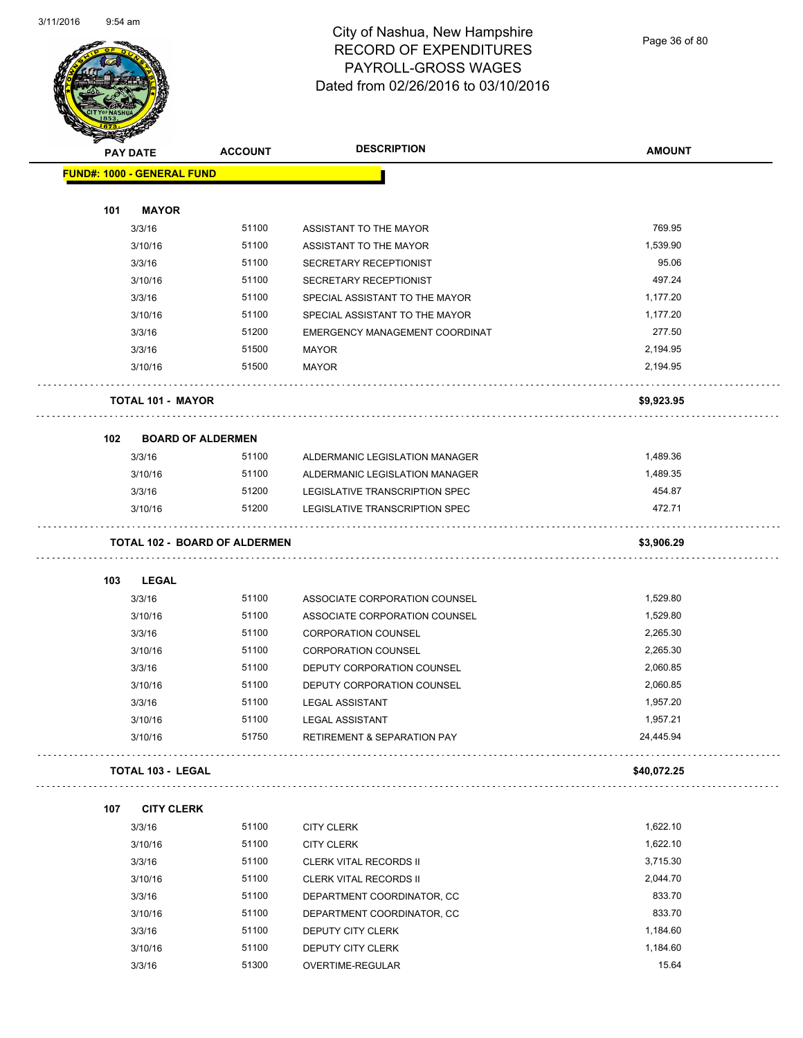# City of Nashua, New Hampshire
# RECORD OF EXPENDITURES
# PAYROLL-GROSS WAGES
# Dated from 02/26/2016 to 03/10/2016

| PAY DATE | ACCOUNT | DESCRIPTION | AMOUNT |
|---|---|---|---|
| **FUND#: 1000 - GENERAL FUND** | | | |
| **101 MAYOR** | | | |
| 3/3/16 | 51100 | ASSISTANT TO THE MAYOR | 769.95 |
| 3/10/16 | 51100 | ASSISTANT TO THE MAYOR | 1,539.90 |
| 3/3/16 | 51100 | SECRETARY RECEPTIONIST | 95.06 |
| 3/10/16 | 51100 | SECRETARY RECEPTIONIST | 497.24 |
| 3/3/16 | 51100 | SPECIAL ASSISTANT TO THE MAYOR | 1,177.20 |
| 3/10/16 | 51100 | SPECIAL ASSISTANT TO THE MAYOR | 1,177.20 |
| 3/3/16 | 51200 | EMERGENCY MANAGEMENT COORDINAT | 277.50 |
| 3/3/16 | 51500 | MAYOR | 2,194.95 |
| 3/10/16 | 51500 | MAYOR | 2,194.95 |
| **TOTAL 101 - MAYOR** | | | **$9,923.95** |
| **102 BOARD OF ALDERMEN** | | | |
| 3/3/16 | 51100 | ALDERMANIC LEGISLATION MANAGER | 1,489.36 |
| 3/10/16 | 51100 | ALDERMANIC LEGISLATION MANAGER | 1,489.35 |
| 3/3/16 | 51200 | LEGISLATIVE TRANSCRIPTION SPEC | 454.87 |
| 3/10/16 | 51200 | LEGISLATIVE TRANSCRIPTION SPEC | 472.71 |
| **TOTAL 102 - BOARD OF ALDERMEN** | | | **$3,906.29** |
| **103 LEGAL** | | | |
| 3/3/16 | 51100 | ASSOCIATE CORPORATION COUNSEL | 1,529.80 |
| 3/10/16 | 51100 | ASSOCIATE CORPORATION COUNSEL | 1,529.80 |
| 3/3/16 | 51100 | CORPORATION COUNSEL | 2,265.30 |
| 3/10/16 | 51100 | CORPORATION COUNSEL | 2,265.30 |
| 3/3/16 | 51100 | DEPUTY CORPORATION COUNSEL | 2,060.85 |
| 3/10/16 | 51100 | DEPUTY CORPORATION COUNSEL | 2,060.85 |
| 3/3/16 | 51100 | LEGAL ASSISTANT | 1,957.20 |
| 3/10/16 | 51100 | LEGAL ASSISTANT | 1,957.21 |
| 3/10/16 | 51750 | RETIREMENT & SEPARATION PAY | 24,445.94 |
| **TOTAL 103 - LEGAL** | | | **$40,072.25** |
| **107 CITY CLERK** | | | |
| 3/3/16 | 51100 | CITY CLERK | 1,622.10 |
| 3/10/16 | 51100 | CITY CLERK | 1,622.10 |
| 3/3/16 | 51100 | CLERK VITAL RECORDS II | 3,715.30 |
| 3/10/16 | 51100 | CLERK VITAL RECORDS II | 2,044.70 |
| 3/3/16 | 51100 | DEPARTMENT COORDINATOR, CC | 833.70 |
| 3/10/16 | 51100 | DEPARTMENT COORDINATOR, CC | 833.70 |
| 3/3/16 | 51100 | DEPUTY CITY CLERK | 1,184.60 |
| 3/10/16 | 51100 | DEPUTY CITY CLERK | 1,184.60 |
| 3/3/16 | 51300 | OVERTIME-REGULAR | 15.64 |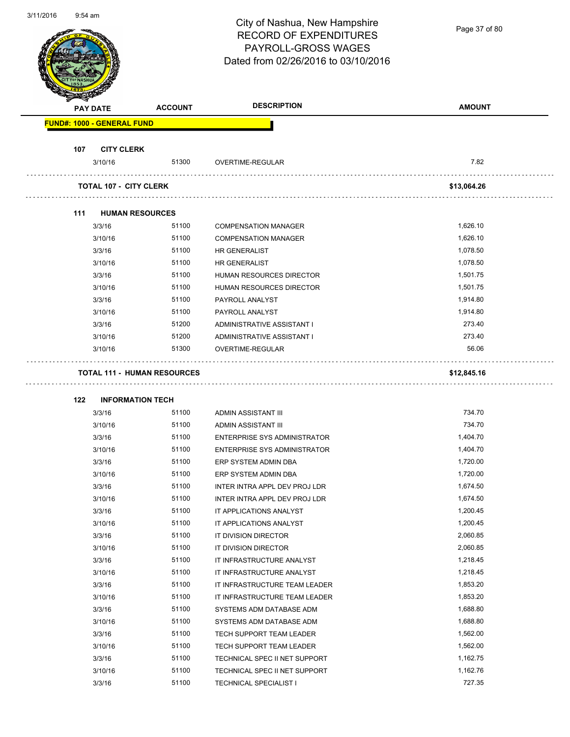# City of Nashua, New Hampshire
## RECORD OF EXPENDITURES
## PAYROLL-GROSS WAGES
## Dated from 02/26/2016 to 03/10/2016

| PAY DATE | ACCOUNT | DESCRIPTION | AMOUNT |
|---|---|---|---|
| **FUND#: 1000 - GENERAL FUND** | | | |
| **107 CITY CLERK** | | | |
| 3/10/16 | 51300 | OVERTIME-REGULAR | 7.82 |
| **TOTAL 107 - CITY CLERK** | | | **$13,064.26** |
| **111 HUMAN RESOURCES** | | | |
| 3/3/16 | 51100 | COMPENSATION MANAGER | 1,626.10 |
| 3/10/16 | 51100 | COMPENSATION MANAGER | 1,626.10 |
| 3/3/16 | 51100 | HR GENERALIST | 1,078.50 |
| 3/10/16 | 51100 | HR GENERALIST | 1,078.50 |
| 3/3/16 | 51100 | HUMAN RESOURCES DIRECTOR | 1,501.75 |
| 3/10/16 | 51100 | HUMAN RESOURCES DIRECTOR | 1,501.75 |
| 3/3/16 | 51100 | PAYROLL ANALYST | 1,914.80 |
| 3/10/16 | 51100 | PAYROLL ANALYST | 1,914.80 |
| 3/3/16 | 51200 | ADMINISTRATIVE ASSISTANT I | 273.40 |
| 3/10/16 | 51200 | ADMINISTRATIVE ASSISTANT I | 273.40 |
| 3/10/16 | 51300 | OVERTIME-REGULAR | 56.06 |
| **TOTAL 111 - HUMAN RESOURCES** | | | **$12,845.16** |
| **122 INFORMATION TECH** | | | |
| 3/3/16 | 51100 | ADMIN ASSISTANT III | 734.70 |
| 3/10/16 | 51100 | ADMIN ASSISTANT III | 734.70 |
| 3/3/16 | 51100 | ENTERPRISE SYS ADMINISTRATOR | 1,404.70 |
| 3/10/16 | 51100 | ENTERPRISE SYS ADMINISTRATOR | 1,404.70 |
| 3/3/16 | 51100 | ERP SYSTEM ADMIN DBA | 1,720.00 |
| 3/10/16 | 51100 | ERP SYSTEM ADMIN DBA | 1,720.00 |
| 3/3/16 | 51100 | INTER INTRA APPL DEV PROJ LDR | 1,674.50 |
| 3/10/16 | 51100 | INTER INTRA APPL DEV PROJ LDR | 1,674.50 |
| 3/3/16 | 51100 | IT APPLICATIONS ANALYST | 1,200.45 |
| 3/10/16 | 51100 | IT APPLICATIONS ANALYST | 1,200.45 |
| 3/3/16 | 51100 | IT DIVISION DIRECTOR | 2,060.85 |
| 3/10/16 | 51100 | IT DIVISION DIRECTOR | 2,060.85 |
| 3/3/16 | 51100 | IT INFRASTRUCTURE ANALYST | 1,218.45 |
| 3/10/16 | 51100 | IT INFRASTRUCTURE ANALYST | 1,218.45 |
| 3/3/16 | 51100 | IT INFRASTRUCTURE TEAM LEADER | 1,853.20 |
| 3/10/16 | 51100 | IT INFRASTRUCTURE TEAM LEADER | 1,853.20 |
| 3/3/16 | 51100 | SYSTEMS ADM DATABASE ADM | 1,688.80 |
| 3/10/16 | 51100 | SYSTEMS ADM DATABASE ADM | 1,688.80 |
| 3/3/16 | 51100 | TECH SUPPORT TEAM LEADER | 1,562.00 |
| 3/10/16 | 51100 | TECH SUPPORT TEAM LEADER | 1,562.00 |
| 3/3/16 | 51100 | TECHNICAL SPEC II NET SUPPORT | 1,162.75 |
| 3/10/16 | 51100 | TECHNICAL SPEC II NET SUPPORT | 1,162.76 |
| 3/3/16 | 51100 | TECHNICAL SPECIALIST I | 727.35 |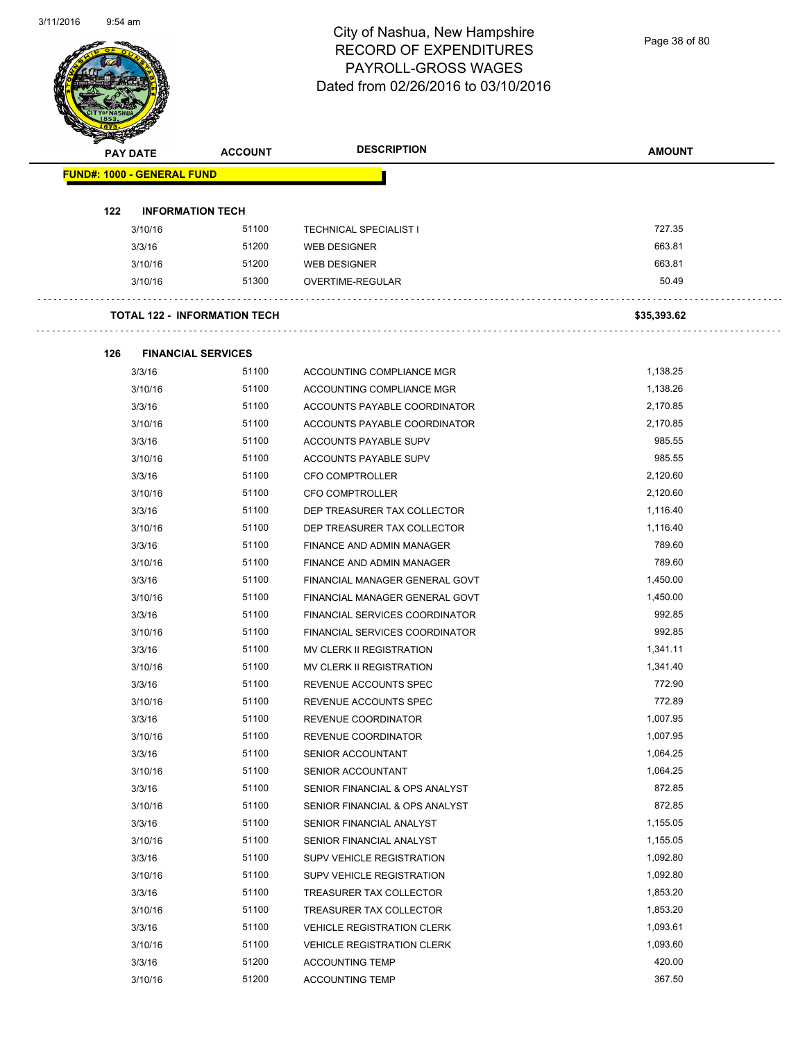# City of Nashua, New Hampshire
## RECORD OF EXPENDITURES
## PAYROLL-GROSS WAGES
## Dated from 02/26/2016 to 03/10/2016

**FUND#: 1000 - GENERAL FUND**

### 122 INFORMATION TECH

| PAY DATE | ACCOUNT | DESCRIPTION | AMOUNT |
|---|---|---|---|
| 3/10/16 | 51100 | TECHNICAL SPECIALIST I | 727.35 |
| 3/3/16 | 51200 | WEB DESIGNER | 663.81 |
| 3/10/16 | 51200 | WEB DESIGNER | 663.81 |
| 3/10/16 | 51300 | OVERTIME-REGULAR | 50.49 |

**TOTAL 122 - INFORMATION TECH** **$35,393.62**

### 126 FINANCIAL SERVICES

| PAY DATE | ACCOUNT | DESCRIPTION | AMOUNT |
|---|---|---|---|
| 3/3/16 | 51100 | ACCOUNTING COMPLIANCE MGR | 1,138.25 |
| 3/10/16 | 51100 | ACCOUNTING COMPLIANCE MGR | 1,138.26 |
| 3/3/16 | 51100 | ACCOUNTS PAYABLE COORDINATOR | 2,170.85 |
| 3/10/16 | 51100 | ACCOUNTS PAYABLE COORDINATOR | 2,170.85 |
| 3/3/16 | 51100 | ACCOUNTS PAYABLE SUPV | 985.55 |
| 3/10/16 | 51100 | ACCOUNTS PAYABLE SUPV | 985.55 |
| 3/3/16 | 51100 | CFO COMPTROLLER | 2,120.60 |
| 3/10/16 | 51100 | CFO COMPTROLLER | 2,120.60 |
| 3/3/16 | 51100 | DEP TREASURER TAX COLLECTOR | 1,116.40 |
| 3/10/16 | 51100 | DEP TREASURER TAX COLLECTOR | 1,116.40 |
| 3/3/16 | 51100 | FINANCE AND ADMIN MANAGER | 789.60 |
| 3/10/16 | 51100 | FINANCE AND ADMIN MANAGER | 789.60 |
| 3/3/16 | 51100 | FINANCIAL MANAGER GENERAL GOVT | 1,450.00 |
| 3/10/16 | 51100 | FINANCIAL MANAGER GENERAL GOVT | 1,450.00 |
| 3/3/16 | 51100 | FINANCIAL SERVICES COORDINATOR | 992.85 |
| 3/10/16 | 51100 | FINANCIAL SERVICES COORDINATOR | 992.85 |
| 3/3/16 | 51100 | MV CLERK II REGISTRATION | 1,341.11 |
| 3/10/16 | 51100 | MV CLERK II REGISTRATION | 1,341.40 |
| 3/3/16 | 51100 | REVENUE ACCOUNTS SPEC | 772.90 |
| 3/10/16 | 51100 | REVENUE ACCOUNTS SPEC | 772.89 |
| 3/3/16 | 51100 | REVENUE COORDINATOR | 1,007.95 |
| 3/10/16 | 51100 | REVENUE COORDINATOR | 1,007.95 |
| 3/3/16 | 51100 | SENIOR ACCOUNTANT | 1,064.25 |
| 3/10/16 | 51100 | SENIOR ACCOUNTANT | 1,064.25 |
| 3/3/16 | 51100 | SENIOR FINANCIAL & OPS ANALYST | 872.85 |
| 3/10/16 | 51100 | SENIOR FINANCIAL & OPS ANALYST | 872.85 |
| 3/3/16 | 51100 | SENIOR FINANCIAL ANALYST | 1,155.05 |
| 3/10/16 | 51100 | SENIOR FINANCIAL ANALYST | 1,155.05 |
| 3/3/16 | 51100 | SUPV VEHICLE REGISTRATION | 1,092.80 |
| 3/10/16 | 51100 | SUPV VEHICLE REGISTRATION | 1,092.80 |
| 3/3/16 | 51100 | TREASURER TAX COLLECTOR | 1,853.20 |
| 3/10/16 | 51100 | TREASURER TAX COLLECTOR | 1,853.20 |
| 3/3/16 | 51100 | VEHICLE REGISTRATION CLERK | 1,093.61 |
| 3/10/16 | 51100 | VEHICLE REGISTRATION CLERK | 1,093.60 |
| 3/3/16 | 51200 | ACCOUNTING TEMP | 420.00 |
| 3/10/16 | 51200 | ACCOUNTING TEMP | 367.50 |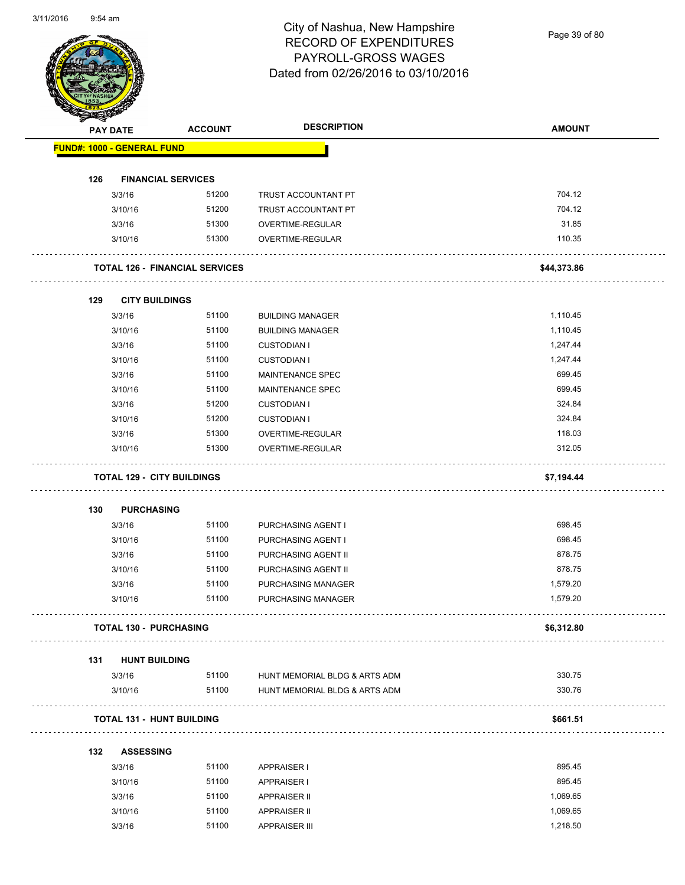# City of Nashua, New Hampshire
# RECORD OF EXPENDITURES
# PAYROLL-GROSS WAGES
# Dated from 02/26/2016 to 03/10/2016

3/11/2016 9:54 am

| PAY DATE | ACCOUNT | DESCRIPTION | AMOUNT |
|---|---|---|---|
| **FUND#: 1000 - GENERAL FUND** | | | |
| **126 FINANCIAL SERVICES** | | | |
| 3/3/16 | 51200 | TRUST ACCOUNTANT PT | 704.12 |
| 3/10/16 | 51200 | TRUST ACCOUNTANT PT | 704.12 |
| 3/3/16 | 51300 | OVERTIME-REGULAR | 31.85 |
| 3/10/16 | 51300 | OVERTIME-REGULAR | 110.35 |
| **TOTAL 126 - FINANCIAL SERVICES** | | | **$44,373.86** |
| **129 CITY BUILDINGS** | | | |
| 3/3/16 | 51100 | BUILDING MANAGER | 1,110.45 |
| 3/10/16 | 51100 | BUILDING MANAGER | 1,110.45 |
| 3/3/16 | 51100 | CUSTODIAN I | 1,247.44 |
| 3/10/16 | 51100 | CUSTODIAN I | 1,247.44 |
| 3/3/16 | 51100 | MAINTENANCE SPEC | 699.45 |
| 3/10/16 | 51100 | MAINTENANCE SPEC | 699.45 |
| 3/3/16 | 51200 | CUSTODIAN I | 324.84 |
| 3/10/16 | 51200 | CUSTODIAN I | 324.84 |
| 3/3/16 | 51300 | OVERTIME-REGULAR | 118.03 |
| 3/10/16 | 51300 | OVERTIME-REGULAR | 312.05 |
| **TOTAL 129 - CITY BUILDINGS** | | | **$7,194.44** |
| **130 PURCHASING** | | | |
| 3/3/16 | 51100 | PURCHASING AGENT I | 698.45 |
| 3/10/16 | 51100 | PURCHASING AGENT I | 698.45 |
| 3/3/16 | 51100 | PURCHASING AGENT II | 878.75 |
| 3/10/16 | 51100 | PURCHASING AGENT II | 878.75 |
| 3/3/16 | 51100 | PURCHASING MANAGER | 1,579.20 |
| 3/10/16 | 51100 | PURCHASING MANAGER | 1,579.20 |
| **TOTAL 130 - PURCHASING** | | | **$6,312.80** |
| **131 HUNT BUILDING** | | | |
| 3/3/16 | 51100 | HUNT MEMORIAL BLDG & ARTS ADM | 330.75 |
| 3/10/16 | 51100 | HUNT MEMORIAL BLDG & ARTS ADM | 330.76 |
| **TOTAL 131 - HUNT BUILDING** | | | **$661.51** |
| **132 ASSESSING** | | | |
| 3/3/16 | 51100 | APPRAISER I | 895.45 |
| 3/10/16 | 51100 | APPRAISER I | 895.45 |
| 3/3/16 | 51100 | APPRAISER II | 1,069.65 |
| 3/10/16 | 51100 | APPRAISER II | 1,069.65 |
| 3/3/16 | 51100 | APPRAISER III | 1,218.50 |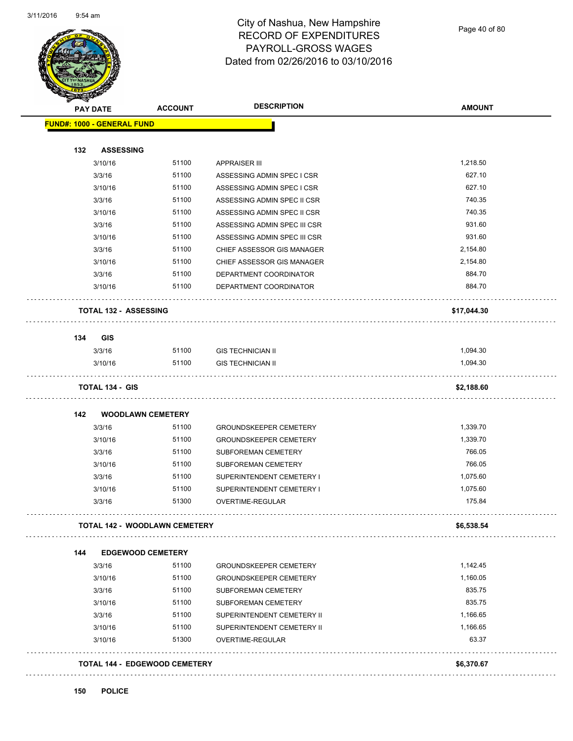# City of Nashua, New Hampshire
## RECORD OF EXPENDITURES
## PAYROLL-GROSS WAGES
## Dated from 02/26/2016 to 03/10/2016

| PAY DATE | ACCOUNT | DESCRIPTION | AMOUNT |
|---|---|---|---|
| **FUND#: 1000 - GENERAL FUND** | | | |
| **132 ASSESSING** | | | |
| 3/10/16 | 51100 | APPRAISER III | 1,218.50 |
| 3/3/16 | 51100 | ASSESSING ADMIN SPEC I CSR | 627.10 |
| 3/10/16 | 51100 | ASSESSING ADMIN SPEC I CSR | 627.10 |
| 3/3/16 | 51100 | ASSESSING ADMIN SPEC II CSR | 740.35 |
| 3/10/16 | 51100 | ASSESSING ADMIN SPEC II CSR | 740.35 |
| 3/3/16 | 51100 | ASSESSING ADMIN SPEC III CSR | 931.60 |
| 3/10/16 | 51100 | ASSESSING ADMIN SPEC III CSR | 931.60 |
| 3/3/16 | 51100 | CHIEF ASSESSOR GIS MANAGER | 2,154.80 |
| 3/10/16 | 51100 | CHIEF ASSESSOR GIS MANAGER | 2,154.80 |
| 3/3/16 | 51100 | DEPARTMENT COORDINATOR | 884.70 |
| 3/10/16 | 51100 | DEPARTMENT COORDINATOR | 884.70 |
| **TOTAL 132 - ASSESSING** | | | **$17,044.30** |
| **134 GIS** | | | |
| 3/3/16 | 51100 | GIS TECHNICIAN II | 1,094.30 |
| 3/10/16 | 51100 | GIS TECHNICIAN II | 1,094.30 |
| **TOTAL 134 - GIS** | | | **$2,188.60** |
| **142 WOODLAWN CEMETERY** | | | |
| 3/3/16 | 51100 | GROUNDSKEEPER CEMETERY | 1,339.70 |
| 3/10/16 | 51100 | GROUNDSKEEPER CEMETERY | 1,339.70 |
| 3/3/16 | 51100 | SUBFOREMAN CEMETERY | 766.05 |
| 3/10/16 | 51100 | SUBFOREMAN CEMETERY | 766.05 |
| 3/3/16 | 51100 | SUPERINTENDENT CEMETERY I | 1,075.60 |
| 3/10/16 | 51100 | SUPERINTENDENT CEMETERY I | 1,075.60 |
| 3/3/16 | 51300 | OVERTIME-REGULAR | 175.84 |
| **TOTAL 142 - WOODLAWN CEMETERY** | | | **$6,538.54** |
| **144 EDGEWOOD CEMETERY** | | | |
| 3/3/16 | 51100 | GROUNDSKEEPER CEMETERY | 1,142.45 |
| 3/10/16 | 51100 | GROUNDSKEEPER CEMETERY | 1,160.05 |
| 3/3/16 | 51100 | SUBFOREMAN CEMETERY | 835.75 |
| 3/10/16 | 51100 | SUBFOREMAN CEMETERY | 835.75 |
| 3/3/16 | 51100 | SUPERINTENDENT CEMETERY II | 1,166.65 |
| 3/10/16 | 51100 | SUPERINTENDENT CEMETERY II | 1,166.65 |
| 3/10/16 | 51300 | OVERTIME-REGULAR | 63.37 |
| **TOTAL 144 - EDGEWOOD CEMETERY** | | | **$6,370.67** |
| **150 POLICE** | | | |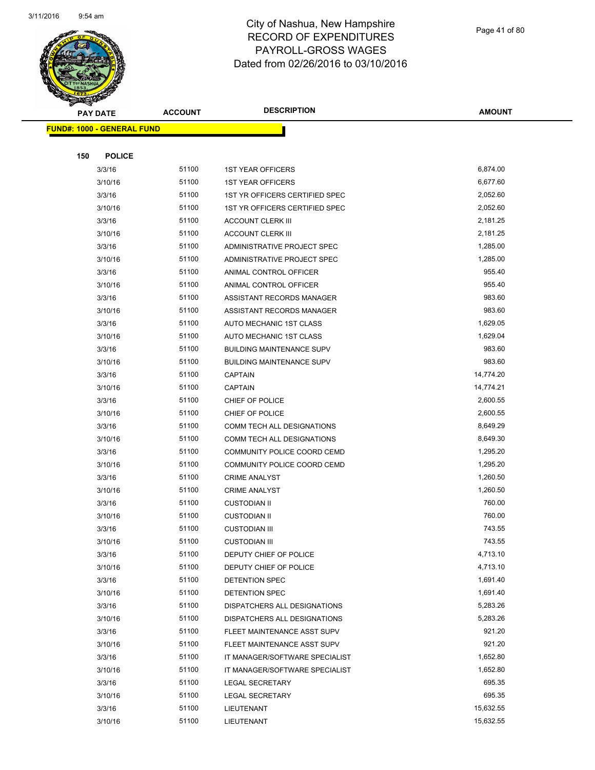# City of Nashua, New Hampshire
## RECORD OF EXPENDITURES
## PAYROLL-GROSS WAGES
## Dated from 02/26/2016 to 03/10/2016

**FUND#: 1000 - GENERAL FUND**

**150 POLICE**

| PAY DATE | ACCOUNT | DESCRIPTION | AMOUNT |
|---|---|---|---|
| 3/3/16 | 51100 | 1ST YEAR OFFICERS | 6,874.00 |
| 3/10/16 | 51100 | 1ST YEAR OFFICERS | 6,677.60 |
| 3/3/16 | 51100 | 1ST YR OFFICERS CERTIFIED SPEC | 2,052.60 |
| 3/10/16 | 51100 | 1ST YR OFFICERS CERTIFIED SPEC | 2,052.60 |
| 3/3/16 | 51100 | ACCOUNT CLERK III | 2,181.25 |
| 3/10/16 | 51100 | ACCOUNT CLERK III | 2,181.25 |
| 3/3/16 | 51100 | ADMINISTRATIVE PROJECT SPEC | 1,285.00 |
| 3/10/16 | 51100 | ADMINISTRATIVE PROJECT SPEC | 1,285.00 |
| 3/3/16 | 51100 | ANIMAL CONTROL OFFICER | 955.40 |
| 3/10/16 | 51100 | ANIMAL CONTROL OFFICER | 955.40 |
| 3/3/16 | 51100 | ASSISTANT RECORDS MANAGER | 983.60 |
| 3/10/16 | 51100 | ASSISTANT RECORDS MANAGER | 983.60 |
| 3/3/16 | 51100 | AUTO MECHANIC 1ST CLASS | 1,629.05 |
| 3/10/16 | 51100 | AUTO MECHANIC 1ST CLASS | 1,629.04 |
| 3/3/16 | 51100 | BUILDING MAINTENANCE SUPV | 983.60 |
| 3/10/16 | 51100 | BUILDING MAINTENANCE SUPV | 983.60 |
| 3/3/16 | 51100 | CAPTAIN | 14,774.20 |
| 3/10/16 | 51100 | CAPTAIN | 14,774.21 |
| 3/3/16 | 51100 | CHIEF OF POLICE | 2,600.55 |
| 3/10/16 | 51100 | CHIEF OF POLICE | 2,600.55 |
| 3/3/16 | 51100 | COMM TECH ALL DESIGNATIONS | 8,649.29 |
| 3/10/16 | 51100 | COMM TECH ALL DESIGNATIONS | 8,649.30 |
| 3/3/16 | 51100 | COMMUNITY POLICE COORD CEMD | 1,295.20 |
| 3/10/16 | 51100 | COMMUNITY POLICE COORD CEMD | 1,295.20 |
| 3/3/16 | 51100 | CRIME ANALYST | 1,260.50 |
| 3/10/16 | 51100 | CRIME ANALYST | 1,260.50 |
| 3/3/16 | 51100 | CUSTODIAN II | 760.00 |
| 3/10/16 | 51100 | CUSTODIAN II | 760.00 |
| 3/3/16 | 51100 | CUSTODIAN III | 743.55 |
| 3/10/16 | 51100 | CUSTODIAN III | 743.55 |
| 3/3/16 | 51100 | DEPUTY CHIEF OF POLICE | 4,713.10 |
| 3/10/16 | 51100 | DEPUTY CHIEF OF POLICE | 4,713.10 |
| 3/3/16 | 51100 | DETENTION SPEC | 1,691.40 |
| 3/10/16 | 51100 | DETENTION SPEC | 1,691.40 |
| 3/3/16 | 51100 | DISPATCHERS ALL DESIGNATIONS | 5,283.26 |
| 3/10/16 | 51100 | DISPATCHERS ALL DESIGNATIONS | 5,283.26 |
| 3/3/16 | 51100 | FLEET MAINTENANCE ASST SUPV | 921.20 |
| 3/10/16 | 51100 | FLEET MAINTENANCE ASST SUPV | 921.20 |
| 3/3/16 | 51100 | IT MANAGER/SOFTWARE SPECIALIST | 1,652.80 |
| 3/10/16 | 51100 | IT MANAGER/SOFTWARE SPECIALIST | 1,652.80 |
| 3/3/16 | 51100 | LEGAL SECRETARY | 695.35 |
| 3/10/16 | 51100 | LEGAL SECRETARY | 695.35 |
| 3/3/16 | 51100 | LIEUTENANT | 15,632.55 |
| 3/10/16 | 51100 | LIEUTENANT | 15,632.55 |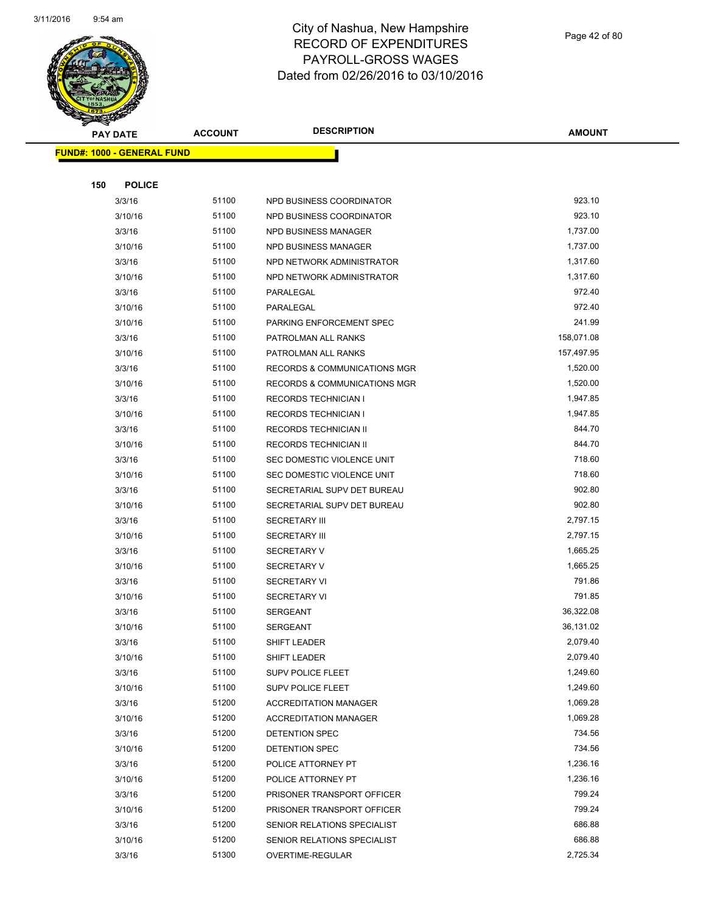# City of Nashua, New Hampshire
## RECORD OF EXPENDITURES
## PAYROLL-GROSS WAGES
## Dated from 02/26/2016 to 03/10/2016

**FUND#: 1000 - GENERAL FUND**

**150 POLICE**

| PAY DATE | ACCOUNT | DESCRIPTION | AMOUNT |
|---|---|---|---|
| 3/3/16 | 51100 | NPD BUSINESS COORDINATOR | 923.10 |
| 3/10/16 | 51100 | NPD BUSINESS COORDINATOR | 923.10 |
| 3/3/16 | 51100 | NPD BUSINESS MANAGER | 1,737.00 |
| 3/10/16 | 51100 | NPD BUSINESS MANAGER | 1,737.00 |
| 3/3/16 | 51100 | NPD NETWORK ADMINISTRATOR | 1,317.60 |
| 3/10/16 | 51100 | NPD NETWORK ADMINISTRATOR | 1,317.60 |
| 3/3/16 | 51100 | PARALEGAL | 972.40 |
| 3/10/16 | 51100 | PARALEGAL | 972.40 |
| 3/10/16 | 51100 | PARKING ENFORCEMENT SPEC | 241.99 |
| 3/3/16 | 51100 | PATROLMAN ALL RANKS | 158,071.08 |
| 3/10/16 | 51100 | PATROLMAN ALL RANKS | 157,497.95 |
| 3/3/16 | 51100 | RECORDS & COMMUNICATIONS MGR | 1,520.00 |
| 3/10/16 | 51100 | RECORDS & COMMUNICATIONS MGR | 1,520.00 |
| 3/3/16 | 51100 | RECORDS TECHNICIAN I | 1,947.85 |
| 3/10/16 | 51100 | RECORDS TECHNICIAN I | 1,947.85 |
| 3/3/16 | 51100 | RECORDS TECHNICIAN II | 844.70 |
| 3/10/16 | 51100 | RECORDS TECHNICIAN II | 844.70 |
| 3/3/16 | 51100 | SEC DOMESTIC VIOLENCE UNIT | 718.60 |
| 3/10/16 | 51100 | SEC DOMESTIC VIOLENCE UNIT | 718.60 |
| 3/3/16 | 51100 | SECRETARIAL SUPV DET BUREAU | 902.80 |
| 3/10/16 | 51100 | SECRETARIAL SUPV DET BUREAU | 902.80 |
| 3/3/16 | 51100 | SECRETARY III | 2,797.15 |
| 3/10/16 | 51100 | SECRETARY III | 2,797.15 |
| 3/3/16 | 51100 | SECRETARY V | 1,665.25 |
| 3/10/16 | 51100 | SECRETARY V | 1,665.25 |
| 3/3/16 | 51100 | SECRETARY VI | 791.86 |
| 3/10/16 | 51100 | SECRETARY VI | 791.85 |
| 3/3/16 | 51100 | SERGEANT | 36,322.08 |
| 3/10/16 | 51100 | SERGEANT | 36,131.02 |
| 3/3/16 | 51100 | SHIFT LEADER | 2,079.40 |
| 3/10/16 | 51100 | SHIFT LEADER | 2,079.40 |
| 3/3/16 | 51100 | SUPV POLICE FLEET | 1,249.60 |
| 3/10/16 | 51100 | SUPV POLICE FLEET | 1,249.60 |
| 3/3/16 | 51200 | ACCREDITATION MANAGER | 1,069.28 |
| 3/10/16 | 51200 | ACCREDITATION MANAGER | 1,069.28 |
| 3/3/16 | 51200 | DETENTION SPEC | 734.56 |
| 3/10/16 | 51200 | DETENTION SPEC | 734.56 |
| 3/3/16 | 51200 | POLICE ATTORNEY PT | 1,236.16 |
| 3/10/16 | 51200 | POLICE ATTORNEY PT | 1,236.16 |
| 3/3/16 | 51200 | PRISONER TRANSPORT OFFICER | 799.24 |
| 3/10/16 | 51200 | PRISONER TRANSPORT OFFICER | 799.24 |
| 3/3/16 | 51200 | SENIOR RELATIONS SPECIALIST | 686.88 |
| 3/10/16 | 51200 | SENIOR RELATIONS SPECIALIST | 686.88 |
| 3/3/16 | 51300 | OVERTIME-REGULAR | 2,725.34 |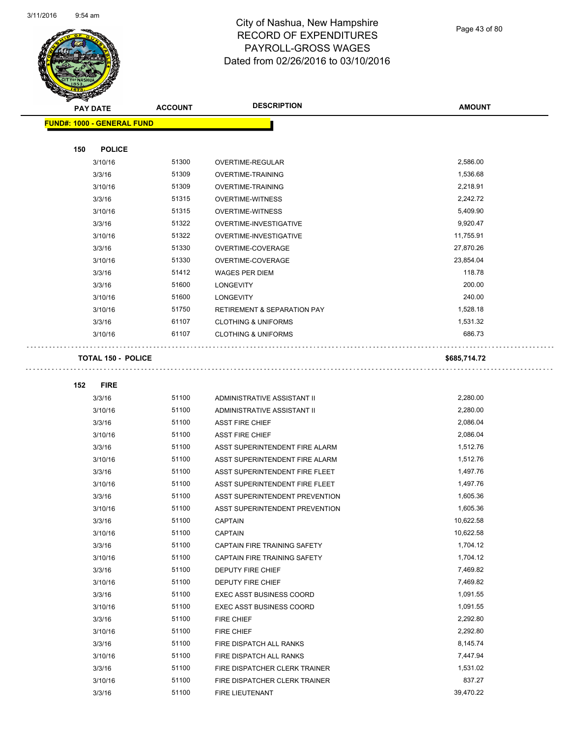# City of Nashua, New Hampshire
# RECORD OF EXPENDITURES
# PAYROLL-GROSS WAGES
# Dated from 02/26/2016 to 03/10/2016

3/11/2016 9:54 am

| PAY DATE | ACCOUNT | DESCRIPTION | AMOUNT |
|---|---|---|---|
| **FUND#: 1000 - GENERAL FUND** | | | |
| **150 POLICE** | | | |
| 3/10/16 | 51300 | OVERTIME-REGULAR | 2,586.00 |
| 3/3/16 | 51309 | OVERTIME-TRAINING | 1,536.68 |
| 3/10/16 | 51309 | OVERTIME-TRAINING | 2,218.91 |
| 3/3/16 | 51315 | OVERTIME-WITNESS | 2,242.72 |
| 3/10/16 | 51315 | OVERTIME-WITNESS | 5,409.90 |
| 3/3/16 | 51322 | OVERTIME-INVESTIGATIVE | 9,920.47 |
| 3/10/16 | 51322 | OVERTIME-INVESTIGATIVE | 11,755.91 |
| 3/3/16 | 51330 | OVERTIME-COVERAGE | 27,870.26 |
| 3/10/16 | 51330 | OVERTIME-COVERAGE | 23,854.04 |
| 3/3/16 | 51412 | WAGES PER DIEM | 118.78 |
| 3/3/16 | 51600 | LONGEVITY | 200.00 |
| 3/10/16 | 51600 | LONGEVITY | 240.00 |
| 3/10/16 | 51750 | RETIREMENT & SEPARATION PAY | 1,528.18 |
| 3/3/16 | 61107 | CLOTHING & UNIFORMS | 1,531.32 |
| 3/10/16 | 61107 | CLOTHING & UNIFORMS | 686.73 |
| **TOTAL 150 - POLICE** | | | **$685,714.72** |
| **152 FIRE** | | | |
| 3/3/16 | 51100 | ADMINISTRATIVE ASSISTANT II | 2,280.00 |
| 3/10/16 | 51100 | ADMINISTRATIVE ASSISTANT II | 2,280.00 |
| 3/3/16 | 51100 | ASST FIRE CHIEF | 2,086.04 |
| 3/10/16 | 51100 | ASST FIRE CHIEF | 2,086.04 |
| 3/3/16 | 51100 | ASST SUPERINTENDENT FIRE ALARM | 1,512.76 |
| 3/10/16 | 51100 | ASST SUPERINTENDENT FIRE ALARM | 1,512.76 |
| 3/3/16 | 51100 | ASST SUPERINTENDENT FIRE FLEET | 1,497.76 |
| 3/10/16 | 51100 | ASST SUPERINTENDENT FIRE FLEET | 1,497.76 |
| 3/3/16 | 51100 | ASST SUPERINTENDENT PREVENTION | 1,605.36 |
| 3/10/16 | 51100 | ASST SUPERINTENDENT PREVENTION | 1,605.36 |
| 3/3/16 | 51100 | CAPTAIN | 10,622.58 |
| 3/10/16 | 51100 | CAPTAIN | 10,622.58 |
| 3/3/16 | 51100 | CAPTAIN FIRE TRAINING SAFETY | 1,704.12 |
| 3/10/16 | 51100 | CAPTAIN FIRE TRAINING SAFETY | 1,704.12 |
| 3/3/16 | 51100 | DEPUTY FIRE CHIEF | 7,469.82 |
| 3/10/16 | 51100 | DEPUTY FIRE CHIEF | 7,469.82 |
| 3/3/16 | 51100 | EXEC ASST BUSINESS COORD | 1,091.55 |
| 3/10/16 | 51100 | EXEC ASST BUSINESS COORD | 1,091.55 |
| 3/3/16 | 51100 | FIRE CHIEF | 2,292.80 |
| 3/10/16 | 51100 | FIRE CHIEF | 2,292.80 |
| 3/3/16 | 51100 | FIRE DISPATCH ALL RANKS | 8,145.74 |
| 3/10/16 | 51100 | FIRE DISPATCH ALL RANKS | 7,447.94 |
| 3/3/16 | 51100 | FIRE DISPATCHER CLERK TRAINER | 1,531.02 |
| 3/10/16 | 51100 | FIRE DISPATCHER CLERK TRAINER | 837.27 |
| 3/3/16 | 51100 | FIRE LIEUTENANT | 39,470.22 |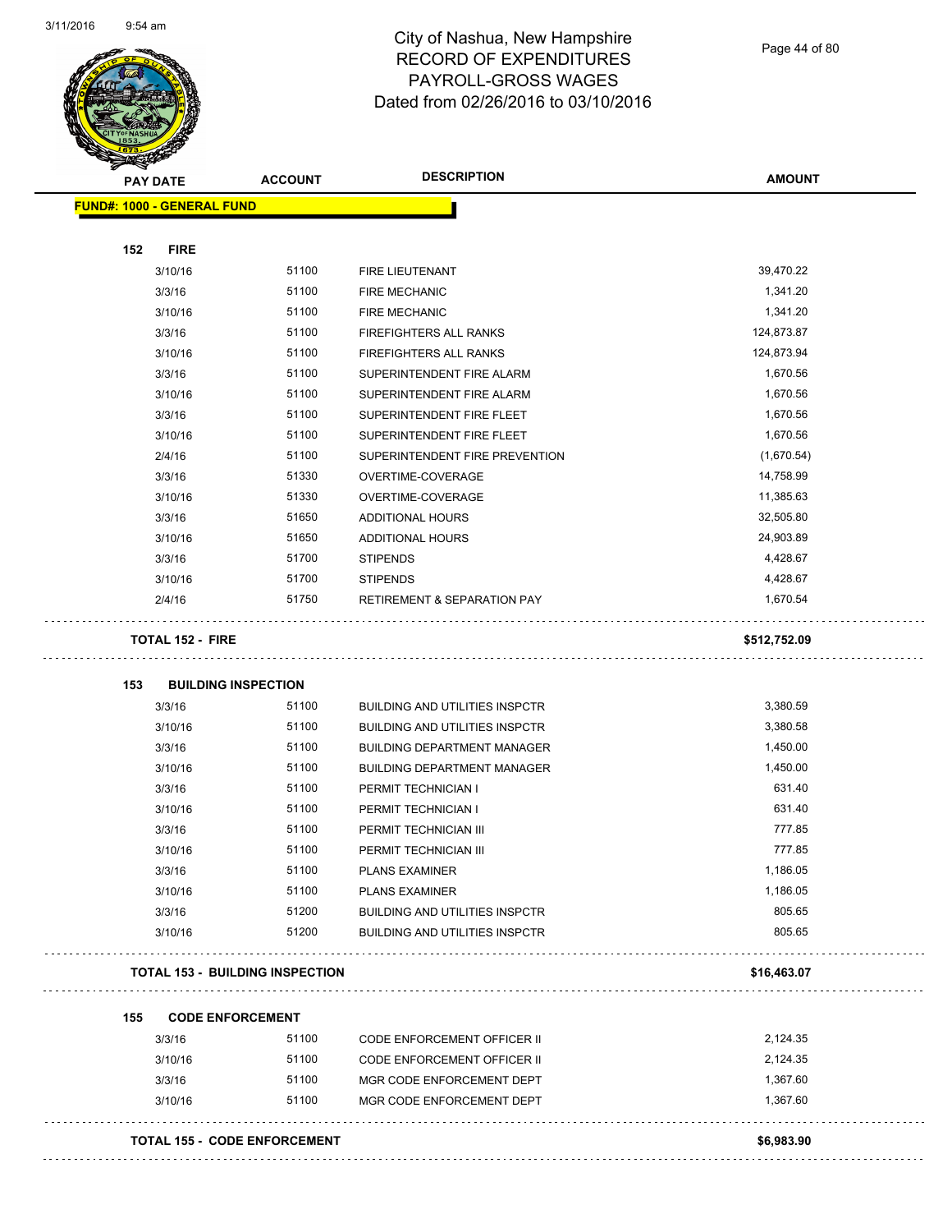# City of Nashua, New Hampshire
# RECORD OF EXPENDITURES
# PAYROLL-GROSS WAGES
# Dated from 02/26/2016 to 03/10/2016

| PAY DATE | ACCOUNT | DESCRIPTION | AMOUNT |
|---|---|---|---|
| **FUND#: 1000 - GENERAL FUND** | | | |
| **152 FIRE** | | | |
| 3/10/16 | 51100 | FIRE LIEUTENANT | 39,470.22 |
| 3/3/16 | 51100 | FIRE MECHANIC | 1,341.20 |
| 3/10/16 | 51100 | FIRE MECHANIC | 1,341.20 |
| 3/3/16 | 51100 | FIREFIGHTERS ALL RANKS | 124,873.87 |
| 3/10/16 | 51100 | FIREFIGHTERS ALL RANKS | 124,873.94 |
| 3/3/16 | 51100 | SUPERINTENDENT FIRE ALARM | 1,670.56 |
| 3/10/16 | 51100 | SUPERINTENDENT FIRE ALARM | 1,670.56 |
| 3/3/16 | 51100 | SUPERINTENDENT FIRE FLEET | 1,670.56 |
| 3/10/16 | 51100 | SUPERINTENDENT FIRE FLEET | 1,670.56 |
| 2/4/16 | 51100 | SUPERINTENDENT FIRE PREVENTION | (1,670.54) |
| 3/3/16 | 51330 | OVERTIME-COVERAGE | 14,758.99 |
| 3/10/16 | 51330 | OVERTIME-COVERAGE | 11,385.63 |
| 3/3/16 | 51650 | ADDITIONAL HOURS | 32,505.80 |
| 3/10/16 | 51650 | ADDITIONAL HOURS | 24,903.89 |
| 3/3/16 | 51700 | STIPENDS | 4,428.67 |
| 3/10/16 | 51700 | STIPENDS | 4,428.67 |
| 2/4/16 | 51750 | RETIREMENT & SEPARATION PAY | 1,670.54 |
| **TOTAL 152 - FIRE** | | | **$512,752.09** |
| **153 BUILDING INSPECTION** | | | |
| 3/3/16 | 51100 | BUILDING AND UTILITIES INSPCTR | 3,380.59 |
| 3/10/16 | 51100 | BUILDING AND UTILITIES INSPCTR | 3,380.58 |
| 3/3/16 | 51100 | BUILDING DEPARTMENT MANAGER | 1,450.00 |
| 3/10/16 | 51100 | BUILDING DEPARTMENT MANAGER | 1,450.00 |
| 3/3/16 | 51100 | PERMIT TECHNICIAN I | 631.40 |
| 3/10/16 | 51100 | PERMIT TECHNICIAN I | 631.40 |
| 3/3/16 | 51100 | PERMIT TECHNICIAN III | 777.85 |
| 3/10/16 | 51100 | PERMIT TECHNICIAN III | 777.85 |
| 3/3/16 | 51100 | PLANS EXAMINER | 1,186.05 |
| 3/10/16 | 51100 | PLANS EXAMINER | 1,186.05 |
| 3/3/16 | 51200 | BUILDING AND UTILITIES INSPCTR | 805.65 |
| 3/10/16 | 51200 | BUILDING AND UTILITIES INSPCTR | 805.65 |
| **TOTAL 153 - BUILDING INSPECTION** | | | **$16,463.07** |
| **155 CODE ENFORCEMENT** | | | |
| 3/3/16 | 51100 | CODE ENFORCEMENT OFFICER II | 2,124.35 |
| 3/10/16 | 51100 | CODE ENFORCEMENT OFFICER II | 2,124.35 |
| 3/3/16 | 51100 | MGR CODE ENFORCEMENT DEPT | 1,367.60 |
| 3/10/16 | 51100 | MGR CODE ENFORCEMENT DEPT | 1,367.60 |
| **TOTAL 155 - CODE ENFORCEMENT** | | | **$6,983.90** |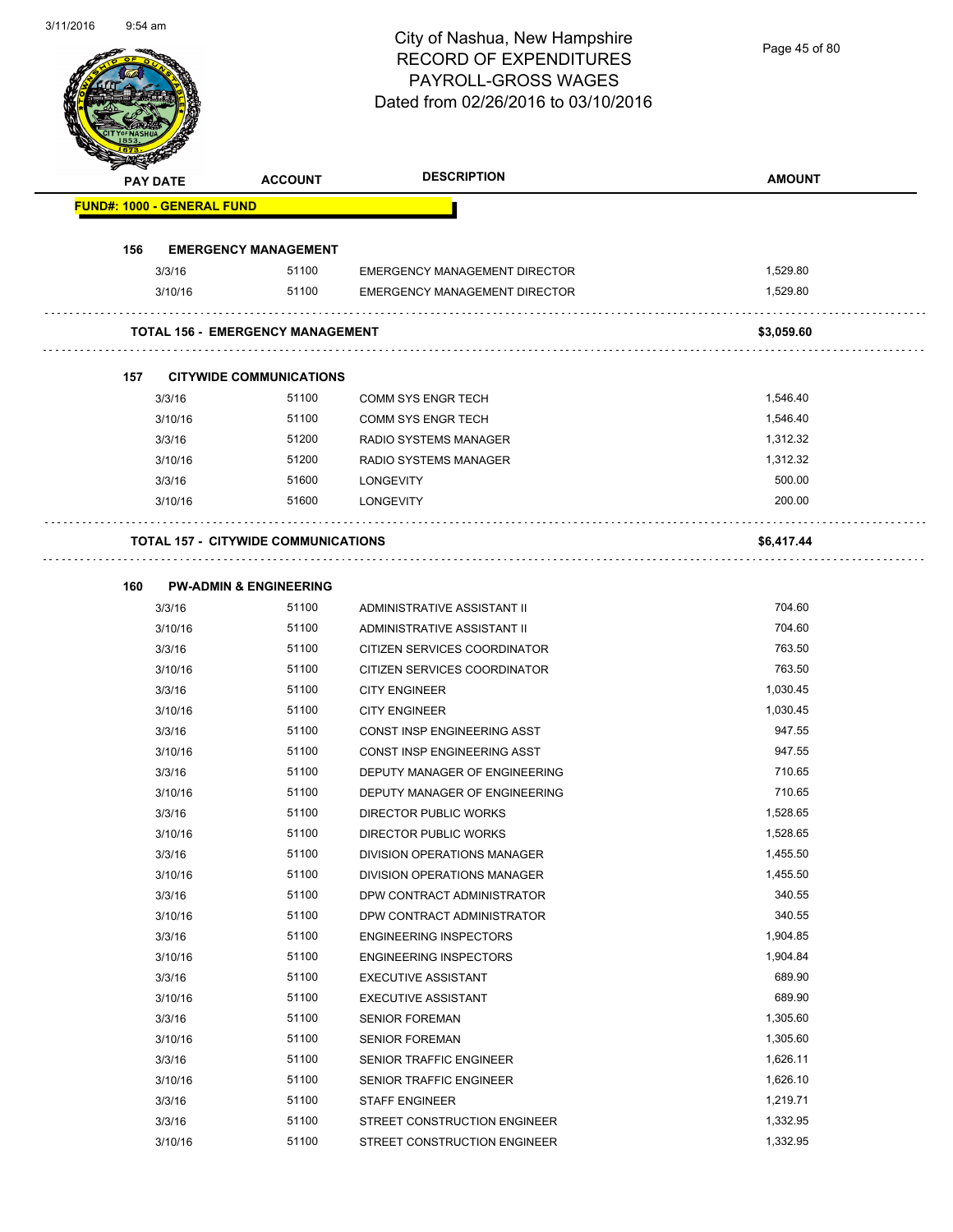# City of Nashua, New Hampshire
## RECORD OF EXPENDITURES
## PAYROLL-GROSS WAGES
## Dated from 02/26/2016 to 03/10/2016

| PAY DATE | ACCOUNT | DESCRIPTION | AMOUNT |
|---|---|---|---|
| **FUND#: 1000 - GENERAL FUND** | | | |
| **156 EMERGENCY MANAGEMENT** | | | |
| 3/3/16 | 51100 | EMERGENCY MANAGEMENT DIRECTOR | 1,529.80 |
| 3/10/16 | 51100 | EMERGENCY MANAGEMENT DIRECTOR | 1,529.80 |
| **TOTAL 156 - EMERGENCY MANAGEMENT** | | | **$3,059.60** |
| **157 CITYWIDE COMMUNICATIONS** | | | |
| 3/3/16 | 51100 | COMM SYS ENGR TECH | 1,546.40 |
| 3/10/16 | 51100 | COMM SYS ENGR TECH | 1,546.40 |
| 3/3/16 | 51200 | RADIO SYSTEMS MANAGER | 1,312.32 |
| 3/10/16 | 51200 | RADIO SYSTEMS MANAGER | 1,312.32 |
| 3/3/16 | 51600 | LONGEVITY | 500.00 |
| 3/10/16 | 51600 | LONGEVITY | 200.00 |
| **TOTAL 157 - CITYWIDE COMMUNICATIONS** | | | **$6,417.44** |
| **160 PW-ADMIN & ENGINEERING** | | | |
| 3/3/16 | 51100 | ADMINISTRATIVE ASSISTANT II | 704.60 |
| 3/10/16 | 51100 | ADMINISTRATIVE ASSISTANT II | 704.60 |
| 3/3/16 | 51100 | CITIZEN SERVICES COORDINATOR | 763.50 |
| 3/10/16 | 51100 | CITIZEN SERVICES COORDINATOR | 763.50 |
| 3/3/16 | 51100 | CITY ENGINEER | 1,030.45 |
| 3/10/16 | 51100 | CITY ENGINEER | 1,030.45 |
| 3/3/16 | 51100 | CONST INSP ENGINEERING ASST | 947.55 |
| 3/10/16 | 51100 | CONST INSP ENGINEERING ASST | 947.55 |
| 3/3/16 | 51100 | DEPUTY MANAGER OF ENGINEERING | 710.65 |
| 3/10/16 | 51100 | DEPUTY MANAGER OF ENGINEERING | 710.65 |
| 3/3/16 | 51100 | DIRECTOR PUBLIC WORKS | 1,528.65 |
| 3/10/16 | 51100 | DIRECTOR PUBLIC WORKS | 1,528.65 |
| 3/3/16 | 51100 | DIVISION OPERATIONS MANAGER | 1,455.50 |
| 3/10/16 | 51100 | DIVISION OPERATIONS MANAGER | 1,455.50 |
| 3/3/16 | 51100 | DPW CONTRACT ADMINISTRATOR | 340.55 |
| 3/10/16 | 51100 | DPW CONTRACT ADMINISTRATOR | 340.55 |
| 3/3/16 | 51100 | ENGINEERING INSPECTORS | 1,904.85 |
| 3/10/16 | 51100 | ENGINEERING INSPECTORS | 1,904.84 |
| 3/3/16 | 51100 | EXECUTIVE ASSISTANT | 689.90 |
| 3/10/16 | 51100 | EXECUTIVE ASSISTANT | 689.90 |
| 3/3/16 | 51100 | SENIOR FOREMAN | 1,305.60 |
| 3/10/16 | 51100 | SENIOR FOREMAN | 1,305.60 |
| 3/3/16 | 51100 | SENIOR TRAFFIC ENGINEER | 1,626.11 |
| 3/10/16 | 51100 | SENIOR TRAFFIC ENGINEER | 1,626.10 |
| 3/3/16 | 51100 | STAFF ENGINEER | 1,219.71 |
| 3/3/16 | 51100 | STREET CONSTRUCTION ENGINEER | 1,332.95 |
| 3/10/16 | 51100 | STREET CONSTRUCTION ENGINEER | 1,332.95 |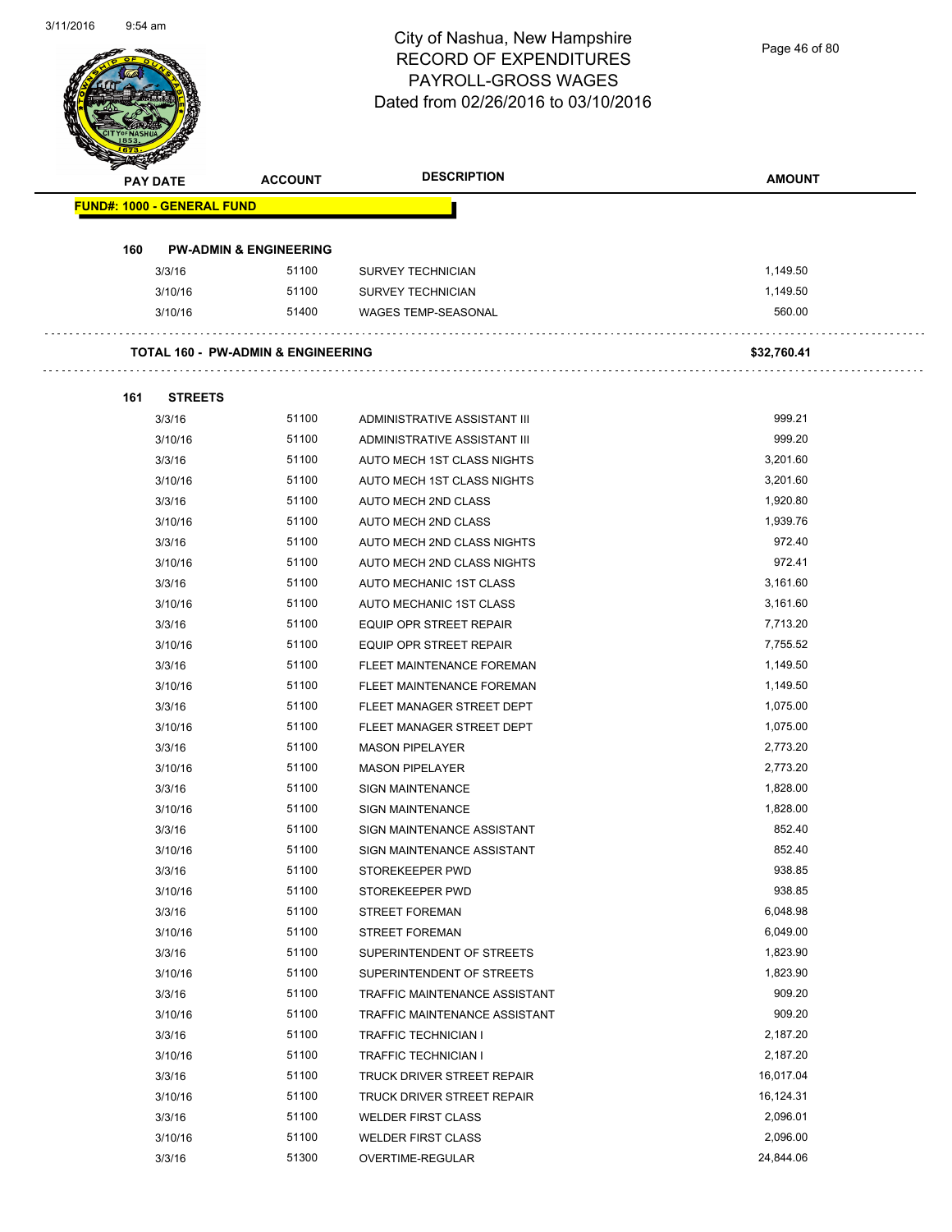# City of Nashua, New Hampshire
## RECORD OF EXPENDITURES
## PAYROLL-GROSS WAGES
## Dated from 02/26/2016 to 03/10/2016

| PAY DATE | ACCOUNT | DESCRIPTION | AMOUNT |
|---|---|---|---|
| **FUND#: 1000 - GENERAL FUND** | | | |
| **160 PW-ADMIN & ENGINEERING** | | | |
| 3/3/16 | 51100 | SURVEY TECHNICIAN | 1,149.50 |
| 3/10/16 | 51100 | SURVEY TECHNICIAN | 1,149.50 |
| 3/10/16 | 51400 | WAGES TEMP-SEASONAL | 560.00 |
| **TOTAL 160 - PW-ADMIN & ENGINEERING** | | | **$32,760.41** |
| **161 STREETS** | | | |
| 3/3/16 | 51100 | ADMINISTRATIVE ASSISTANT III | 999.21 |
| 3/10/16 | 51100 | ADMINISTRATIVE ASSISTANT III | 999.20 |
| 3/3/16 | 51100 | AUTO MECH 1ST CLASS NIGHTS | 3,201.60 |
| 3/10/16 | 51100 | AUTO MECH 1ST CLASS NIGHTS | 3,201.60 |
| 3/3/16 | 51100 | AUTO MECH 2ND CLASS | 1,920.80 |
| 3/10/16 | 51100 | AUTO MECH 2ND CLASS | 1,939.76 |
| 3/3/16 | 51100 | AUTO MECH 2ND CLASS NIGHTS | 972.40 |
| 3/10/16 | 51100 | AUTO MECH 2ND CLASS NIGHTS | 972.41 |
| 3/3/16 | 51100 | AUTO MECHANIC 1ST CLASS | 3,161.60 |
| 3/10/16 | 51100 | AUTO MECHANIC 1ST CLASS | 3,161.60 |
| 3/3/16 | 51100 | EQUIP OPR STREET REPAIR | 7,713.20 |
| 3/10/16 | 51100 | EQUIP OPR STREET REPAIR | 7,755.52 |
| 3/3/16 | 51100 | FLEET MAINTENANCE FOREMAN | 1,149.50 |
| 3/10/16 | 51100 | FLEET MAINTENANCE FOREMAN | 1,149.50 |
| 3/3/16 | 51100 | FLEET MANAGER STREET DEPT | 1,075.00 |
| 3/10/16 | 51100 | FLEET MANAGER STREET DEPT | 1,075.00 |
| 3/3/16 | 51100 | MASON PIPELAYER | 2,773.20 |
| 3/10/16 | 51100 | MASON PIPELAYER | 2,773.20 |
| 3/3/16 | 51100 | SIGN MAINTENANCE | 1,828.00 |
| 3/10/16 | 51100 | SIGN MAINTENANCE | 1,828.00 |
| 3/3/16 | 51100 | SIGN MAINTENANCE ASSISTANT | 852.40 |
| 3/10/16 | 51100 | SIGN MAINTENANCE ASSISTANT | 852.40 |
| 3/3/16 | 51100 | STOREKEEPER PWD | 938.85 |
| 3/10/16 | 51100 | STOREKEEPER PWD | 938.85 |
| 3/3/16 | 51100 | STREET FOREMAN | 6,048.98 |
| 3/10/16 | 51100 | STREET FOREMAN | 6,049.00 |
| 3/3/16 | 51100 | SUPERINTENDENT OF STREETS | 1,823.90 |
| 3/10/16 | 51100 | SUPERINTENDENT OF STREETS | 1,823.90 |
| 3/3/16 | 51100 | TRAFFIC MAINTENANCE ASSISTANT | 909.20 |
| 3/10/16 | 51100 | TRAFFIC MAINTENANCE ASSISTANT | 909.20 |
| 3/3/16 | 51100 | TRAFFIC TECHNICIAN I | 2,187.20 |
| 3/10/16 | 51100 | TRAFFIC TECHNICIAN I | 2,187.20 |
| 3/3/16 | 51100 | TRUCK DRIVER STREET REPAIR | 16,017.04 |
| 3/10/16 | 51100 | TRUCK DRIVER STREET REPAIR | 16,124.31 |
| 3/3/16 | 51100 | WELDER FIRST CLASS | 2,096.01 |
| 3/10/16 | 51100 | WELDER FIRST CLASS | 2,096.00 |
| 3/3/16 | 51300 | OVERTIME-REGULAR | 24,844.06 |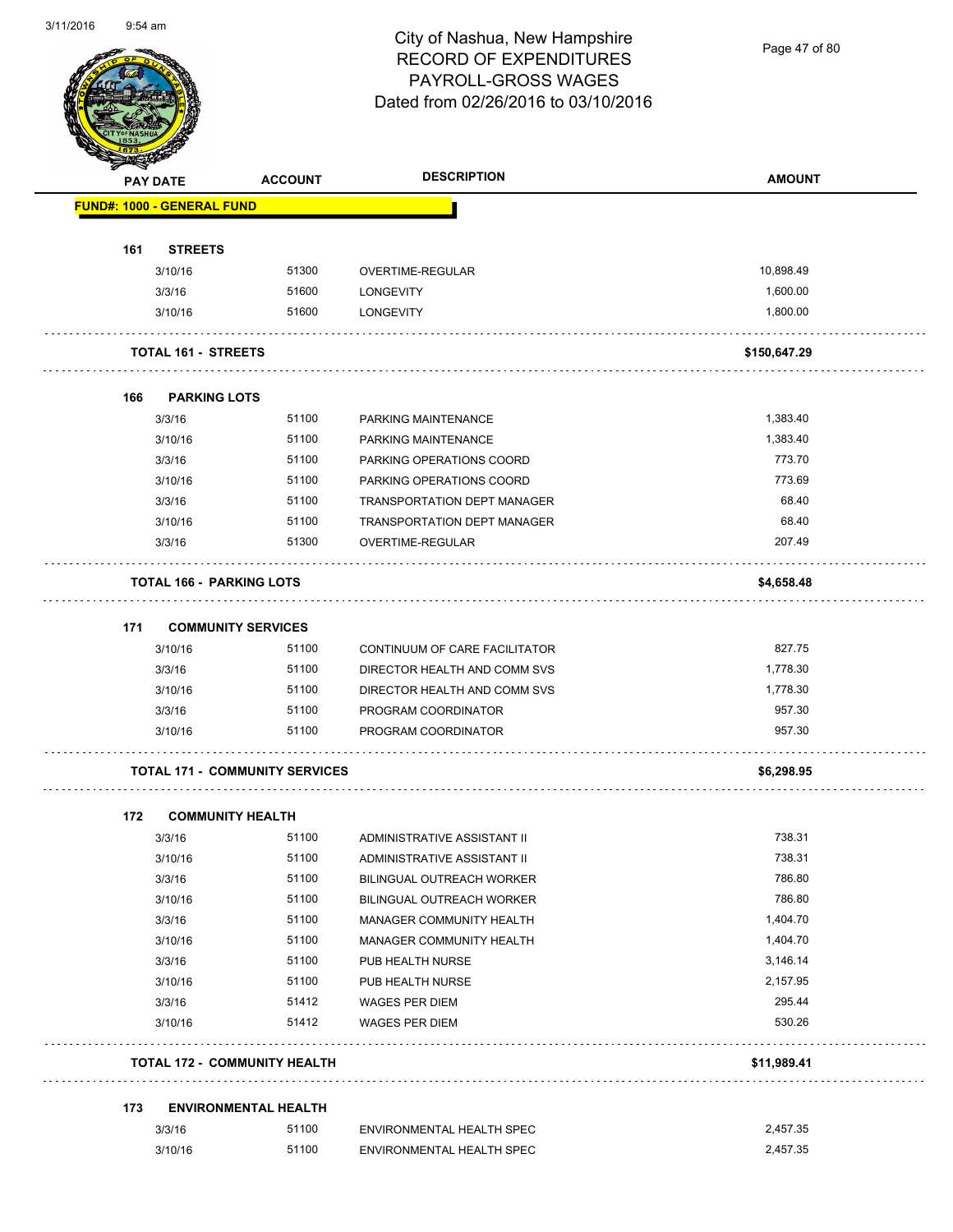# City of Nashua, New Hampshire
## RECORD OF EXPENDITURES
## PAYROLL-GROSS WAGES
## Dated from 02/26/2016 to 03/10/2016

| PAY DATE | ACCOUNT | DESCRIPTION | AMOUNT |
|---|---|---|---|
| **FUND#: 1000 - GENERAL FUND** | | | |
| **161 STREETS** | | | |
| 3/10/16 | 51300 | OVERTIME-REGULAR | 10,898.49 |
| 3/3/16 | 51600 | LONGEVITY | 1,600.00 |
| 3/10/16 | 51600 | LONGEVITY | 1,800.00 |
| **TOTAL 161 - STREETS** | | | **$150,647.29** |
| **166 PARKING LOTS** | | | |
| 3/3/16 | 51100 | PARKING MAINTENANCE | 1,383.40 |
| 3/10/16 | 51100 | PARKING MAINTENANCE | 1,383.40 |
| 3/3/16 | 51100 | PARKING OPERATIONS COORD | 773.70 |
| 3/10/16 | 51100 | PARKING OPERATIONS COORD | 773.69 |
| 3/3/16 | 51100 | TRANSPORTATION DEPT MANAGER | 68.40 |
| 3/10/16 | 51100 | TRANSPORTATION DEPT MANAGER | 68.40 |
| 3/3/16 | 51300 | OVERTIME-REGULAR | 207.49 |
| **TOTAL 166 - PARKING LOTS** | | | **$4,658.48** |
| **171 COMMUNITY SERVICES** | | | |
| 3/10/16 | 51100 | CONTINUUM OF CARE FACILITATOR | 827.75 |
| 3/3/16 | 51100 | DIRECTOR HEALTH AND COMM SVS | 1,778.30 |
| 3/10/16 | 51100 | DIRECTOR HEALTH AND COMM SVS | 1,778.30 |
| 3/3/16 | 51100 | PROGRAM COORDINATOR | 957.30 |
| 3/10/16 | 51100 | PROGRAM COORDINATOR | 957.30 |
| **TOTAL 171 - COMMUNITY SERVICES** | | | **$6,298.95** |
| **172 COMMUNITY HEALTH** | | | |
| 3/3/16 | 51100 | ADMINISTRATIVE ASSISTANT II | 738.31 |
| 3/10/16 | 51100 | ADMINISTRATIVE ASSISTANT II | 738.31 |
| 3/3/16 | 51100 | BILINGUAL OUTREACH WORKER | 786.80 |
| 3/10/16 | 51100 | BILINGUAL OUTREACH WORKER | 786.80 |
| 3/3/16 | 51100 | MANAGER COMMUNITY HEALTH | 1,404.70 |
| 3/10/16 | 51100 | MANAGER COMMUNITY HEALTH | 1,404.70 |
| 3/3/16 | 51100 | PUB HEALTH NURSE | 3,146.14 |
| 3/10/16 | 51100 | PUB HEALTH NURSE | 2,157.95 |
| 3/3/16 | 51412 | WAGES PER DIEM | 295.44 |
| 3/10/16 | 51412 | WAGES PER DIEM | 530.26 |
| **TOTAL 172 - COMMUNITY HEALTH** | | | **$11,989.41** |
| **173 ENVIRONMENTAL HEALTH** | | | |
| 3/3/16 | 51100 | ENVIRONMENTAL HEALTH SPEC | 2,457.35 |
| 3/10/16 | 51100 | ENVIRONMENTAL HEALTH SPEC | 2,457.35 |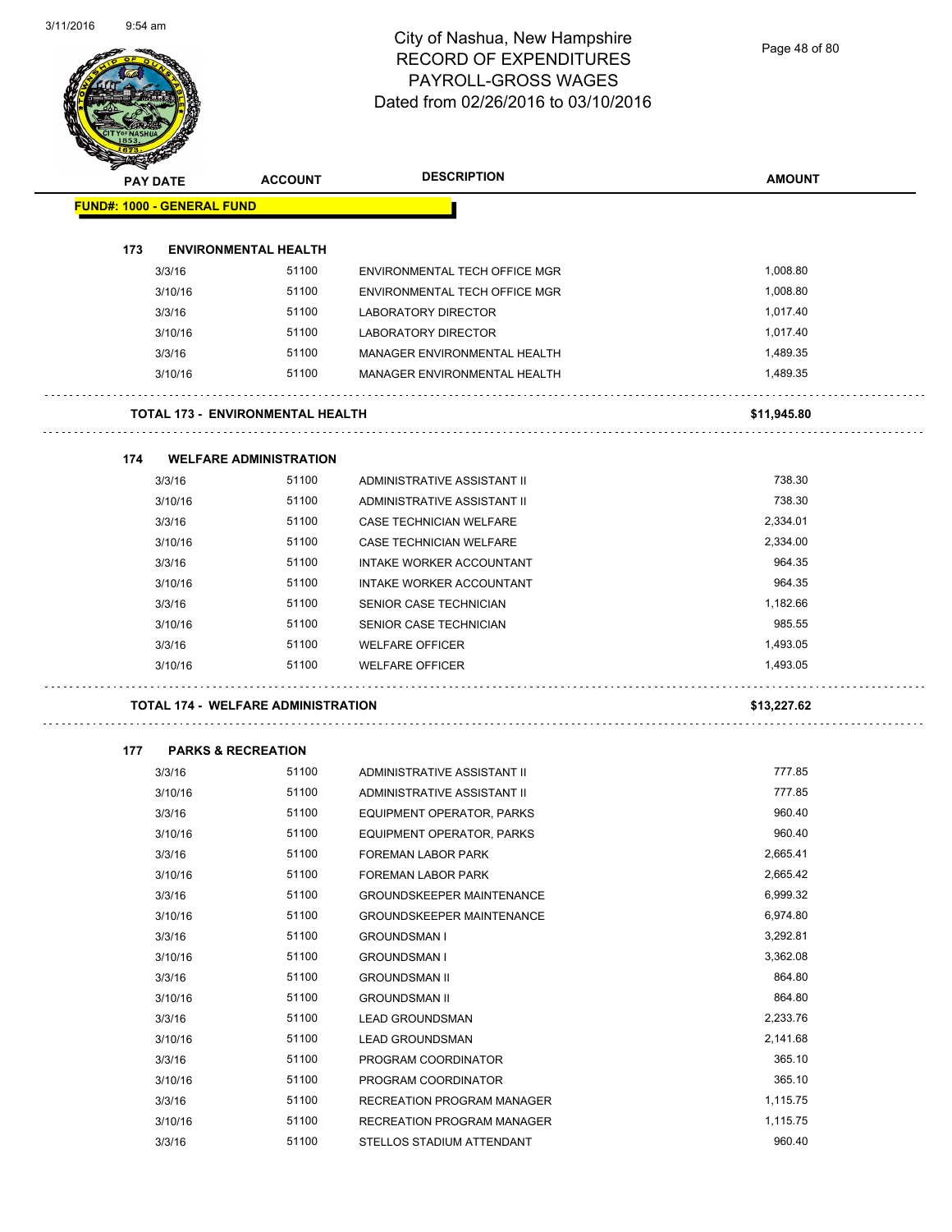# City of Nashua, New Hampshire
## RECORD OF EXPENDITURES
## PAYROLL-GROSS WAGES
## Dated from 02/26/2016 to 03/10/2016

| PAY DATE | ACCOUNT | DESCRIPTION | AMOUNT |
|---|---|---|---|
| **FUND#: 1000 - GENERAL FUND** | | | |
| **173 ENVIRONMENTAL HEALTH** | | | |
| 3/3/16 | 51100 | ENVIRONMENTAL TECH OFFICE MGR | 1,008.80 |
| 3/10/16 | 51100 | ENVIRONMENTAL TECH OFFICE MGR | 1,008.80 |
| 3/3/16 | 51100 | LABORATORY DIRECTOR | 1,017.40 |
| 3/10/16 | 51100 | LABORATORY DIRECTOR | 1,017.40 |
| 3/3/16 | 51100 | MANAGER ENVIRONMENTAL HEALTH | 1,489.35 |
| 3/10/16 | 51100 | MANAGER ENVIRONMENTAL HEALTH | 1,489.35 |
| **TOTAL 173 - ENVIRONMENTAL HEALTH** | | | **$11,945.80** |
| **174 WELFARE ADMINISTRATION** | | | |
| 3/3/16 | 51100 | ADMINISTRATIVE ASSISTANT II | 738.30 |
| 3/10/16 | 51100 | ADMINISTRATIVE ASSISTANT II | 738.30 |
| 3/3/16 | 51100 | CASE TECHNICIAN WELFARE | 2,334.01 |
| 3/10/16 | 51100 | CASE TECHNICIAN WELFARE | 2,334.00 |
| 3/3/16 | 51100 | INTAKE WORKER ACCOUNTANT | 964.35 |
| 3/10/16 | 51100 | INTAKE WORKER ACCOUNTANT | 964.35 |
| 3/3/16 | 51100 | SENIOR CASE TECHNICIAN | 1,182.66 |
| 3/10/16 | 51100 | SENIOR CASE TECHNICIAN | 985.55 |
| 3/3/16 | 51100 | WELFARE OFFICER | 1,493.05 |
| 3/10/16 | 51100 | WELFARE OFFICER | 1,493.05 |
| **TOTAL 174 - WELFARE ADMINISTRATION** | | | **$13,227.62** |
| **177 PARKS & RECREATION** | | | |
| 3/3/16 | 51100 | ADMINISTRATIVE ASSISTANT II | 777.85 |
| 3/10/16 | 51100 | ADMINISTRATIVE ASSISTANT II | 777.85 |
| 3/3/16 | 51100 | EQUIPMENT OPERATOR, PARKS | 960.40 |
| 3/10/16 | 51100 | EQUIPMENT OPERATOR, PARKS | 960.40 |
| 3/3/16 | 51100 | FOREMAN LABOR PARK | 2,665.41 |
| 3/10/16 | 51100 | FOREMAN LABOR PARK | 2,665.42 |
| 3/3/16 | 51100 | GROUNDSKEEPER MAINTENANCE | 6,999.32 |
| 3/10/16 | 51100 | GROUNDSKEEPER MAINTENANCE | 6,974.80 |
| 3/3/16 | 51100 | GROUNDSMAN I | 3,292.81 |
| 3/10/16 | 51100 | GROUNDSMAN I | 3,362.08 |
| 3/3/16 | 51100 | GROUNDSMAN II | 864.80 |
| 3/10/16 | 51100 | GROUNDSMAN II | 864.80 |
| 3/3/16 | 51100 | LEAD GROUNDSMAN | 2,233.76 |
| 3/10/16 | 51100 | LEAD GROUNDSMAN | 2,141.68 |
| 3/3/16 | 51100 | PROGRAM COORDINATOR | 365.10 |
| 3/10/16 | 51100 | PROGRAM COORDINATOR | 365.10 |
| 3/3/16 | 51100 | RECREATION PROGRAM MANAGER | 1,115.75 |
| 3/10/16 | 51100 | RECREATION PROGRAM MANAGER | 1,115.75 |
| 3/3/16 | 51100 | STELLOS STADIUM ATTENDANT | 960.40 |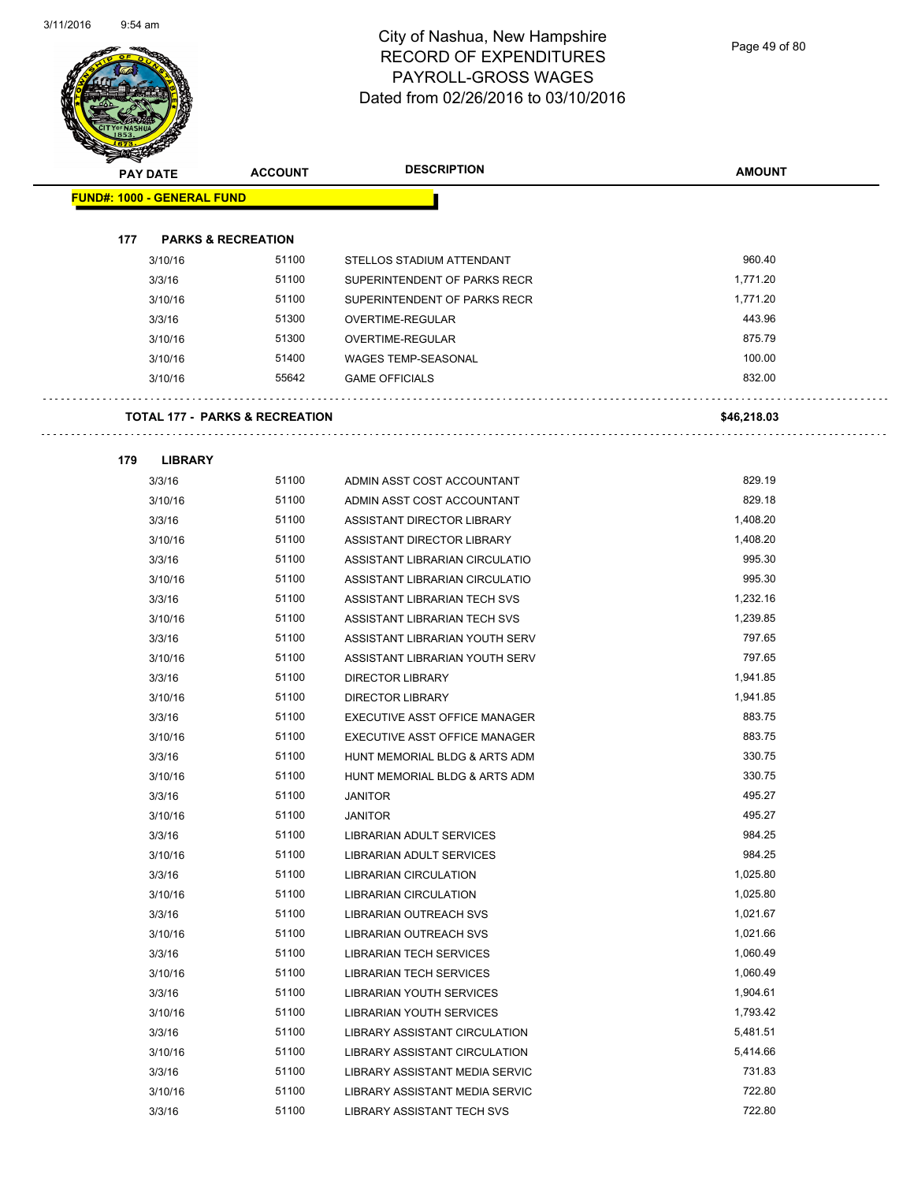# City of Nashua, New Hampshire
## RECORD OF EXPENDITURES
## PAYROLL-GROSS WAGES
## Dated from 02/26/2016 to 03/10/2016

| PAY DATE | ACCOUNT | DESCRIPTION | AMOUNT |
|---|---|---|---|
| **FUND#: 1000 - GENERAL FUND** | | | |
| **177 PARKS & RECREATION** | | | |
| 3/10/16 | 51100 | STELLOS STADIUM ATTENDANT | 960.40 |
| 3/3/16 | 51100 | SUPERINTENDENT OF PARKS RECR | 1,771.20 |
| 3/10/16 | 51100 | SUPERINTENDENT OF PARKS RECR | 1,771.20 |
| 3/3/16 | 51300 | OVERTIME-REGULAR | 443.96 |
| 3/10/16 | 51300 | OVERTIME-REGULAR | 875.79 |
| 3/10/16 | 51400 | WAGES TEMP-SEASONAL | 100.00 |
| 3/10/16 | 55642 | GAME OFFICIALS | 832.00 |
| **TOTAL 177 - PARKS & RECREATION** | | | **$46,218.03** |
| **179 LIBRARY** | | | |
| 3/3/16 | 51100 | ADMIN ASST COST ACCOUNTANT | 829.19 |
| 3/10/16 | 51100 | ADMIN ASST COST ACCOUNTANT | 829.18 |
| 3/3/16 | 51100 | ASSISTANT DIRECTOR LIBRARY | 1,408.20 |
| 3/10/16 | 51100 | ASSISTANT DIRECTOR LIBRARY | 1,408.20 |
| 3/3/16 | 51100 | ASSISTANT LIBRARIAN CIRCULATIO | 995.30 |
| 3/10/16 | 51100 | ASSISTANT LIBRARIAN CIRCULATIO | 995.30 |
| 3/3/16 | 51100 | ASSISTANT LIBRARIAN TECH SVS | 1,232.16 |
| 3/10/16 | 51100 | ASSISTANT LIBRARIAN TECH SVS | 1,239.85 |
| 3/3/16 | 51100 | ASSISTANT LIBRARIAN YOUTH SERV | 797.65 |
| 3/10/16 | 51100 | ASSISTANT LIBRARIAN YOUTH SERV | 797.65 |
| 3/3/16 | 51100 | DIRECTOR LIBRARY | 1,941.85 |
| 3/10/16 | 51100 | DIRECTOR LIBRARY | 1,941.85 |
| 3/3/16 | 51100 | EXECUTIVE ASST OFFICE MANAGER | 883.75 |
| 3/10/16 | 51100 | EXECUTIVE ASST OFFICE MANAGER | 883.75 |
| 3/3/16 | 51100 | HUNT MEMORIAL BLDG & ARTS ADM | 330.75 |
| 3/10/16 | 51100 | HUNT MEMORIAL BLDG & ARTS ADM | 330.75 |
| 3/3/16 | 51100 | JANITOR | 495.27 |
| 3/10/16 | 51100 | JANITOR | 495.27 |
| 3/3/16 | 51100 | LIBRARIAN ADULT SERVICES | 984.25 |
| 3/10/16 | 51100 | LIBRARIAN ADULT SERVICES | 984.25 |
| 3/3/16 | 51100 | LIBRARIAN CIRCULATION | 1,025.80 |
| 3/10/16 | 51100 | LIBRARIAN CIRCULATION | 1,025.80 |
| 3/3/16 | 51100 | LIBRARIAN OUTREACH SVS | 1,021.67 |
| 3/10/16 | 51100 | LIBRARIAN OUTREACH SVS | 1,021.66 |
| 3/3/16 | 51100 | LIBRARIAN TECH SERVICES | 1,060.49 |
| 3/10/16 | 51100 | LIBRARIAN TECH SERVICES | 1,060.49 |
| 3/3/16 | 51100 | LIBRARIAN YOUTH SERVICES | 1,904.61 |
| 3/10/16 | 51100 | LIBRARIAN YOUTH SERVICES | 1,793.42 |
| 3/3/16 | 51100 | LIBRARY ASSISTANT CIRCULATION | 5,481.51 |
| 3/10/16 | 51100 | LIBRARY ASSISTANT CIRCULATION | 5,414.66 |
| 3/3/16 | 51100 | LIBRARY ASSISTANT MEDIA SERVIC | 731.83 |
| 3/10/16 | 51100 | LIBRARY ASSISTANT MEDIA SERVIC | 722.80 |
| 3/3/16 | 51100 | LIBRARY ASSISTANT TECH SVS | 722.80 |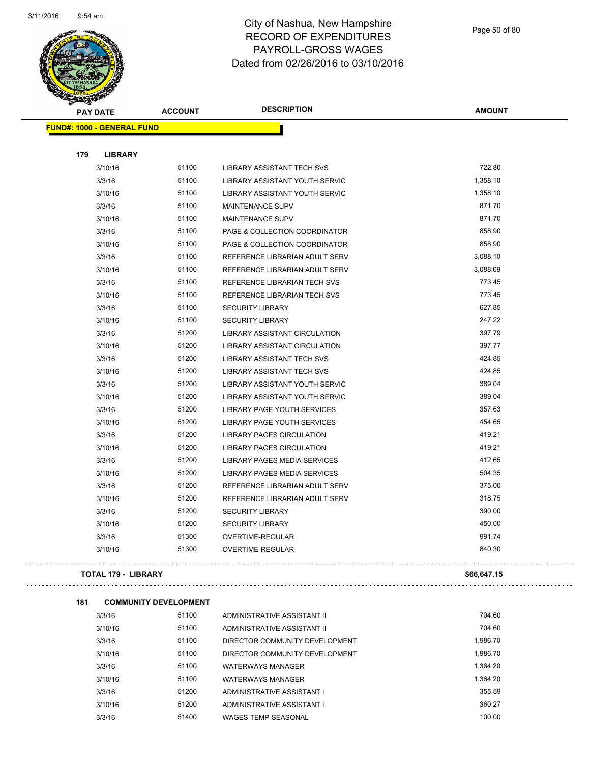# City of Nashua, New Hampshire
## RECORD OF EXPENDITURES
## PAYROLL-GROSS WAGES
## Dated from 02/26/2016 to 03/10/2016

| PAY DATE | ACCOUNT | DESCRIPTION | AMOUNT |
|---|---|---|---|
| **FUND#: 1000 - GENERAL FUND** | | | |
| **179 LIBRARY** | | | |
| 3/10/16 | 51100 | LIBRARY ASSISTANT TECH SVS | 722.80 |
| 3/3/16 | 51100 | LIBRARY ASSISTANT YOUTH SERVIC | 1,358.10 |
| 3/10/16 | 51100 | LIBRARY ASSISTANT YOUTH SERVIC | 1,358.10 |
| 3/3/16 | 51100 | MAINTENANCE SUPV | 871.70 |
| 3/10/16 | 51100 | MAINTENANCE SUPV | 871.70 |
| 3/3/16 | 51100 | PAGE & COLLECTION COORDINATOR | 858.90 |
| 3/10/16 | 51100 | PAGE & COLLECTION COORDINATOR | 858.90 |
| 3/3/16 | 51100 | REFERENCE LIBRARIAN ADULT SERV | 3,088.10 |
| 3/10/16 | 51100 | REFERENCE LIBRARIAN ADULT SERV | 3,088.09 |
| 3/3/16 | 51100 | REFERENCE LIBRARIAN TECH SVS | 773.45 |
| 3/10/16 | 51100 | REFERENCE LIBRARIAN TECH SVS | 773.45 |
| 3/3/16 | 51100 | SECURITY LIBRARY | 627.85 |
| 3/10/16 | 51100 | SECURITY LIBRARY | 247.22 |
| 3/3/16 | 51200 | LIBRARY ASSISTANT CIRCULATION | 397.79 |
| 3/10/16 | 51200 | LIBRARY ASSISTANT CIRCULATION | 397.77 |
| 3/3/16 | 51200 | LIBRARY ASSISTANT TECH SVS | 424.85 |
| 3/10/16 | 51200 | LIBRARY ASSISTANT TECH SVS | 424.85 |
| 3/3/16 | 51200 | LIBRARY ASSISTANT YOUTH SERVIC | 389.04 |
| 3/10/16 | 51200 | LIBRARY ASSISTANT YOUTH SERVIC | 389.04 |
| 3/3/16 | 51200 | LIBRARY PAGE YOUTH SERVICES | 357.63 |
| 3/10/16 | 51200 | LIBRARY PAGE YOUTH SERVICES | 454.65 |
| 3/3/16 | 51200 | LIBRARY PAGES CIRCULATION | 419.21 |
| 3/10/16 | 51200 | LIBRARY PAGES CIRCULATION | 419.21 |
| 3/3/16 | 51200 | LIBRARY PAGES MEDIA SERVICES | 412.65 |
| 3/10/16 | 51200 | LIBRARY PAGES MEDIA SERVICES | 504.35 |
| 3/3/16 | 51200 | REFERENCE LIBRARIAN ADULT SERV | 375.00 |
| 3/10/16 | 51200 | REFERENCE LIBRARIAN ADULT SERV | 318.75 |
| 3/3/16 | 51200 | SECURITY LIBRARY | 390.00 |
| 3/10/16 | 51200 | SECURITY LIBRARY | 450.00 |
| 3/3/16 | 51300 | OVERTIME-REGULAR | 991.74 |
| 3/10/16 | 51300 | OVERTIME-REGULAR | 840.30 |
| **TOTAL 179 - LIBRARY** | | | **$66,647.15** |
| **181 COMMUNITY DEVELOPMENT** | | | |
| 3/3/16 | 51100 | ADMINISTRATIVE ASSISTANT II | 704.60 |
| 3/10/16 | 51100 | ADMINISTRATIVE ASSISTANT II | 704.60 |
| 3/3/16 | 51100 | DIRECTOR COMMUNITY DEVELOPMENT | 1,986.70 |
| 3/10/16 | 51100 | DIRECTOR COMMUNITY DEVELOPMENT | 1,986.70 |
| 3/3/16 | 51100 | WATERWAYS MANAGER | 1,364.20 |
| 3/10/16 | 51100 | WATERWAYS MANAGER | 1,364.20 |
| 3/3/16 | 51200 | ADMINISTRATIVE ASSISTANT I | 355.59 |
| 3/10/16 | 51200 | ADMINISTRATIVE ASSISTANT I | 360.27 |
| 3/3/16 | 51400 | WAGES TEMP-SEASONAL | 100.00 |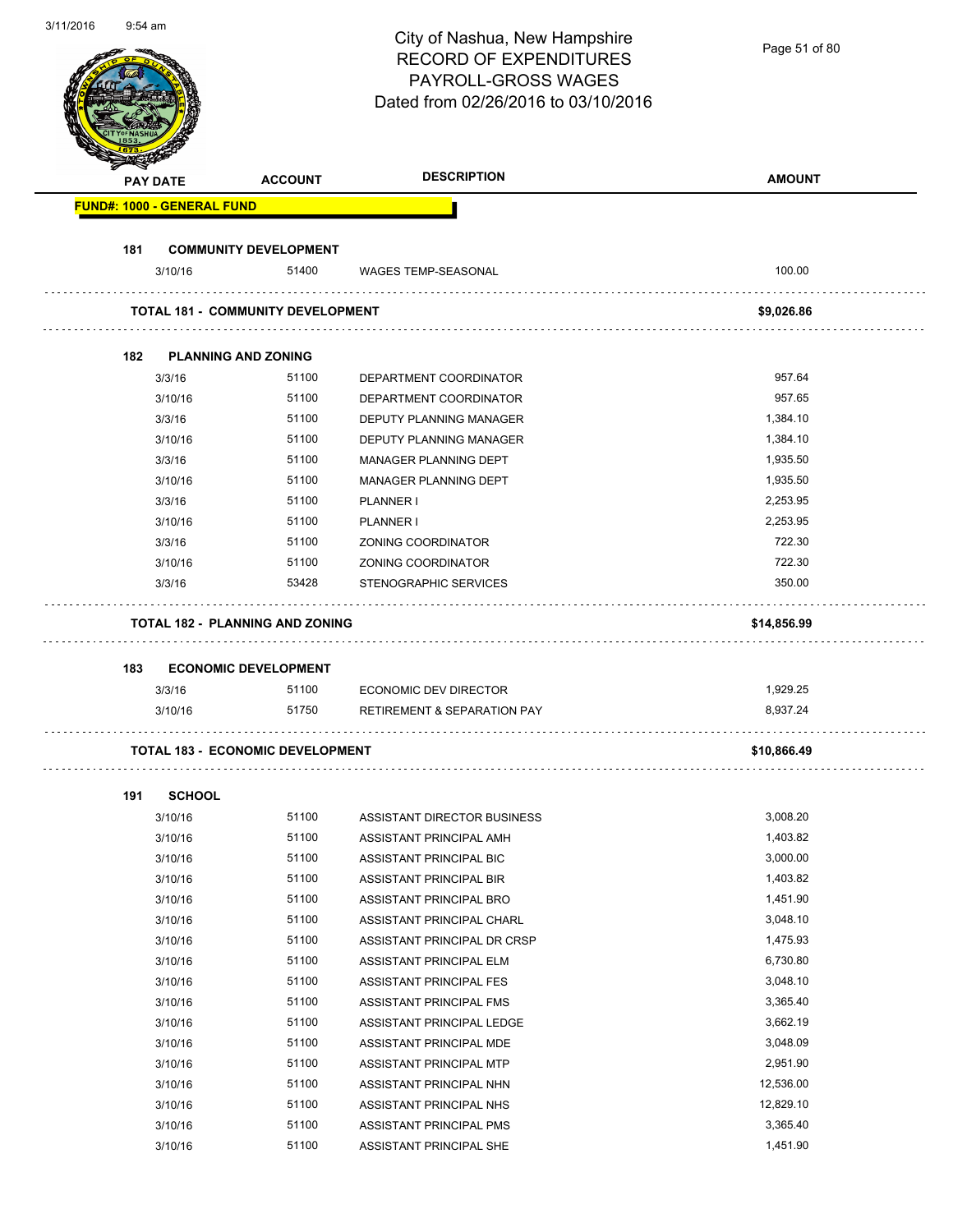# City of Nashua, New Hampshire
# RECORD OF EXPENDITURES
# PAYROLL-GROSS WAGES
# Dated from 02/26/2016 to 03/10/2016

| PAY DATE | ACCOUNT | DESCRIPTION | AMOUNT |
|---|---|---|---|
| **FUND#: 1000 - GENERAL FUND** | | | |
| **181 COMMUNITY DEVELOPMENT** | | | |
| 3/10/16 | 51400 | WAGES TEMP-SEASONAL | 100.00 |
| **TOTAL 181 - COMMUNITY DEVELOPMENT** | | | **$9,026.86** |
| **182 PLANNING AND ZONING** | | | |
| 3/3/16 | 51100 | DEPARTMENT COORDINATOR | 957.64 |
| 3/10/16 | 51100 | DEPARTMENT COORDINATOR | 957.65 |
| 3/3/16 | 51100 | DEPUTY PLANNING MANAGER | 1,384.10 |
| 3/10/16 | 51100 | DEPUTY PLANNING MANAGER | 1,384.10 |
| 3/3/16 | 51100 | MANAGER PLANNING DEPT | 1,935.50 |
| 3/10/16 | 51100 | MANAGER PLANNING DEPT | 1,935.50 |
| 3/3/16 | 51100 | PLANNER I | 2,253.95 |
| 3/10/16 | 51100 | PLANNER I | 2,253.95 |
| 3/3/16 | 51100 | ZONING COORDINATOR | 722.30 |
| 3/10/16 | 51100 | ZONING COORDINATOR | 722.30 |
| 3/3/16 | 53428 | STENOGRAPHIC SERVICES | 350.00 |
| **TOTAL 182 - PLANNING AND ZONING** | | | **$14,856.99** |
| **183 ECONOMIC DEVELOPMENT** | | | |
| 3/3/16 | 51100 | ECONOMIC DEV DIRECTOR | 1,929.25 |
| 3/10/16 | 51750 | RETIREMENT & SEPARATION PAY | 8,937.24 |
| **TOTAL 183 - ECONOMIC DEVELOPMENT** | | | **$10,866.49** |
| **191 SCHOOL** | | | |
| 3/10/16 | 51100 | ASSISTANT DIRECTOR BUSINESS | 3,008.20 |
| 3/10/16 | 51100 | ASSISTANT PRINCIPAL AMH | 1,403.82 |
| 3/10/16 | 51100 | ASSISTANT PRINCIPAL BIC | 3,000.00 |
| 3/10/16 | 51100 | ASSISTANT PRINCIPAL BIR | 1,403.82 |
| 3/10/16 | 51100 | ASSISTANT PRINCIPAL BRO | 1,451.90 |
| 3/10/16 | 51100 | ASSISTANT PRINCIPAL CHARL | 3,048.10 |
| 3/10/16 | 51100 | ASSISTANT PRINCIPAL DR CRSP | 1,475.93 |
| 3/10/16 | 51100 | ASSISTANT PRINCIPAL ELM | 6,730.80 |
| 3/10/16 | 51100 | ASSISTANT PRINCIPAL FES | 3,048.10 |
| 3/10/16 | 51100 | ASSISTANT PRINCIPAL FMS | 3,365.40 |
| 3/10/16 | 51100 | ASSISTANT PRINCIPAL LEDGE | 3,662.19 |
| 3/10/16 | 51100 | ASSISTANT PRINCIPAL MDE | 3,048.09 |
| 3/10/16 | 51100 | ASSISTANT PRINCIPAL MTP | 2,951.90 |
| 3/10/16 | 51100 | ASSISTANT PRINCIPAL NHN | 12,536.00 |
| 3/10/16 | 51100 | ASSISTANT PRINCIPAL NHS | 12,829.10 |
| 3/10/16 | 51100 | ASSISTANT PRINCIPAL PMS | 3,365.40 |
| 3/10/16 | 51100 | ASSISTANT PRINCIPAL SHE | 1,451.90 |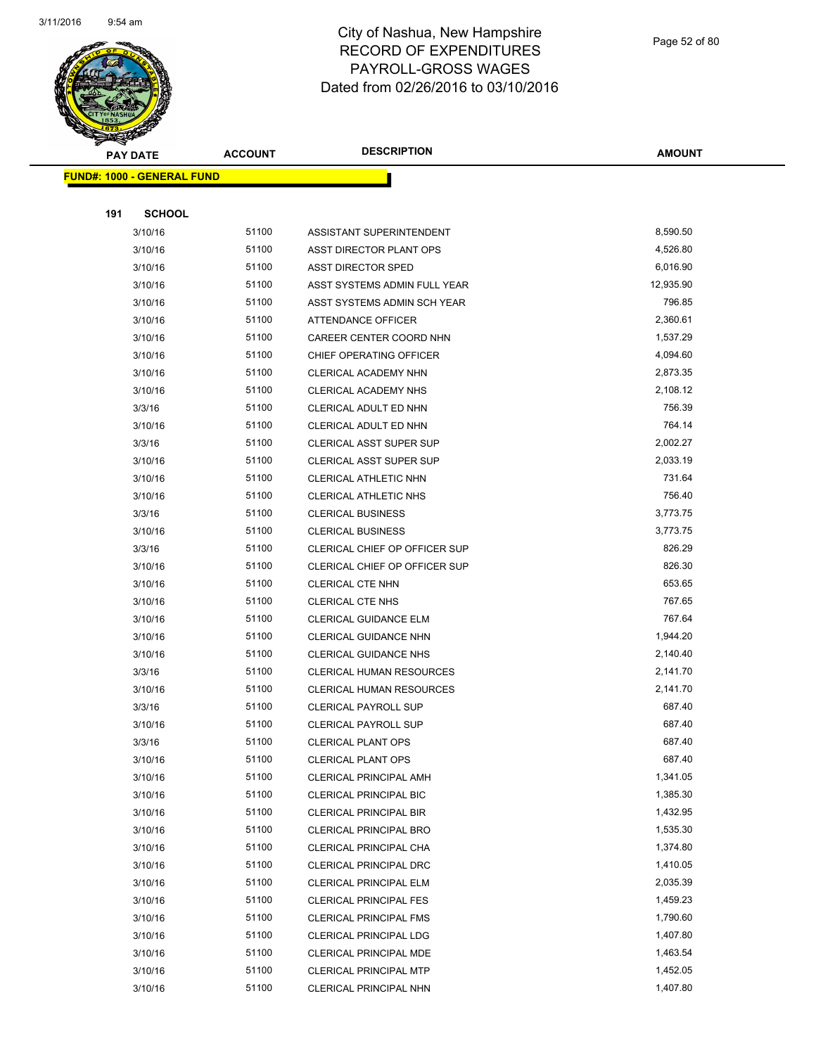# City of Nashua, New Hampshire
## RECORD OF EXPENDITURES
## PAYROLL-GROSS WAGES
## Dated from 02/26/2016 to 03/10/2016

**FUND#: 1000 - GENERAL FUND**

**191 SCHOOL**

| PAY DATE | ACCOUNT | DESCRIPTION | AMOUNT |
|---|---|---|---|
| 3/10/16 | 51100 | ASSISTANT SUPERINTENDENT | 8,590.50 |
| 3/10/16 | 51100 | ASST DIRECTOR PLANT OPS | 4,526.80 |
| 3/10/16 | 51100 | ASST DIRECTOR SPED | 6,016.90 |
| 3/10/16 | 51100 | ASST SYSTEMS ADMIN FULL YEAR | 12,935.90 |
| 3/10/16 | 51100 | ASST SYSTEMS ADMIN SCH YEAR | 796.85 |
| 3/10/16 | 51100 | ATTENDANCE OFFICER | 2,360.61 |
| 3/10/16 | 51100 | CAREER CENTER COORD NHN | 1,537.29 |
| 3/10/16 | 51100 | CHIEF OPERATING OFFICER | 4,094.60 |
| 3/10/16 | 51100 | CLERICAL ACADEMY NHN | 2,873.35 |
| 3/10/16 | 51100 | CLERICAL ACADEMY NHS | 2,108.12 |
| 3/3/16 | 51100 | CLERICAL ADULT ED NHN | 756.39 |
| 3/10/16 | 51100 | CLERICAL ADULT ED NHN | 764.14 |
| 3/3/16 | 51100 | CLERICAL ASST SUPER SUP | 2,002.27 |
| 3/10/16 | 51100 | CLERICAL ASST SUPER SUP | 2,033.19 |
| 3/10/16 | 51100 | CLERICAL ATHLETIC NHN | 731.64 |
| 3/10/16 | 51100 | CLERICAL ATHLETIC NHS | 756.40 |
| 3/3/16 | 51100 | CLERICAL BUSINESS | 3,773.75 |
| 3/10/16 | 51100 | CLERICAL BUSINESS | 3,773.75 |
| 3/3/16 | 51100 | CLERICAL CHIEF OP OFFICER SUP | 826.29 |
| 3/10/16 | 51100 | CLERICAL CHIEF OP OFFICER SUP | 826.30 |
| 3/10/16 | 51100 | CLERICAL CTE NHN | 653.65 |
| 3/10/16 | 51100 | CLERICAL CTE NHS | 767.65 |
| 3/10/16 | 51100 | CLERICAL GUIDANCE ELM | 767.64 |
| 3/10/16 | 51100 | CLERICAL GUIDANCE NHN | 1,944.20 |
| 3/10/16 | 51100 | CLERICAL GUIDANCE NHS | 2,140.40 |
| 3/3/16 | 51100 | CLERICAL HUMAN RESOURCES | 2,141.70 |
| 3/10/16 | 51100 | CLERICAL HUMAN RESOURCES | 2,141.70 |
| 3/3/16 | 51100 | CLERICAL PAYROLL SUP | 687.40 |
| 3/10/16 | 51100 | CLERICAL PAYROLL SUP | 687.40 |
| 3/3/16 | 51100 | CLERICAL PLANT OPS | 687.40 |
| 3/10/16 | 51100 | CLERICAL PLANT OPS | 687.40 |
| 3/10/16 | 51100 | CLERICAL PRINCIPAL AMH | 1,341.05 |
| 3/10/16 | 51100 | CLERICAL PRINCIPAL BIC | 1,385.30 |
| 3/10/16 | 51100 | CLERICAL PRINCIPAL BIR | 1,432.95 |
| 3/10/16 | 51100 | CLERICAL PRINCIPAL BRO | 1,535.30 |
| 3/10/16 | 51100 | CLERICAL PRINCIPAL CHA | 1,374.80 |
| 3/10/16 | 51100 | CLERICAL PRINCIPAL DRC | 1,410.05 |
| 3/10/16 | 51100 | CLERICAL PRINCIPAL ELM | 2,035.39 |
| 3/10/16 | 51100 | CLERICAL PRINCIPAL FES | 1,459.23 |
| 3/10/16 | 51100 | CLERICAL PRINCIPAL FMS | 1,790.60 |
| 3/10/16 | 51100 | CLERICAL PRINCIPAL LDG | 1,407.80 |
| 3/10/16 | 51100 | CLERICAL PRINCIPAL MDE | 1,463.54 |
| 3/10/16 | 51100 | CLERICAL PRINCIPAL MTP | 1,452.05 |
| 3/10/16 | 51100 | CLERICAL PRINCIPAL NHN | 1,407.80 |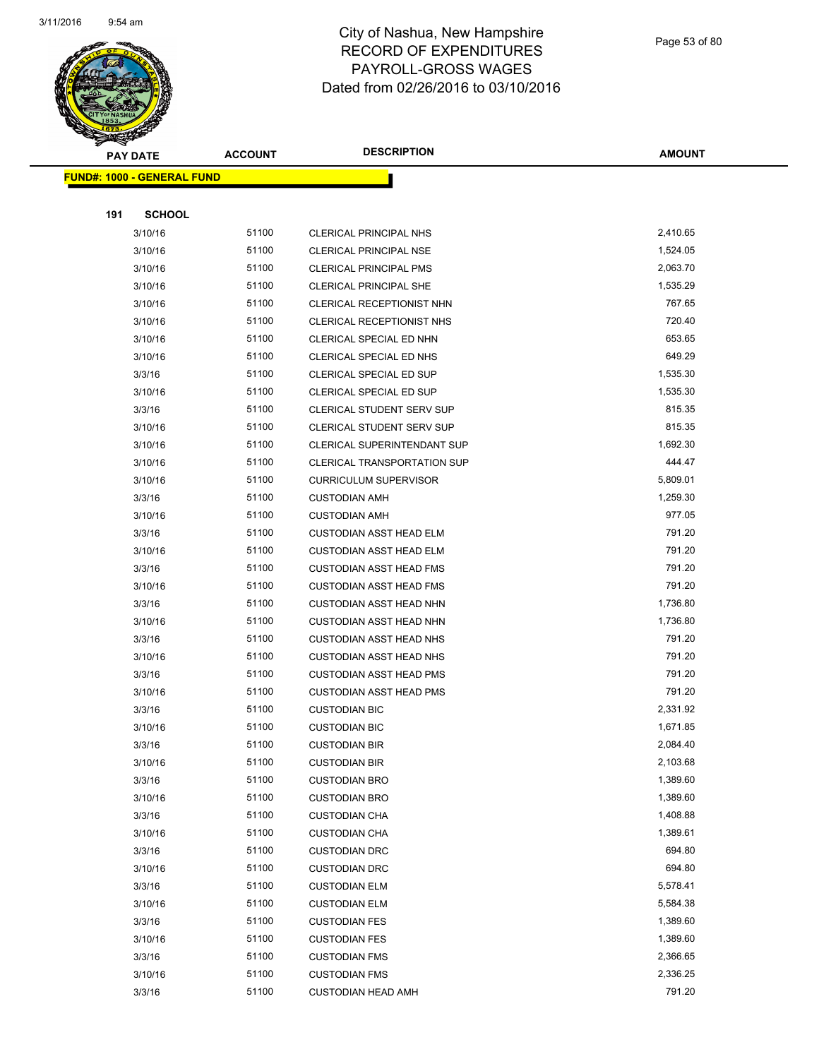# City of Nashua, New Hampshire
## RECORD OF EXPENDITURES
## PAYROLL-GROSS WAGES
## Dated from 02/26/2016 to 03/10/2016

| PAY DATE | ACCOUNT | DESCRIPTION | AMOUNT |
|---|---|---|---|
| **FUND#: 1000 - GENERAL FUND** | | | |
| **191 SCHOOL** | | | |
| 3/10/16 | 51100 | CLERICAL PRINCIPAL NHS | 2,410.65 |
| 3/10/16 | 51100 | CLERICAL PRINCIPAL NSE | 1,524.05 |
| 3/10/16 | 51100 | CLERICAL PRINCIPAL PMS | 2,063.70 |
| 3/10/16 | 51100 | CLERICAL PRINCIPAL SHE | 1,535.29 |
| 3/10/16 | 51100 | CLERICAL RECEPTIONIST NHN | 767.65 |
| 3/10/16 | 51100 | CLERICAL RECEPTIONIST NHS | 720.40 |
| 3/10/16 | 51100 | CLERICAL SPECIAL ED NHN | 653.65 |
| 3/10/16 | 51100 | CLERICAL SPECIAL ED NHS | 649.29 |
| 3/3/16 | 51100 | CLERICAL SPECIAL ED SUP | 1,535.30 |
| 3/10/16 | 51100 | CLERICAL SPECIAL ED SUP | 1,535.30 |
| 3/3/16 | 51100 | CLERICAL STUDENT SERV SUP | 815.35 |
| 3/10/16 | 51100 | CLERICAL STUDENT SERV SUP | 815.35 |
| 3/10/16 | 51100 | CLERICAL SUPERINTENDANT SUP | 1,692.30 |
| 3/10/16 | 51100 | CLERICAL TRANSPORTATION SUP | 444.47 |
| 3/10/16 | 51100 | CURRICULUM SUPERVISOR | 5,809.01 |
| 3/3/16 | 51100 | CUSTODIAN AMH | 1,259.30 |
| 3/10/16 | 51100 | CUSTODIAN AMH | 977.05 |
| 3/3/16 | 51100 | CUSTODIAN ASST HEAD ELM | 791.20 |
| 3/10/16 | 51100 | CUSTODIAN ASST HEAD ELM | 791.20 |
| 3/3/16 | 51100 | CUSTODIAN ASST HEAD FMS | 791.20 |
| 3/10/16 | 51100 | CUSTODIAN ASST HEAD FMS | 791.20 |
| 3/3/16 | 51100 | CUSTODIAN ASST HEAD NHN | 1,736.80 |
| 3/10/16 | 51100 | CUSTODIAN ASST HEAD NHN | 1,736.80 |
| 3/3/16 | 51100 | CUSTODIAN ASST HEAD NHS | 791.20 |
| 3/10/16 | 51100 | CUSTODIAN ASST HEAD NHS | 791.20 |
| 3/3/16 | 51100 | CUSTODIAN ASST HEAD PMS | 791.20 |
| 3/10/16 | 51100 | CUSTODIAN ASST HEAD PMS | 791.20 |
| 3/3/16 | 51100 | CUSTODIAN BIC | 2,331.92 |
| 3/10/16 | 51100 | CUSTODIAN BIC | 1,671.85 |
| 3/3/16 | 51100 | CUSTODIAN BIR | 2,084.40 |
| 3/10/16 | 51100 | CUSTODIAN BIR | 2,103.68 |
| 3/3/16 | 51100 | CUSTODIAN BRO | 1,389.60 |
| 3/10/16 | 51100 | CUSTODIAN BRO | 1,389.60 |
| 3/3/16 | 51100 | CUSTODIAN CHA | 1,408.88 |
| 3/10/16 | 51100 | CUSTODIAN CHA | 1,389.61 |
| 3/3/16 | 51100 | CUSTODIAN DRC | 694.80 |
| 3/10/16 | 51100 | CUSTODIAN DRC | 694.80 |
| 3/3/16 | 51100 | CUSTODIAN ELM | 5,578.41 |
| 3/10/16 | 51100 | CUSTODIAN ELM | 5,584.38 |
| 3/3/16 | 51100 | CUSTODIAN FES | 1,389.60 |
| 3/10/16 | 51100 | CUSTODIAN FES | 1,389.60 |
| 3/3/16 | 51100 | CUSTODIAN FMS | 2,366.65 |
| 3/10/16 | 51100 | CUSTODIAN FMS | 2,336.25 |
| 3/3/16 | 51100 | CUSTODIAN HEAD AMH | 791.20 |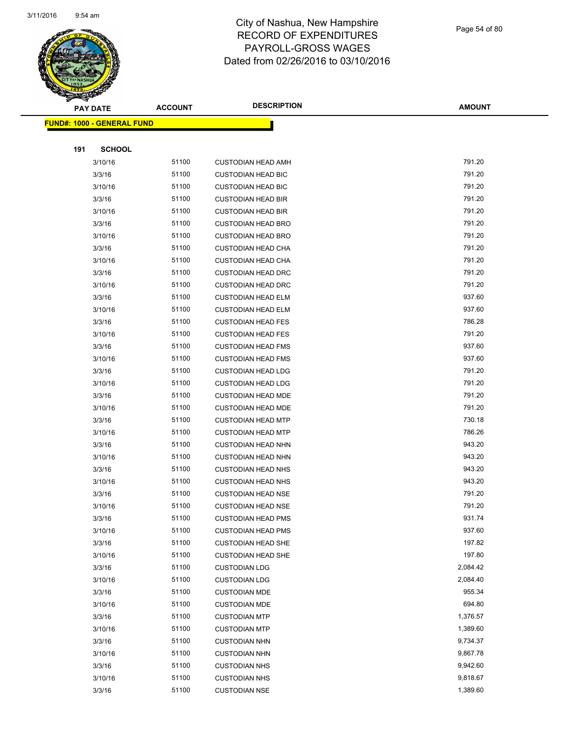City of Nashua, New Hampshire
RECORD OF EXPENDITURES
PAYROLL-GROSS WAGES
Dated from 02/26/2016 to 03/10/2016

| PAY DATE | ACCOUNT | DESCRIPTION | AMOUNT |
|---|---|---|---|
| **FUND#: 1000 - GENERAL FUND** | | | |
| **191 SCHOOL** | | | |
| 3/10/16 | 51100 | CUSTODIAN HEAD AMH | 791.20 |
| 3/3/16 | 51100 | CUSTODIAN HEAD BIC | 791.20 |
| 3/10/16 | 51100 | CUSTODIAN HEAD BIC | 791.20 |
| 3/3/16 | 51100 | CUSTODIAN HEAD BIR | 791.20 |
| 3/10/16 | 51100 | CUSTODIAN HEAD BIR | 791.20 |
| 3/3/16 | 51100 | CUSTODIAN HEAD BRO | 791.20 |
| 3/10/16 | 51100 | CUSTODIAN HEAD BRO | 791.20 |
| 3/3/16 | 51100 | CUSTODIAN HEAD CHA | 791.20 |
| 3/10/16 | 51100 | CUSTODIAN HEAD CHA | 791.20 |
| 3/3/16 | 51100 | CUSTODIAN HEAD DRC | 791.20 |
| 3/10/16 | 51100 | CUSTODIAN HEAD DRC | 791.20 |
| 3/3/16 | 51100 | CUSTODIAN HEAD ELM | 937.60 |
| 3/10/16 | 51100 | CUSTODIAN HEAD ELM | 937.60 |
| 3/3/16 | 51100 | CUSTODIAN HEAD FES | 786.28 |
| 3/10/16 | 51100 | CUSTODIAN HEAD FES | 791.20 |
| 3/3/16 | 51100 | CUSTODIAN HEAD FMS | 937.60 |
| 3/10/16 | 51100 | CUSTODIAN HEAD FMS | 937.60 |
| 3/3/16 | 51100 | CUSTODIAN HEAD LDG | 791.20 |
| 3/10/16 | 51100 | CUSTODIAN HEAD LDG | 791.20 |
| 3/3/16 | 51100 | CUSTODIAN HEAD MDE | 791.20 |
| 3/10/16 | 51100 | CUSTODIAN HEAD MDE | 791.20 |
| 3/3/16 | 51100 | CUSTODIAN HEAD MTP | 730.18 |
| 3/10/16 | 51100 | CUSTODIAN HEAD MTP | 786.26 |
| 3/3/16 | 51100 | CUSTODIAN HEAD NHN | 943.20 |
| 3/10/16 | 51100 | CUSTODIAN HEAD NHN | 943.20 |
| 3/3/16 | 51100 | CUSTODIAN HEAD NHS | 943.20 |
| 3/10/16 | 51100 | CUSTODIAN HEAD NHS | 943.20 |
| 3/3/16 | 51100 | CUSTODIAN HEAD NSE | 791.20 |
| 3/10/16 | 51100 | CUSTODIAN HEAD NSE | 791.20 |
| 3/3/16 | 51100 | CUSTODIAN HEAD PMS | 931.74 |
| 3/10/16 | 51100 | CUSTODIAN HEAD PMS | 937.60 |
| 3/3/16 | 51100 | CUSTODIAN HEAD SHE | 197.82 |
| 3/10/16 | 51100 | CUSTODIAN HEAD SHE | 197.80 |
| 3/3/16 | 51100 | CUSTODIAN LDG | 2,084.42 |
| 3/10/16 | 51100 | CUSTODIAN LDG | 2,084.40 |
| 3/3/16 | 51100 | CUSTODIAN MDE | 955.34 |
| 3/10/16 | 51100 | CUSTODIAN MDE | 694.80 |
| 3/3/16 | 51100 | CUSTODIAN MTP | 1,376.57 |
| 3/10/16 | 51100 | CUSTODIAN MTP | 1,389.60 |
| 3/3/16 | 51100 | CUSTODIAN NHN | 9,734.37 |
| 3/10/16 | 51100 | CUSTODIAN NHN | 9,867.78 |
| 3/3/16 | 51100 | CUSTODIAN NHS | 9,942.60 |
| 3/10/16 | 51100 | CUSTODIAN NHS | 9,818.67 |
| 3/3/16 | 51100 | CUSTODIAN NSE | 1,389.60 |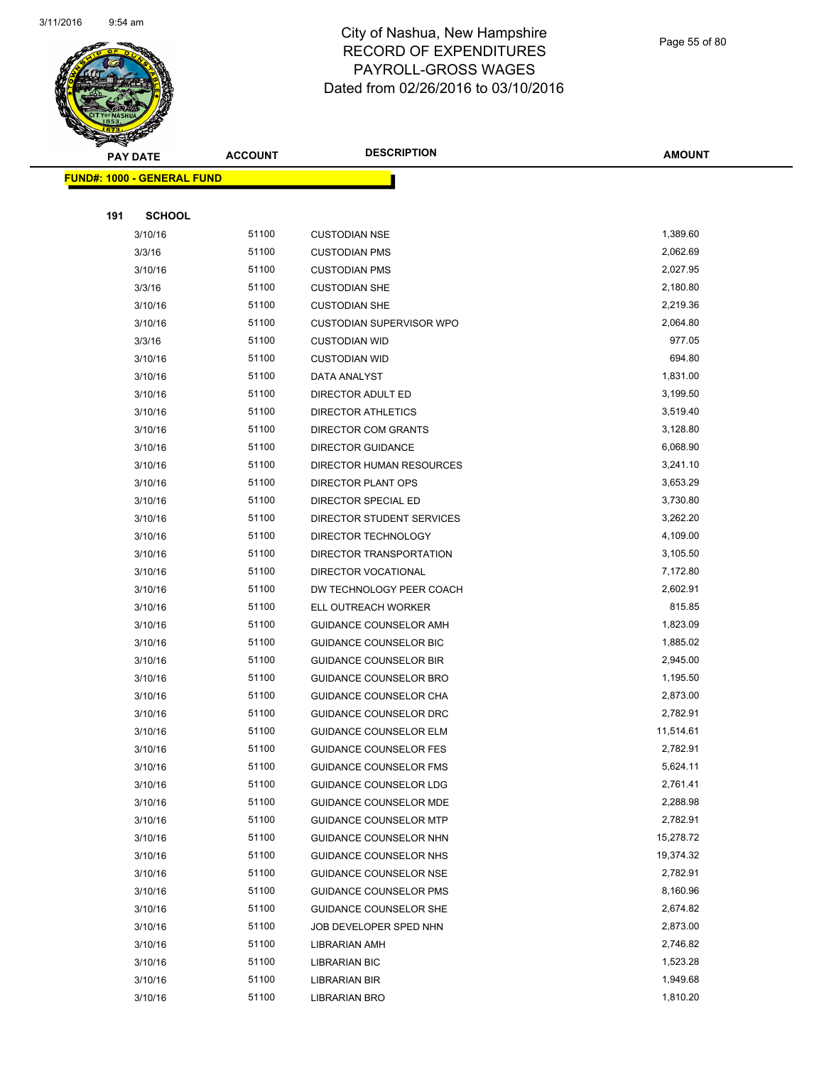# City of Nashua, New Hampshire
## RECORD OF EXPENDITURES
## PAYROLL-GROSS WAGES
## Dated from 02/26/2016 to 03/10/2016

| PAY DATE | ACCOUNT | DESCRIPTION | AMOUNT |
|---|---|---|---|
| **FUND#: 1000 - GENERAL FUND** | | | |
| **191 SCHOOL** | | | |
| 3/10/16 | 51100 | CUSTODIAN NSE | 1,389.60 |
| 3/3/16 | 51100 | CUSTODIAN PMS | 2,062.69 |
| 3/10/16 | 51100 | CUSTODIAN PMS | 2,027.95 |
| 3/3/16 | 51100 | CUSTODIAN SHE | 2,180.80 |
| 3/10/16 | 51100 | CUSTODIAN SHE | 2,219.36 |
| 3/10/16 | 51100 | CUSTODIAN SUPERVISOR WPO | 2,064.80 |
| 3/3/16 | 51100 | CUSTODIAN WID | 977.05 |
| 3/10/16 | 51100 | CUSTODIAN WID | 694.80 |
| 3/10/16 | 51100 | DATA ANALYST | 1,831.00 |
| 3/10/16 | 51100 | DIRECTOR ADULT ED | 3,199.50 |
| 3/10/16 | 51100 | DIRECTOR ATHLETICS | 3,519.40 |
| 3/10/16 | 51100 | DIRECTOR COM GRANTS | 3,128.80 |
| 3/10/16 | 51100 | DIRECTOR GUIDANCE | 6,068.90 |
| 3/10/16 | 51100 | DIRECTOR HUMAN RESOURCES | 3,241.10 |
| 3/10/16 | 51100 | DIRECTOR PLANT OPS | 3,653.29 |
| 3/10/16 | 51100 | DIRECTOR SPECIAL ED | 3,730.80 |
| 3/10/16 | 51100 | DIRECTOR STUDENT SERVICES | 3,262.20 |
| 3/10/16 | 51100 | DIRECTOR TECHNOLOGY | 4,109.00 |
| 3/10/16 | 51100 | DIRECTOR TRANSPORTATION | 3,105.50 |
| 3/10/16 | 51100 | DIRECTOR VOCATIONAL | 7,172.80 |
| 3/10/16 | 51100 | DW TECHNOLOGY PEER COACH | 2,602.91 |
| 3/10/16 | 51100 | ELL OUTREACH WORKER | 815.85 |
| 3/10/16 | 51100 | GUIDANCE COUNSELOR AMH | 1,823.09 |
| 3/10/16 | 51100 | GUIDANCE COUNSELOR BIC | 1,885.02 |
| 3/10/16 | 51100 | GUIDANCE COUNSELOR BIR | 2,945.00 |
| 3/10/16 | 51100 | GUIDANCE COUNSELOR BRO | 1,195.50 |
| 3/10/16 | 51100 | GUIDANCE COUNSELOR CHA | 2,873.00 |
| 3/10/16 | 51100 | GUIDANCE COUNSELOR DRC | 2,782.91 |
| 3/10/16 | 51100 | GUIDANCE COUNSELOR ELM | 11,514.61 |
| 3/10/16 | 51100 | GUIDANCE COUNSELOR FES | 2,782.91 |
| 3/10/16 | 51100 | GUIDANCE COUNSELOR FMS | 5,624.11 |
| 3/10/16 | 51100 | GUIDANCE COUNSELOR LDG | 2,761.41 |
| 3/10/16 | 51100 | GUIDANCE COUNSELOR MDE | 2,288.98 |
| 3/10/16 | 51100 | GUIDANCE COUNSELOR MTP | 2,782.91 |
| 3/10/16 | 51100 | GUIDANCE COUNSELOR NHN | 15,278.72 |
| 3/10/16 | 51100 | GUIDANCE COUNSELOR NHS | 19,374.32 |
| 3/10/16 | 51100 | GUIDANCE COUNSELOR NSE | 2,782.91 |
| 3/10/16 | 51100 | GUIDANCE COUNSELOR PMS | 8,160.96 |
| 3/10/16 | 51100 | GUIDANCE COUNSELOR SHE | 2,674.82 |
| 3/10/16 | 51100 | JOB DEVELOPER SPED NHN | 2,873.00 |
| 3/10/16 | 51100 | LIBRARIAN AMH | 2,746.82 |
| 3/10/16 | 51100 | LIBRARIAN BIC | 1,523.28 |
| 3/10/16 | 51100 | LIBRARIAN BIR | 1,949.68 |
| 3/10/16 | 51100 | LIBRARIAN BRO | 1,810.20 |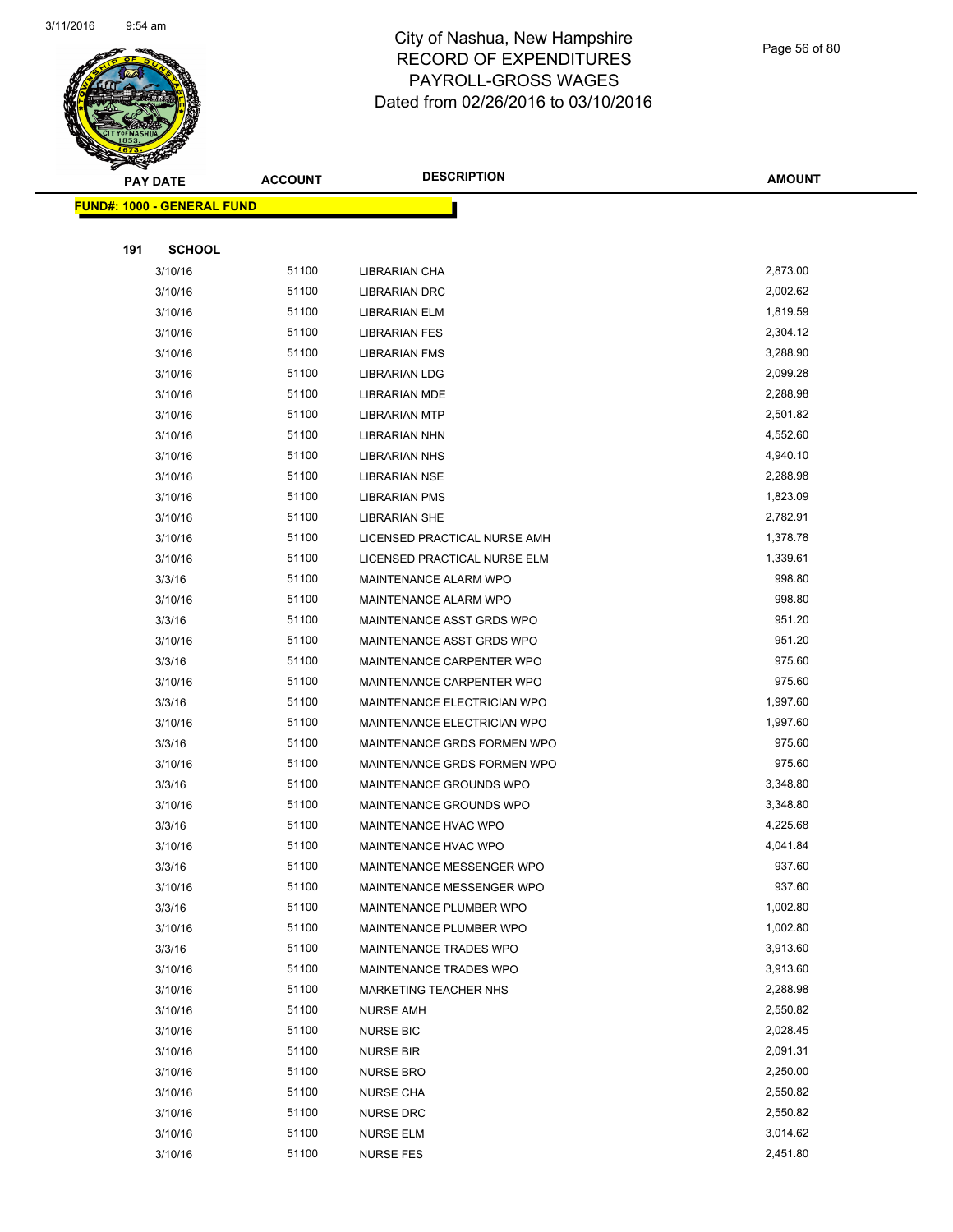# City of Nashua, New Hampshire
# RECORD OF EXPENDITURES
# PAYROLL-GROSS WAGES
# Dated from 02/26/2016 to 03/10/2016

**FUND#: 1000 - GENERAL FUND**

**191 SCHOOL**

| PAY DATE | ACCOUNT | DESCRIPTION | AMOUNT |
|---|---|---|---|
| 3/10/16 | 51100 | LIBRARIAN CHA | 2,873.00 |
| 3/10/16 | 51100 | LIBRARIAN DRC | 2,002.62 |
| 3/10/16 | 51100 | LIBRARIAN ELM | 1,819.59 |
| 3/10/16 | 51100 | LIBRARIAN FES | 2,304.12 |
| 3/10/16 | 51100 | LIBRARIAN FMS | 3,288.90 |
| 3/10/16 | 51100 | LIBRARIAN LDG | 2,099.28 |
| 3/10/16 | 51100 | LIBRARIAN MDE | 2,288.98 |
| 3/10/16 | 51100 | LIBRARIAN MTP | 2,501.82 |
| 3/10/16 | 51100 | LIBRARIAN NHN | 4,552.60 |
| 3/10/16 | 51100 | LIBRARIAN NHS | 4,940.10 |
| 3/10/16 | 51100 | LIBRARIAN NSE | 2,288.98 |
| 3/10/16 | 51100 | LIBRARIAN PMS | 1,823.09 |
| 3/10/16 | 51100 | LIBRARIAN SHE | 2,782.91 |
| 3/10/16 | 51100 | LICENSED PRACTICAL NURSE AMH | 1,378.78 |
| 3/10/16 | 51100 | LICENSED PRACTICAL NURSE ELM | 1,339.61 |
| 3/3/16 | 51100 | MAINTENANCE ALARM WPO | 998.80 |
| 3/10/16 | 51100 | MAINTENANCE ALARM WPO | 998.80 |
| 3/3/16 | 51100 | MAINTENANCE ASST GRDS WPO | 951.20 |
| 3/10/16 | 51100 | MAINTENANCE ASST GRDS WPO | 951.20 |
| 3/3/16 | 51100 | MAINTENANCE CARPENTER WPO | 975.60 |
| 3/10/16 | 51100 | MAINTENANCE CARPENTER WPO | 975.60 |
| 3/3/16 | 51100 | MAINTENANCE ELECTRICIAN WPO | 1,997.60 |
| 3/10/16 | 51100 | MAINTENANCE ELECTRICIAN WPO | 1,997.60 |
| 3/3/16 | 51100 | MAINTENANCE GRDS FORMEN WPO | 975.60 |
| 3/10/16 | 51100 | MAINTENANCE GRDS FORMEN WPO | 975.60 |
| 3/3/16 | 51100 | MAINTENANCE GROUNDS WPO | 3,348.80 |
| 3/10/16 | 51100 | MAINTENANCE GROUNDS WPO | 3,348.80 |
| 3/3/16 | 51100 | MAINTENANCE HVAC WPO | 4,225.68 |
| 3/10/16 | 51100 | MAINTENANCE HVAC WPO | 4,041.84 |
| 3/3/16 | 51100 | MAINTENANCE MESSENGER WPO | 937.60 |
| 3/10/16 | 51100 | MAINTENANCE MESSENGER WPO | 937.60 |
| 3/3/16 | 51100 | MAINTENANCE PLUMBER WPO | 1,002.80 |
| 3/10/16 | 51100 | MAINTENANCE PLUMBER WPO | 1,002.80 |
| 3/3/16 | 51100 | MAINTENANCE TRADES WPO | 3,913.60 |
| 3/10/16 | 51100 | MAINTENANCE TRADES WPO | 3,913.60 |
| 3/10/16 | 51100 | MARKETING TEACHER NHS | 2,288.98 |
| 3/10/16 | 51100 | NURSE AMH | 2,550.82 |
| 3/10/16 | 51100 | NURSE BIC | 2,028.45 |
| 3/10/16 | 51100 | NURSE BIR | 2,091.31 |
| 3/10/16 | 51100 | NURSE BRO | 2,250.00 |
| 3/10/16 | 51100 | NURSE CHA | 2,550.82 |
| 3/10/16 | 51100 | NURSE DRC | 2,550.82 |
| 3/10/16 | 51100 | NURSE ELM | 3,014.62 |
| 3/10/16 | 51100 | NURSE FES | 2,451.80 |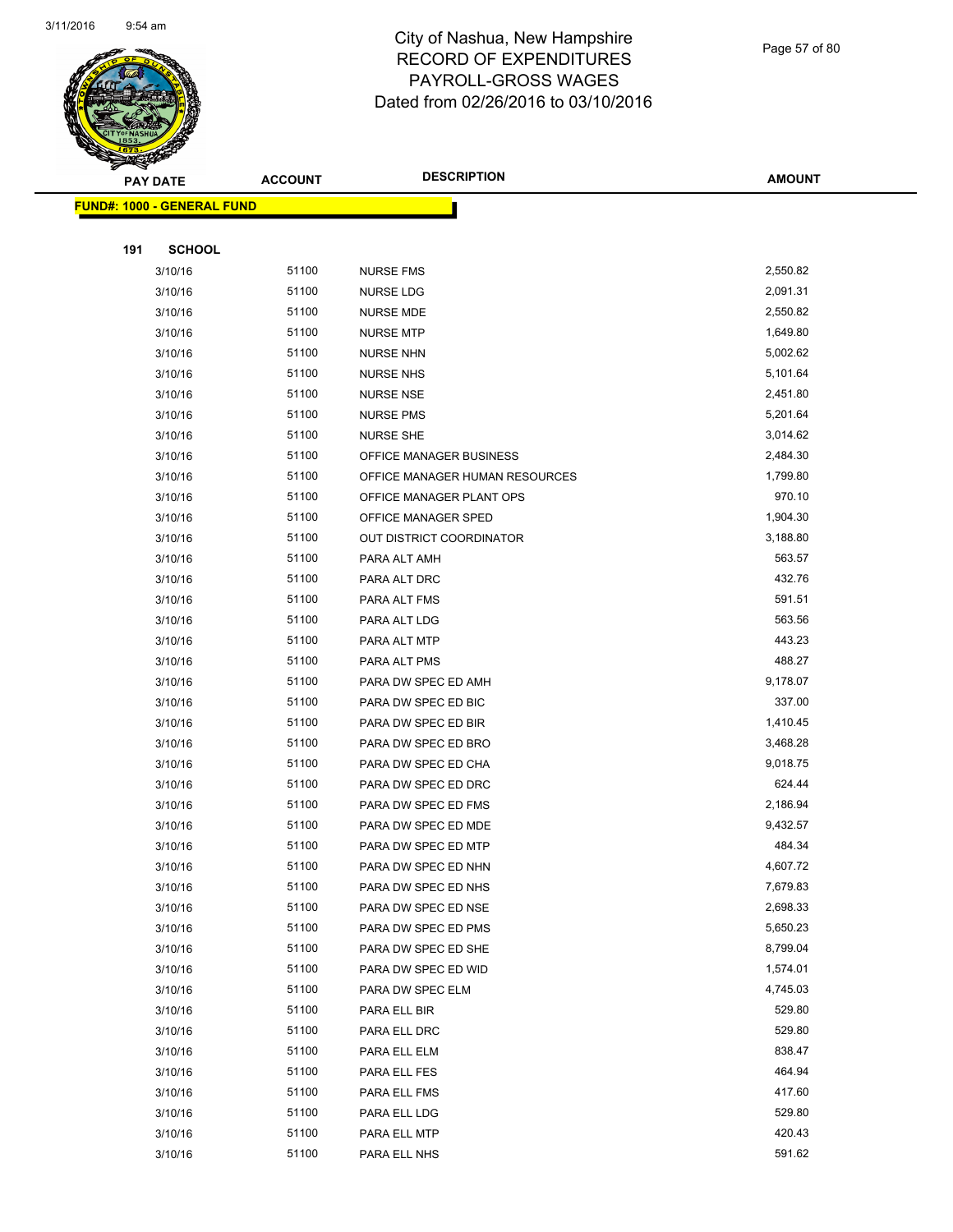# City of Nashua, New Hampshire
# RECORD OF EXPENDITURES
# PAYROLL-GROSS WAGES
# Dated from 02/26/2016 to 03/10/2016

| PAY DATE | ACCOUNT | DESCRIPTION | AMOUNT |
|---|---|---|---|

**FUND#: 1000 - GENERAL FUND**

**191 SCHOOL**

| PAY DATE | ACCOUNT | DESCRIPTION | AMOUNT |
|---|---|---|---|
| 3/10/16 | 51100 | NURSE FMS | 2,550.82 |
| 3/10/16 | 51100 | NURSE LDG | 2,091.31 |
| 3/10/16 | 51100 | NURSE MDE | 2,550.82 |
| 3/10/16 | 51100 | NURSE MTP | 1,649.80 |
| 3/10/16 | 51100 | NURSE NHN | 5,002.62 |
| 3/10/16 | 51100 | NURSE NHS | 5,101.64 |
| 3/10/16 | 51100 | NURSE NSE | 2,451.80 |
| 3/10/16 | 51100 | NURSE PMS | 5,201.64 |
| 3/10/16 | 51100 | NURSE SHE | 3,014.62 |
| 3/10/16 | 51100 | OFFICE MANAGER BUSINESS | 2,484.30 |
| 3/10/16 | 51100 | OFFICE MANAGER HUMAN RESOURCES | 1,799.80 |
| 3/10/16 | 51100 | OFFICE MANAGER PLANT OPS | 970.10 |
| 3/10/16 | 51100 | OFFICE MANAGER SPED | 1,904.30 |
| 3/10/16 | 51100 | OUT DISTRICT COORDINATOR | 3,188.80 |
| 3/10/16 | 51100 | PARA ALT AMH | 563.57 |
| 3/10/16 | 51100 | PARA ALT DRC | 432.76 |
| 3/10/16 | 51100 | PARA ALT FMS | 591.51 |
| 3/10/16 | 51100 | PARA ALT LDG | 563.56 |
| 3/10/16 | 51100 | PARA ALT MTP | 443.23 |
| 3/10/16 | 51100 | PARA ALT PMS | 488.27 |
| 3/10/16 | 51100 | PARA DW SPEC ED AMH | 9,178.07 |
| 3/10/16 | 51100 | PARA DW SPEC ED BIC | 337.00 |
| 3/10/16 | 51100 | PARA DW SPEC ED BIR | 1,410.45 |
| 3/10/16 | 51100 | PARA DW SPEC ED BRO | 3,468.28 |
| 3/10/16 | 51100 | PARA DW SPEC ED CHA | 9,018.75 |
| 3/10/16 | 51100 | PARA DW SPEC ED DRC | 624.44 |
| 3/10/16 | 51100 | PARA DW SPEC ED FMS | 2,186.94 |
| 3/10/16 | 51100 | PARA DW SPEC ED MDE | 9,432.57 |
| 3/10/16 | 51100 | PARA DW SPEC ED MTP | 484.34 |
| 3/10/16 | 51100 | PARA DW SPEC ED NHN | 4,607.72 |
| 3/10/16 | 51100 | PARA DW SPEC ED NHS | 7,679.83 |
| 3/10/16 | 51100 | PARA DW SPEC ED NSE | 2,698.33 |
| 3/10/16 | 51100 | PARA DW SPEC ED PMS | 5,650.23 |
| 3/10/16 | 51100 | PARA DW SPEC ED SHE | 8,799.04 |
| 3/10/16 | 51100 | PARA DW SPEC ED WID | 1,574.01 |
| 3/10/16 | 51100 | PARA DW SPEC ELM | 4,745.03 |
| 3/10/16 | 51100 | PARA ELL BIR | 529.80 |
| 3/10/16 | 51100 | PARA ELL DRC | 529.80 |
| 3/10/16 | 51100 | PARA ELL ELM | 838.47 |
| 3/10/16 | 51100 | PARA ELL FES | 464.94 |
| 3/10/16 | 51100 | PARA ELL FMS | 417.60 |
| 3/10/16 | 51100 | PARA ELL LDG | 529.80 |
| 3/10/16 | 51100 | PARA ELL MTP | 420.43 |
| 3/10/16 | 51100 | PARA ELL NHS | 591.62 |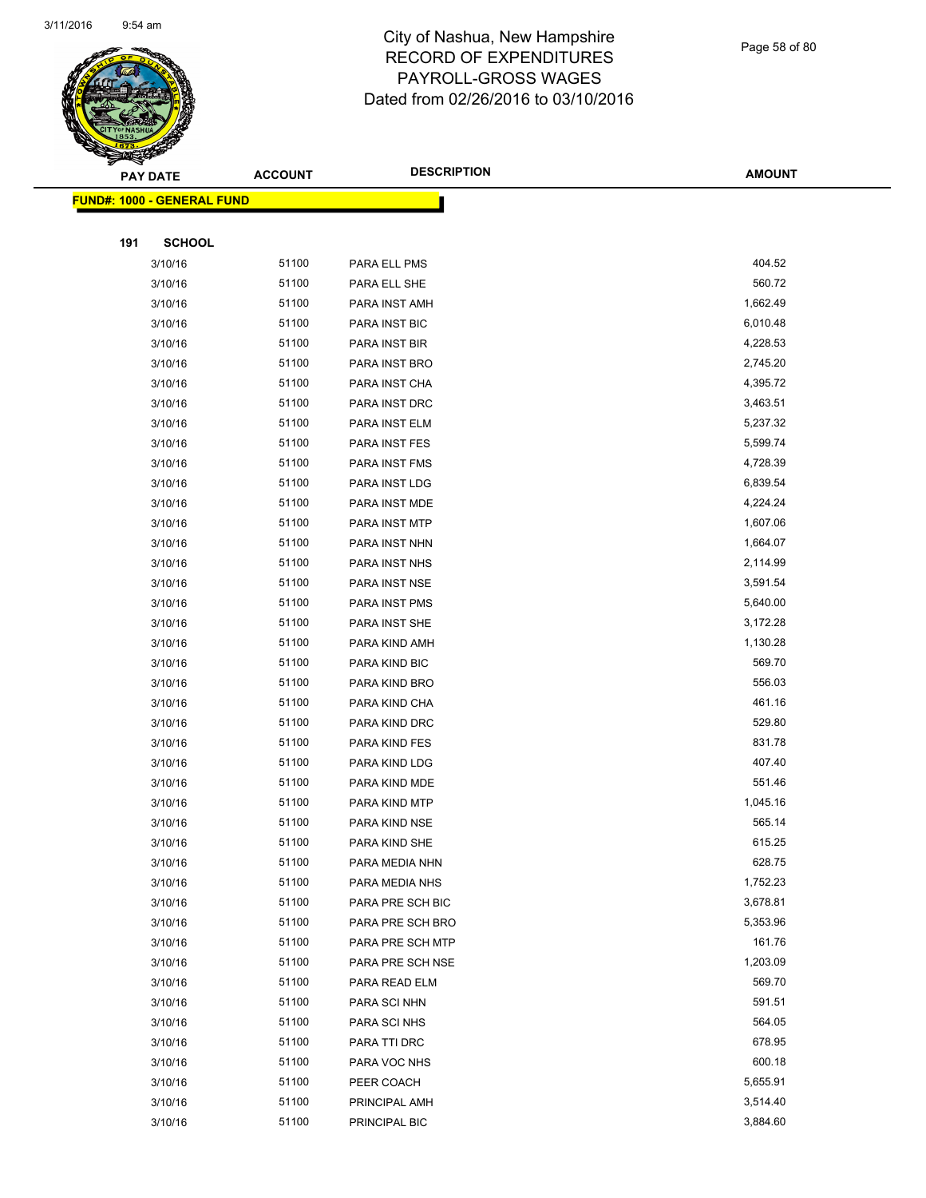# City of Nashua, New Hampshire
## RECORD OF EXPENDITURES
## PAYROLL-GROSS WAGES
## Dated from 02/26/2016 to 03/10/2016

**FUND#: 1000 - GENERAL FUND**

**191 SCHOOL**

| PAY DATE | ACCOUNT | DESCRIPTION | AMOUNT |
|---|---|---|---|
| 3/10/16 | 51100 | PARA ELL PMS | 404.52 |
| 3/10/16 | 51100 | PARA ELL SHE | 560.72 |
| 3/10/16 | 51100 | PARA INST AMH | 1,662.49 |
| 3/10/16 | 51100 | PARA INST BIC | 6,010.48 |
| 3/10/16 | 51100 | PARA INST BIR | 4,228.53 |
| 3/10/16 | 51100 | PARA INST BRO | 2,745.20 |
| 3/10/16 | 51100 | PARA INST CHA | 4,395.72 |
| 3/10/16 | 51100 | PARA INST DRC | 3,463.51 |
| 3/10/16 | 51100 | PARA INST ELM | 5,237.32 |
| 3/10/16 | 51100 | PARA INST FES | 5,599.74 |
| 3/10/16 | 51100 | PARA INST FMS | 4,728.39 |
| 3/10/16 | 51100 | PARA INST LDG | 6,839.54 |
| 3/10/16 | 51100 | PARA INST MDE | 4,224.24 |
| 3/10/16 | 51100 | PARA INST MTP | 1,607.06 |
| 3/10/16 | 51100 | PARA INST NHN | 1,664.07 |
| 3/10/16 | 51100 | PARA INST NHS | 2,114.99 |
| 3/10/16 | 51100 | PARA INST NSE | 3,591.54 |
| 3/10/16 | 51100 | PARA INST PMS | 5,640.00 |
| 3/10/16 | 51100 | PARA INST SHE | 3,172.28 |
| 3/10/16 | 51100 | PARA KIND AMH | 1,130.28 |
| 3/10/16 | 51100 | PARA KIND BIC | 569.70 |
| 3/10/16 | 51100 | PARA KIND BRO | 556.03 |
| 3/10/16 | 51100 | PARA KIND CHA | 461.16 |
| 3/10/16 | 51100 | PARA KIND DRC | 529.80 |
| 3/10/16 | 51100 | PARA KIND FES | 831.78 |
| 3/10/16 | 51100 | PARA KIND LDG | 407.40 |
| 3/10/16 | 51100 | PARA KIND MDE | 551.46 |
| 3/10/16 | 51100 | PARA KIND MTP | 1,045.16 |
| 3/10/16 | 51100 | PARA KIND NSE | 565.14 |
| 3/10/16 | 51100 | PARA KIND SHE | 615.25 |
| 3/10/16 | 51100 | PARA MEDIA NHN | 628.75 |
| 3/10/16 | 51100 | PARA MEDIA NHS | 1,752.23 |
| 3/10/16 | 51100 | PARA PRE SCH BIC | 3,678.81 |
| 3/10/16 | 51100 | PARA PRE SCH BRO | 5,353.96 |
| 3/10/16 | 51100 | PARA PRE SCH MTP | 161.76 |
| 3/10/16 | 51100 | PARA PRE SCH NSE | 1,203.09 |
| 3/10/16 | 51100 | PARA READ ELM | 569.70 |
| 3/10/16 | 51100 | PARA SCI NHN | 591.51 |
| 3/10/16 | 51100 | PARA SCI NHS | 564.05 |
| 3/10/16 | 51100 | PARA TTI DRC | 678.95 |
| 3/10/16 | 51100 | PARA VOC NHS | 600.18 |
| 3/10/16 | 51100 | PEER COACH | 5,655.91 |
| 3/10/16 | 51100 | PRINCIPAL AMH | 3,514.40 |
| 3/10/16 | 51100 | PRINCIPAL BIC | 3,884.60 |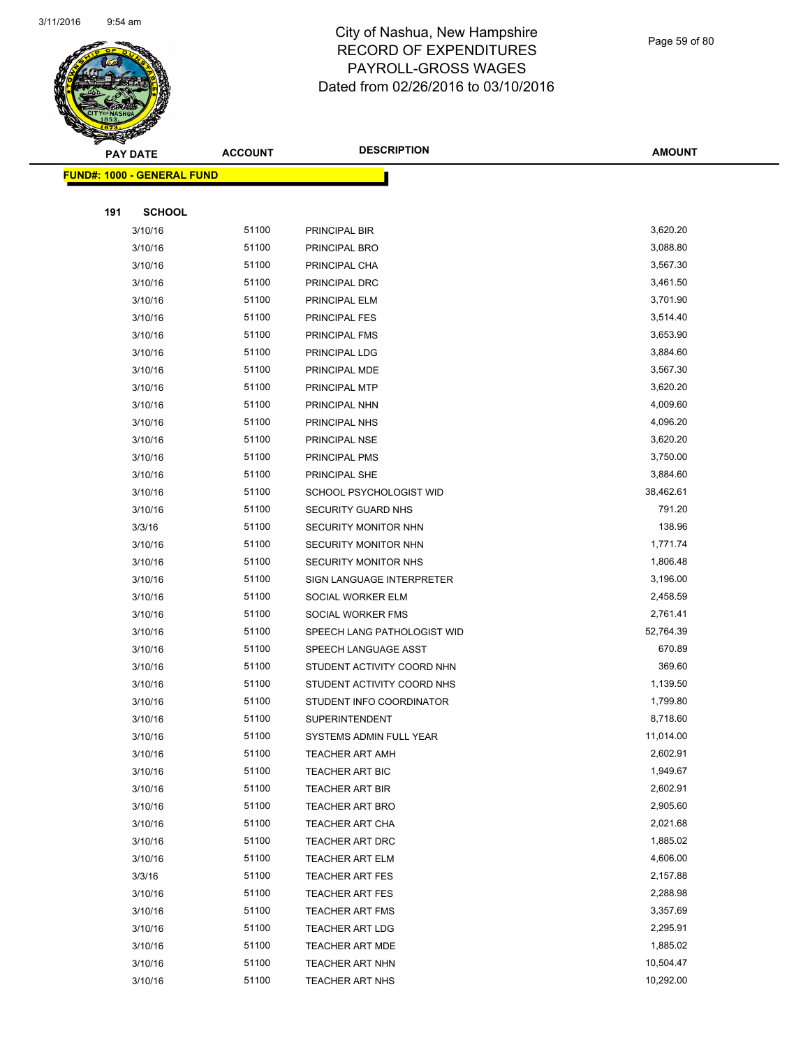# City of Nashua, New Hampshire
# RECORD OF EXPENDITURES
# PAYROLL-GROSS WAGES
# Dated from 02/26/2016 to 03/10/2016

| PAY DATE | ACCOUNT | DESCRIPTION | AMOUNT |
|---|---|---|---|
| **FUND#: 1000 - GENERAL FUND** | | | |
| **191 SCHOOL** | | | |
| 3/10/16 | 51100 | PRINCIPAL BIR | 3,620.20 |
| 3/10/16 | 51100 | PRINCIPAL BRO | 3,088.80 |
| 3/10/16 | 51100 | PRINCIPAL CHA | 3,567.30 |
| 3/10/16 | 51100 | PRINCIPAL DRC | 3,461.50 |
| 3/10/16 | 51100 | PRINCIPAL ELM | 3,701.90 |
| 3/10/16 | 51100 | PRINCIPAL FES | 3,514.40 |
| 3/10/16 | 51100 | PRINCIPAL FMS | 3,653.90 |
| 3/10/16 | 51100 | PRINCIPAL LDG | 3,884.60 |
| 3/10/16 | 51100 | PRINCIPAL MDE | 3,567.30 |
| 3/10/16 | 51100 | PRINCIPAL MTP | 3,620.20 |
| 3/10/16 | 51100 | PRINCIPAL NHN | 4,009.60 |
| 3/10/16 | 51100 | PRINCIPAL NHS | 4,096.20 |
| 3/10/16 | 51100 | PRINCIPAL NSE | 3,620.20 |
| 3/10/16 | 51100 | PRINCIPAL PMS | 3,750.00 |
| 3/10/16 | 51100 | PRINCIPAL SHE | 3,884.60 |
| 3/10/16 | 51100 | SCHOOL PSYCHOLOGIST WID | 38,462.61 |
| 3/10/16 | 51100 | SECURITY GUARD NHS | 791.20 |
| 3/3/16 | 51100 | SECURITY MONITOR NHN | 138.96 |
| 3/10/16 | 51100 | SECURITY MONITOR NHN | 1,771.74 |
| 3/10/16 | 51100 | SECURITY MONITOR NHS | 1,806.48 |
| 3/10/16 | 51100 | SIGN LANGUAGE INTERPRETER | 3,196.00 |
| 3/10/16 | 51100 | SOCIAL WORKER ELM | 2,458.59 |
| 3/10/16 | 51100 | SOCIAL WORKER FMS | 2,761.41 |
| 3/10/16 | 51100 | SPEECH LANG PATHOLOGIST WID | 52,764.39 |
| 3/10/16 | 51100 | SPEECH LANGUAGE ASST | 670.89 |
| 3/10/16 | 51100 | STUDENT ACTIVITY COORD NHN | 369.60 |
| 3/10/16 | 51100 | STUDENT ACTIVITY COORD NHS | 1,139.50 |
| 3/10/16 | 51100 | STUDENT INFO COORDINATOR | 1,799.80 |
| 3/10/16 | 51100 | SUPERINTENDENT | 8,718.60 |
| 3/10/16 | 51100 | SYSTEMS ADMIN FULL YEAR | 11,014.00 |
| 3/10/16 | 51100 | TEACHER ART AMH | 2,602.91 |
| 3/10/16 | 51100 | TEACHER ART BIC | 1,949.67 |
| 3/10/16 | 51100 | TEACHER ART BIR | 2,602.91 |
| 3/10/16 | 51100 | TEACHER ART BRO | 2,905.60 |
| 3/10/16 | 51100 | TEACHER ART CHA | 2,021.68 |
| 3/10/16 | 51100 | TEACHER ART DRC | 1,885.02 |
| 3/10/16 | 51100 | TEACHER ART ELM | 4,606.00 |
| 3/3/16 | 51100 | TEACHER ART FES | 2,157.88 |
| 3/10/16 | 51100 | TEACHER ART FES | 2,288.98 |
| 3/10/16 | 51100 | TEACHER ART FMS | 3,357.69 |
| 3/10/16 | 51100 | TEACHER ART LDG | 2,295.91 |
| 3/10/16 | 51100 | TEACHER ART MDE | 1,885.02 |
| 3/10/16 | 51100 | TEACHER ART NHN | 10,504.47 |
| 3/10/16 | 51100 | TEACHER ART NHS | 10,292.00 |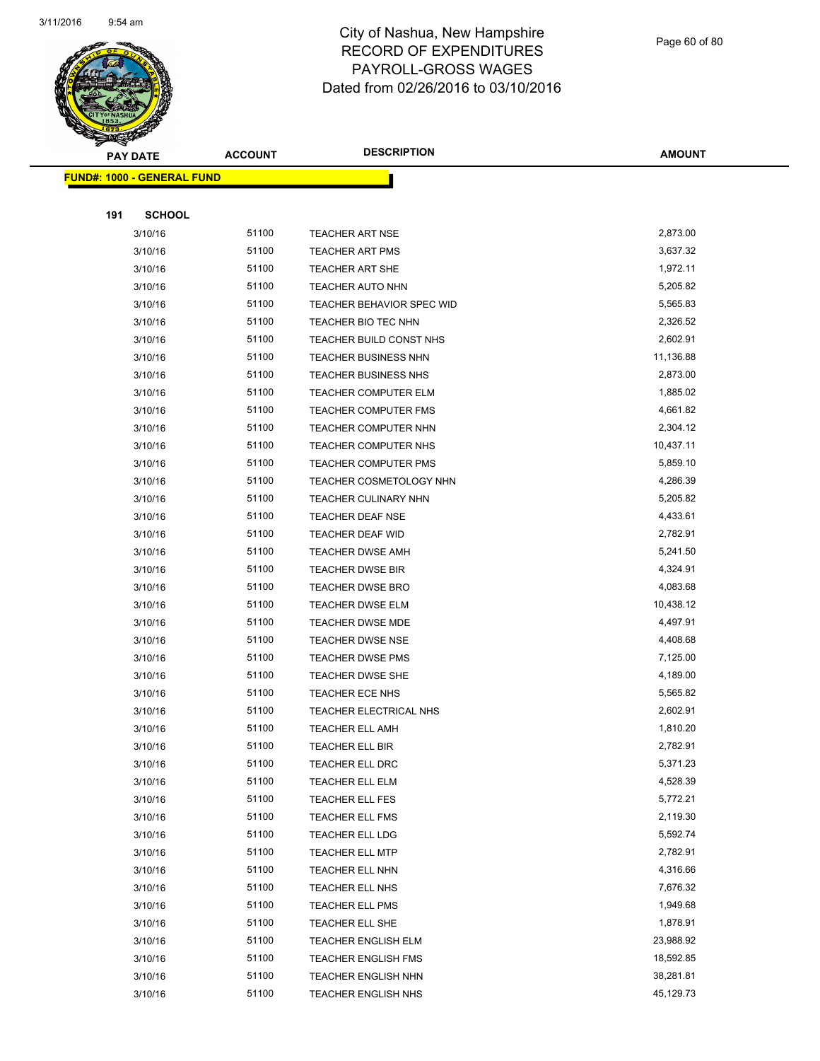# City of Nashua, New Hampshire
# RECORD OF EXPENDITURES
# PAYROLL-GROSS WAGES
# Dated from 02/26/2016 to 03/10/2016

| PAY DATE | ACCOUNT | DESCRIPTION | AMOUNT |
|---|---|---|---|

**FUND#: 1000 - GENERAL FUND**

**191 SCHOOL**

| PAY DATE | ACCOUNT | DESCRIPTION | AMOUNT |
|---|---|---|---|
| 3/10/16 | 51100 | TEACHER ART NSE | 2,873.00 |
| 3/10/16 | 51100 | TEACHER ART PMS | 3,637.32 |
| 3/10/16 | 51100 | TEACHER ART SHE | 1,972.11 |
| 3/10/16 | 51100 | TEACHER AUTO NHN | 5,205.82 |
| 3/10/16 | 51100 | TEACHER BEHAVIOR SPEC WID | 5,565.83 |
| 3/10/16 | 51100 | TEACHER BIO TEC NHN | 2,326.52 |
| 3/10/16 | 51100 | TEACHER BUILD CONST NHS | 2,602.91 |
| 3/10/16 | 51100 | TEACHER BUSINESS NHN | 11,136.88 |
| 3/10/16 | 51100 | TEACHER BUSINESS NHS | 2,873.00 |
| 3/10/16 | 51100 | TEACHER COMPUTER ELM | 1,885.02 |
| 3/10/16 | 51100 | TEACHER COMPUTER FMS | 4,661.82 |
| 3/10/16 | 51100 | TEACHER COMPUTER NHN | 2,304.12 |
| 3/10/16 | 51100 | TEACHER COMPUTER NHS | 10,437.11 |
| 3/10/16 | 51100 | TEACHER COMPUTER PMS | 5,859.10 |
| 3/10/16 | 51100 | TEACHER COSMETOLOGY NHN | 4,286.39 |
| 3/10/16 | 51100 | TEACHER CULINARY NHN | 5,205.82 |
| 3/10/16 | 51100 | TEACHER DEAF NSE | 4,433.61 |
| 3/10/16 | 51100 | TEACHER DEAF WID | 2,782.91 |
| 3/10/16 | 51100 | TEACHER DWSE AMH | 5,241.50 |
| 3/10/16 | 51100 | TEACHER DWSE BIR | 4,324.91 |
| 3/10/16 | 51100 | TEACHER DWSE BRO | 4,083.68 |
| 3/10/16 | 51100 | TEACHER DWSE ELM | 10,438.12 |
| 3/10/16 | 51100 | TEACHER DWSE MDE | 4,497.91 |
| 3/10/16 | 51100 | TEACHER DWSE NSE | 4,408.68 |
| 3/10/16 | 51100 | TEACHER DWSE PMS | 7,125.00 |
| 3/10/16 | 51100 | TEACHER DWSE SHE | 4,189.00 |
| 3/10/16 | 51100 | TEACHER ECE NHS | 5,565.82 |
| 3/10/16 | 51100 | TEACHER ELECTRICAL NHS | 2,602.91 |
| 3/10/16 | 51100 | TEACHER ELL AMH | 1,810.20 |
| 3/10/16 | 51100 | TEACHER ELL BIR | 2,782.91 |
| 3/10/16 | 51100 | TEACHER ELL DRC | 5,371.23 |
| 3/10/16 | 51100 | TEACHER ELL ELM | 4,528.39 |
| 3/10/16 | 51100 | TEACHER ELL FES | 5,772.21 |
| 3/10/16 | 51100 | TEACHER ELL FMS | 2,119.30 |
| 3/10/16 | 51100 | TEACHER ELL LDG | 5,592.74 |
| 3/10/16 | 51100 | TEACHER ELL MTP | 2,782.91 |
| 3/10/16 | 51100 | TEACHER ELL NHN | 4,316.66 |
| 3/10/16 | 51100 | TEACHER ELL NHS | 7,676.32 |
| 3/10/16 | 51100 | TEACHER ELL PMS | 1,949.68 |
| 3/10/16 | 51100 | TEACHER ELL SHE | 1,878.91 |
| 3/10/16 | 51100 | TEACHER ENGLISH ELM | 23,988.92 |
| 3/10/16 | 51100 | TEACHER ENGLISH FMS | 18,592.85 |
| 3/10/16 | 51100 | TEACHER ENGLISH NHN | 38,281.81 |
| 3/10/16 | 51100 | TEACHER ENGLISH NHS | 45,129.73 |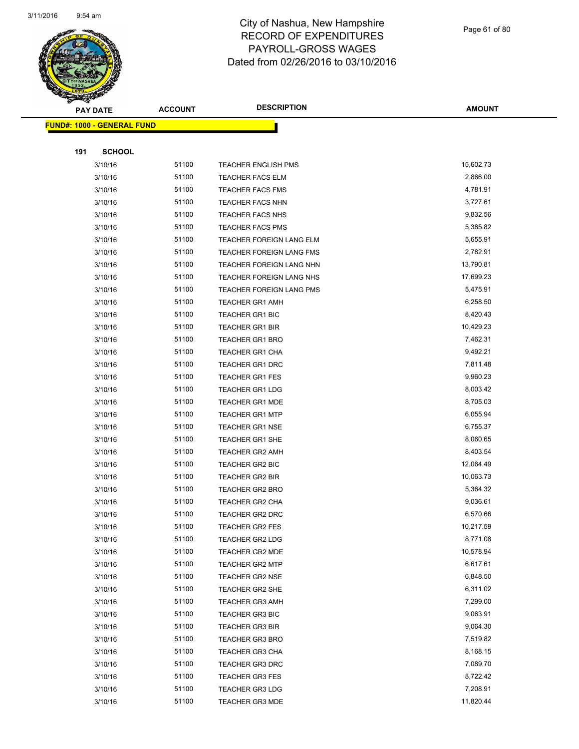# City of Nashua, New Hampshire
## RECORD OF EXPENDITURES
## PAYROLL-GROSS WAGES
## Dated from 02/26/2016 to 03/10/2016

| PAY DATE | ACCOUNT | DESCRIPTION | AMOUNT |
|---|---|---|---|

**FUND#: 1000 - GENERAL FUND**

**191 SCHOOL**

| PAY DATE | ACCOUNT | DESCRIPTION | AMOUNT |
|---|---|---|---|
| 3/10/16 | 51100 | TEACHER ENGLISH PMS | 15,602.73 |
| 3/10/16 | 51100 | TEACHER FACS ELM | 2,866.00 |
| 3/10/16 | 51100 | TEACHER FACS FMS | 4,781.91 |
| 3/10/16 | 51100 | TEACHER FACS NHN | 3,727.61 |
| 3/10/16 | 51100 | TEACHER FACS NHS | 9,832.56 |
| 3/10/16 | 51100 | TEACHER FACS PMS | 5,385.82 |
| 3/10/16 | 51100 | TEACHER FOREIGN LANG ELM | 5,655.91 |
| 3/10/16 | 51100 | TEACHER FOREIGN LANG FMS | 2,782.91 |
| 3/10/16 | 51100 | TEACHER FOREIGN LANG NHN | 13,790.81 |
| 3/10/16 | 51100 | TEACHER FOREIGN LANG NHS | 17,699.23 |
| 3/10/16 | 51100 | TEACHER FOREIGN LANG PMS | 5,475.91 |
| 3/10/16 | 51100 | TEACHER GR1 AMH | 6,258.50 |
| 3/10/16 | 51100 | TEACHER GR1 BIC | 8,420.43 |
| 3/10/16 | 51100 | TEACHER GR1 BIR | 10,429.23 |
| 3/10/16 | 51100 | TEACHER GR1 BRO | 7,462.31 |
| 3/10/16 | 51100 | TEACHER GR1 CHA | 9,492.21 |
| 3/10/16 | 51100 | TEACHER GR1 DRC | 7,811.48 |
| 3/10/16 | 51100 | TEACHER GR1 FES | 9,960.23 |
| 3/10/16 | 51100 | TEACHER GR1 LDG | 8,003.42 |
| 3/10/16 | 51100 | TEACHER GR1 MDE | 8,705.03 |
| 3/10/16 | 51100 | TEACHER GR1 MTP | 6,055.94 |
| 3/10/16 | 51100 | TEACHER GR1 NSE | 6,755.37 |
| 3/10/16 | 51100 | TEACHER GR1 SHE | 8,060.65 |
| 3/10/16 | 51100 | TEACHER GR2 AMH | 8,403.54 |
| 3/10/16 | 51100 | TEACHER GR2 BIC | 12,064.49 |
| 3/10/16 | 51100 | TEACHER GR2 BIR | 10,063.73 |
| 3/10/16 | 51100 | TEACHER GR2 BRO | 5,364.32 |
| 3/10/16 | 51100 | TEACHER GR2 CHA | 9,036.61 |
| 3/10/16 | 51100 | TEACHER GR2 DRC | 6,570.66 |
| 3/10/16 | 51100 | TEACHER GR2 FES | 10,217.59 |
| 3/10/16 | 51100 | TEACHER GR2 LDG | 8,771.08 |
| 3/10/16 | 51100 | TEACHER GR2 MDE | 10,578.94 |
| 3/10/16 | 51100 | TEACHER GR2 MTP | 6,617.61 |
| 3/10/16 | 51100 | TEACHER GR2 NSE | 6,848.50 |
| 3/10/16 | 51100 | TEACHER GR2 SHE | 6,311.02 |
| 3/10/16 | 51100 | TEACHER GR3 AMH | 7,299.00 |
| 3/10/16 | 51100 | TEACHER GR3 BIC | 9,063.91 |
| 3/10/16 | 51100 | TEACHER GR3 BIR | 9,064.30 |
| 3/10/16 | 51100 | TEACHER GR3 BRO | 7,519.82 |
| 3/10/16 | 51100 | TEACHER GR3 CHA | 8,168.15 |
| 3/10/16 | 51100 | TEACHER GR3 DRC | 7,089.70 |
| 3/10/16 | 51100 | TEACHER GR3 FES | 8,722.42 |
| 3/10/16 | 51100 | TEACHER GR3 LDG | 7,208.91 |
| 3/10/16 | 51100 | TEACHER GR3 MDE | 11,820.44 |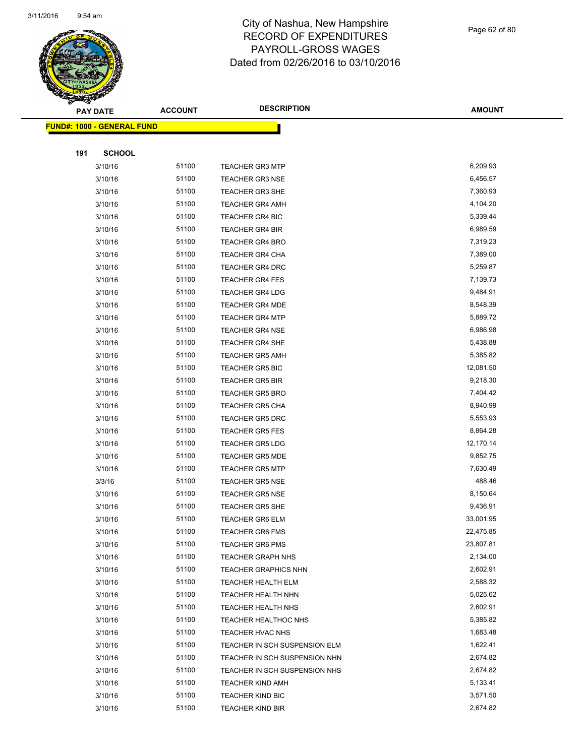# City of Nashua, New Hampshire
## RECORD OF EXPENDITURES
## PAYROLL-GROSS WAGES
## Dated from 02/26/2016 to 03/10/2016

**FUND#: 1000 - GENERAL FUND**

**191 SCHOOL**

| PAY DATE | ACCOUNT | DESCRIPTION | AMOUNT |
|---|---|---|---|
| 3/10/16 | 51100 | TEACHER GR3 MTP | 6,209.93 |
| 3/10/16 | 51100 | TEACHER GR3 NSE | 6,456.57 |
| 3/10/16 | 51100 | TEACHER GR3 SHE | 7,360.93 |
| 3/10/16 | 51100 | TEACHER GR4 AMH | 4,104.20 |
| 3/10/16 | 51100 | TEACHER GR4 BIC | 5,339.44 |
| 3/10/16 | 51100 | TEACHER GR4 BIR | 6,989.59 |
| 3/10/16 | 51100 | TEACHER GR4 BRO | 7,319.23 |
| 3/10/16 | 51100 | TEACHER GR4 CHA | 7,389.00 |
| 3/10/16 | 51100 | TEACHER GR4 DRC | 5,259.87 |
| 3/10/16 | 51100 | TEACHER GR4 FES | 7,139.73 |
| 3/10/16 | 51100 | TEACHER GR4 LDG | 9,484.91 |
| 3/10/16 | 51100 | TEACHER GR4 MDE | 8,548.39 |
| 3/10/16 | 51100 | TEACHER GR4 MTP | 5,889.72 |
| 3/10/16 | 51100 | TEACHER GR4 NSE | 6,986.98 |
| 3/10/16 | 51100 | TEACHER GR4 SHE | 5,438.88 |
| 3/10/16 | 51100 | TEACHER GR5 AMH | 5,385.82 |
| 3/10/16 | 51100 | TEACHER GR5 BIC | 12,081.50 |
| 3/10/16 | 51100 | TEACHER GR5 BIR | 9,218.30 |
| 3/10/16 | 51100 | TEACHER GR5 BRO | 7,404.42 |
| 3/10/16 | 51100 | TEACHER GR5 CHA | 8,940.99 |
| 3/10/16 | 51100 | TEACHER GR5 DRC | 5,553.93 |
| 3/10/16 | 51100 | TEACHER GR5 FES | 8,864.28 |
| 3/10/16 | 51100 | TEACHER GR5 LDG | 12,170.14 |
| 3/10/16 | 51100 | TEACHER GR5 MDE | 9,852.75 |
| 3/10/16 | 51100 | TEACHER GR5 MTP | 7,630.49 |
| 3/3/16 | 51100 | TEACHER GR5 NSE | 488.46 |
| 3/10/16 | 51100 | TEACHER GR5 NSE | 8,150.64 |
| 3/10/16 | 51100 | TEACHER GR5 SHE | 9,436.91 |
| 3/10/16 | 51100 | TEACHER GR6 ELM | 33,001.95 |
| 3/10/16 | 51100 | TEACHER GR6 FMS | 22,475.85 |
| 3/10/16 | 51100 | TEACHER GR6 PMS | 23,807.81 |
| 3/10/16 | 51100 | TEACHER GRAPH NHS | 2,134.00 |
| 3/10/16 | 51100 | TEACHER GRAPHICS NHN | 2,602.91 |
| 3/10/16 | 51100 | TEACHER HEALTH ELM | 2,588.32 |
| 3/10/16 | 51100 | TEACHER HEALTH NHN | 5,025.62 |
| 3/10/16 | 51100 | TEACHER HEALTH NHS | 2,602.91 |
| 3/10/16 | 51100 | TEACHER HEALTHOC NHS | 5,385.82 |
| 3/10/16 | 51100 | TEACHER HVAC NHS | 1,683.48 |
| 3/10/16 | 51100 | TEACHER IN SCH SUSPENSION ELM | 1,622.41 |
| 3/10/16 | 51100 | TEACHER IN SCH SUSPENSION NHN | 2,674.82 |
| 3/10/16 | 51100 | TEACHER IN SCH SUSPENSION NHS | 2,674.82 |
| 3/10/16 | 51100 | TEACHER KIND AMH | 5,133.41 |
| 3/10/16 | 51100 | TEACHER KIND BIC | 3,571.50 |
| 3/10/16 | 51100 | TEACHER KIND BIR | 2,674.82 |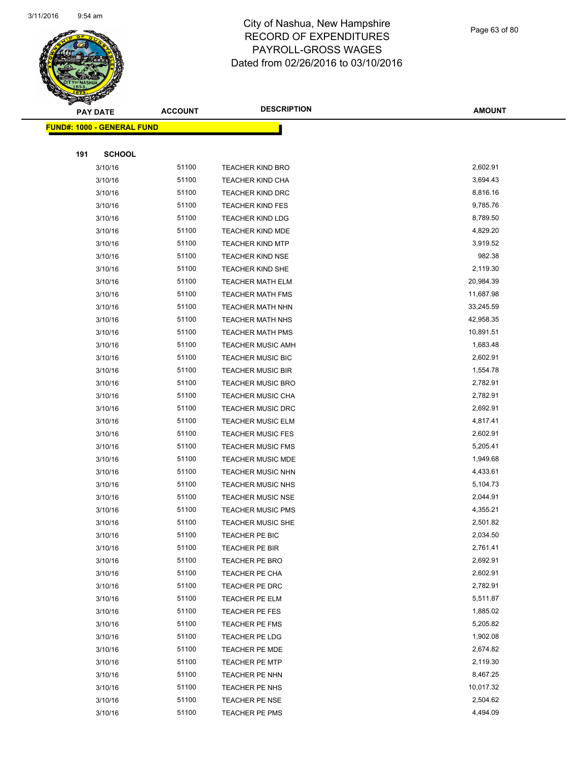# City of Nashua, New Hampshire
## RECORD OF EXPENDITURES
## PAYROLL-GROSS WAGES
## Dated from 02/26/2016 to 03/10/2016

| PAY DATE | ACCOUNT | DESCRIPTION | AMOUNT |
|---|---|---|---|
| **FUND#: 1000 - GENERAL FUND** | | | |
| **191 SCHOOL** | | | |
| 3/10/16 | 51100 | TEACHER KIND BRO | 2,602.91 |
| 3/10/16 | 51100 | TEACHER KIND CHA | 3,694.43 |
| 3/10/16 | 51100 | TEACHER KIND DRC | 8,816.16 |
| 3/10/16 | 51100 | TEACHER KIND FES | 9,785.76 |
| 3/10/16 | 51100 | TEACHER KIND LDG | 8,789.50 |
| 3/10/16 | 51100 | TEACHER KIND MDE | 4,829.20 |
| 3/10/16 | 51100 | TEACHER KIND MTP | 3,919.52 |
| 3/10/16 | 51100 | TEACHER KIND NSE | 982.38 |
| 3/10/16 | 51100 | TEACHER KIND SHE | 2,119.30 |
| 3/10/16 | 51100 | TEACHER MATH ELM | 20,984.39 |
| 3/10/16 | 51100 | TEACHER MATH FMS | 11,687.98 |
| 3/10/16 | 51100 | TEACHER MATH NHN | 33,245.59 |
| 3/10/16 | 51100 | TEACHER MATH NHS | 42,958.35 |
| 3/10/16 | 51100 | TEACHER MATH PMS | 10,891.51 |
| 3/10/16 | 51100 | TEACHER MUSIC AMH | 1,683.48 |
| 3/10/16 | 51100 | TEACHER MUSIC BIC | 2,602.91 |
| 3/10/16 | 51100 | TEACHER MUSIC BIR | 1,554.78 |
| 3/10/16 | 51100 | TEACHER MUSIC BRO | 2,782.91 |
| 3/10/16 | 51100 | TEACHER MUSIC CHA | 2,782.91 |
| 3/10/16 | 51100 | TEACHER MUSIC DRC | 2,692.91 |
| 3/10/16 | 51100 | TEACHER MUSIC ELM | 4,817.41 |
| 3/10/16 | 51100 | TEACHER MUSIC FES | 2,602.91 |
| 3/10/16 | 51100 | TEACHER MUSIC FMS | 5,205.41 |
| 3/10/16 | 51100 | TEACHER MUSIC MDE | 1,949.68 |
| 3/10/16 | 51100 | TEACHER MUSIC NHN | 4,433.61 |
| 3/10/16 | 51100 | TEACHER MUSIC NHS | 5,104.73 |
| 3/10/16 | 51100 | TEACHER MUSIC NSE | 2,044.91 |
| 3/10/16 | 51100 | TEACHER MUSIC PMS | 4,355.21 |
| 3/10/16 | 51100 | TEACHER MUSIC SHE | 2,501.82 |
| 3/10/16 | 51100 | TEACHER PE BIC | 2,034.50 |
| 3/10/16 | 51100 | TEACHER PE BIR | 2,761.41 |
| 3/10/16 | 51100 | TEACHER PE BRO | 2,692.91 |
| 3/10/16 | 51100 | TEACHER PE CHA | 2,602.91 |
| 3/10/16 | 51100 | TEACHER PE DRC | 2,782.91 |
| 3/10/16 | 51100 | TEACHER PE ELM | 5,511.87 |
| 3/10/16 | 51100 | TEACHER PE FES | 1,885.02 |
| 3/10/16 | 51100 | TEACHER PE FMS | 5,205.82 |
| 3/10/16 | 51100 | TEACHER PE LDG | 1,902.08 |
| 3/10/16 | 51100 | TEACHER PE MDE | 2,674.82 |
| 3/10/16 | 51100 | TEACHER PE MTP | 2,119.30 |
| 3/10/16 | 51100 | TEACHER PE NHN | 8,467.25 |
| 3/10/16 | 51100 | TEACHER PE NHS | 10,017.32 |
| 3/10/16 | 51100 | TEACHER PE NSE | 2,504.62 |
| 3/10/16 | 51100 | TEACHER PE PMS | 4,494.09 |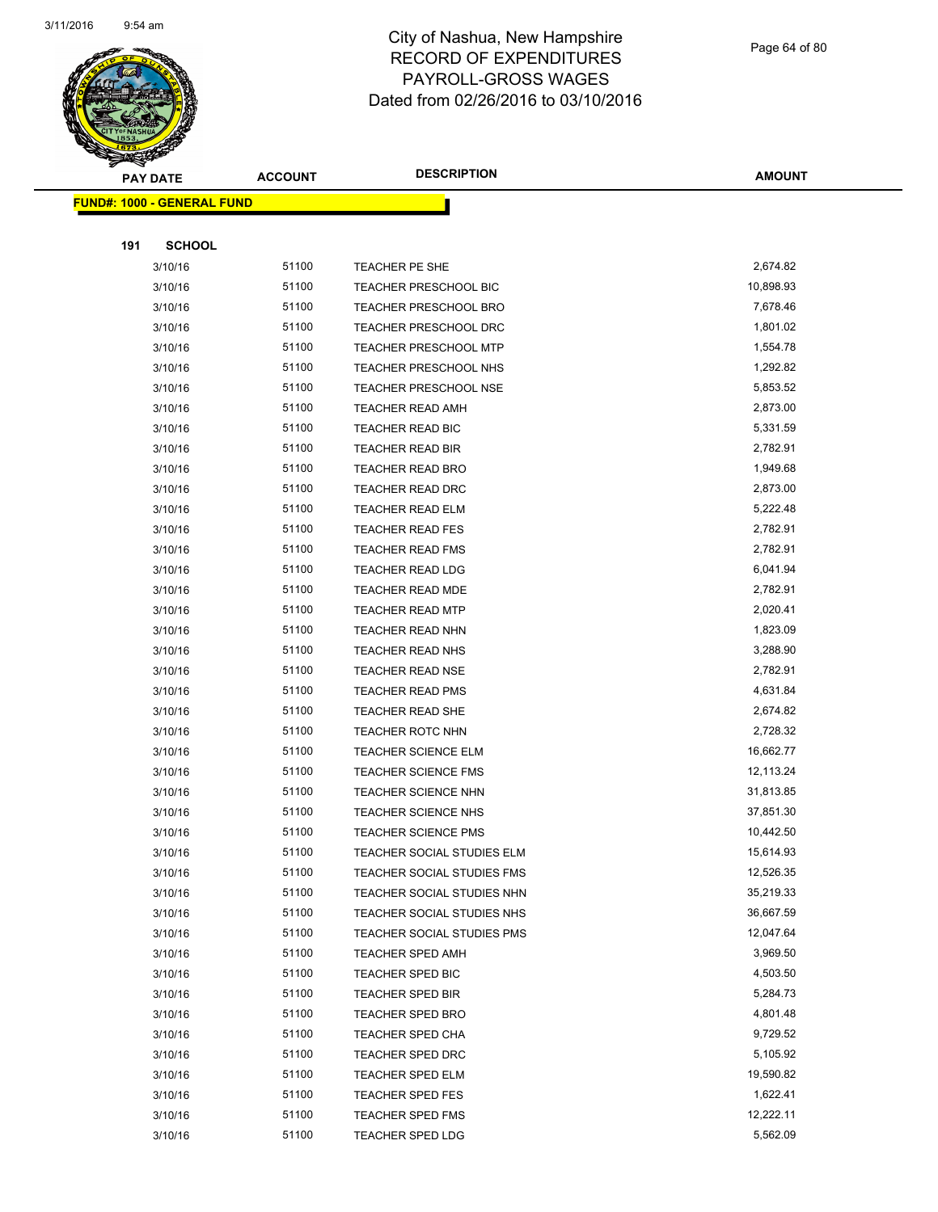# City of Nashua, New Hampshire
## RECORD OF EXPENDITURES
## PAYROLL-GROSS WAGES
## Dated from 02/26/2016 to 03/10/2016

| PAY DATE | ACCOUNT | DESCRIPTION | AMOUNT |
|---|---|---|---|
| **FUND#: 1000 - GENERAL FUND** | | | |
| **191 SCHOOL** | | | |
| 3/10/16 | 51100 | TEACHER PE SHE | 2,674.82 |
| 3/10/16 | 51100 | TEACHER PRESCHOOL BIC | 10,898.93 |
| 3/10/16 | 51100 | TEACHER PRESCHOOL BRO | 7,678.46 |
| 3/10/16 | 51100 | TEACHER PRESCHOOL DRC | 1,801.02 |
| 3/10/16 | 51100 | TEACHER PRESCHOOL MTP | 1,554.78 |
| 3/10/16 | 51100 | TEACHER PRESCHOOL NHS | 1,292.82 |
| 3/10/16 | 51100 | TEACHER PRESCHOOL NSE | 5,853.52 |
| 3/10/16 | 51100 | TEACHER READ AMH | 2,873.00 |
| 3/10/16 | 51100 | TEACHER READ BIC | 5,331.59 |
| 3/10/16 | 51100 | TEACHER READ BIR | 2,782.91 |
| 3/10/16 | 51100 | TEACHER READ BRO | 1,949.68 |
| 3/10/16 | 51100 | TEACHER READ DRC | 2,873.00 |
| 3/10/16 | 51100 | TEACHER READ ELM | 5,222.48 |
| 3/10/16 | 51100 | TEACHER READ FES | 2,782.91 |
| 3/10/16 | 51100 | TEACHER READ FMS | 2,782.91 |
| 3/10/16 | 51100 | TEACHER READ LDG | 6,041.94 |
| 3/10/16 | 51100 | TEACHER READ MDE | 2,782.91 |
| 3/10/16 | 51100 | TEACHER READ MTP | 2,020.41 |
| 3/10/16 | 51100 | TEACHER READ NHN | 1,823.09 |
| 3/10/16 | 51100 | TEACHER READ NHS | 3,288.90 |
| 3/10/16 | 51100 | TEACHER READ NSE | 2,782.91 |
| 3/10/16 | 51100 | TEACHER READ PMS | 4,631.84 |
| 3/10/16 | 51100 | TEACHER READ SHE | 2,674.82 |
| 3/10/16 | 51100 | TEACHER ROTC NHN | 2,728.32 |
| 3/10/16 | 51100 | TEACHER SCIENCE ELM | 16,662.77 |
| 3/10/16 | 51100 | TEACHER SCIENCE FMS | 12,113.24 |
| 3/10/16 | 51100 | TEACHER SCIENCE NHN | 31,813.85 |
| 3/10/16 | 51100 | TEACHER SCIENCE NHS | 37,851.30 |
| 3/10/16 | 51100 | TEACHER SCIENCE PMS | 10,442.50 |
| 3/10/16 | 51100 | TEACHER SOCIAL STUDIES ELM | 15,614.93 |
| 3/10/16 | 51100 | TEACHER SOCIAL STUDIES FMS | 12,526.35 |
| 3/10/16 | 51100 | TEACHER SOCIAL STUDIES NHN | 35,219.33 |
| 3/10/16 | 51100 | TEACHER SOCIAL STUDIES NHS | 36,667.59 |
| 3/10/16 | 51100 | TEACHER SOCIAL STUDIES PMS | 12,047.64 |
| 3/10/16 | 51100 | TEACHER SPED AMH | 3,969.50 |
| 3/10/16 | 51100 | TEACHER SPED BIC | 4,503.50 |
| 3/10/16 | 51100 | TEACHER SPED BIR | 5,284.73 |
| 3/10/16 | 51100 | TEACHER SPED BRO | 4,801.48 |
| 3/10/16 | 51100 | TEACHER SPED CHA | 9,729.52 |
| 3/10/16 | 51100 | TEACHER SPED DRC | 5,105.92 |
| 3/10/16 | 51100 | TEACHER SPED ELM | 19,590.82 |
| 3/10/16 | 51100 | TEACHER SPED FES | 1,622.41 |
| 3/10/16 | 51100 | TEACHER SPED FMS | 12,222.11 |
| 3/10/16 | 51100 | TEACHER SPED LDG | 5,562.09 |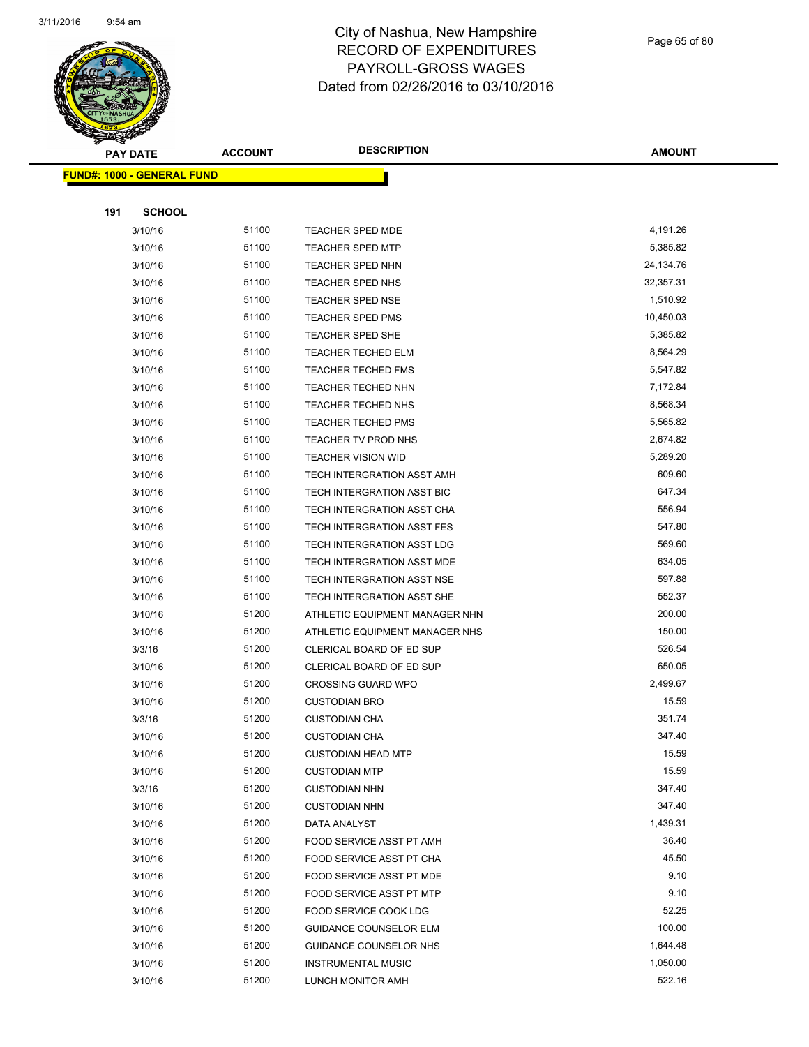# City of Nashua, New Hampshire
## RECORD OF EXPENDITURES
## PAYROLL-GROSS WAGES
## Dated from 02/26/2016 to 03/10/2016

| PAY DATE | ACCOUNT | DESCRIPTION | AMOUNT |
|---|---|---|---|

**FUND#: 1000 - GENERAL FUND**

**191 SCHOOL**

| PAY DATE | ACCOUNT | DESCRIPTION | AMOUNT |
|---|---|---|---|
| 3/10/16 | 51100 | TEACHER SPED MDE | 4,191.26 |
| 3/10/16 | 51100 | TEACHER SPED MTP | 5,385.82 |
| 3/10/16 | 51100 | TEACHER SPED NHN | 24,134.76 |
| 3/10/16 | 51100 | TEACHER SPED NHS | 32,357.31 |
| 3/10/16 | 51100 | TEACHER SPED NSE | 1,510.92 |
| 3/10/16 | 51100 | TEACHER SPED PMS | 10,450.03 |
| 3/10/16 | 51100 | TEACHER SPED SHE | 5,385.82 |
| 3/10/16 | 51100 | TEACHER TECHED ELM | 8,564.29 |
| 3/10/16 | 51100 | TEACHER TECHED FMS | 5,547.82 |
| 3/10/16 | 51100 | TEACHER TECHED NHN | 7,172.84 |
| 3/10/16 | 51100 | TEACHER TECHED NHS | 8,568.34 |
| 3/10/16 | 51100 | TEACHER TECHED PMS | 5,565.82 |
| 3/10/16 | 51100 | TEACHER TV PROD NHS | 2,674.82 |
| 3/10/16 | 51100 | TEACHER VISION WID | 5,289.20 |
| 3/10/16 | 51100 | TECH INTERGRATION ASST AMH | 609.60 |
| 3/10/16 | 51100 | TECH INTERGRATION ASST BIC | 647.34 |
| 3/10/16 | 51100 | TECH INTERGRATION ASST CHA | 556.94 |
| 3/10/16 | 51100 | TECH INTERGRATION ASST FES | 547.80 |
| 3/10/16 | 51100 | TECH INTERGRATION ASST LDG | 569.60 |
| 3/10/16 | 51100 | TECH INTERGRATION ASST MDE | 634.05 |
| 3/10/16 | 51100 | TECH INTERGRATION ASST NSE | 597.88 |
| 3/10/16 | 51100 | TECH INTERGRATION ASST SHE | 552.37 |
| 3/10/16 | 51200 | ATHLETIC EQUIPMENT MANAGER NHN | 200.00 |
| 3/10/16 | 51200 | ATHLETIC EQUIPMENT MANAGER NHS | 150.00 |
| 3/3/16 | 51200 | CLERICAL BOARD OF ED SUP | 526.54 |
| 3/10/16 | 51200 | CLERICAL BOARD OF ED SUP | 650.05 |
| 3/10/16 | 51200 | CROSSING GUARD WPO | 2,499.67 |
| 3/10/16 | 51200 | CUSTODIAN BRO | 15.59 |
| 3/3/16 | 51200 | CUSTODIAN CHA | 351.74 |
| 3/10/16 | 51200 | CUSTODIAN CHA | 347.40 |
| 3/10/16 | 51200 | CUSTODIAN HEAD MTP | 15.59 |
| 3/10/16 | 51200 | CUSTODIAN MTP | 15.59 |
| 3/3/16 | 51200 | CUSTODIAN NHN | 347.40 |
| 3/10/16 | 51200 | CUSTODIAN NHN | 347.40 |
| 3/10/16 | 51200 | DATA ANALYST | 1,439.31 |
| 3/10/16 | 51200 | FOOD SERVICE ASST PT AMH | 36.40 |
| 3/10/16 | 51200 | FOOD SERVICE ASST PT CHA | 45.50 |
| 3/10/16 | 51200 | FOOD SERVICE ASST PT MDE | 9.10 |
| 3/10/16 | 51200 | FOOD SERVICE ASST PT MTP | 9.10 |
| 3/10/16 | 51200 | FOOD SERVICE COOK LDG | 52.25 |
| 3/10/16 | 51200 | GUIDANCE COUNSELOR ELM | 100.00 |
| 3/10/16 | 51200 | GUIDANCE COUNSELOR NHS | 1,644.48 |
| 3/10/16 | 51200 | INSTRUMENTAL MUSIC | 1,050.00 |
| 3/10/16 | 51200 | LUNCH MONITOR AMH | 522.16 |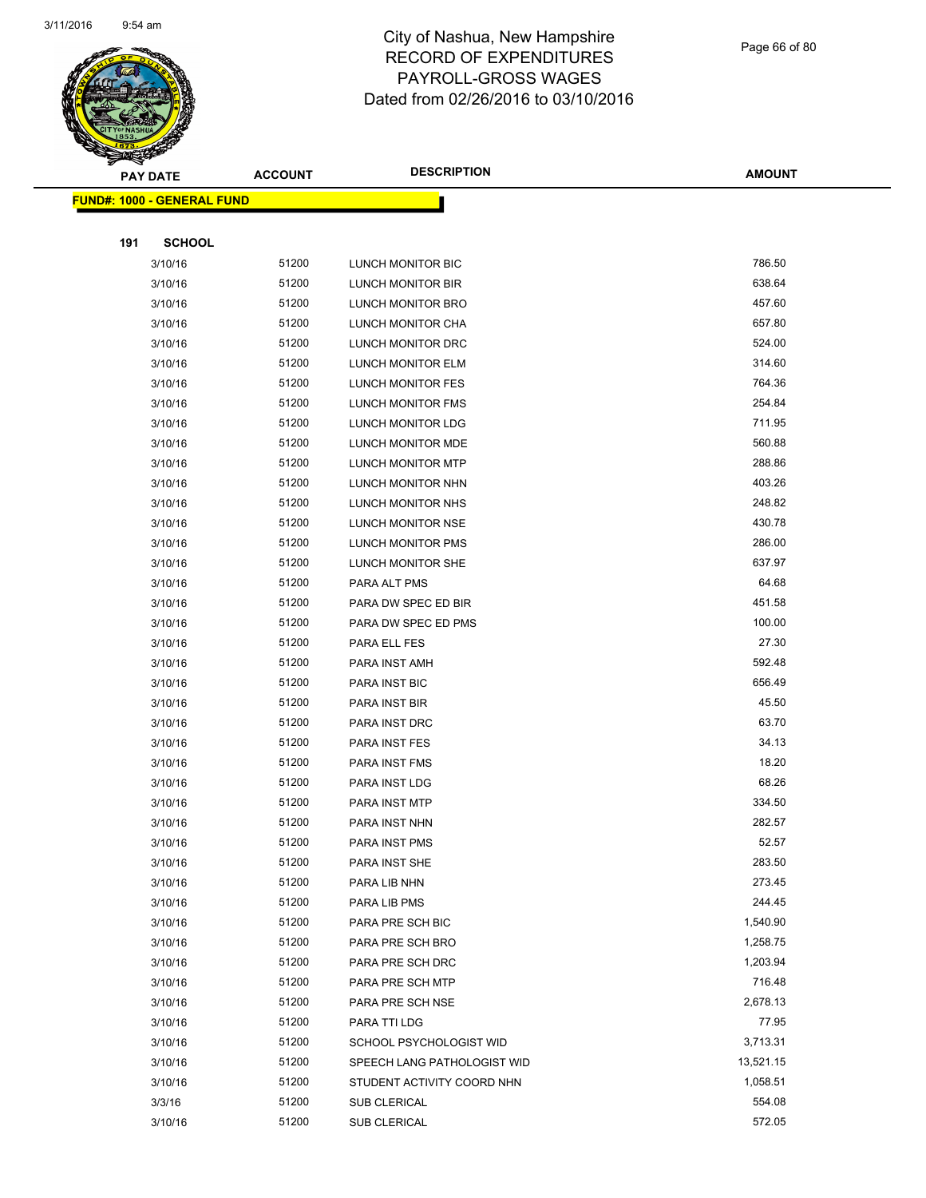# City of Nashua, New Hampshire
# RECORD OF EXPENDITURES
# PAYROLL-GROSS WAGES
# Dated from 02/26/2016 to 03/10/2016

| PAY DATE | ACCOUNT | DESCRIPTION | AMOUNT |
|---|---|---|---|

**FUND#: 1000 - GENERAL FUND**

**191 SCHOOL**

| PAY DATE | ACCOUNT | DESCRIPTION | AMOUNT |
|---|---|---|---|
| 3/10/16 | 51200 | LUNCH MONITOR BIC | 786.50 |
| 3/10/16 | 51200 | LUNCH MONITOR BIR | 638.64 |
| 3/10/16 | 51200 | LUNCH MONITOR BRO | 457.60 |
| 3/10/16 | 51200 | LUNCH MONITOR CHA | 657.80 |
| 3/10/16 | 51200 | LUNCH MONITOR DRC | 524.00 |
| 3/10/16 | 51200 | LUNCH MONITOR ELM | 314.60 |
| 3/10/16 | 51200 | LUNCH MONITOR FES | 764.36 |
| 3/10/16 | 51200 | LUNCH MONITOR FMS | 254.84 |
| 3/10/16 | 51200 | LUNCH MONITOR LDG | 711.95 |
| 3/10/16 | 51200 | LUNCH MONITOR MDE | 560.88 |
| 3/10/16 | 51200 | LUNCH MONITOR MTP | 288.86 |
| 3/10/16 | 51200 | LUNCH MONITOR NHN | 403.26 |
| 3/10/16 | 51200 | LUNCH MONITOR NHS | 248.82 |
| 3/10/16 | 51200 | LUNCH MONITOR NSE | 430.78 |
| 3/10/16 | 51200 | LUNCH MONITOR PMS | 286.00 |
| 3/10/16 | 51200 | LUNCH MONITOR SHE | 637.97 |
| 3/10/16 | 51200 | PARA ALT PMS | 64.68 |
| 3/10/16 | 51200 | PARA DW SPEC ED BIR | 451.58 |
| 3/10/16 | 51200 | PARA DW SPEC ED PMS | 100.00 |
| 3/10/16 | 51200 | PARA ELL FES | 27.30 |
| 3/10/16 | 51200 | PARA INST AMH | 592.48 |
| 3/10/16 | 51200 | PARA INST BIC | 656.49 |
| 3/10/16 | 51200 | PARA INST BIR | 45.50 |
| 3/10/16 | 51200 | PARA INST DRC | 63.70 |
| 3/10/16 | 51200 | PARA INST FES | 34.13 |
| 3/10/16 | 51200 | PARA INST FMS | 18.20 |
| 3/10/16 | 51200 | PARA INST LDG | 68.26 |
| 3/10/16 | 51200 | PARA INST MTP | 334.50 |
| 3/10/16 | 51200 | PARA INST NHN | 282.57 |
| 3/10/16 | 51200 | PARA INST PMS | 52.57 |
| 3/10/16 | 51200 | PARA INST SHE | 283.50 |
| 3/10/16 | 51200 | PARA LIB NHN | 273.45 |
| 3/10/16 | 51200 | PARA LIB PMS | 244.45 |
| 3/10/16 | 51200 | PARA PRE SCH BIC | 1,540.90 |
| 3/10/16 | 51200 | PARA PRE SCH BRO | 1,258.75 |
| 3/10/16 | 51200 | PARA PRE SCH DRC | 1,203.94 |
| 3/10/16 | 51200 | PARA PRE SCH MTP | 716.48 |
| 3/10/16 | 51200 | PARA PRE SCH NSE | 2,678.13 |
| 3/10/16 | 51200 | PARA TTI LDG | 77.95 |
| 3/10/16 | 51200 | SCHOOL PSYCHOLOGIST WID | 3,713.31 |
| 3/10/16 | 51200 | SPEECH LANG PATHOLOGIST WID | 13,521.15 |
| 3/10/16 | 51200 | STUDENT ACTIVITY COORD NHN | 1,058.51 |
| 3/3/16 | 51200 | SUB CLERICAL | 554.08 |
| 3/10/16 | 51200 | SUB CLERICAL | 572.05 |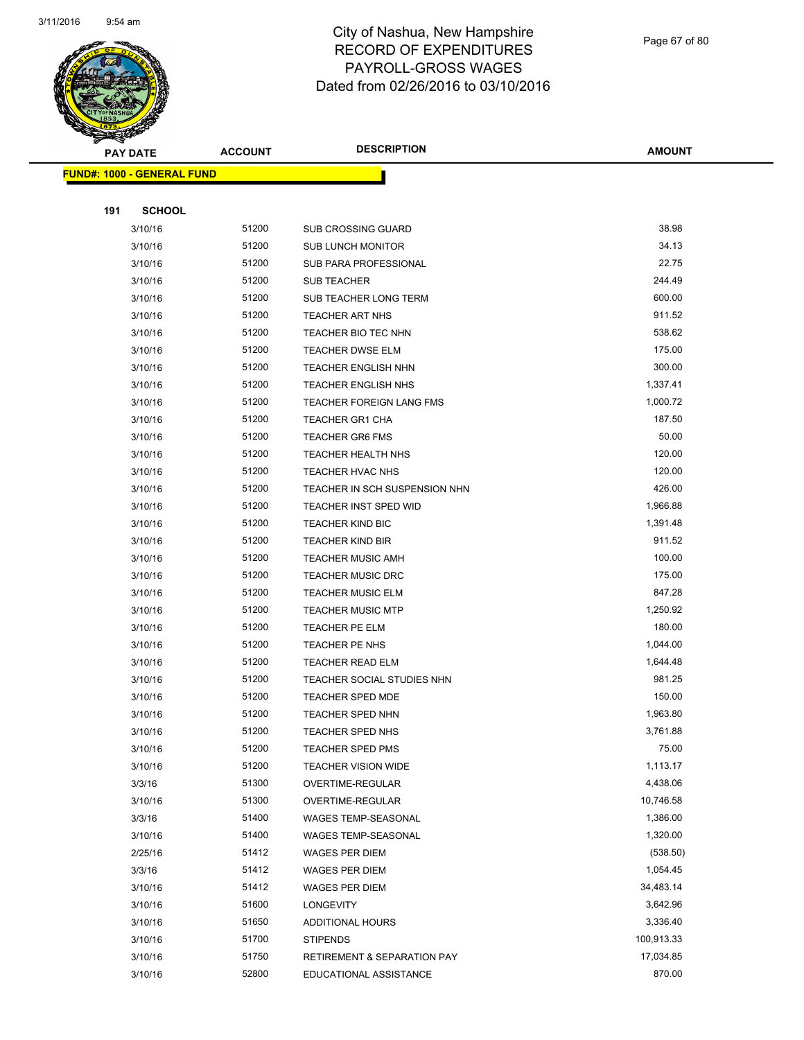# City of Nashua, New Hampshire
# RECORD OF EXPENDITURES
# PAYROLL-GROSS WAGES
# Dated from 02/26/2016 to 03/10/2016

| PAY DATE | ACCOUNT | DESCRIPTION | AMOUNT |
|---|---|---|---|

**FUND#: 1000 - GENERAL FUND**

**191 SCHOOL**

| PAY DATE | ACCOUNT | DESCRIPTION | AMOUNT |
|---|---|---|---|
| 3/10/16 | 51200 | SUB CROSSING GUARD | 38.98 |
| 3/10/16 | 51200 | SUB LUNCH MONITOR | 34.13 |
| 3/10/16 | 51200 | SUB PARA PROFESSIONAL | 22.75 |
| 3/10/16 | 51200 | SUB TEACHER | 244.49 |
| 3/10/16 | 51200 | SUB TEACHER LONG TERM | 600.00 |
| 3/10/16 | 51200 | TEACHER ART NHS | 911.52 |
| 3/10/16 | 51200 | TEACHER BIO TEC NHN | 538.62 |
| 3/10/16 | 51200 | TEACHER DWSE ELM | 175.00 |
| 3/10/16 | 51200 | TEACHER ENGLISH NHN | 300.00 |
| 3/10/16 | 51200 | TEACHER ENGLISH NHS | 1,337.41 |
| 3/10/16 | 51200 | TEACHER FOREIGN LANG FMS | 1,000.72 |
| 3/10/16 | 51200 | TEACHER GR1 CHA | 187.50 |
| 3/10/16 | 51200 | TEACHER GR6 FMS | 50.00 |
| 3/10/16 | 51200 | TEACHER HEALTH NHS | 120.00 |
| 3/10/16 | 51200 | TEACHER HVAC NHS | 120.00 |
| 3/10/16 | 51200 | TEACHER IN SCH SUSPENSION NHN | 426.00 |
| 3/10/16 | 51200 | TEACHER INST SPED WID | 1,966.88 |
| 3/10/16 | 51200 | TEACHER KIND BIC | 1,391.48 |
| 3/10/16 | 51200 | TEACHER KIND BIR | 911.52 |
| 3/10/16 | 51200 | TEACHER MUSIC AMH | 100.00 |
| 3/10/16 | 51200 | TEACHER MUSIC DRC | 175.00 |
| 3/10/16 | 51200 | TEACHER MUSIC ELM | 847.28 |
| 3/10/16 | 51200 | TEACHER MUSIC MTP | 1,250.92 |
| 3/10/16 | 51200 | TEACHER PE ELM | 180.00 |
| 3/10/16 | 51200 | TEACHER PE NHS | 1,044.00 |
| 3/10/16 | 51200 | TEACHER READ ELM | 1,644.48 |
| 3/10/16 | 51200 | TEACHER SOCIAL STUDIES NHN | 981.25 |
| 3/10/16 | 51200 | TEACHER SPED MDE | 150.00 |
| 3/10/16 | 51200 | TEACHER SPED NHN | 1,963.80 |
| 3/10/16 | 51200 | TEACHER SPED NHS | 3,761.88 |
| 3/10/16 | 51200 | TEACHER SPED PMS | 75.00 |
| 3/10/16 | 51200 | TEACHER VISION WIDE | 1,113.17 |
| 3/3/16 | 51300 | OVERTIME-REGULAR | 4,438.06 |
| 3/10/16 | 51300 | OVERTIME-REGULAR | 10,746.58 |
| 3/3/16 | 51400 | WAGES TEMP-SEASONAL | 1,386.00 |
| 3/10/16 | 51400 | WAGES TEMP-SEASONAL | 1,320.00 |
| 2/25/16 | 51412 | WAGES PER DIEM | (538.50) |
| 3/3/16 | 51412 | WAGES PER DIEM | 1,054.45 |
| 3/10/16 | 51412 | WAGES PER DIEM | 34,483.14 |
| 3/10/16 | 51600 | LONGEVITY | 3,642.96 |
| 3/10/16 | 51650 | ADDITIONAL HOURS | 3,336.40 |
| 3/10/16 | 51700 | STIPENDS | 100,913.33 |
| 3/10/16 | 51750 | RETIREMENT & SEPARATION PAY | 17,034.85 |
| 3/10/16 | 52800 | EDUCATIONAL ASSISTANCE | 870.00 |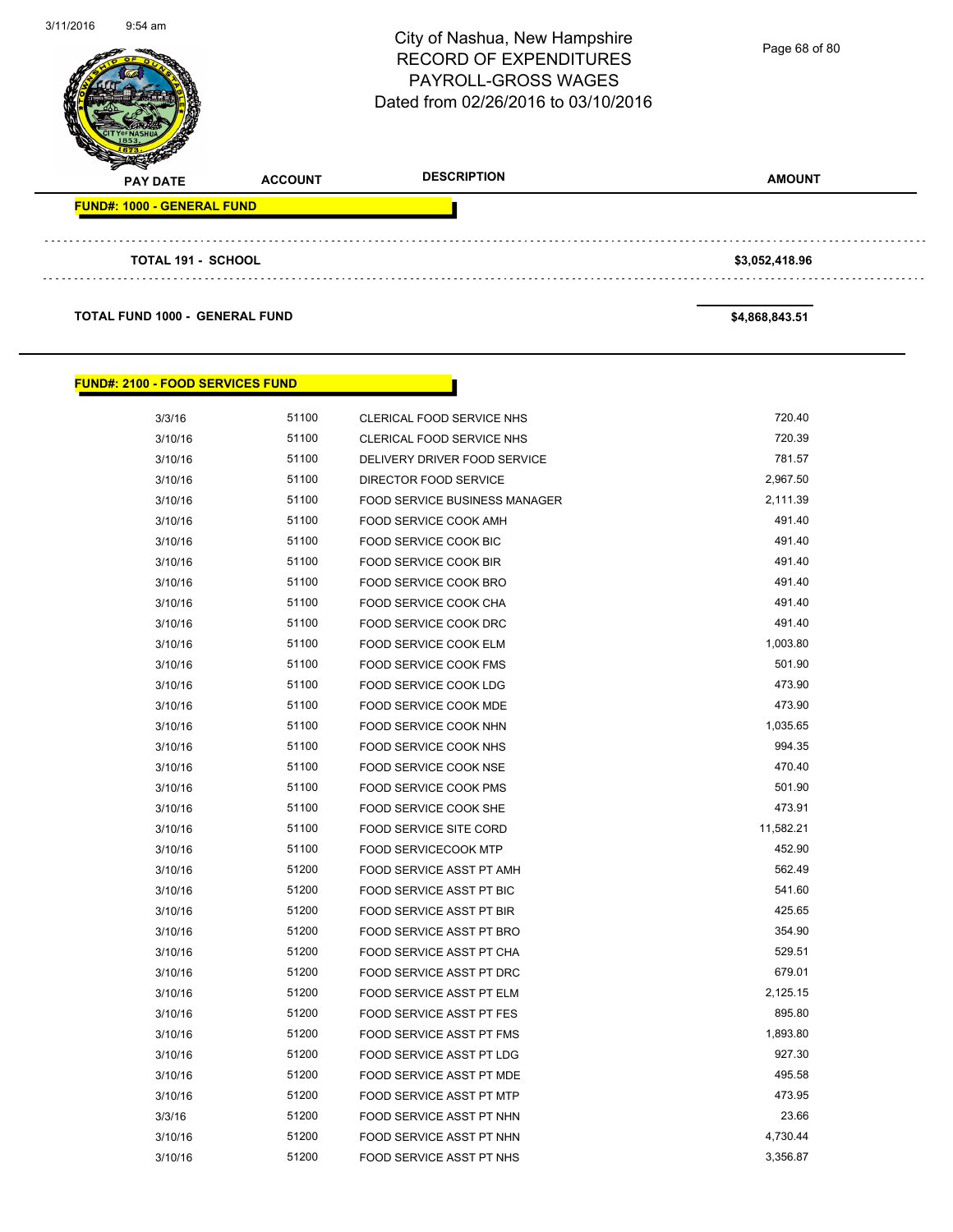# City of Nashua, New Hampshire
## RECORD OF EXPENDITURES
## PAYROLL-GROSS WAGES
## Dated from 02/26/2016 to 03/10/2016

| PAY DATE | ACCOUNT | DESCRIPTION | AMOUNT |
|---|---|---|---|

**FUND#: 1000 - GENERAL FUND**

**TOTAL 191 - SCHOOL** — **$3,052,418.96**

**TOTAL FUND 1000 - GENERAL FUND** — **$4,868,843.51**

**FUND#: 2100 - FOOD SERVICES FUND**

| PAY DATE | ACCOUNT | DESCRIPTION | AMOUNT |
|---|---|---|---|
| 3/3/16 | 51100 | CLERICAL FOOD SERVICE NHS | 720.40 |
| 3/10/16 | 51100 | CLERICAL FOOD SERVICE NHS | 720.39 |
| 3/10/16 | 51100 | DELIVERY DRIVER FOOD SERVICE | 781.57 |
| 3/10/16 | 51100 | DIRECTOR FOOD SERVICE | 2,967.50 |
| 3/10/16 | 51100 | FOOD SERVICE BUSINESS MANAGER | 2,111.39 |
| 3/10/16 | 51100 | FOOD SERVICE COOK AMH | 491.40 |
| 3/10/16 | 51100 | FOOD SERVICE COOK BIC | 491.40 |
| 3/10/16 | 51100 | FOOD SERVICE COOK BIR | 491.40 |
| 3/10/16 | 51100 | FOOD SERVICE COOK BRO | 491.40 |
| 3/10/16 | 51100 | FOOD SERVICE COOK CHA | 491.40 |
| 3/10/16 | 51100 | FOOD SERVICE COOK DRC | 491.40 |
| 3/10/16 | 51100 | FOOD SERVICE COOK ELM | 1,003.80 |
| 3/10/16 | 51100 | FOOD SERVICE COOK FMS | 501.90 |
| 3/10/16 | 51100 | FOOD SERVICE COOK LDG | 473.90 |
| 3/10/16 | 51100 | FOOD SERVICE COOK MDE | 473.90 |
| 3/10/16 | 51100 | FOOD SERVICE COOK NHN | 1,035.65 |
| 3/10/16 | 51100 | FOOD SERVICE COOK NHS | 994.35 |
| 3/10/16 | 51100 | FOOD SERVICE COOK NSE | 470.40 |
| 3/10/16 | 51100 | FOOD SERVICE COOK PMS | 501.90 |
| 3/10/16 | 51100 | FOOD SERVICE COOK SHE | 473.91 |
| 3/10/16 | 51100 | FOOD SERVICE SITE CORD | 11,582.21 |
| 3/10/16 | 51100 | FOOD SERVICECOOK MTP | 452.90 |
| 3/10/16 | 51200 | FOOD SERVICE ASST PT AMH | 562.49 |
| 3/10/16 | 51200 | FOOD SERVICE ASST PT BIC | 541.60 |
| 3/10/16 | 51200 | FOOD SERVICE ASST PT BIR | 425.65 |
| 3/10/16 | 51200 | FOOD SERVICE ASST PT BRO | 354.90 |
| 3/10/16 | 51200 | FOOD SERVICE ASST PT CHA | 529.51 |
| 3/10/16 | 51200 | FOOD SERVICE ASST PT DRC | 679.01 |
| 3/10/16 | 51200 | FOOD SERVICE ASST PT ELM | 2,125.15 |
| 3/10/16 | 51200 | FOOD SERVICE ASST PT FES | 895.80 |
| 3/10/16 | 51200 | FOOD SERVICE ASST PT FMS | 1,893.80 |
| 3/10/16 | 51200 | FOOD SERVICE ASST PT LDG | 927.30 |
| 3/10/16 | 51200 | FOOD SERVICE ASST PT MDE | 495.58 |
| 3/10/16 | 51200 | FOOD SERVICE ASST PT MTP | 473.95 |
| 3/3/16 | 51200 | FOOD SERVICE ASST PT NHN | 23.66 |
| 3/10/16 | 51200 | FOOD SERVICE ASST PT NHN | 4,730.44 |
| 3/10/16 | 51200 | FOOD SERVICE ASST PT NHS | 3,356.87 |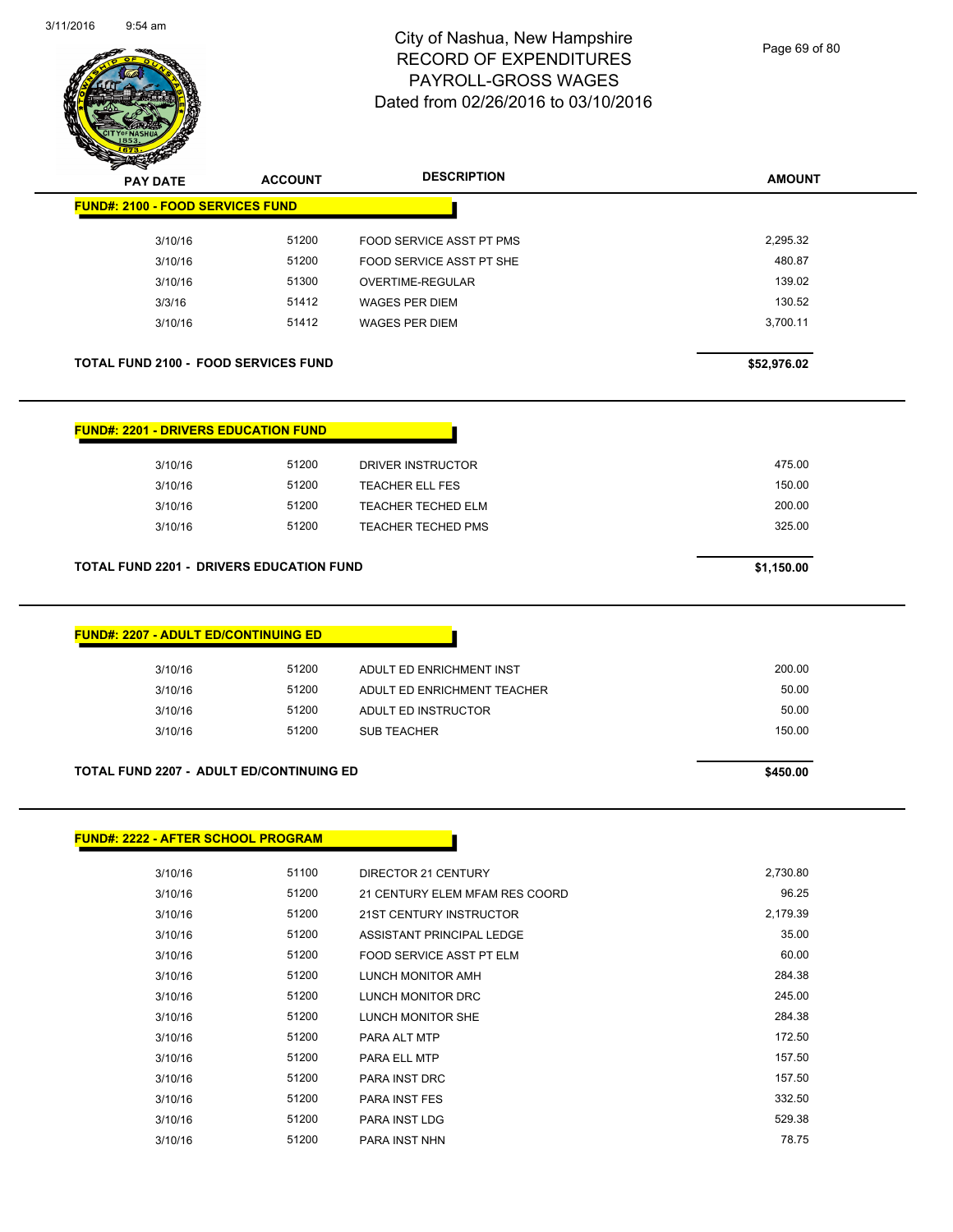# City of Nashua, New Hampshire
# RECORD OF EXPENDITURES
# PAYROLL-GROSS WAGES
# Dated from 02/26/2016 to 03/10/2016

| PAY DATE | ACCOUNT | DESCRIPTION | AMOUNT |
|---|---|---|---|

**FUND#: 2100 - FOOD SERVICES FUND**

| PAY DATE | ACCOUNT | DESCRIPTION | AMOUNT |
|---|---|---|---|
| 3/10/16 | 51200 | FOOD SERVICE ASST PT PMS | 2,295.32 |
| 3/10/16 | 51200 | FOOD SERVICE ASST PT SHE | 480.87 |
| 3/10/16 | 51300 | OVERTIME-REGULAR | 139.02 |
| 3/3/16 | 51412 | WAGES PER DIEM | 130.52 |
| 3/10/16 | 51412 | WAGES PER DIEM | 3,700.11 |

**TOTAL FUND 2100 - FOOD SERVICES FUND** **$52,976.02**

**FUND#: 2201 - DRIVERS EDUCATION FUND**

| PAY DATE | ACCOUNT | DESCRIPTION | AMOUNT |
|---|---|---|---|
| 3/10/16 | 51200 | DRIVER INSTRUCTOR | 475.00 |
| 3/10/16 | 51200 | TEACHER ELL FES | 150.00 |
| 3/10/16 | 51200 | TEACHER TECHED ELM | 200.00 |
| 3/10/16 | 51200 | TEACHER TECHED PMS | 325.00 |

**TOTAL FUND 2201 - DRIVERS EDUCATION FUND** **$1,150.00**

**FUND#: 2207 - ADULT ED/CONTINUING ED**

| PAY DATE | ACCOUNT | DESCRIPTION | AMOUNT |
|---|---|---|---|
| 3/10/16 | 51200 | ADULT ED ENRICHMENT INST | 200.00 |
| 3/10/16 | 51200 | ADULT ED ENRICHMENT TEACHER | 50.00 |
| 3/10/16 | 51200 | ADULT ED INSTRUCTOR | 50.00 |
| 3/10/16 | 51200 | SUB TEACHER | 150.00 |

**TOTAL FUND 2207 - ADULT ED/CONTINUING ED** **$450.00**

**FUND#: 2222 - AFTER SCHOOL PROGRAM**

| PAY DATE | ACCOUNT | DESCRIPTION | AMOUNT |
|---|---|---|---|
| 3/10/16 | 51100 | DIRECTOR 21 CENTURY | 2,730.80 |
| 3/10/16 | 51200 | 21 CENTURY ELEM MFAM RES COORD | 96.25 |
| 3/10/16 | 51200 | 21ST CENTURY INSTRUCTOR | 2,179.39 |
| 3/10/16 | 51200 | ASSISTANT PRINCIPAL LEDGE | 35.00 |
| 3/10/16 | 51200 | FOOD SERVICE ASST PT ELM | 60.00 |
| 3/10/16 | 51200 | LUNCH MONITOR AMH | 284.38 |
| 3/10/16 | 51200 | LUNCH MONITOR DRC | 245.00 |
| 3/10/16 | 51200 | LUNCH MONITOR SHE | 284.38 |
| 3/10/16 | 51200 | PARA ALT MTP | 172.50 |
| 3/10/16 | 51200 | PARA ELL MTP | 157.50 |
| 3/10/16 | 51200 | PARA INST DRC | 157.50 |
| 3/10/16 | 51200 | PARA INST FES | 332.50 |
| 3/10/16 | 51200 | PARA INST LDG | 529.38 |
| 3/10/16 | 51200 | PARA INST NHN | 78.75 |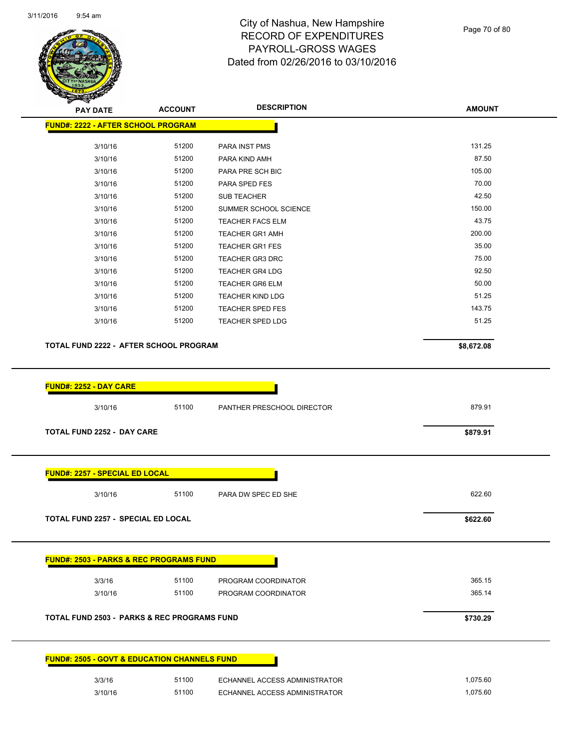# City of Nashua, New Hampshire
## RECORD OF EXPENDITURES
## PAYROLL-GROSS WAGES
## Dated from 02/26/2016 to 03/10/2016

| PAY DATE | ACCOUNT | DESCRIPTION | AMOUNT |
|---|---|---|---|
| **FUND#: 2222 - AFTER SCHOOL PROGRAM** | | | |
| 3/10/16 | 51200 | PARA INST PMS | 131.25 |
| 3/10/16 | 51200 | PARA KIND AMH | 87.50 |
| 3/10/16 | 51200 | PARA PRE SCH BIC | 105.00 |
| 3/10/16 | 51200 | PARA SPED FES | 70.00 |
| 3/10/16 | 51200 | SUB TEACHER | 42.50 |
| 3/10/16 | 51200 | SUMMER SCHOOL SCIENCE | 150.00 |
| 3/10/16 | 51200 | TEACHER FACS ELM | 43.75 |
| 3/10/16 | 51200 | TEACHER GR1 AMH | 200.00 |
| 3/10/16 | 51200 | TEACHER GR1 FES | 35.00 |
| 3/10/16 | 51200 | TEACHER GR3 DRC | 75.00 |
| 3/10/16 | 51200 | TEACHER GR4 LDG | 92.50 |
| 3/10/16 | 51200 | TEACHER GR6 ELM | 50.00 |
| 3/10/16 | 51200 | TEACHER KIND LDG | 51.25 |
| 3/10/16 | 51200 | TEACHER SPED FES | 143.75 |
| 3/10/16 | 51200 | TEACHER SPED LDG | 51.25 |
| **TOTAL FUND 2222 - AFTER SCHOOL PROGRAM** | | | **$8,672.08** |
| **FUND#: 2252 - DAY CARE** | | | |
| 3/10/16 | 51100 | PANTHER PRESCHOOL DIRECTOR | 879.91 |
| **TOTAL FUND 2252 - DAY CARE** | | | **$879.91** |
| **FUND#: 2257 - SPECIAL ED LOCAL** | | | |
| 3/10/16 | 51100 | PARA DW SPEC ED SHE | 622.60 |
| **TOTAL FUND 2257 - SPECIAL ED LOCAL** | | | **$622.60** |
| **FUND#: 2503 - PARKS & REC PROGRAMS FUND** | | | |
| 3/3/16 | 51100 | PROGRAM COORDINATOR | 365.15 |
| 3/10/16 | 51100 | PROGRAM COORDINATOR | 365.14 |
| **TOTAL FUND 2503 - PARKS & REC PROGRAMS FUND** | | | **$730.29** |
| **FUND#: 2505 - GOVT & EDUCATION CHANNELS FUND** | | | |
| 3/3/16 | 51100 | ECHANNEL ACCESS ADMINISTRATOR | 1,075.60 |
| 3/10/16 | 51100 | ECHANNEL ACCESS ADMINISTRATOR | 1,075.60 |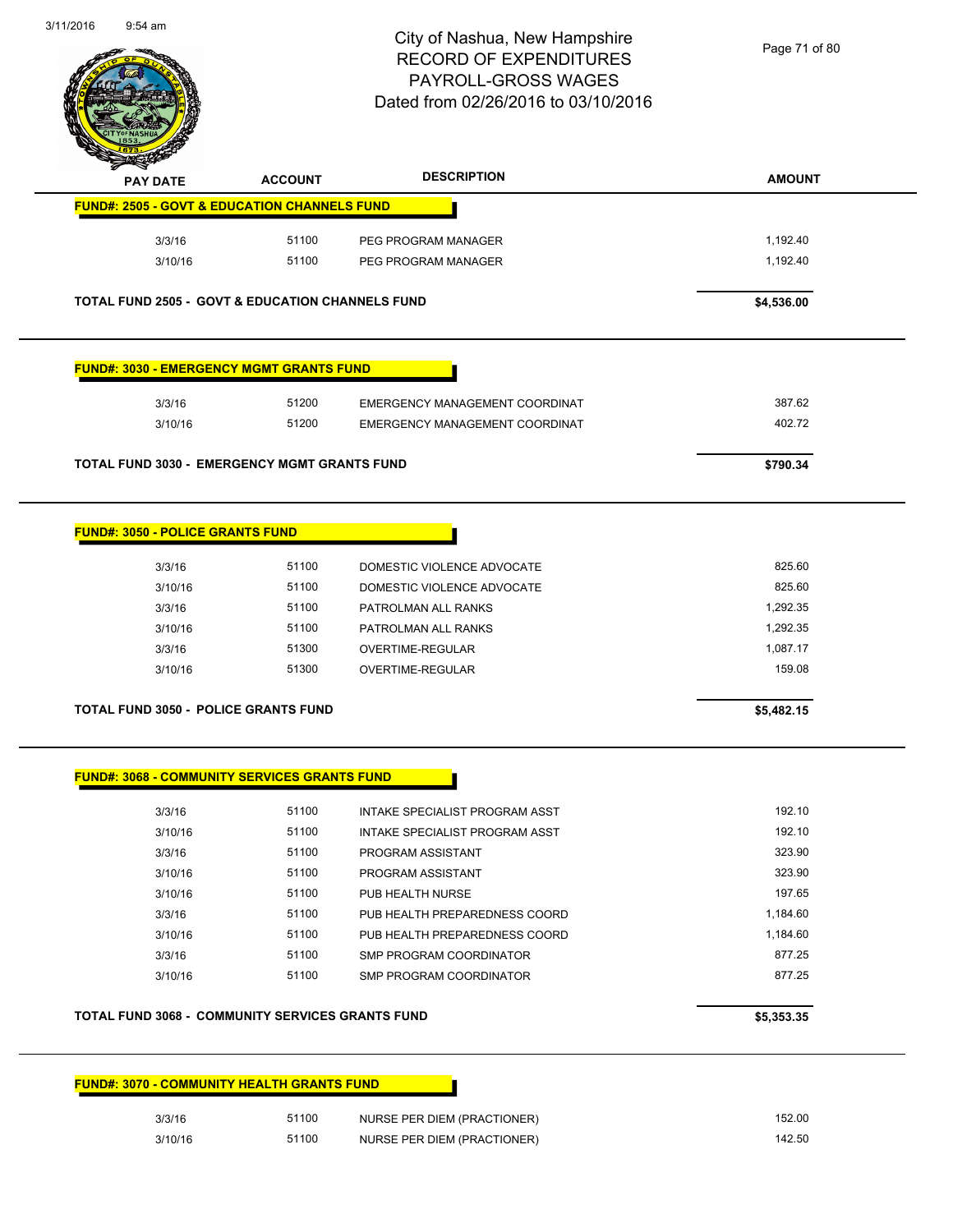# City of Nashua, New Hampshire
## RECORD OF EXPENDITURES
## PAYROLL-GROSS WAGES
## Dated from 02/26/2016 to 03/10/2016

| PAY DATE | ACCOUNT | DESCRIPTION | AMOUNT |
|---|---|---|---|

**FUND#: 2505 - GOVT & EDUCATION CHANNELS FUND**

| PAY DATE | ACCOUNT | DESCRIPTION | AMOUNT |
|---|---|---|---|
| 3/3/16 | 51100 | PEG PROGRAM MANAGER | 1,192.40 |
| 3/10/16 | 51100 | PEG PROGRAM MANAGER | 1,192.40 |
| **TOTAL FUND 2505 - GOVT & EDUCATION CHANNELS FUND** | | | **$4,536.00** |

**FUND#: 3030 - EMERGENCY MGMT GRANTS FUND**

| PAY DATE | ACCOUNT | DESCRIPTION | AMOUNT |
|---|---|---|---|
| 3/3/16 | 51200 | EMERGENCY MANAGEMENT COORDINAT | 387.62 |
| 3/10/16 | 51200 | EMERGENCY MANAGEMENT COORDINAT | 402.72 |
| **TOTAL FUND 3030 - EMERGENCY MGMT GRANTS FUND** | | | **$790.34** |

**FUND#: 3050 - POLICE GRANTS FUND**

| PAY DATE | ACCOUNT | DESCRIPTION | AMOUNT |
|---|---|---|---|
| 3/3/16 | 51100 | DOMESTIC VIOLENCE ADVOCATE | 825.60 |
| 3/10/16 | 51100 | DOMESTIC VIOLENCE ADVOCATE | 825.60 |
| 3/3/16 | 51100 | PATROLMAN ALL RANKS | 1,292.35 |
| 3/10/16 | 51100 | PATROLMAN ALL RANKS | 1,292.35 |
| 3/3/16 | 51300 | OVERTIME-REGULAR | 1,087.17 |
| 3/10/16 | 51300 | OVERTIME-REGULAR | 159.08 |
| **TOTAL FUND 3050 - POLICE GRANTS FUND** | | | **$5,482.15** |

**FUND#: 3068 - COMMUNITY SERVICES GRANTS FUND**

| PAY DATE | ACCOUNT | DESCRIPTION | AMOUNT |
|---|---|---|---|
| 3/3/16 | 51100 | INTAKE SPECIALIST PROGRAM ASST | 192.10 |
| 3/10/16 | 51100 | INTAKE SPECIALIST PROGRAM ASST | 192.10 |
| 3/3/16 | 51100 | PROGRAM ASSISTANT | 323.90 |
| 3/10/16 | 51100 | PROGRAM ASSISTANT | 323.90 |
| 3/10/16 | 51100 | PUB HEALTH NURSE | 197.65 |
| 3/3/16 | 51100 | PUB HEALTH PREPAREDNESS COORD | 1,184.60 |
| 3/10/16 | 51100 | PUB HEALTH PREPAREDNESS COORD | 1,184.60 |
| 3/3/16 | 51100 | SMP PROGRAM COORDINATOR | 877.25 |
| 3/10/16 | 51100 | SMP PROGRAM COORDINATOR | 877.25 |
| **TOTAL FUND 3068 - COMMUNITY SERVICES GRANTS FUND** | | | **$5,353.35** |

**FUND#: 3070 - COMMUNITY HEALTH GRANTS FUND**

| PAY DATE | ACCOUNT | DESCRIPTION | AMOUNT |
|---|---|---|---|
| 3/3/16 | 51100 | NURSE PER DIEM (PRACTIONER) | 152.00 |
| 3/10/16 | 51100 | NURSE PER DIEM (PRACTIONER) | 142.50 |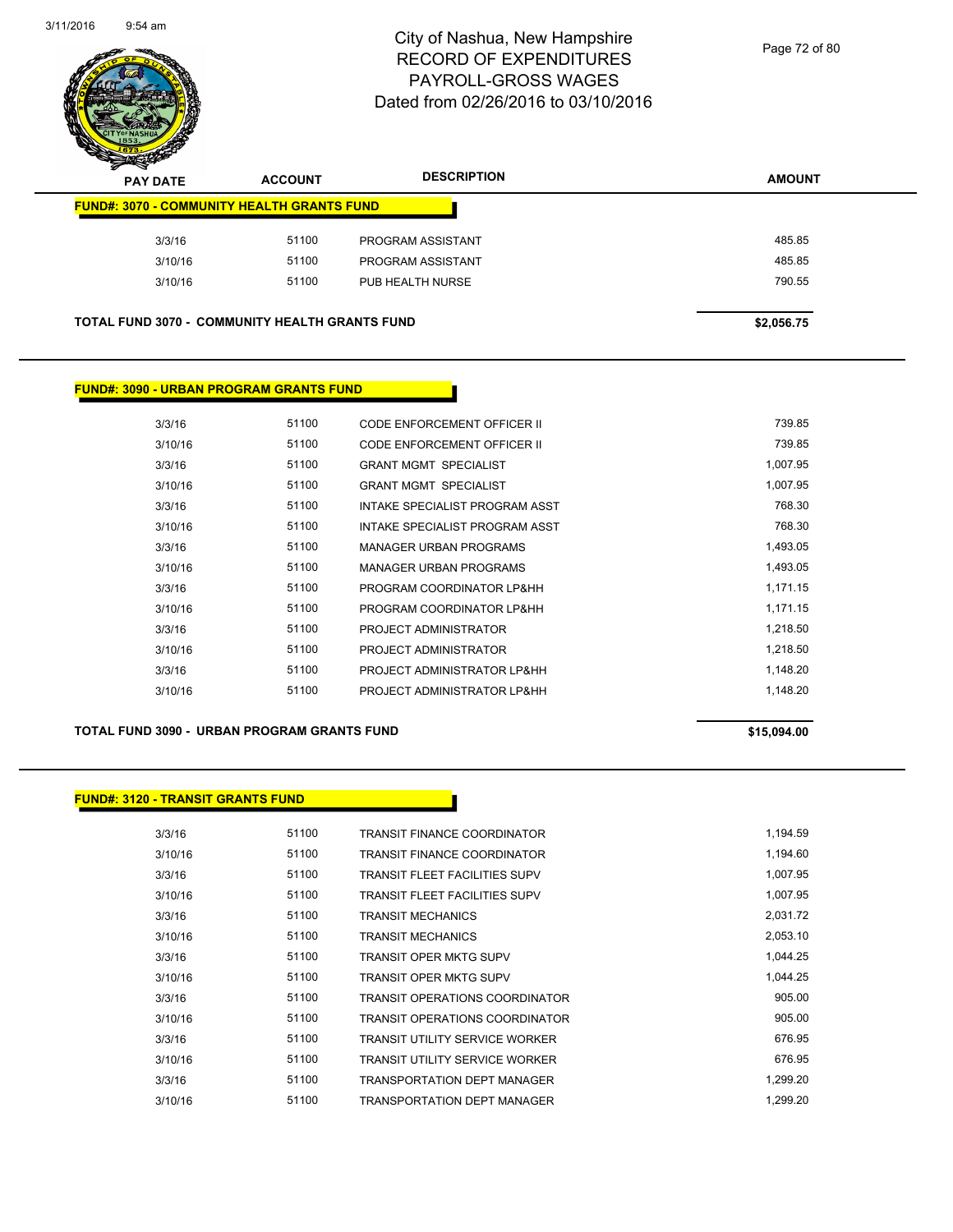# City of Nashua, New Hampshire
# RECORD OF EXPENDITURES
# PAYROLL-GROSS WAGES
# Dated from 02/26/2016 to 03/10/2016

| PAY DATE | ACCOUNT | DESCRIPTION | AMOUNT |
|---|---|---|---|
| **FUND#: 3070 - COMMUNITY HEALTH GRANTS FUND** | | | |
| 3/3/16 | 51100 | PROGRAM ASSISTANT | 485.85 |
| 3/10/16 | 51100 | PROGRAM ASSISTANT | 485.85 |
| 3/10/16 | 51100 | PUB HEALTH NURSE | 790.55 |
| **TOTAL FUND 3070 - COMMUNITY HEALTH GRANTS FUND** | | | **$2,056.75** |

| PAY DATE | ACCOUNT | DESCRIPTION | AMOUNT |
|---|---|---|---|
| **FUND#: 3090 - URBAN PROGRAM GRANTS FUND** | | | |
| 3/3/16 | 51100 | CODE ENFORCEMENT OFFICER II | 739.85 |
| 3/10/16 | 51100 | CODE ENFORCEMENT OFFICER II | 739.85 |
| 3/3/16 | 51100 | GRANT MGMT SPECIALIST | 1,007.95 |
| 3/10/16 | 51100 | GRANT MGMT SPECIALIST | 1,007.95 |
| 3/3/16 | 51100 | INTAKE SPECIALIST PROGRAM ASST | 768.30 |
| 3/10/16 | 51100 | INTAKE SPECIALIST PROGRAM ASST | 768.30 |
| 3/3/16 | 51100 | MANAGER URBAN PROGRAMS | 1,493.05 |
| 3/10/16 | 51100 | MANAGER URBAN PROGRAMS | 1,493.05 |
| 3/3/16 | 51100 | PROGRAM COORDINATOR LP&HH | 1,171.15 |
| 3/10/16 | 51100 | PROGRAM COORDINATOR LP&HH | 1,171.15 |
| 3/3/16 | 51100 | PROJECT ADMINISTRATOR | 1,218.50 |
| 3/10/16 | 51100 | PROJECT ADMINISTRATOR | 1,218.50 |
| 3/3/16 | 51100 | PROJECT ADMINISTRATOR LP&HH | 1,148.20 |
| 3/10/16 | 51100 | PROJECT ADMINISTRATOR LP&HH | 1,148.20 |
| **TOTAL FUND 3090 - URBAN PROGRAM GRANTS FUND** | | | **$15,094.00** |

| PAY DATE | ACCOUNT | DESCRIPTION | AMOUNT |
|---|---|---|---|
| **FUND#: 3120 - TRANSIT GRANTS FUND** | | | |
| 3/3/16 | 51100 | TRANSIT FINANCE COORDINATOR | 1,194.59 |
| 3/10/16 | 51100 | TRANSIT FINANCE COORDINATOR | 1,194.60 |
| 3/3/16 | 51100 | TRANSIT FLEET FACILITIES SUPV | 1,007.95 |
| 3/10/16 | 51100 | TRANSIT FLEET FACILITIES SUPV | 1,007.95 |
| 3/3/16 | 51100 | TRANSIT MECHANICS | 2,031.72 |
| 3/10/16 | 51100 | TRANSIT MECHANICS | 2,053.10 |
| 3/3/16 | 51100 | TRANSIT OPER MKTG SUPV | 1,044.25 |
| 3/10/16 | 51100 | TRANSIT OPER MKTG SUPV | 1,044.25 |
| 3/3/16 | 51100 | TRANSIT OPERATIONS COORDINATOR | 905.00 |
| 3/10/16 | 51100 | TRANSIT OPERATIONS COORDINATOR | 905.00 |
| 3/3/16 | 51100 | TRANSIT UTILITY SERVICE WORKER | 676.95 |
| 3/10/16 | 51100 | TRANSIT UTILITY SERVICE WORKER | 676.95 |
| 3/3/16 | 51100 | TRANSPORTATION DEPT MANAGER | 1,299.20 |
| 3/10/16 | 51100 | TRANSPORTATION DEPT MANAGER | 1,299.20 |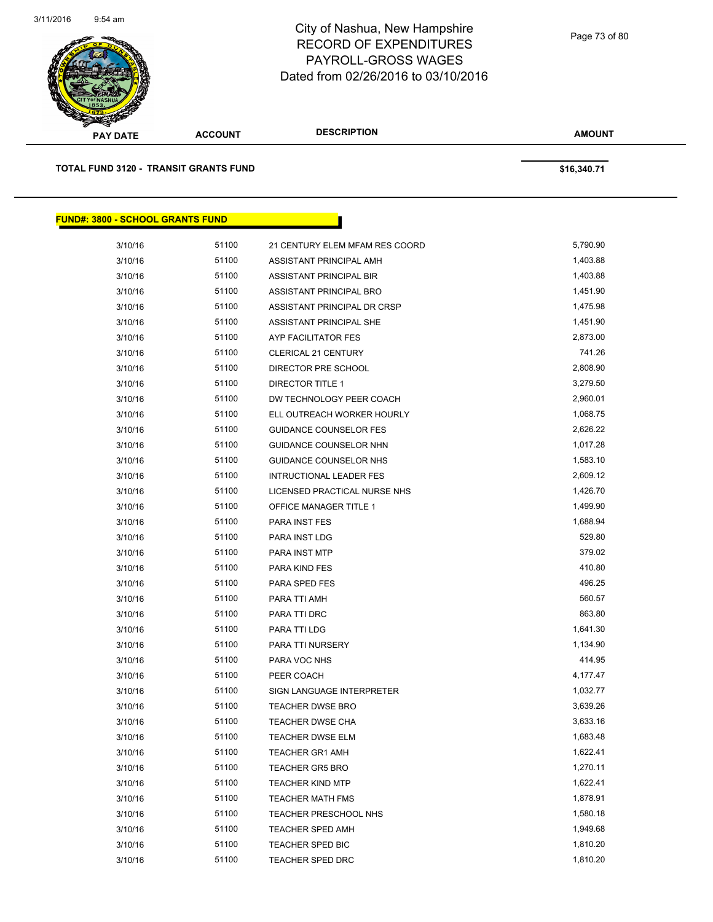# City of Nashua, New Hampshire
# RECORD OF EXPENDITURES
# PAYROLL-GROSS WAGES
# Dated from 02/26/2016 to 03/10/2016

| PAY DATE | ACCOUNT | DESCRIPTION | AMOUNT |
|---|---|---|---|
| **TOTAL FUND 3120 - TRANSIT GRANTS FUND** | | | **$16,340.71** |

## FUND#: 3800 - SCHOOL GRANTS FUND

| PAY DATE | ACCOUNT | DESCRIPTION | AMOUNT |
|---|---|---|---|
| 3/10/16 | 51100 | 21 CENTURY ELEM MFAM RES COORD | 5,790.90 |
| 3/10/16 | 51100 | ASSISTANT PRINCIPAL AMH | 1,403.88 |
| 3/10/16 | 51100 | ASSISTANT PRINCIPAL BIR | 1,403.88 |
| 3/10/16 | 51100 | ASSISTANT PRINCIPAL BRO | 1,451.90 |
| 3/10/16 | 51100 | ASSISTANT PRINCIPAL DR CRSP | 1,475.98 |
| 3/10/16 | 51100 | ASSISTANT PRINCIPAL SHE | 1,451.90 |
| 3/10/16 | 51100 | AYP FACILITATOR FES | 2,873.00 |
| 3/10/16 | 51100 | CLERICAL 21 CENTURY | 741.26 |
| 3/10/16 | 51100 | DIRECTOR PRE SCHOOL | 2,808.90 |
| 3/10/16 | 51100 | DIRECTOR TITLE 1 | 3,279.50 |
| 3/10/16 | 51100 | DW TECHNOLOGY PEER COACH | 2,960.01 |
| 3/10/16 | 51100 | ELL OUTREACH WORKER HOURLY | 1,068.75 |
| 3/10/16 | 51100 | GUIDANCE COUNSELOR FES | 2,626.22 |
| 3/10/16 | 51100 | GUIDANCE COUNSELOR NHN | 1,017.28 |
| 3/10/16 | 51100 | GUIDANCE COUNSELOR NHS | 1,583.10 |
| 3/10/16 | 51100 | INTRUCTIONAL LEADER FES | 2,609.12 |
| 3/10/16 | 51100 | LICENSED PRACTICAL NURSE NHS | 1,426.70 |
| 3/10/16 | 51100 | OFFICE MANAGER TITLE 1 | 1,499.90 |
| 3/10/16 | 51100 | PARA INST FES | 1,688.94 |
| 3/10/16 | 51100 | PARA INST LDG | 529.80 |
| 3/10/16 | 51100 | PARA INST MTP | 379.02 |
| 3/10/16 | 51100 | PARA KIND FES | 410.80 |
| 3/10/16 | 51100 | PARA SPED FES | 496.25 |
| 3/10/16 | 51100 | PARA TTI AMH | 560.57 |
| 3/10/16 | 51100 | PARA TTI DRC | 863.80 |
| 3/10/16 | 51100 | PARA TTI LDG | 1,641.30 |
| 3/10/16 | 51100 | PARA TTI NURSERY | 1,134.90 |
| 3/10/16 | 51100 | PARA VOC NHS | 414.95 |
| 3/10/16 | 51100 | PEER COACH | 4,177.47 |
| 3/10/16 | 51100 | SIGN LANGUAGE INTERPRETER | 1,032.77 |
| 3/10/16 | 51100 | TEACHER DWSE BRO | 3,639.26 |
| 3/10/16 | 51100 | TEACHER DWSE CHA | 3,633.16 |
| 3/10/16 | 51100 | TEACHER DWSE ELM | 1,683.48 |
| 3/10/16 | 51100 | TEACHER GR1 AMH | 1,622.41 |
| 3/10/16 | 51100 | TEACHER GR5 BRO | 1,270.11 |
| 3/10/16 | 51100 | TEACHER KIND MTP | 1,622.41 |
| 3/10/16 | 51100 | TEACHER MATH FMS | 1,878.91 |
| 3/10/16 | 51100 | TEACHER PRESCHOOL NHS | 1,580.18 |
| 3/10/16 | 51100 | TEACHER SPED AMH | 1,949.68 |
| 3/10/16 | 51100 | TEACHER SPED BIC | 1,810.20 |
| 3/10/16 | 51100 | TEACHER SPED DRC | 1,810.20 |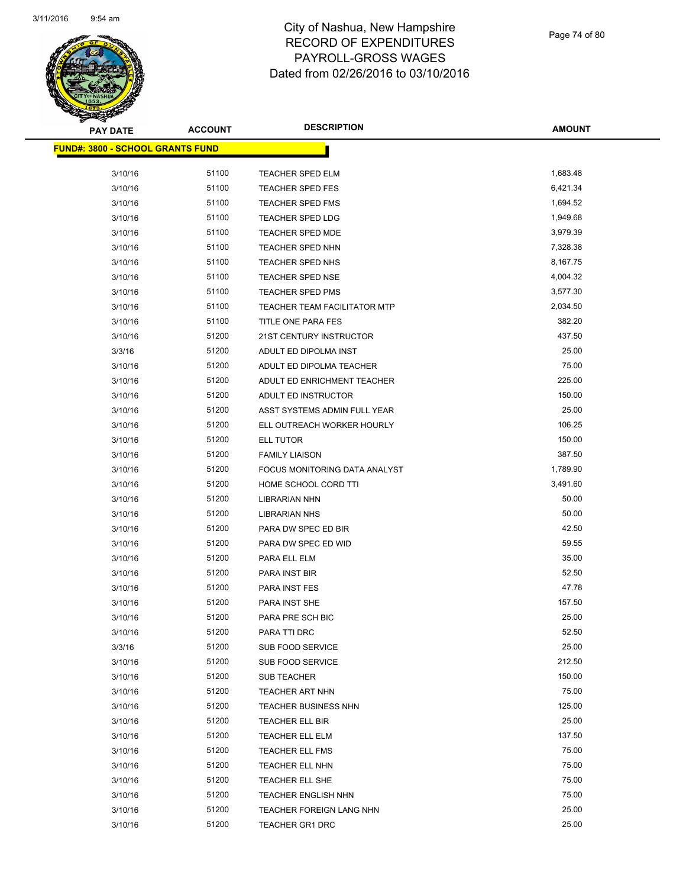# City of Nashua, New Hampshire
## RECORD OF EXPENDITURES
## PAYROLL-GROSS WAGES
## Dated from 02/26/2016 to 03/10/2016

| PAY DATE | ACCOUNT | DESCRIPTION | AMOUNT |
|---|---|---|---|
| **FUND#: 3800 - SCHOOL GRANTS FUND** | | | |
| 3/10/16 | 51100 | TEACHER SPED ELM | 1,683.48 |
| 3/10/16 | 51100 | TEACHER SPED FES | 6,421.34 |
| 3/10/16 | 51100 | TEACHER SPED FMS | 1,694.52 |
| 3/10/16 | 51100 | TEACHER SPED LDG | 1,949.68 |
| 3/10/16 | 51100 | TEACHER SPED MDE | 3,979.39 |
| 3/10/16 | 51100 | TEACHER SPED NHN | 7,328.38 |
| 3/10/16 | 51100 | TEACHER SPED NHS | 8,167.75 |
| 3/10/16 | 51100 | TEACHER SPED NSE | 4,004.32 |
| 3/10/16 | 51100 | TEACHER SPED PMS | 3,577.30 |
| 3/10/16 | 51100 | TEACHER TEAM FACILITATOR MTP | 2,034.50 |
| 3/10/16 | 51100 | TITLE ONE PARA FES | 382.20 |
| 3/10/16 | 51200 | 21ST CENTURY INSTRUCTOR | 437.50 |
| 3/3/16 | 51200 | ADULT ED DIPOLMA INST | 25.00 |
| 3/10/16 | 51200 | ADULT ED DIPOLMA TEACHER | 75.00 |
| 3/10/16 | 51200 | ADULT ED ENRICHMENT TEACHER | 225.00 |
| 3/10/16 | 51200 | ADULT ED INSTRUCTOR | 150.00 |
| 3/10/16 | 51200 | ASST SYSTEMS ADMIN FULL YEAR | 25.00 |
| 3/10/16 | 51200 | ELL OUTREACH WORKER HOURLY | 106.25 |
| 3/10/16 | 51200 | ELL TUTOR | 150.00 |
| 3/10/16 | 51200 | FAMILY LIAISON | 387.50 |
| 3/10/16 | 51200 | FOCUS MONITORING DATA ANALYST | 1,789.90 |
| 3/10/16 | 51200 | HOME SCHOOL CORD TTI | 3,491.60 |
| 3/10/16 | 51200 | LIBRARIAN NHN | 50.00 |
| 3/10/16 | 51200 | LIBRARIAN NHS | 50.00 |
| 3/10/16 | 51200 | PARA DW SPEC ED BIR | 42.50 |
| 3/10/16 | 51200 | PARA DW SPEC ED WID | 59.55 |
| 3/10/16 | 51200 | PARA ELL ELM | 35.00 |
| 3/10/16 | 51200 | PARA INST BIR | 52.50 |
| 3/10/16 | 51200 | PARA INST FES | 47.78 |
| 3/10/16 | 51200 | PARA INST SHE | 157.50 |
| 3/10/16 | 51200 | PARA PRE SCH BIC | 25.00 |
| 3/10/16 | 51200 | PARA TTI DRC | 52.50 |
| 3/3/16 | 51200 | SUB FOOD SERVICE | 25.00 |
| 3/10/16 | 51200 | SUB FOOD SERVICE | 212.50 |
| 3/10/16 | 51200 | SUB TEACHER | 150.00 |
| 3/10/16 | 51200 | TEACHER ART NHN | 75.00 |
| 3/10/16 | 51200 | TEACHER BUSINESS NHN | 125.00 |
| 3/10/16 | 51200 | TEACHER ELL BIR | 25.00 |
| 3/10/16 | 51200 | TEACHER ELL ELM | 137.50 |
| 3/10/16 | 51200 | TEACHER ELL FMS | 75.00 |
| 3/10/16 | 51200 | TEACHER ELL NHN | 75.00 |
| 3/10/16 | 51200 | TEACHER ELL SHE | 75.00 |
| 3/10/16 | 51200 | TEACHER ENGLISH NHN | 75.00 |
| 3/10/16 | 51200 | TEACHER FOREIGN LANG NHN | 25.00 |
| 3/10/16 | 51200 | TEACHER GR1 DRC | 25.00 |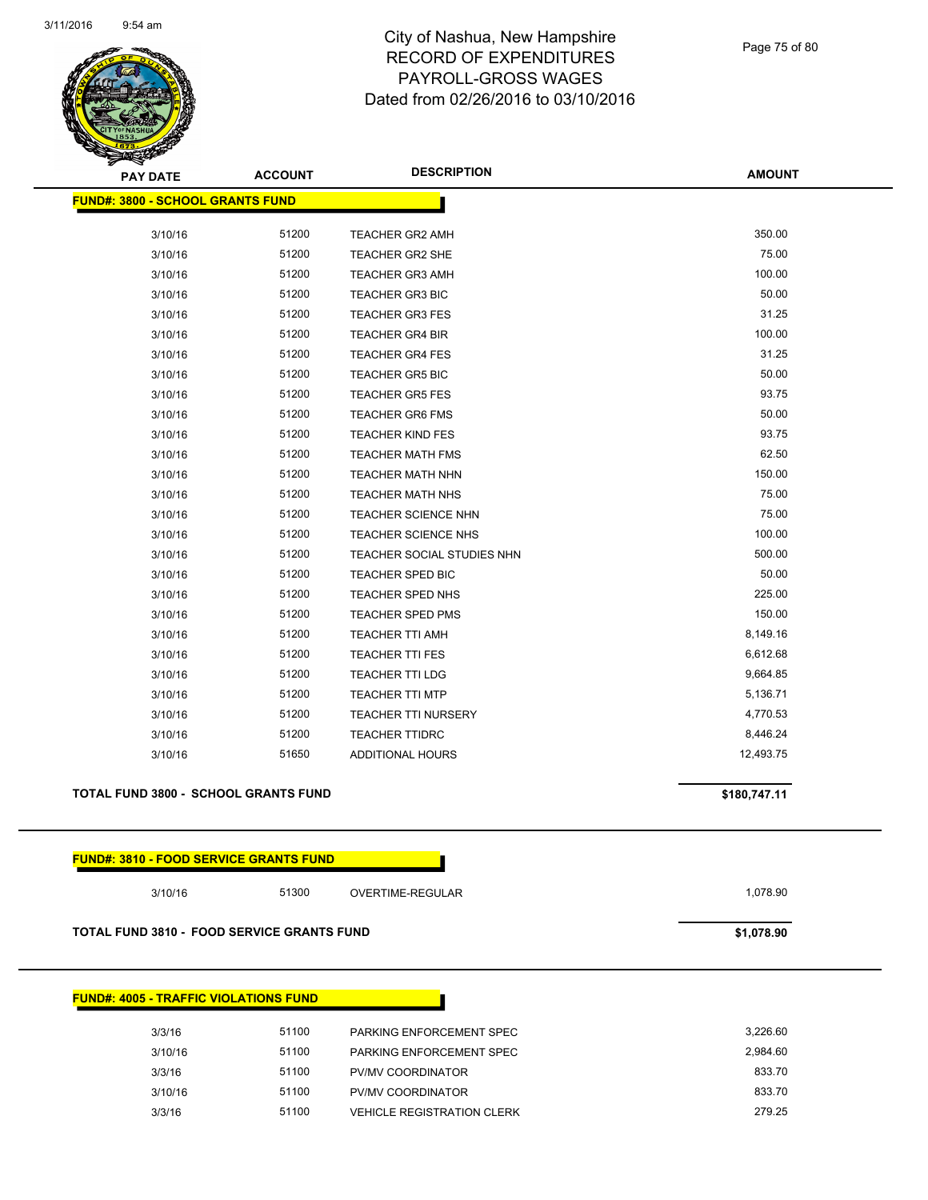| PAY DATE | ACCOUNT | DESCRIPTION | AMOUNT |
|---|---|---|---|

**FUND#: 3800 - SCHOOL GRANTS FUND**

| PAY DATE | ACCOUNT | DESCRIPTION | AMOUNT |
|---|---|---|---|
| 3/10/16 | 51200 | TEACHER GR2 AMH | 350.00 |
| 3/10/16 | 51200 | TEACHER GR2 SHE | 75.00 |
| 3/10/16 | 51200 | TEACHER GR3 AMH | 100.00 |
| 3/10/16 | 51200 | TEACHER GR3 BIC | 50.00 |
| 3/10/16 | 51200 | TEACHER GR3 FES | 31.25 |
| 3/10/16 | 51200 | TEACHER GR4 BIR | 100.00 |
| 3/10/16 | 51200 | TEACHER GR4 FES | 31.25 |
| 3/10/16 | 51200 | TEACHER GR5 BIC | 50.00 |
| 3/10/16 | 51200 | TEACHER GR5 FES | 93.75 |
| 3/10/16 | 51200 | TEACHER GR6 FMS | 50.00 |
| 3/10/16 | 51200 | TEACHER KIND FES | 93.75 |
| 3/10/16 | 51200 | TEACHER MATH FMS | 62.50 |
| 3/10/16 | 51200 | TEACHER MATH NHN | 150.00 |
| 3/10/16 | 51200 | TEACHER MATH NHS | 75.00 |
| 3/10/16 | 51200 | TEACHER SCIENCE NHN | 75.00 |
| 3/10/16 | 51200 | TEACHER SCIENCE NHS | 100.00 |
| 3/10/16 | 51200 | TEACHER SOCIAL STUDIES NHN | 500.00 |
| 3/10/16 | 51200 | TEACHER SPED BIC | 50.00 |
| 3/10/16 | 51200 | TEACHER SPED NHS | 225.00 |
| 3/10/16 | 51200 | TEACHER SPED PMS | 150.00 |
| 3/10/16 | 51200 | TEACHER TTI AMH | 8,149.16 |
| 3/10/16 | 51200 | TEACHER TTI FES | 6,612.68 |
| 3/10/16 | 51200 | TEACHER TTI LDG | 9,664.85 |
| 3/10/16 | 51200 | TEACHER TTI MTP | 5,136.71 |
| 3/10/16 | 51200 | TEACHER TTI NURSERY | 4,770.53 |
| 3/10/16 | 51200 | TEACHER TTIDRC | 8,446.24 |
| 3/10/16 | 51650 | ADDITIONAL HOURS | 12,493.75 |

**TOTAL FUND 3800 - SCHOOL GRANTS FUND** **$180,747.11**

**FUND#: 3810 - FOOD SERVICE GRANTS FUND**

| PAY DATE | ACCOUNT | DESCRIPTION | AMOUNT |
|---|---|---|---|
| 3/10/16 | 51300 | OVERTIME-REGULAR | 1,078.90 |

**TOTAL FUND 3810 - FOOD SERVICE GRANTS FUND** **$1,078.90**

**FUND#: 4005 - TRAFFIC VIOLATIONS FUND**

| PAY DATE | ACCOUNT | DESCRIPTION | AMOUNT |
|---|---|---|---|
| 3/3/16 | 51100 | PARKING ENFORCEMENT SPEC | 3,226.60 |
| 3/10/16 | 51100 | PARKING ENFORCEMENT SPEC | 2,984.60 |
| 3/3/16 | 51100 | PV/MV COORDINATOR | 833.70 |
| 3/10/16 | 51100 | PV/MV COORDINATOR | 833.70 |
| 3/3/16 | 51100 | VEHICLE REGISTRATION CLERK | 279.25 |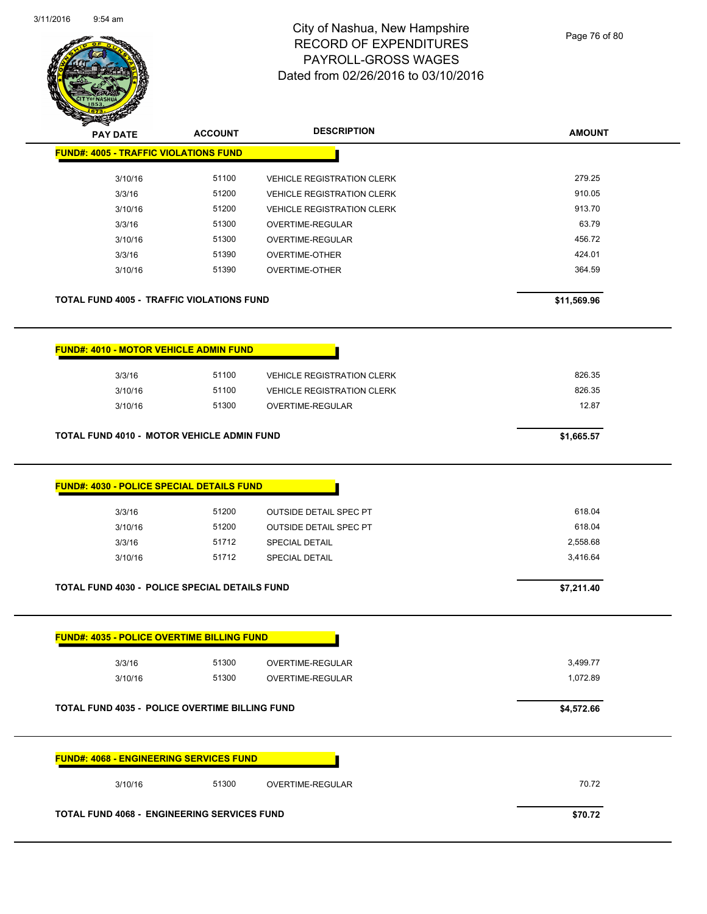# City of Nashua, New Hampshire
## RECORD OF EXPENDITURES
## PAYROLL-GROSS WAGES
## Dated from 02/26/2016 to 03/10/2016

| PAY DATE | ACCOUNT | DESCRIPTION | AMOUNT |
|---|---|---|---|
| **FUND#: 4005 - TRAFFIC VIOLATIONS FUND** | | | |
| 3/10/16 | 51100 | VEHICLE REGISTRATION CLERK | 279.25 |
| 3/3/16 | 51200 | VEHICLE REGISTRATION CLERK | 910.05 |
| 3/10/16 | 51200 | VEHICLE REGISTRATION CLERK | 913.70 |
| 3/3/16 | 51300 | OVERTIME-REGULAR | 63.79 |
| 3/10/16 | 51300 | OVERTIME-REGULAR | 456.72 |
| 3/3/16 | 51390 | OVERTIME-OTHER | 424.01 |
| 3/10/16 | 51390 | OVERTIME-OTHER | 364.59 |
| **TOTAL FUND 4005 - TRAFFIC VIOLATIONS FUND** | | | **$11,569.96** |
| **FUND#: 4010 - MOTOR VEHICLE ADMIN FUND** | | | |
| 3/3/16 | 51100 | VEHICLE REGISTRATION CLERK | 826.35 |
| 3/10/16 | 51100 | VEHICLE REGISTRATION CLERK | 826.35 |
| 3/10/16 | 51300 | OVERTIME-REGULAR | 12.87 |
| **TOTAL FUND 4010 - MOTOR VEHICLE ADMIN FUND** | | | **$1,665.57** |
| **FUND#: 4030 - POLICE SPECIAL DETAILS FUND** | | | |
| 3/3/16 | 51200 | OUTSIDE DETAIL SPEC PT | 618.04 |
| 3/10/16 | 51200 | OUTSIDE DETAIL SPEC PT | 618.04 |
| 3/3/16 | 51712 | SPECIAL DETAIL | 2,558.68 |
| 3/10/16 | 51712 | SPECIAL DETAIL | 3,416.64 |
| **TOTAL FUND 4030 - POLICE SPECIAL DETAILS FUND** | | | **$7,211.40** |
| **FUND#: 4035 - POLICE OVERTIME BILLING FUND** | | | |
| 3/3/16 | 51300 | OVERTIME-REGULAR | 3,499.77 |
| 3/10/16 | 51300 | OVERTIME-REGULAR | 1,072.89 |
| **TOTAL FUND 4035 - POLICE OVERTIME BILLING FUND** | | | **$4,572.66** |
| **FUND#: 4068 - ENGINEERING SERVICES FUND** | | | |
| 3/10/16 | 51300 | OVERTIME-REGULAR | 70.72 |
| **TOTAL FUND 4068 - ENGINEERING SERVICES FUND** | | | **$70.72** |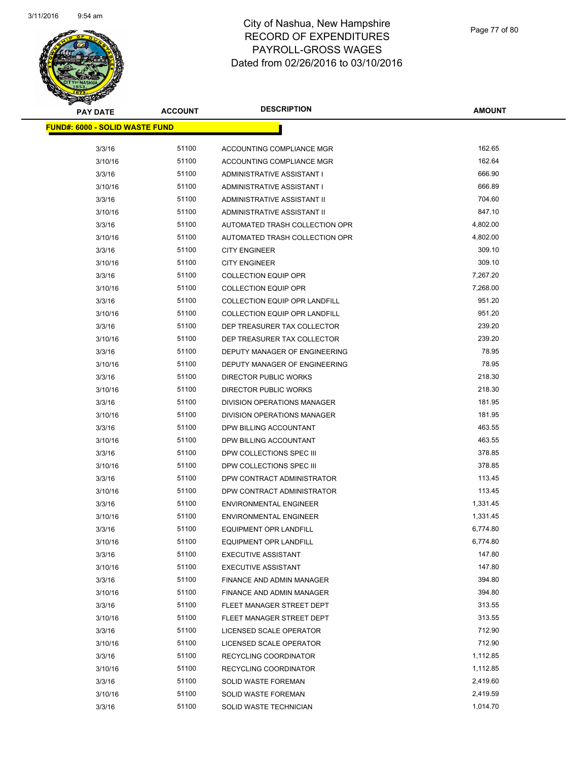# City of Nashua, New Hampshire
# RECORD OF EXPENDITURES
# PAYROLL-GROSS WAGES
# Dated from 02/26/2016 to 03/10/2016

**FUND#: 6000 - SOLID WASTE FUND**

| PAY DATE | ACCOUNT | DESCRIPTION | AMOUNT |
|---|---|---|---|
| 3/3/16 | 51100 | ACCOUNTING COMPLIANCE MGR | 162.65 |
| 3/10/16 | 51100 | ACCOUNTING COMPLIANCE MGR | 162.64 |
| 3/3/16 | 51100 | ADMINISTRATIVE ASSISTANT I | 666.90 |
| 3/10/16 | 51100 | ADMINISTRATIVE ASSISTANT I | 666.89 |
| 3/3/16 | 51100 | ADMINISTRATIVE ASSISTANT II | 704.60 |
| 3/10/16 | 51100 | ADMINISTRATIVE ASSISTANT II | 847.10 |
| 3/3/16 | 51100 | AUTOMATED TRASH COLLECTION OPR | 4,802.00 |
| 3/10/16 | 51100 | AUTOMATED TRASH COLLECTION OPR | 4,802.00 |
| 3/3/16 | 51100 | CITY ENGINEER | 309.10 |
| 3/10/16 | 51100 | CITY ENGINEER | 309.10 |
| 3/3/16 | 51100 | COLLECTION EQUIP OPR | 7,267.20 |
| 3/10/16 | 51100 | COLLECTION EQUIP OPR | 7,268.00 |
| 3/3/16 | 51100 | COLLECTION EQUIP OPR LANDFILL | 951.20 |
| 3/10/16 | 51100 | COLLECTION EQUIP OPR LANDFILL | 951.20 |
| 3/3/16 | 51100 | DEP TREASURER TAX COLLECTOR | 239.20 |
| 3/10/16 | 51100 | DEP TREASURER TAX COLLECTOR | 239.20 |
| 3/3/16 | 51100 | DEPUTY MANAGER OF ENGINEERING | 78.95 |
| 3/10/16 | 51100 | DEPUTY MANAGER OF ENGINEERING | 78.95 |
| 3/3/16 | 51100 | DIRECTOR PUBLIC WORKS | 218.30 |
| 3/10/16 | 51100 | DIRECTOR PUBLIC WORKS | 218.30 |
| 3/3/16 | 51100 | DIVISION OPERATIONS MANAGER | 181.95 |
| 3/10/16 | 51100 | DIVISION OPERATIONS MANAGER | 181.95 |
| 3/3/16 | 51100 | DPW BILLING ACCOUNTANT | 463.55 |
| 3/10/16 | 51100 | DPW BILLING ACCOUNTANT | 463.55 |
| 3/3/16 | 51100 | DPW COLLECTIONS SPEC III | 378.85 |
| 3/10/16 | 51100 | DPW COLLECTIONS SPEC III | 378.85 |
| 3/3/16 | 51100 | DPW CONTRACT ADMINISTRATOR | 113.45 |
| 3/10/16 | 51100 | DPW CONTRACT ADMINISTRATOR | 113.45 |
| 3/3/16 | 51100 | ENVIRONMENTAL ENGINEER | 1,331.45 |
| 3/10/16 | 51100 | ENVIRONMENTAL ENGINEER | 1,331.45 |
| 3/3/16 | 51100 | EQUIPMENT OPR LANDFILL | 6,774.80 |
| 3/10/16 | 51100 | EQUIPMENT OPR LANDFILL | 6,774.80 |
| 3/3/16 | 51100 | EXECUTIVE ASSISTANT | 147.80 |
| 3/10/16 | 51100 | EXECUTIVE ASSISTANT | 147.80 |
| 3/3/16 | 51100 | FINANCE AND ADMIN MANAGER | 394.80 |
| 3/10/16 | 51100 | FINANCE AND ADMIN MANAGER | 394.80 |
| 3/3/16 | 51100 | FLEET MANAGER STREET DEPT | 313.55 |
| 3/10/16 | 51100 | FLEET MANAGER STREET DEPT | 313.55 |
| 3/3/16 | 51100 | LICENSED SCALE OPERATOR | 712.90 |
| 3/10/16 | 51100 | LICENSED SCALE OPERATOR | 712.90 |
| 3/3/16 | 51100 | RECYCLING COORDINATOR | 1,112.85 |
| 3/10/16 | 51100 | RECYCLING COORDINATOR | 1,112.85 |
| 3/3/16 | 51100 | SOLID WASTE FOREMAN | 2,419.60 |
| 3/10/16 | 51100 | SOLID WASTE FOREMAN | 2,419.59 |
| 3/3/16 | 51100 | SOLID WASTE TECHNICIAN | 1,014.70 |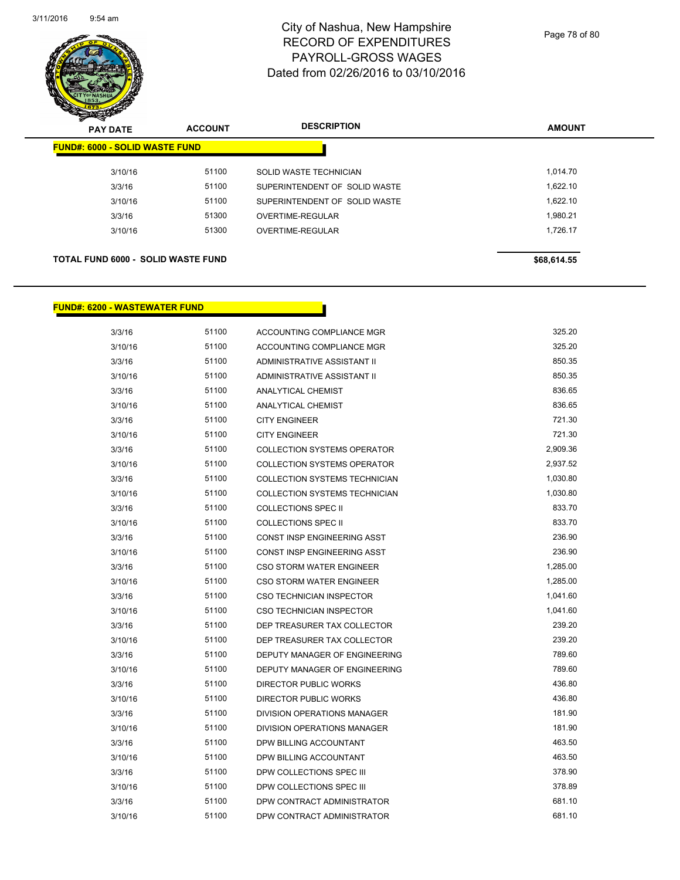# City of Nashua, New Hampshire
## RECORD OF EXPENDITURES
## PAYROLL-GROSS WAGES
## Dated from 02/26/2016 to 03/10/2016

| PAY DATE | ACCOUNT | DESCRIPTION | AMOUNT |
|---|---|---|---|
| **FUND#: 6000 - SOLID WASTE FUND** | | | |
| 3/10/16 | 51100 | SOLID WASTE TECHNICIAN | 1,014.70 |
| 3/3/16 | 51100 | SUPERINTENDENT OF SOLID WASTE | 1,622.10 |
| 3/10/16 | 51100 | SUPERINTENDENT OF SOLID WASTE | 1,622.10 |
| 3/3/16 | 51300 | OVERTIME-REGULAR | 1,980.21 |
| 3/10/16 | 51300 | OVERTIME-REGULAR | 1,726.17 |
| **TOTAL FUND 6000 - SOLID WASTE FUND** | | | **$68,614.55** |

| PAY DATE | ACCOUNT | DESCRIPTION | AMOUNT |
|---|---|---|---|
| **FUND#: 6200 - WASTEWATER FUND** | | | |
| 3/3/16 | 51100 | ACCOUNTING COMPLIANCE MGR | 325.20 |
| 3/10/16 | 51100 | ACCOUNTING COMPLIANCE MGR | 325.20 |
| 3/3/16 | 51100 | ADMINISTRATIVE ASSISTANT II | 850.35 |
| 3/10/16 | 51100 | ADMINISTRATIVE ASSISTANT II | 850.35 |
| 3/3/16 | 51100 | ANALYTICAL CHEMIST | 836.65 |
| 3/10/16 | 51100 | ANALYTICAL CHEMIST | 836.65 |
| 3/3/16 | 51100 | CITY ENGINEER | 721.30 |
| 3/10/16 | 51100 | CITY ENGINEER | 721.30 |
| 3/3/16 | 51100 | COLLECTION SYSTEMS OPERATOR | 2,909.36 |
| 3/10/16 | 51100 | COLLECTION SYSTEMS OPERATOR | 2,937.52 |
| 3/3/16 | 51100 | COLLECTION SYSTEMS TECHNICIAN | 1,030.80 |
| 3/10/16 | 51100 | COLLECTION SYSTEMS TECHNICIAN | 1,030.80 |
| 3/3/16 | 51100 | COLLECTIONS SPEC II | 833.70 |
| 3/10/16 | 51100 | COLLECTIONS SPEC II | 833.70 |
| 3/3/16 | 51100 | CONST INSP ENGINEERING ASST | 236.90 |
| 3/10/16 | 51100 | CONST INSP ENGINEERING ASST | 236.90 |
| 3/3/16 | 51100 | CSO STORM WATER ENGINEER | 1,285.00 |
| 3/10/16 | 51100 | CSO STORM WATER ENGINEER | 1,285.00 |
| 3/3/16 | 51100 | CSO TECHNICIAN INSPECTOR | 1,041.60 |
| 3/10/16 | 51100 | CSO TECHNICIAN INSPECTOR | 1,041.60 |
| 3/3/16 | 51100 | DEP TREASURER TAX COLLECTOR | 239.20 |
| 3/10/16 | 51100 | DEP TREASURER TAX COLLECTOR | 239.20 |
| 3/3/16 | 51100 | DEPUTY MANAGER OF ENGINEERING | 789.60 |
| 3/10/16 | 51100 | DEPUTY MANAGER OF ENGINEERING | 789.60 |
| 3/3/16 | 51100 | DIRECTOR PUBLIC WORKS | 436.80 |
| 3/10/16 | 51100 | DIRECTOR PUBLIC WORKS | 436.80 |
| 3/3/16 | 51100 | DIVISION OPERATIONS MANAGER | 181.90 |
| 3/10/16 | 51100 | DIVISION OPERATIONS MANAGER | 181.90 |
| 3/3/16 | 51100 | DPW BILLING ACCOUNTANT | 463.50 |
| 3/10/16 | 51100 | DPW BILLING ACCOUNTANT | 463.50 |
| 3/3/16 | 51100 | DPW COLLECTIONS SPEC III | 378.90 |
| 3/10/16 | 51100 | DPW COLLECTIONS SPEC III | 378.89 |
| 3/3/16 | 51100 | DPW CONTRACT ADMINISTRATOR | 681.10 |
| 3/10/16 | 51100 | DPW CONTRACT ADMINISTRATOR | 681.10 |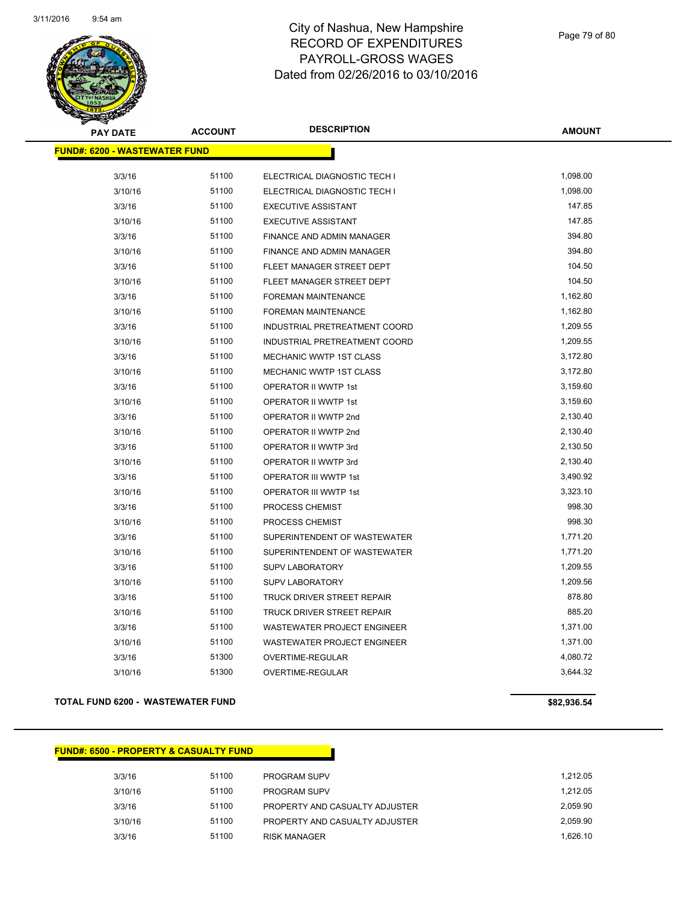# City of Nashua, New Hampshire
## RECORD OF EXPENDITURES
## PAYROLL-GROSS WAGES
## Dated from 02/26/2016 to 03/10/2016

3/11/2016 9:54 am

**FUND#: 6200 - WASTEWATER FUND**

| PAY DATE | ACCOUNT | DESCRIPTION | AMOUNT |
|---|---|---|---|
| 3/3/16 | 51100 | ELECTRICAL DIAGNOSTIC TECH I | 1,098.00 |
| 3/10/16 | 51100 | ELECTRICAL DIAGNOSTIC TECH I | 1,098.00 |
| 3/3/16 | 51100 | EXECUTIVE ASSISTANT | 147.85 |
| 3/10/16 | 51100 | EXECUTIVE ASSISTANT | 147.85 |
| 3/3/16 | 51100 | FINANCE AND ADMIN MANAGER | 394.80 |
| 3/10/16 | 51100 | FINANCE AND ADMIN MANAGER | 394.80 |
| 3/3/16 | 51100 | FLEET MANAGER STREET DEPT | 104.50 |
| 3/10/16 | 51100 | FLEET MANAGER STREET DEPT | 104.50 |
| 3/3/16 | 51100 | FOREMAN MAINTENANCE | 1,162.80 |
| 3/10/16 | 51100 | FOREMAN MAINTENANCE | 1,162.80 |
| 3/3/16 | 51100 | INDUSTRIAL PRETREATMENT COORD | 1,209.55 |
| 3/10/16 | 51100 | INDUSTRIAL PRETREATMENT COORD | 1,209.55 |
| 3/3/16 | 51100 | MECHANIC WWTP 1ST CLASS | 3,172.80 |
| 3/10/16 | 51100 | MECHANIC WWTP 1ST CLASS | 3,172.80 |
| 3/3/16 | 51100 | OPERATOR II WWTP 1st | 3,159.60 |
| 3/10/16 | 51100 | OPERATOR II WWTP 1st | 3,159.60 |
| 3/3/16 | 51100 | OPERATOR II WWTP 2nd | 2,130.40 |
| 3/10/16 | 51100 | OPERATOR II WWTP 2nd | 2,130.40 |
| 3/3/16 | 51100 | OPERATOR II WWTP 3rd | 2,130.50 |
| 3/10/16 | 51100 | OPERATOR II WWTP 3rd | 2,130.40 |
| 3/3/16 | 51100 | OPERATOR III WWTP 1st | 3,490.92 |
| 3/10/16 | 51100 | OPERATOR III WWTP 1st | 3,323.10 |
| 3/3/16 | 51100 | PROCESS CHEMIST | 998.30 |
| 3/10/16 | 51100 | PROCESS CHEMIST | 998.30 |
| 3/3/16 | 51100 | SUPERINTENDENT OF WASTEWATER | 1,771.20 |
| 3/10/16 | 51100 | SUPERINTENDENT OF WASTEWATER | 1,771.20 |
| 3/3/16 | 51100 | SUPV LABORATORY | 1,209.55 |
| 3/10/16 | 51100 | SUPV LABORATORY | 1,209.56 |
| 3/3/16 | 51100 | TRUCK DRIVER STREET REPAIR | 878.80 |
| 3/10/16 | 51100 | TRUCK DRIVER STREET REPAIR | 885.20 |
| 3/3/16 | 51100 | WASTEWATER PROJECT ENGINEER | 1,371.00 |
| 3/10/16 | 51100 | WASTEWATER PROJECT ENGINEER | 1,371.00 |
| 3/3/16 | 51300 | OVERTIME-REGULAR | 4,080.72 |
| 3/10/16 | 51300 | OVERTIME-REGULAR | 3,644.32 |

**TOTAL FUND 6200 - WASTEWATER FUND** **$82,936.54**

**FUND#: 6500 - PROPERTY & CASUALTY FUND**

| PAY DATE | ACCOUNT | DESCRIPTION | AMOUNT |
|---|---|---|---|
| 3/3/16 | 51100 | PROGRAM SUPV | 1,212.05 |
| 3/10/16 | 51100 | PROGRAM SUPV | 1,212.05 |
| 3/3/16 | 51100 | PROPERTY AND CASUALTY ADJUSTER | 2,059.90 |
| 3/10/16 | 51100 | PROPERTY AND CASUALTY ADJUSTER | 2,059.90 |
| 3/3/16 | 51100 | RISK MANAGER | 1,626.10 |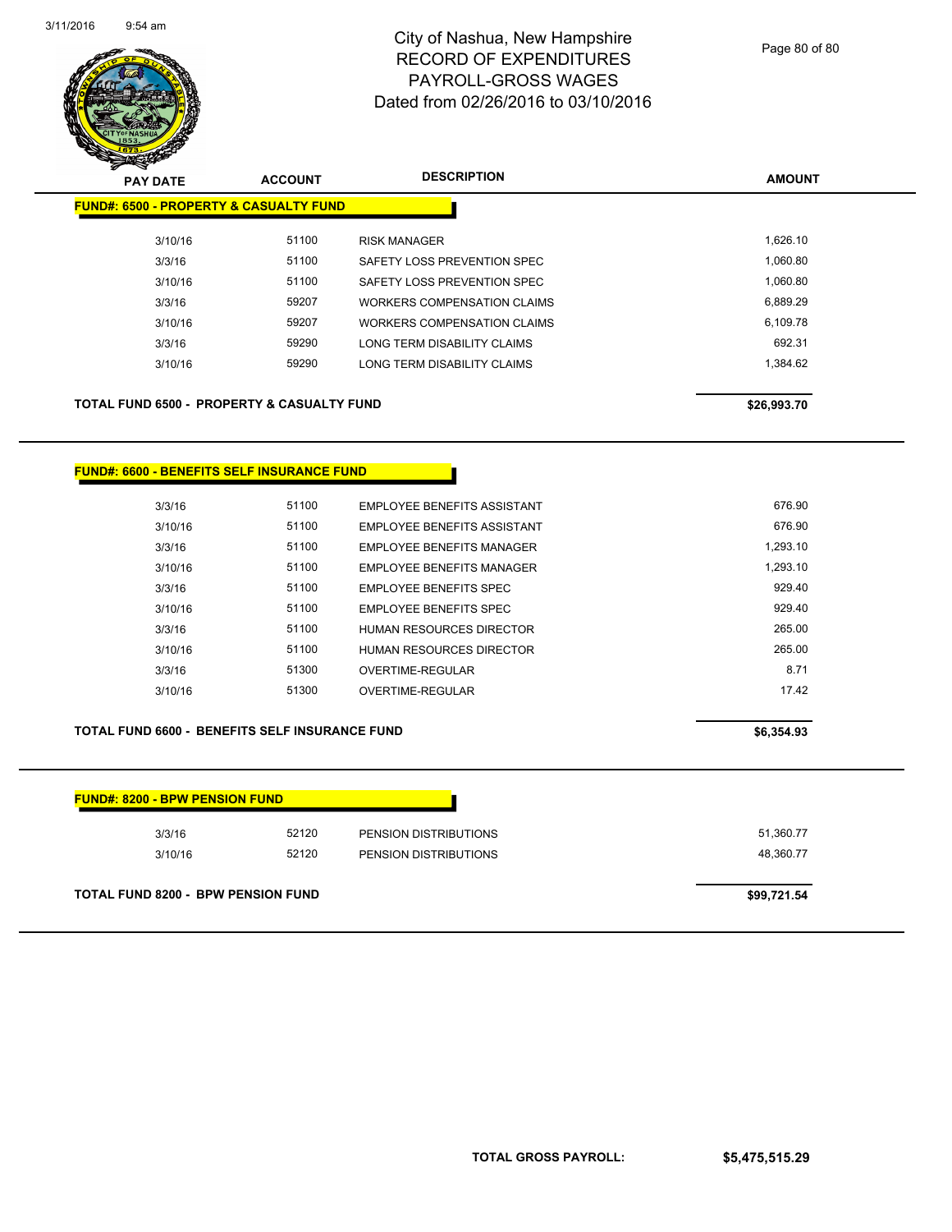# City of Nashua, New Hampshire
## RECORD OF EXPENDITURES
## PAYROLL-GROSS WAGES
## Dated from 02/26/2016 to 03/10/2016

| PAY DATE | ACCOUNT | DESCRIPTION | AMOUNT |
|---|---|---|---|
| **FUND#: 6500 - PROPERTY & CASUALTY FUND** | | | |
| 3/10/16 | 51100 | RISK MANAGER | 1,626.10 |
| 3/3/16 | 51100 | SAFETY LOSS PREVENTION SPEC | 1,060.80 |
| 3/10/16 | 51100 | SAFETY LOSS PREVENTION SPEC | 1,060.80 |
| 3/3/16 | 59207 | WORKERS COMPENSATION CLAIMS | 6,889.29 |
| 3/10/16 | 59207 | WORKERS COMPENSATION CLAIMS | 6,109.78 |
| 3/3/16 | 59290 | LONG TERM DISABILITY CLAIMS | 692.31 |
| 3/10/16 | 59290 | LONG TERM DISABILITY CLAIMS | 1,384.62 |
| **TOTAL FUND 6500 - PROPERTY & CASUALTY FUND** | | | **$26,993.70** |

| PAY DATE | ACCOUNT | DESCRIPTION | AMOUNT |
|---|---|---|---|
| **FUND#: 6600 - BENEFITS SELF INSURANCE FUND** | | | |
| 3/3/16 | 51100 | EMPLOYEE BENEFITS ASSISTANT | 676.90 |
| 3/10/16 | 51100 | EMPLOYEE BENEFITS ASSISTANT | 676.90 |
| 3/3/16 | 51100 | EMPLOYEE BENEFITS MANAGER | 1,293.10 |
| 3/10/16 | 51100 | EMPLOYEE BENEFITS MANAGER | 1,293.10 |
| 3/3/16 | 51100 | EMPLOYEE BENEFITS SPEC | 929.40 |
| 3/10/16 | 51100 | EMPLOYEE BENEFITS SPEC | 929.40 |
| 3/3/16 | 51100 | HUMAN RESOURCES DIRECTOR | 265.00 |
| 3/10/16 | 51100 | HUMAN RESOURCES DIRECTOR | 265.00 |
| 3/3/16 | 51300 | OVERTIME-REGULAR | 8.71 |
| 3/10/16 | 51300 | OVERTIME-REGULAR | 17.42 |
| **TOTAL FUND 6600 - BENEFITS SELF INSURANCE FUND** | | | **$6,354.93** |

| PAY DATE | ACCOUNT | DESCRIPTION | AMOUNT |
|---|---|---|---|
| **FUND#: 8200 - BPW PENSION FUND** | | | |
| 3/3/16 | 52120 | PENSION DISTRIBUTIONS | 51,360.77 |
| 3/10/16 | 52120 | PENSION DISTRIBUTIONS | 48,360.77 |
| **TOTAL FUND 8200 - BPW PENSION FUND** | | | **$99,721.54** |

**TOTAL GROSS PAYROLL: $5,475,515.29**